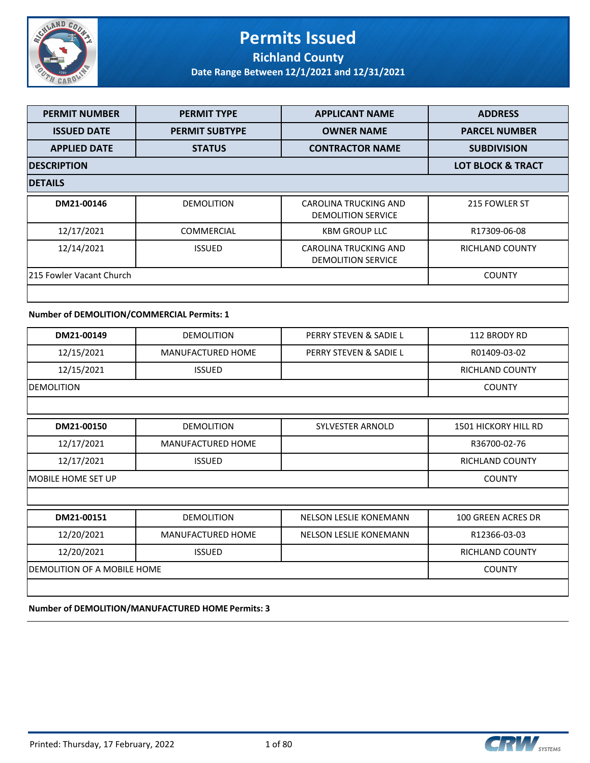# Permits Issued

## Richland County

### Date Range Between 12/1/2021 and 12/31/2021

| PERMIT NUMBER | PERMIT TYPE | APPLICANT NAME | ADDRESS |
|---|---|---|---|
| ISSUED DATE | PERMIT SUBTYPE | OWNER NAME | PARCEL NUMBER |
| APPLIED DATE | STATUS | CONTRACTOR NAME | SUBDIVISION |
| DESCRIPTION | | | LOT BLOCK & TRACT |
| DETAILS | | | |

| | | | |
|---|---|---|---|
| DM21-00146 | DEMOLITION | CAROLINA TRUCKING AND DEMOLITION SERVICE | 215 FOWLER ST |
| 12/17/2021 | COMMERCIAL | KBM GROUP LLC | R17309-06-08 |
| 12/14/2021 | ISSUED | CAROLINA TRUCKING AND DEMOLITION SERVICE | RICHLAND COUNTY |
| 215 Fowler Vacant Church | | | COUNTY |
| | | | |

**Number of DEMOLITION/COMMERCIAL Permits: 1**

| | | | |
|---|---|---|---|
| DM21-00149 | DEMOLITION | PERRY STEVEN & SADIE L | 112 BRODY RD |
| 12/15/2021 | MANUFACTURED HOME | PERRY STEVEN & SADIE L | R01409-03-02 |
| 12/15/2021 | ISSUED | | RICHLAND COUNTY |
| DEMOLITION | | | COUNTY |
| | | | |
| DM21-00150 | DEMOLITION | SYLVESTER ARNOLD | 1501 HICKORY HILL RD |
| 12/17/2021 | MANUFACTURED HOME | | R36700-02-76 |
| 12/17/2021 | ISSUED | | RICHLAND COUNTY |
| MOBILE HOME SET UP | | | COUNTY |
| | | | |
| DM21-00151 | DEMOLITION | NELSON LESLIE KONEMANN | 100 GREEN ACRES DR |
| 12/20/2021 | MANUFACTURED HOME | NELSON LESLIE KONEMANN | R12366-03-03 |
| 12/20/2021 | ISSUED | | RICHLAND COUNTY |
| DEMOLITION OF A MOBILE HOME | | | COUNTY |
| | | | |

**Number of DEMOLITION/MANUFACTURED HOME Permits: 3**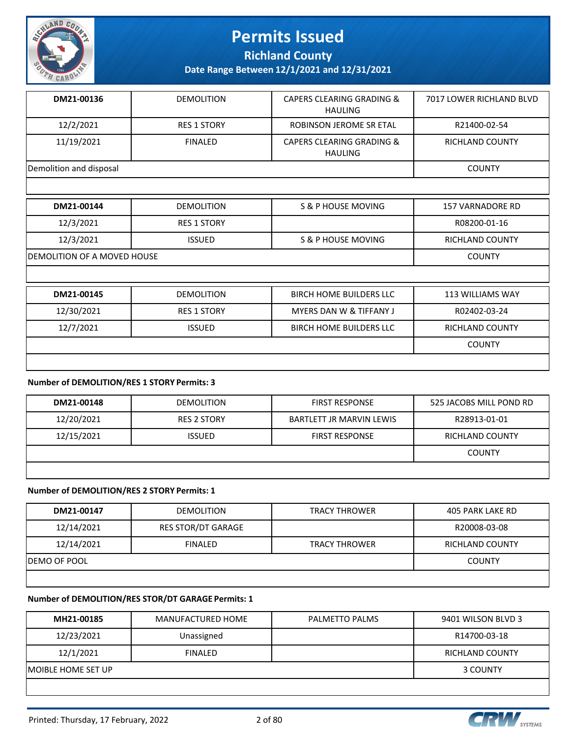| DM21-00136 | DEMOLITION | CAPERS CLEARING GRADING & HAULING | 7017 LOWER RICHLAND BLVD |
|---|---|---|---|
| 12/2/2021 | RES 1 STORY | ROBINSON JEROME SR ETAL | R21400-02-54 |
| 11/19/2021 | FINALED | CAPERS CLEARING GRADING & HAULING | RICHLAND COUNTY |
| Demolition and disposal | | | COUNTY |

| DM21-00144 | DEMOLITION | S & P HOUSE MOVING | 157 VARNADORE RD |
|---|---|---|---|
| 12/3/2021 | RES 1 STORY | | R08200-01-16 |
| 12/3/2021 | ISSUED | S & P HOUSE MOVING | RICHLAND COUNTY |
| DEMOLITION OF A MOVED HOUSE | | | COUNTY |

| DM21-00145 | DEMOLITION | BIRCH HOME BUILDERS LLC | 113 WILLIAMS WAY |
|---|---|---|---|
| 12/30/2021 | RES 1 STORY | MYERS DAN W & TIFFANY J | R02402-03-24 |
| 12/7/2021 | ISSUED | BIRCH HOME BUILDERS LLC | RICHLAND COUNTY |
| | | | COUNTY |

**Number of DEMOLITION/RES 1 STORY Permits: 3**

| DM21-00148 | DEMOLITION | FIRST RESPONSE | 525 JACOBS MILL POND RD |
|---|---|---|---|
| 12/20/2021 | RES 2 STORY | BARTLETT JR MARVIN LEWIS | R28913-01-01 |
| 12/15/2021 | ISSUED | FIRST RESPONSE | RICHLAND COUNTY |
| | | | COUNTY |

**Number of DEMOLITION/RES 2 STORY Permits: 1**

| DM21-00147 | DEMOLITION | TRACY THROWER | 405 PARK LAKE RD |
|---|---|---|---|
| 12/14/2021 | RES STOR/DT GARAGE | | R20008-03-08 |
| 12/14/2021 | FINALED | TRACY THROWER | RICHLAND COUNTY |
| DEMO OF POOL | | | COUNTY |

**Number of DEMOLITION/RES STOR/DT GARAGE Permits: 1**

| MH21-00185 | MANUFACTURED HOME | PALMETTO PALMS | 9401 WILSON BLVD 3 |
|---|---|---|---|
| 12/23/2021 | Unassigned | | R14700-03-18 |
| 12/1/2021 | FINALED | | RICHLAND COUNTY |
| MOIBLE HOME SET UP | | | 3 COUNTY |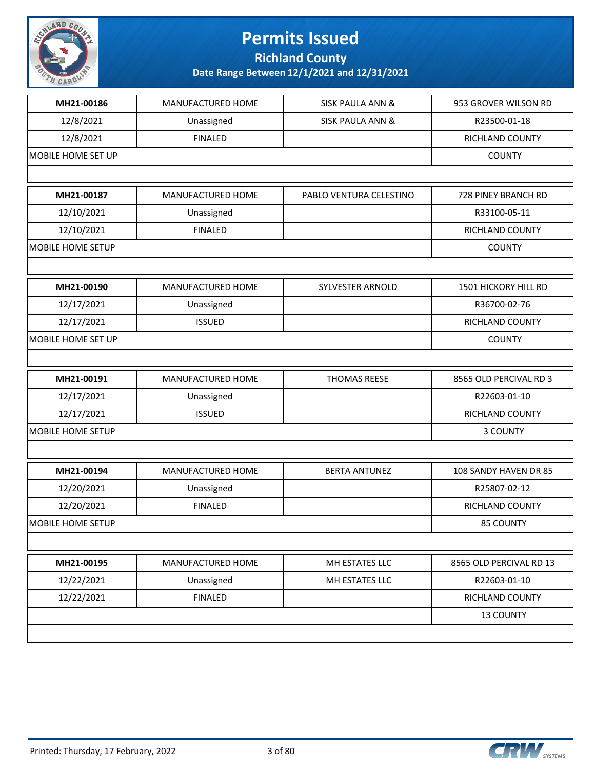# Permits Issued

## Richland County

### Date Range Between 12/1/2021 and 12/31/2021

| | | | |
|---|---|---|---|
| **MH21-00186** | MANUFACTURED HOME | SISK PAULA ANN & | 953 GROVER WILSON RD |
| 12/8/2021 | Unassigned | SISK PAULA ANN & | R23500-01-18 |
| 12/8/2021 | FINALED | | RICHLAND COUNTY |
| MOBILE HOME SET UP | | | COUNTY |

| | | | |
|---|---|---|---|
| **MH21-00187** | MANUFACTURED HOME | PABLO VENTURA CELESTINO | 728 PINEY BRANCH RD |
| 12/10/2021 | Unassigned | | R33100-05-11 |
| 12/10/2021 | FINALED | | RICHLAND COUNTY |
| MOBILE HOME SETUP | | | COUNTY |

| | | | |
|---|---|---|---|
| **MH21-00190** | MANUFACTURED HOME | SYLVESTER ARNOLD | 1501 HICKORY HILL RD |
| 12/17/2021 | Unassigned | | R36700-02-76 |
| 12/17/2021 | ISSUED | | RICHLAND COUNTY |
| MOBILE HOME SET UP | | | COUNTY |

| | | | |
|---|---|---|---|
| **MH21-00191** | MANUFACTURED HOME | THOMAS REESE | 8565 OLD PERCIVAL RD 3 |
| 12/17/2021 | Unassigned | | R22603-01-10 |
| 12/17/2021 | ISSUED | | RICHLAND COUNTY |
| MOBILE HOME SETUP | | | 3 COUNTY |

| | | | |
|---|---|---|---|
| **MH21-00194** | MANUFACTURED HOME | BERTA ANTUNEZ | 108 SANDY HAVEN DR 85 |
| 12/20/2021 | Unassigned | | R25807-02-12 |
| 12/20/2021 | FINALED | | RICHLAND COUNTY |
| MOBILE HOME SETUP | | | 85 COUNTY |

| | | | |
|---|---|---|---|
| **MH21-00195** | MANUFACTURED HOME | MH ESTATES LLC | 8565 OLD PERCIVAL RD 13 |
| 12/22/2021 | Unassigned | MH ESTATES LLC | R22603-01-10 |
| 12/22/2021 | FINALED | | RICHLAND COUNTY |
| | | | 13 COUNTY |

Printed: Thursday, 17 February, 2022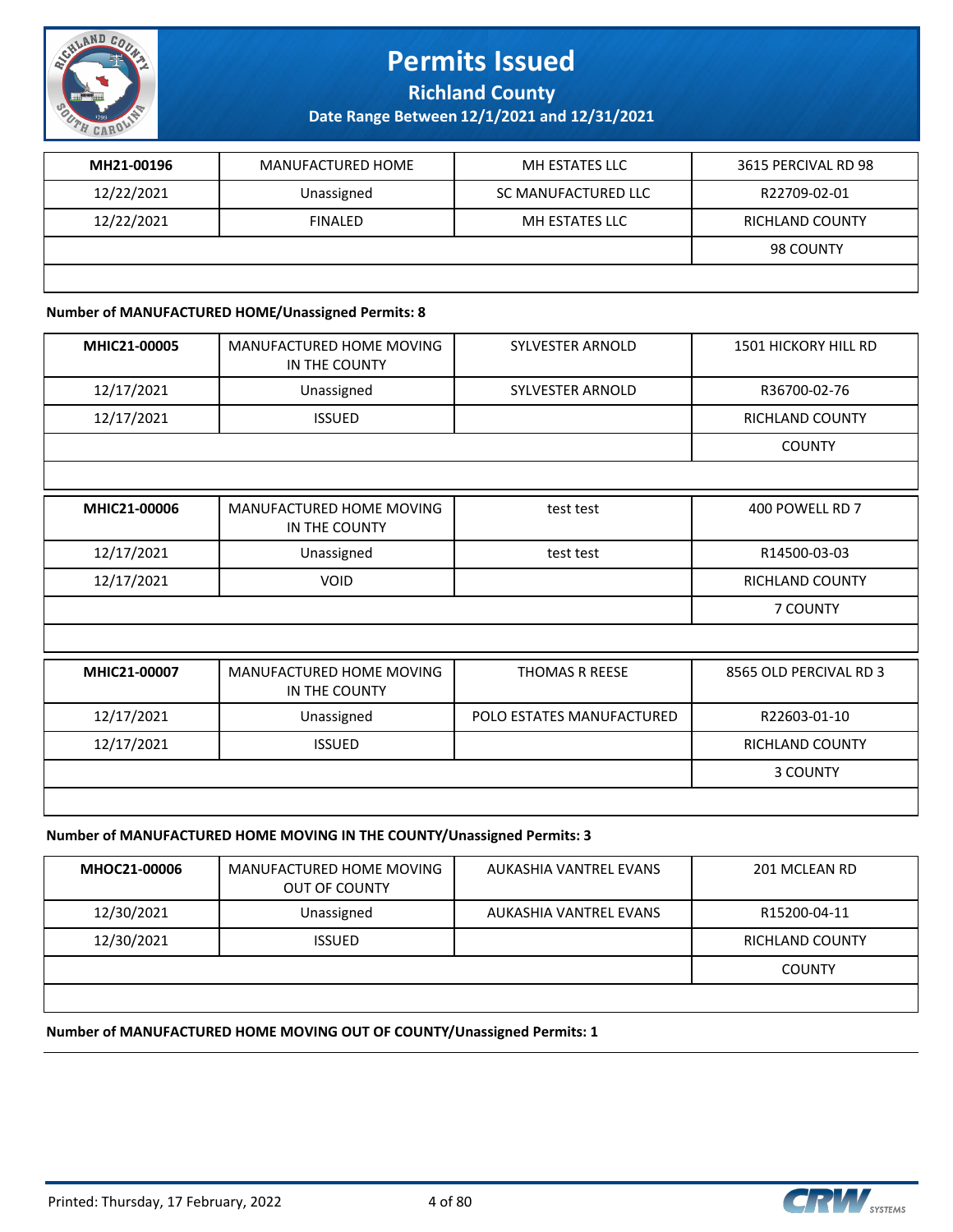| MH21-00196 | MANUFACTURED HOME | MH ESTATES LLC | 3615 PERCIVAL RD 98 |
|---|---|---|---|
| 12/22/2021 | Unassigned | SC MANUFACTURED LLC | R22709-02-01 |
| 12/22/2021 | FINALED | MH ESTATES LLC | RICHLAND COUNTY |
| | | | 98 COUNTY |

**Number of MANUFACTURED HOME/Unassigned Permits: 8**

| MHIC21-00005 | MANUFACTURED HOME MOVING IN THE COUNTY | SYLVESTER ARNOLD | 1501 HICKORY HILL RD |
|---|---|---|---|
| 12/17/2021 | Unassigned | SYLVESTER ARNOLD | R36700-02-76 |
| 12/17/2021 | ISSUED | | RICHLAND COUNTY |
| | | | COUNTY |

| MHIC21-00006 | MANUFACTURED HOME MOVING IN THE COUNTY | test test | 400 POWELL RD 7 |
|---|---|---|---|
| 12/17/2021 | Unassigned | test test | R14500-03-03 |
| 12/17/2021 | VOID | | RICHLAND COUNTY |
| | | | 7 COUNTY |

| MHIC21-00007 | MANUFACTURED HOME MOVING IN THE COUNTY | THOMAS R REESE | 8565 OLD PERCIVAL RD 3 |
|---|---|---|---|
| 12/17/2021 | Unassigned | POLO ESTATES MANUFACTURED | R22603-01-10 |
| 12/17/2021 | ISSUED | | RICHLAND COUNTY |
| | | | 3 COUNTY |

**Number of MANUFACTURED HOME MOVING IN THE COUNTY/Unassigned Permits: 3**

| MHOC21-00006 | MANUFACTURED HOME MOVING OUT OF COUNTY | AUKASHIA VANTREL EVANS | 201 MCLEAN RD |
|---|---|---|---|
| 12/30/2021 | Unassigned | AUKASHIA VANTREL EVANS | R15200-04-11 |
| 12/30/2021 | ISSUED | | RICHLAND COUNTY |
| | | | COUNTY |

**Number of MANUFACTURED HOME MOVING OUT OF COUNTY/Unassigned Permits: 1**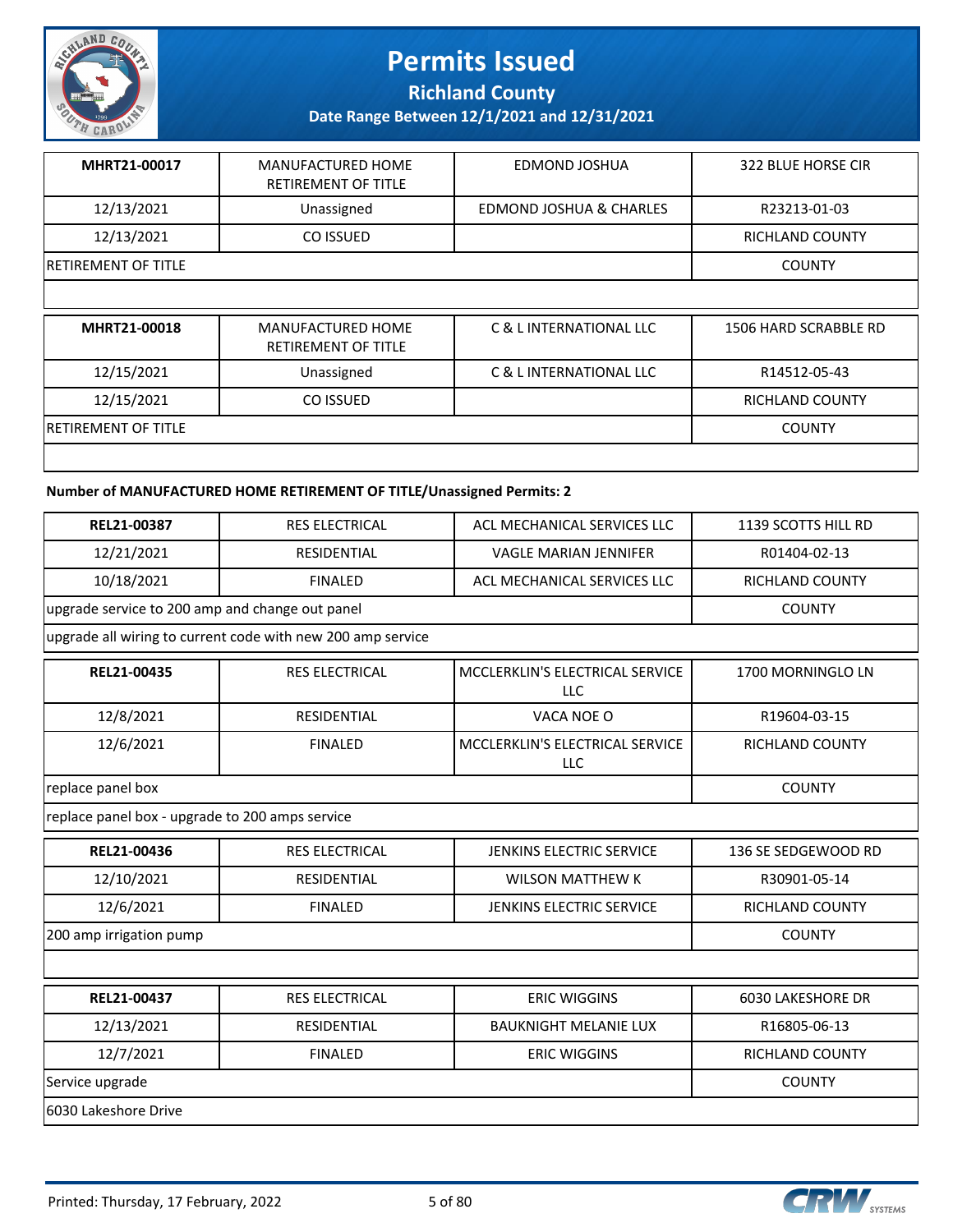# Permits Issued

## Richland County

### Date Range Between 12/1/2021 and 12/31/2021

| MHRT21-00017 | MANUFACTURED HOME RETIREMENT OF TITLE | EDMOND JOSHUA | 322 BLUE HORSE CIR |
|---|---|---|---|
| 12/13/2021 | Unassigned | EDMOND JOSHUA & CHARLES | R23213-01-03 |
| 12/13/2021 | CO ISSUED | | RICHLAND COUNTY |
| RETIREMENT OF TITLE | | | COUNTY |
| | | | |

| MHRT21-00018 | MANUFACTURED HOME RETIREMENT OF TITLE | C & L INTERNATIONAL LLC | 1506 HARD SCRABBLE RD |
|---|---|---|---|
| 12/15/2021 | Unassigned | C & L INTERNATIONAL LLC | R14512-05-43 |
| 12/15/2021 | CO ISSUED | | RICHLAND COUNTY |
| RETIREMENT OF TITLE | | | COUNTY |
| | | | |

**Number of MANUFACTURED HOME RETIREMENT OF TITLE/Unassigned Permits: 2**

| REL21-00387 | RES ELECTRICAL | ACL MECHANICAL SERVICES LLC | 1139 SCOTTS HILL RD |
|---|---|---|---|
| 12/21/2021 | RESIDENTIAL | VAGLE MARIAN JENNIFER | R01404-02-13 |
| 10/18/2021 | FINALED | ACL MECHANICAL SERVICES LLC | RICHLAND COUNTY |
| upgrade service to 200 amp and change out panel | | | COUNTY |
| upgrade all wiring to current code with new 200 amp service | | | |

| REL21-00435 | RES ELECTRICAL | MCCLERKLIN'S ELECTRICAL SERVICE LLC | 1700 MORNINGLO LN |
|---|---|---|---|
| 12/8/2021 | RESIDENTIAL | VACA NOE O | R19604-03-15 |
| 12/6/2021 | FINALED | MCCLERKLIN'S ELECTRICAL SERVICE LLC | RICHLAND COUNTY |
| replace panel box | | | COUNTY |
| replace panel box - upgrade to 200 amps service | | | |

| REL21-00436 | RES ELECTRICAL | JENKINS ELECTRIC SERVICE | 136 SE SEDGEWOOD RD |
|---|---|---|---|
| 12/10/2021 | RESIDENTIAL | WILSON MATTHEW K | R30901-05-14 |
| 12/6/2021 | FINALED | JENKINS ELECTRIC SERVICE | RICHLAND COUNTY |
| 200 amp irrigation pump | | | COUNTY |
| | | | |

| REL21-00437 | RES ELECTRICAL | ERIC WIGGINS | 6030 LAKESHORE DR |
|---|---|---|---|
| 12/13/2021 | RESIDENTIAL | BAUKNIGHT MELANIE LUX | R16805-06-13 |
| 12/7/2021 | FINALED | ERIC WIGGINS | RICHLAND COUNTY |
| Service upgrade | | | COUNTY |
| 6030 Lakeshore Drive | | | |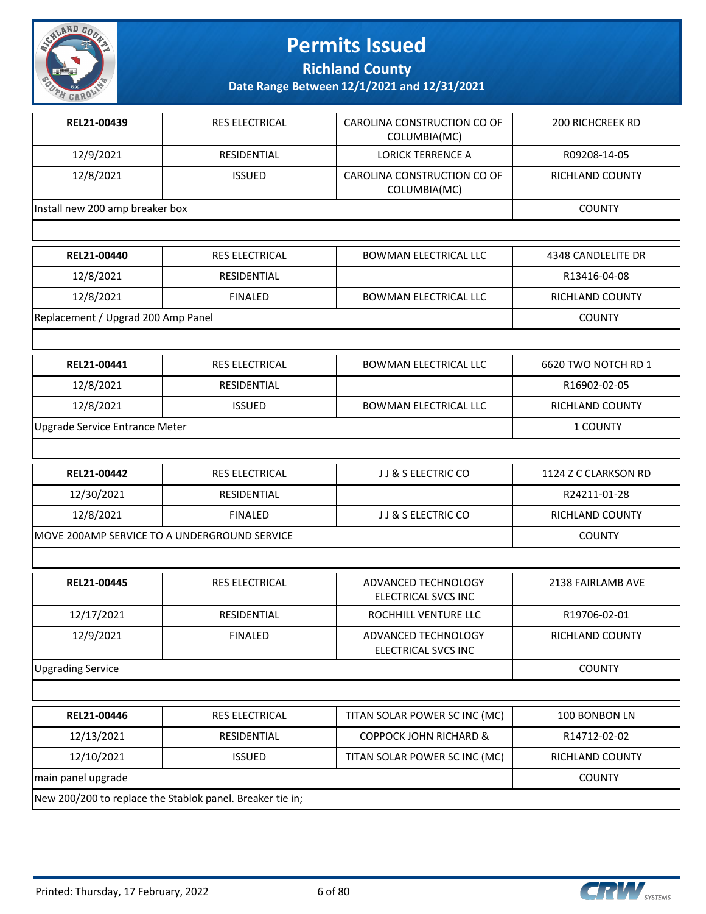# Permits Issued

## Richland County

**Date Range Between 12/1/2021 and 12/31/2021**

| **REL21-00439** | RES ELECTRICAL | CAROLINA CONSTRUCTION CO OF COLUMBIA(MC) | 200 RICHCREEK RD |
|---|---|---|---|
| 12/9/2021 | RESIDENTIAL | LORICK TERRENCE A | R09208-14-05 |
| 12/8/2021 | ISSUED | CAROLINA CONSTRUCTION CO OF COLUMBIA(MC) | RICHLAND COUNTY |
| Install new 200 amp breaker box | | | COUNTY |

| **REL21-00440** | RES ELECTRICAL | BOWMAN ELECTRICAL LLC | 4348 CANDLELITE DR |
|---|---|---|---|
| 12/8/2021 | RESIDENTIAL | | R13416-04-08 |
| 12/8/2021 | FINALED | BOWMAN ELECTRICAL LLC | RICHLAND COUNTY |
| Replacement / Upgrad 200 Amp Panel | | | COUNTY |

| **REL21-00441** | RES ELECTRICAL | BOWMAN ELECTRICAL LLC | 6620 TWO NOTCH RD 1 |
|---|---|---|---|
| 12/8/2021 | RESIDENTIAL | | R16902-02-05 |
| 12/8/2021 | ISSUED | BOWMAN ELECTRICAL LLC | RICHLAND COUNTY |
| Upgrade Service Entrance Meter | | | 1 COUNTY |

| **REL21-00442** | RES ELECTRICAL | J J & S ELECTRIC CO | 1124 Z C CLARKSON RD |
|---|---|---|---|
| 12/30/2021 | RESIDENTIAL | | R24211-01-28 |
| 12/8/2021 | FINALED | J J & S ELECTRIC CO | RICHLAND COUNTY |
| MOVE 200AMP SERVICE TO A UNDERGROUND SERVICE | | | COUNTY |

| **REL21-00445** | RES ELECTRICAL | ADVANCED TECHNOLOGY ELECTRICAL SVCS INC | 2138 FAIRLAMB AVE |
|---|---|---|---|
| 12/17/2021 | RESIDENTIAL | ROCHHILL VENTURE LLC | R19706-02-01 |
| 12/9/2021 | FINALED | ADVANCED TECHNOLOGY ELECTRICAL SVCS INC | RICHLAND COUNTY |
| Upgrading Service | | | COUNTY |

| **REL21-00446** | RES ELECTRICAL | TITAN SOLAR POWER SC INC (MC) | 100 BONBON LN |
|---|---|---|---|
| 12/13/2021 | RESIDENTIAL | COPPOCK JOHN RICHARD & | R14712-02-02 |
| 12/10/2021 | ISSUED | TITAN SOLAR POWER SC INC (MC) | RICHLAND COUNTY |
| main panel upgrade | | | COUNTY |
| New 200/200 to replace the Stablok panel. Breaker tie in; | | | |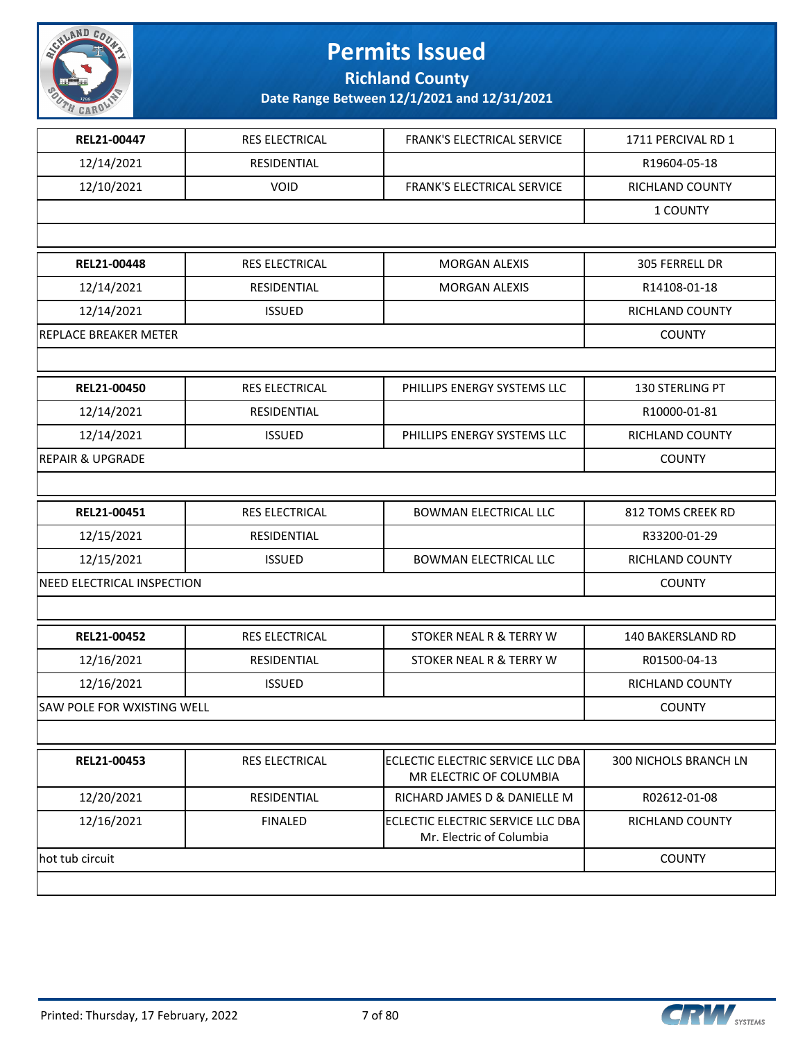# Permits Issued

## Richland County

### Date Range Between 12/1/2021 and 12/31/2021

| | | | |
|---|---|---|---|
| **REL21-00447** | RES ELECTRICAL | FRANK'S ELECTRICAL SERVICE | 1711 PERCIVAL RD 1 |
| 12/14/2021 | RESIDENTIAL | | R19604-05-18 |
| 12/10/2021 | VOID | FRANK'S ELECTRICAL SERVICE | RICHLAND COUNTY |
| | | | 1 COUNTY |
| | | | |
| **REL21-00448** | RES ELECTRICAL | MORGAN ALEXIS | 305 FERRELL DR |
| 12/14/2021 | RESIDENTIAL | MORGAN ALEXIS | R14108-01-18 |
| 12/14/2021 | ISSUED | | RICHLAND COUNTY |
| REPLACE BREAKER METER | | | COUNTY |
| | | | |
| **REL21-00450** | RES ELECTRICAL | PHILLIPS ENERGY SYSTEMS LLC | 130 STERLING PT |
| 12/14/2021 | RESIDENTIAL | | R10000-01-81 |
| 12/14/2021 | ISSUED | PHILLIPS ENERGY SYSTEMS LLC | RICHLAND COUNTY |
| REPAIR & UPGRADE | | | COUNTY |
| | | | |
| **REL21-00451** | RES ELECTRICAL | BOWMAN ELECTRICAL LLC | 812 TOMS CREEK RD |
| 12/15/2021 | RESIDENTIAL | | R33200-01-29 |
| 12/15/2021 | ISSUED | BOWMAN ELECTRICAL LLC | RICHLAND COUNTY |
| NEED ELECTRICAL INSPECTION | | | COUNTY |
| | | | |
| **REL21-00452** | RES ELECTRICAL | STOKER NEAL R & TERRY W | 140 BAKERSLAND RD |
| 12/16/2021 | RESIDENTIAL | STOKER NEAL R & TERRY W | R01500-04-13 |
| 12/16/2021 | ISSUED | | RICHLAND COUNTY |
| SAW POLE FOR WXISTING WELL | | | COUNTY |
| | | | |
| **REL21-00453** | RES ELECTRICAL | ECLECTIC ELECTRIC SERVICE LLC DBA MR ELECTRIC OF COLUMBIA | 300 NICHOLS BRANCH LN |
| 12/20/2021 | RESIDENTIAL | RICHARD JAMES D & DANIELLE M | R02612-01-08 |
| 12/16/2021 | FINALED | ECLECTIC ELECTRIC SERVICE LLC DBA Mr. Electric of Columbia | RICHLAND COUNTY |
| hot tub circuit | | | COUNTY |
| | | | |

Printed: Thursday, 17 February, 2022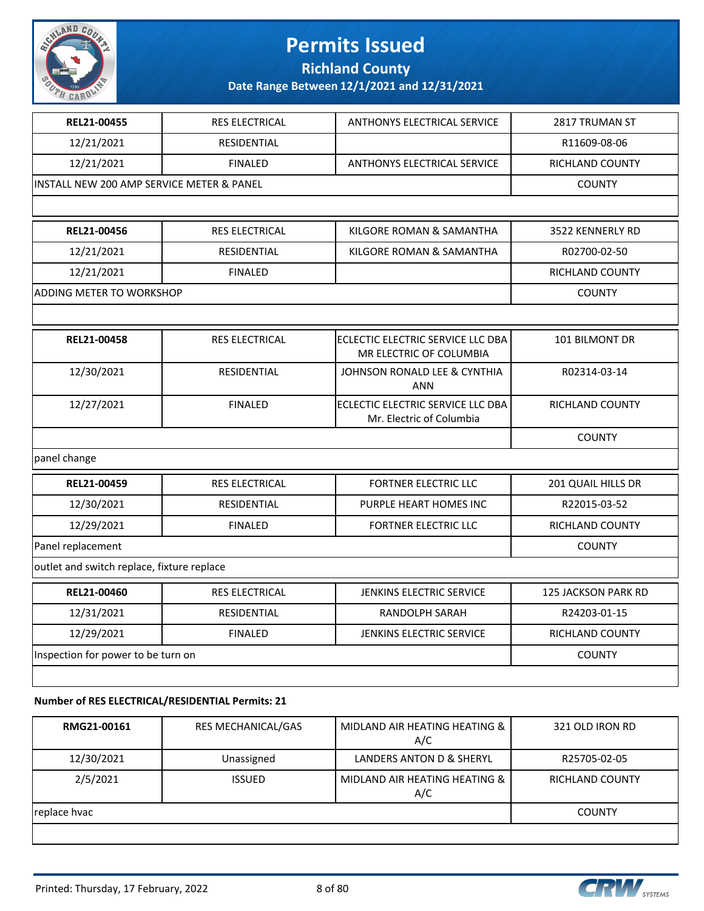# Permits Issued

**Richland County**

**Date Range Between 12/1/2021 and 12/31/2021**

| | | | |
|---|---|---|---|
| **REL21-00455** | RES ELECTRICAL | ANTHONYS ELECTRICAL SERVICE | 2817 TRUMAN ST |
| 12/21/2021 | RESIDENTIAL | | R11609-08-06 |
| 12/21/2021 | FINALED | ANTHONYS ELECTRICAL SERVICE | RICHLAND COUNTY |
| INSTALL NEW 200 AMP SERVICE METER & PANEL | | | COUNTY |

| | | | |
|---|---|---|---|
| **REL21-00456** | RES ELECTRICAL | KILGORE ROMAN & SAMANTHA | 3522 KENNERLY RD |
| 12/21/2021 | RESIDENTIAL | KILGORE ROMAN & SAMANTHA | R02700-02-50 |
| 12/21/2021 | FINALED | | RICHLAND COUNTY |
| ADDING METER TO WORKSHOP | | | COUNTY |

| | | | |
|---|---|---|---|
| **REL21-00458** | RES ELECTRICAL | ECLECTIC ELECTRIC SERVICE LLC DBA MR ELECTRIC OF COLUMBIA | 101 BILMONT DR |
| 12/30/2021 | RESIDENTIAL | JOHNSON RONALD LEE & CYNTHIA ANN | R02314-03-14 |
| 12/27/2021 | FINALED | ECLECTIC ELECTRIC SERVICE LLC DBA Mr. Electric of Columbia | RICHLAND COUNTY |
| | | | COUNTY |
| panel change | | | |

| | | | |
|---|---|---|---|
| **REL21-00459** | RES ELECTRICAL | FORTNER ELECTRIC LLC | 201 QUAIL HILLS DR |
| 12/30/2021 | RESIDENTIAL | PURPLE HEART HOMES INC | R22015-03-52 |
| 12/29/2021 | FINALED | FORTNER ELECTRIC LLC | RICHLAND COUNTY |
| Panel replacement | | | COUNTY |
| outlet and switch replace, fixture replace | | | |

| | | | |
|---|---|---|---|
| **REL21-00460** | RES ELECTRICAL | JENKINS ELECTRIC SERVICE | 125 JACKSON PARK RD |
| 12/31/2021 | RESIDENTIAL | RANDOLPH SARAH | R24203-01-15 |
| 12/29/2021 | FINALED | JENKINS ELECTRIC SERVICE | RICHLAND COUNTY |
| Inspection for power to be turn on | | | COUNTY |

**Number of RES ELECTRICAL/RESIDENTIAL Permits: 21**

| | | | |
|---|---|---|---|
| **RMG21-00161** | RES MECHANICAL/GAS | MIDLAND AIR HEATING HEATING & A/C | 321 OLD IRON RD |
| 12/30/2021 | Unassigned | LANDERS ANTON D & SHERYL | R25705-02-05 |
| 2/5/2021 | ISSUED | MIDLAND AIR HEATING HEATING & A/C | RICHLAND COUNTY |
| replace hvac | | | COUNTY |

Printed: Thursday, 17 February, 2022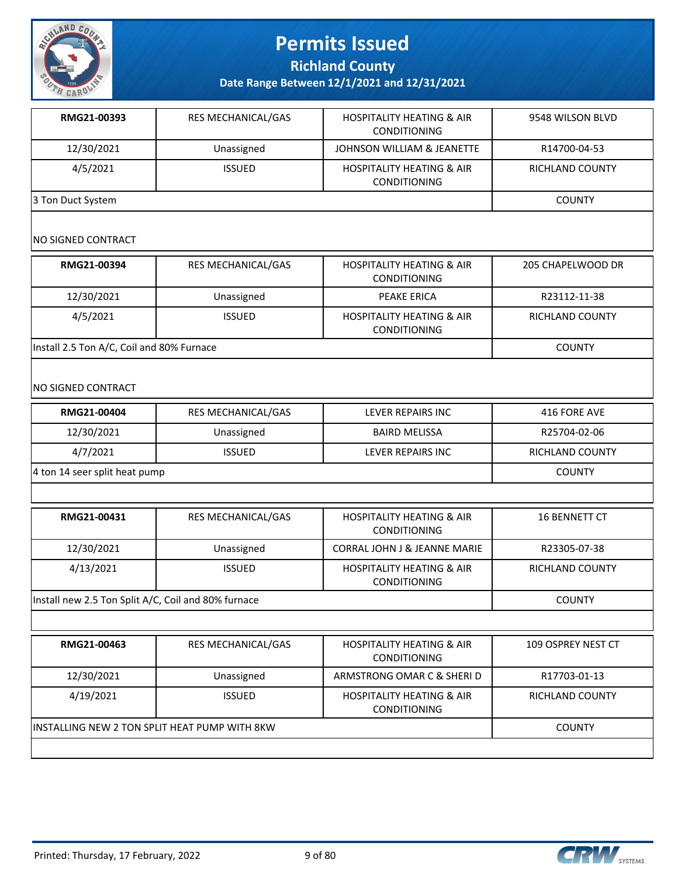# Permits Issued

## Richland County

### Date Range Between 12/1/2021 and 12/31/2021

| RMG21-00393 | RES MECHANICAL/GAS | HOSPITALITY HEATING & AIR CONDITIONING | 9548 WILSON BLVD |
|---|---|---|---|
| 12/30/2021 | Unassigned | JOHNSON WILLIAM & JEANETTE | R14700-04-53 |
| 4/5/2021 | ISSUED | HOSPITALITY HEATING & AIR CONDITIONING | RICHLAND COUNTY |
| 3 Ton Duct System | | | COUNTY |
| NO SIGNED CONTRACT | | | |

| RMG21-00394 | RES MECHANICAL/GAS | HOSPITALITY HEATING & AIR CONDITIONING | 205 CHAPELWOOD DR |
|---|---|---|---|
| 12/30/2021 | Unassigned | PEAKE ERICA | R23112-11-38 |
| 4/5/2021 | ISSUED | HOSPITALITY HEATING & AIR CONDITIONING | RICHLAND COUNTY |
| Install 2.5 Ton A/C, Coil and 80% Furnace | | | COUNTY |
| NO SIGNED CONTRACT | | | |

| RMG21-00404 | RES MECHANICAL/GAS | LEVER REPAIRS INC | 416 FORE AVE |
|---|---|---|---|
| 12/30/2021 | Unassigned | BAIRD MELISSA | R25704-02-06 |
| 4/7/2021 | ISSUED | LEVER REPAIRS INC | RICHLAND COUNTY |
| 4 ton 14 seer split heat pump | | | COUNTY |

| RMG21-00431 | RES MECHANICAL/GAS | HOSPITALITY HEATING & AIR CONDITIONING | 16 BENNETT CT |
|---|---|---|---|
| 12/30/2021 | Unassigned | CORRAL JOHN J & JEANNE MARIE | R23305-07-38 |
| 4/13/2021 | ISSUED | HOSPITALITY HEATING & AIR CONDITIONING | RICHLAND COUNTY |
| Install new 2.5 Ton Split A/C, Coil and 80% furnace | | | COUNTY |

| RMG21-00463 | RES MECHANICAL/GAS | HOSPITALITY HEATING & AIR CONDITIONING | 109 OSPREY NEST CT |
|---|---|---|---|
| 12/30/2021 | Unassigned | ARMSTRONG OMAR C & SHERI D | R17703-01-13 |
| 4/19/2021 | ISSUED | HOSPITALITY HEATING & AIR CONDITIONING | RICHLAND COUNTY |
| INSTALLING NEW 2 TON SPLIT HEAT PUMP WITH 8KW | | | COUNTY |

Printed: Thursday, 17 February, 2022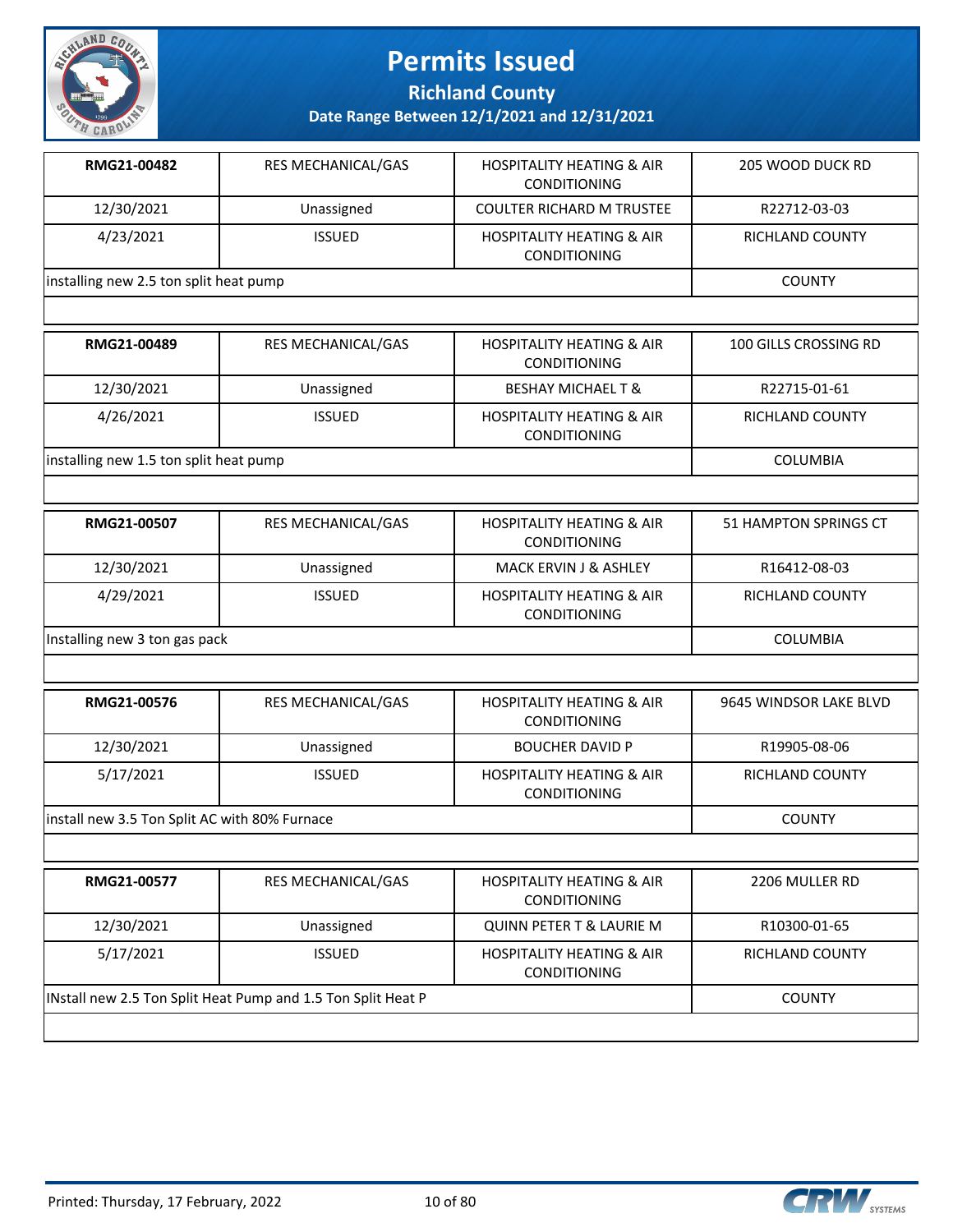# Permits Issued

## Richland County

### Date Range Between 12/1/2021 and 12/31/2021

| | | | |
|---|---|---|---|
| **RMG21-00482** | RES MECHANICAL/GAS | HOSPITALITY HEATING & AIR CONDITIONING | 205 WOOD DUCK RD |
| 12/30/2021 | Unassigned | COULTER RICHARD M TRUSTEE | R22712-03-03 |
| 4/23/2021 | ISSUED | HOSPITALITY HEATING & AIR CONDITIONING | RICHLAND COUNTY |
| installing new 2.5 ton split heat pump | | | COUNTY |

| | | | |
|---|---|---|---|
| **RMG21-00489** | RES MECHANICAL/GAS | HOSPITALITY HEATING & AIR CONDITIONING | 100 GILLS CROSSING RD |
| 12/30/2021 | Unassigned | BESHAY MICHAEL T & | R22715-01-61 |
| 4/26/2021 | ISSUED | HOSPITALITY HEATING & AIR CONDITIONING | RICHLAND COUNTY |
| installing new 1.5 ton split heat pump | | | COLUMBIA |

| | | | |
|---|---|---|---|
| **RMG21-00507** | RES MECHANICAL/GAS | HOSPITALITY HEATING & AIR CONDITIONING | 51 HAMPTON SPRINGS CT |
| 12/30/2021 | Unassigned | MACK ERVIN J & ASHLEY | R16412-08-03 |
| 4/29/2021 | ISSUED | HOSPITALITY HEATING & AIR CONDITIONING | RICHLAND COUNTY |
| Installing new 3 ton gas pack | | | COLUMBIA |

| | | | |
|---|---|---|---|
| **RMG21-00576** | RES MECHANICAL/GAS | HOSPITALITY HEATING & AIR CONDITIONING | 9645 WINDSOR LAKE BLVD |
| 12/30/2021 | Unassigned | BOUCHER DAVID P | R19905-08-06 |
| 5/17/2021 | ISSUED | HOSPITALITY HEATING & AIR CONDITIONING | RICHLAND COUNTY |
| install new 3.5 Ton Split AC with 80% Furnace | | | COUNTY |

| | | | |
|---|---|---|---|
| **RMG21-00577** | RES MECHANICAL/GAS | HOSPITALITY HEATING & AIR CONDITIONING | 2206 MULLER RD |
| 12/30/2021 | Unassigned | QUINN PETER T & LAURIE M | R10300-01-65 |
| 5/17/2021 | ISSUED | HOSPITALITY HEATING & AIR CONDITIONING | RICHLAND COUNTY |
| INstall new 2.5 Ton Split Heat Pump and 1.5 Ton Split Heat P | | | COUNTY |

Printed: Thursday, 17 February, 2022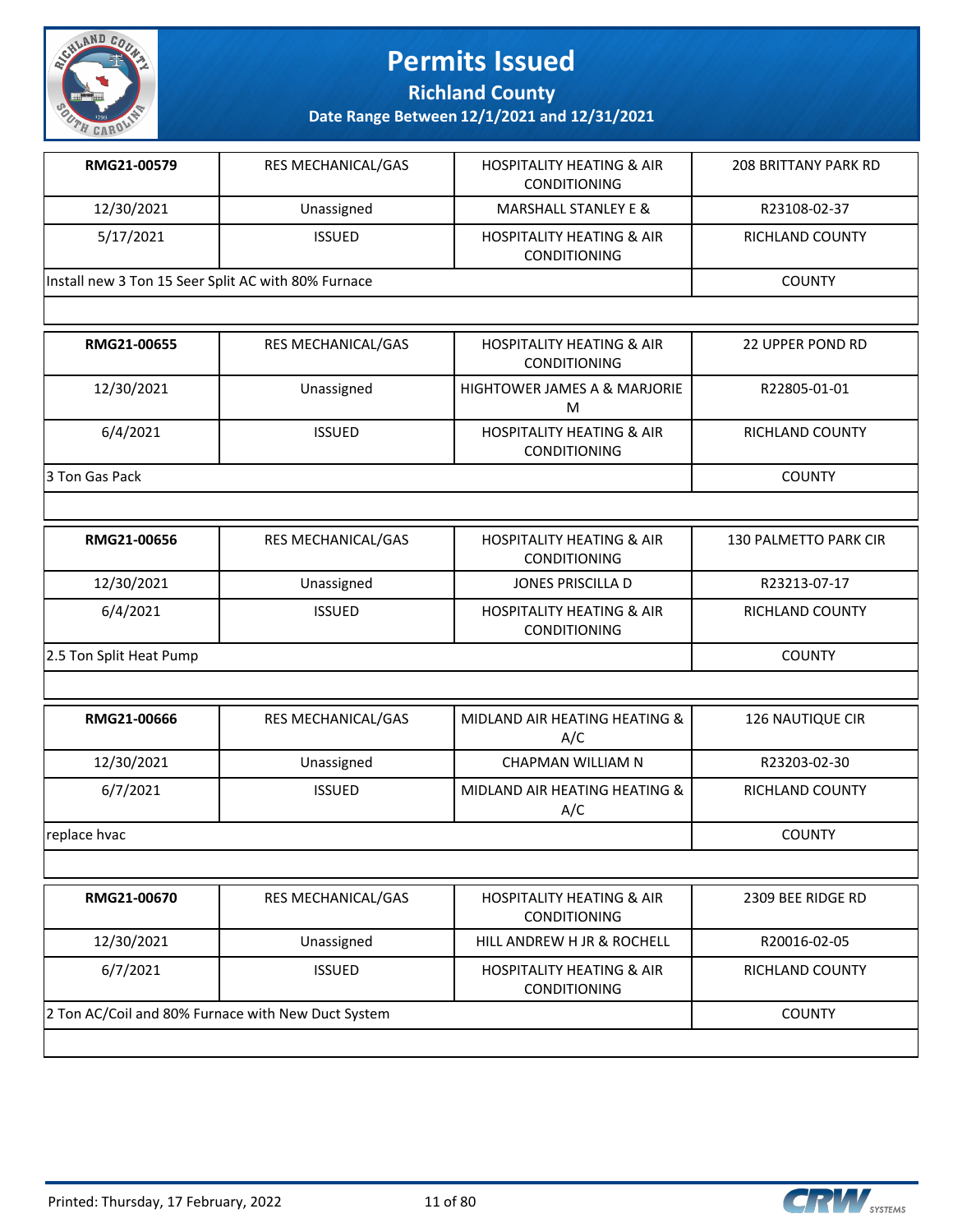# Permits Issued

## Richland County

### Date Range Between 12/1/2021 and 12/31/2021

| RMG21-00579 | RES MECHANICAL/GAS | HOSPITALITY HEATING & AIR CONDITIONING | 208 BRITTANY PARK RD |
|---|---|---|---|
| 12/30/2021 | Unassigned | MARSHALL STANLEY E & | R23108-02-37 |
| 5/17/2021 | ISSUED | HOSPITALITY HEATING & AIR CONDITIONING | RICHLAND COUNTY |
| Install new 3 Ton 15 Seer Split AC with 80% Furnace | | | COUNTY |

| RMG21-00655 | RES MECHANICAL/GAS | HOSPITALITY HEATING & AIR CONDITIONING | 22 UPPER POND RD |
|---|---|---|---|
| 12/30/2021 | Unassigned | HIGHTOWER JAMES A & MARJORIE M | R22805-01-01 |
| 6/4/2021 | ISSUED | HOSPITALITY HEATING & AIR CONDITIONING | RICHLAND COUNTY |
| 3 Ton Gas Pack | | | COUNTY |

| RMG21-00656 | RES MECHANICAL/GAS | HOSPITALITY HEATING & AIR CONDITIONING | 130 PALMETTO PARK CIR |
|---|---|---|---|
| 12/30/2021 | Unassigned | JONES PRISCILLA D | R23213-07-17 |
| 6/4/2021 | ISSUED | HOSPITALITY HEATING & AIR CONDITIONING | RICHLAND COUNTY |
| 2.5 Ton Split Heat Pump | | | COUNTY |

| RMG21-00666 | RES MECHANICAL/GAS | MIDLAND AIR HEATING HEATING & A/C | 126 NAUTIQUE CIR |
|---|---|---|---|
| 12/30/2021 | Unassigned | CHAPMAN WILLIAM N | R23203-02-30 |
| 6/7/2021 | ISSUED | MIDLAND AIR HEATING HEATING & A/C | RICHLAND COUNTY |
| replace hvac | | | COUNTY |

| RMG21-00670 | RES MECHANICAL/GAS | HOSPITALITY HEATING & AIR CONDITIONING | 2309 BEE RIDGE RD |
|---|---|---|---|
| 12/30/2021 | Unassigned | HILL ANDREW H JR & ROCHELL | R20016-02-05 |
| 6/7/2021 | ISSUED | HOSPITALITY HEATING & AIR CONDITIONING | RICHLAND COUNTY |
| 2 Ton AC/Coil and 80% Furnace with New Duct System | | | COUNTY |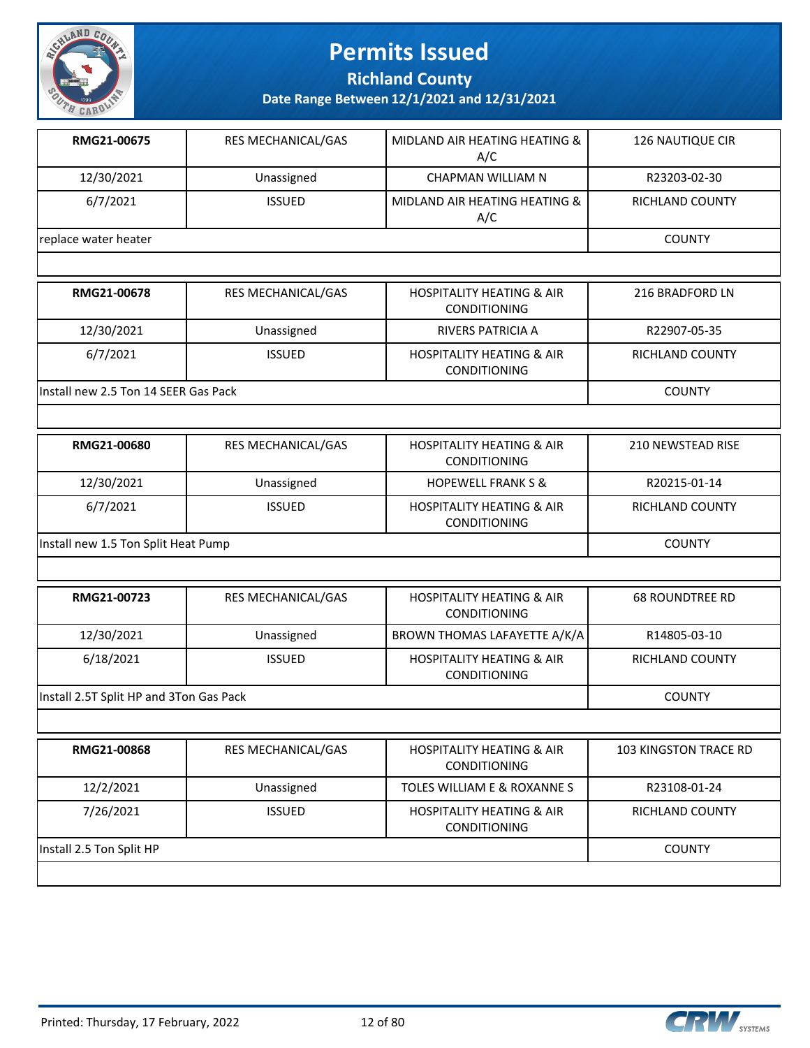# Permits Issued

## Richland County

### Date Range Between 12/1/2021 and 12/31/2021

| RMG21-00675 | RES MECHANICAL/GAS | MIDLAND AIR HEATING HEATING & A/C | 126 NAUTIQUE CIR |
|---|---|---|---|
| 12/30/2021 | Unassigned | CHAPMAN WILLIAM N | R23203-02-30 |
| 6/7/2021 | ISSUED | MIDLAND AIR HEATING HEATING & A/C | RICHLAND COUNTY |
| replace water heater | | | COUNTY |

| RMG21-00678 | RES MECHANICAL/GAS | HOSPITALITY HEATING & AIR CONDITIONING | 216 BRADFORD LN |
|---|---|---|---|
| 12/30/2021 | Unassigned | RIVERS PATRICIA A | R22907-05-35 |
| 6/7/2021 | ISSUED | HOSPITALITY HEATING & AIR CONDITIONING | RICHLAND COUNTY |
| Install new 2.5 Ton 14 SEER Gas Pack | | | COUNTY |

| RMG21-00680 | RES MECHANICAL/GAS | HOSPITALITY HEATING & AIR CONDITIONING | 210 NEWSTEAD RISE |
|---|---|---|---|
| 12/30/2021 | Unassigned | HOPEWELL FRANK S & | R20215-01-14 |
| 6/7/2021 | ISSUED | HOSPITALITY HEATING & AIR CONDITIONING | RICHLAND COUNTY |
| Install new 1.5 Ton Split Heat Pump | | | COUNTY |

| RMG21-00723 | RES MECHANICAL/GAS | HOSPITALITY HEATING & AIR CONDITIONING | 68 ROUNDTREE RD |
|---|---|---|---|
| 12/30/2021 | Unassigned | BROWN THOMAS LAFAYETTE A/K/A | R14805-03-10 |
| 6/18/2021 | ISSUED | HOSPITALITY HEATING & AIR CONDITIONING | RICHLAND COUNTY |
| Install 2.5T Split HP and 3Ton Gas Pack | | | COUNTY |

| RMG21-00868 | RES MECHANICAL/GAS | HOSPITALITY HEATING & AIR CONDITIONING | 103 KINGSTON TRACE RD |
|---|---|---|---|
| 12/2/2021 | Unassigned | TOLES WILLIAM E & ROXANNE S | R23108-01-24 |
| 7/26/2021 | ISSUED | HOSPITALITY HEATING & AIR CONDITIONING | RICHLAND COUNTY |
| Install 2.5 Ton Split HP | | | COUNTY |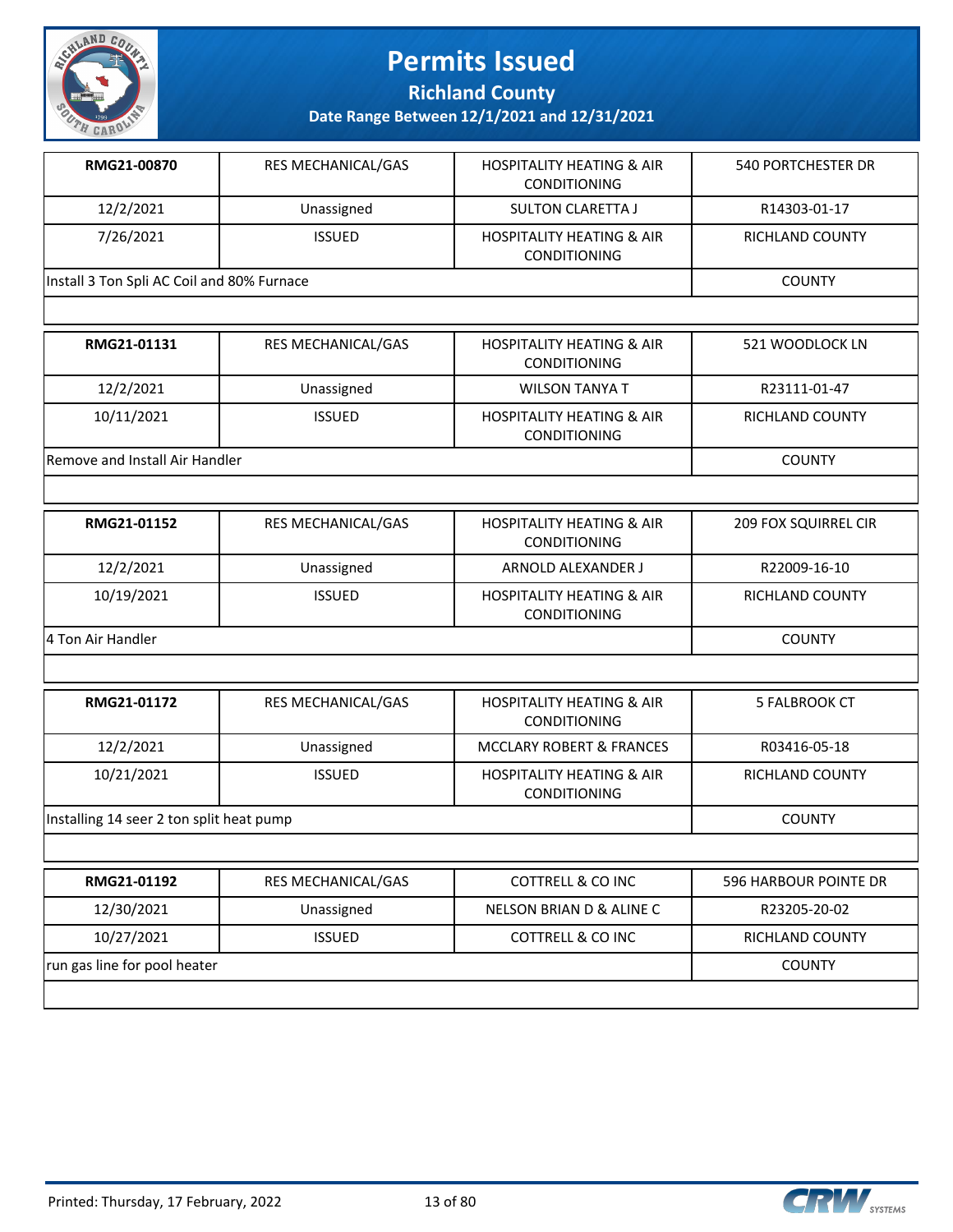# Permits Issued

## Richland County

### Date Range Between 12/1/2021 and 12/31/2021

| RMG21-00870 | RES MECHANICAL/GAS | HOSPITALITY HEATING & AIR CONDITIONING | 540 PORTCHESTER DR |
|---|---|---|---|
| 12/2/2021 | Unassigned | SULTON CLARETTA J | R14303-01-17 |
| 7/26/2021 | ISSUED | HOSPITALITY HEATING & AIR CONDITIONING | RICHLAND COUNTY |
| Install 3 Ton Spli AC Coil and 80% Furnace | | | COUNTY |

| RMG21-01131 | RES MECHANICAL/GAS | HOSPITALITY HEATING & AIR CONDITIONING | 521 WOODLOCK LN |
|---|---|---|---|
| 12/2/2021 | Unassigned | WILSON TANYA T | R23111-01-47 |
| 10/11/2021 | ISSUED | HOSPITALITY HEATING & AIR CONDITIONING | RICHLAND COUNTY |
| Remove and Install Air Handler | | | COUNTY |

| RMG21-01152 | RES MECHANICAL/GAS | HOSPITALITY HEATING & AIR CONDITIONING | 209 FOX SQUIRREL CIR |
|---|---|---|---|
| 12/2/2021 | Unassigned | ARNOLD ALEXANDER J | R22009-16-10 |
| 10/19/2021 | ISSUED | HOSPITALITY HEATING & AIR CONDITIONING | RICHLAND COUNTY |
| 4 Ton Air Handler | | | COUNTY |

| RMG21-01172 | RES MECHANICAL/GAS | HOSPITALITY HEATING & AIR CONDITIONING | 5 FALBROOK CT |
|---|---|---|---|
| 12/2/2021 | Unassigned | MCCLARY ROBERT & FRANCES | R03416-05-18 |
| 10/21/2021 | ISSUED | HOSPITALITY HEATING & AIR CONDITIONING | RICHLAND COUNTY |
| Installing 14 seer 2 ton split heat pump | | | COUNTY |

| RMG21-01192 | RES MECHANICAL/GAS | COTTRELL & CO INC | 596 HARBOUR POINTE DR |
|---|---|---|---|
| 12/30/2021 | Unassigned | NELSON BRIAN D & ALINE C | R23205-20-02 |
| 10/27/2021 | ISSUED | COTTRELL & CO INC | RICHLAND COUNTY |
| run gas line for pool heater | | | COUNTY |

Printed: Thursday, 17 February, 2022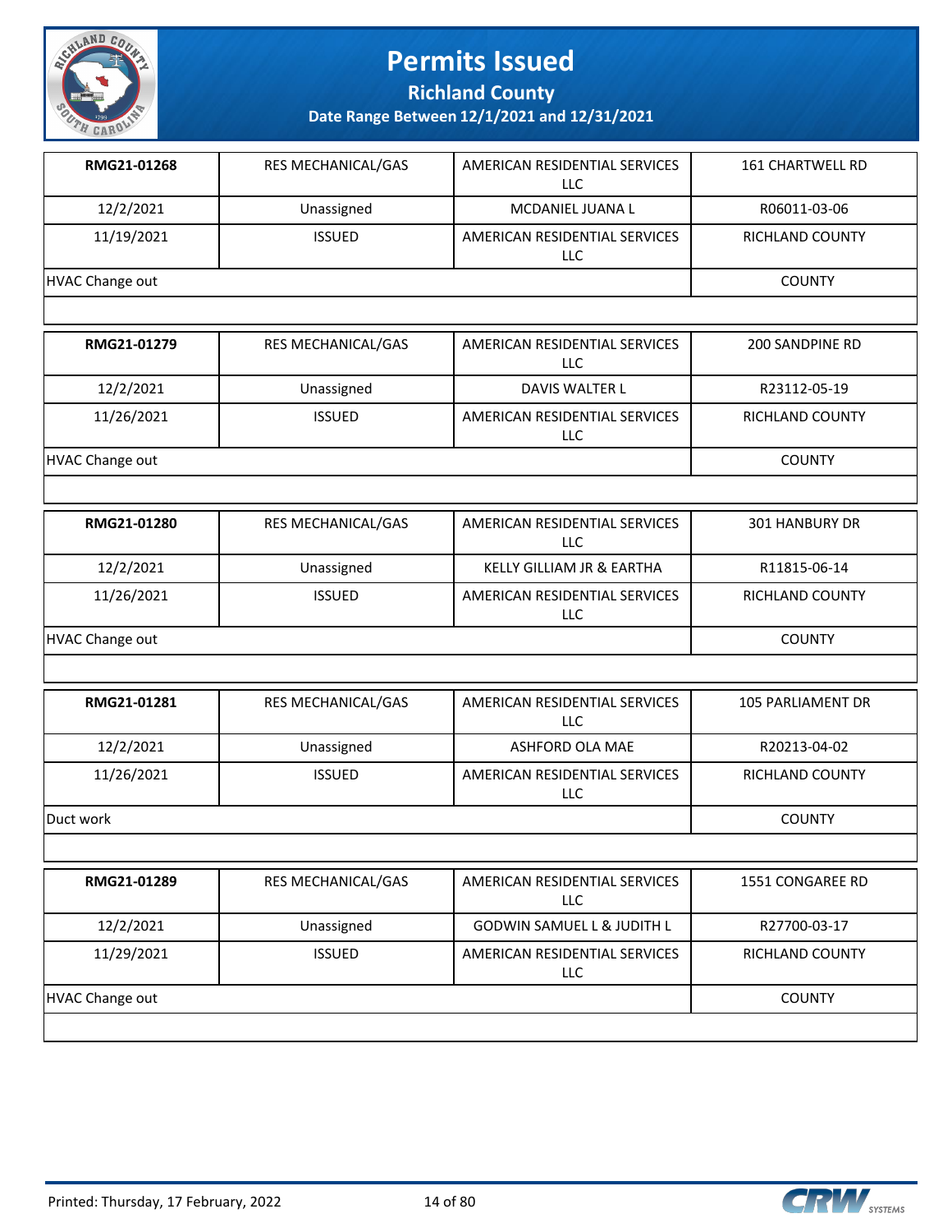# Permits Issued

## Richland County

### Date Range Between 12/1/2021 and 12/31/2021

| | | | |
|---|---|---|---|
| **RMG21-01268** | RES MECHANICAL/GAS | AMERICAN RESIDENTIAL SERVICES LLC | 161 CHARTWELL RD |
| 12/2/2021 | Unassigned | MCDANIEL JUANA L | R06011-03-06 |
| 11/19/2021 | ISSUED | AMERICAN RESIDENTIAL SERVICES LLC | RICHLAND COUNTY |
| HVAC Change out | | | COUNTY |

| | | | |
|---|---|---|---|
| **RMG21-01279** | RES MECHANICAL/GAS | AMERICAN RESIDENTIAL SERVICES LLC | 200 SANDPINE RD |
| 12/2/2021 | Unassigned | DAVIS WALTER L | R23112-05-19 |
| 11/26/2021 | ISSUED | AMERICAN RESIDENTIAL SERVICES LLC | RICHLAND COUNTY |
| HVAC Change out | | | COUNTY |

| | | | |
|---|---|---|---|
| **RMG21-01280** | RES MECHANICAL/GAS | AMERICAN RESIDENTIAL SERVICES LLC | 301 HANBURY DR |
| 12/2/2021 | Unassigned | KELLY GILLIAM JR & EARTHA | R11815-06-14 |
| 11/26/2021 | ISSUED | AMERICAN RESIDENTIAL SERVICES LLC | RICHLAND COUNTY |
| HVAC Change out | | | COUNTY |

| | | | |
|---|---|---|---|
| **RMG21-01281** | RES MECHANICAL/GAS | AMERICAN RESIDENTIAL SERVICES LLC | 105 PARLIAMENT DR |
| 12/2/2021 | Unassigned | ASHFORD OLA MAE | R20213-04-02 |
| 11/26/2021 | ISSUED | AMERICAN RESIDENTIAL SERVICES LLC | RICHLAND COUNTY |
| Duct work | | | COUNTY |

| | | | |
|---|---|---|---|
| **RMG21-01289** | RES MECHANICAL/GAS | AMERICAN RESIDENTIAL SERVICES LLC | 1551 CONGAREE RD |
| 12/2/2021 | Unassigned | GODWIN SAMUEL L & JUDITH L | R27700-03-17 |
| 11/29/2021 | ISSUED | AMERICAN RESIDENTIAL SERVICES LLC | RICHLAND COUNTY |
| HVAC Change out | | | COUNTY |

Printed: Thursday, 17 February, 2022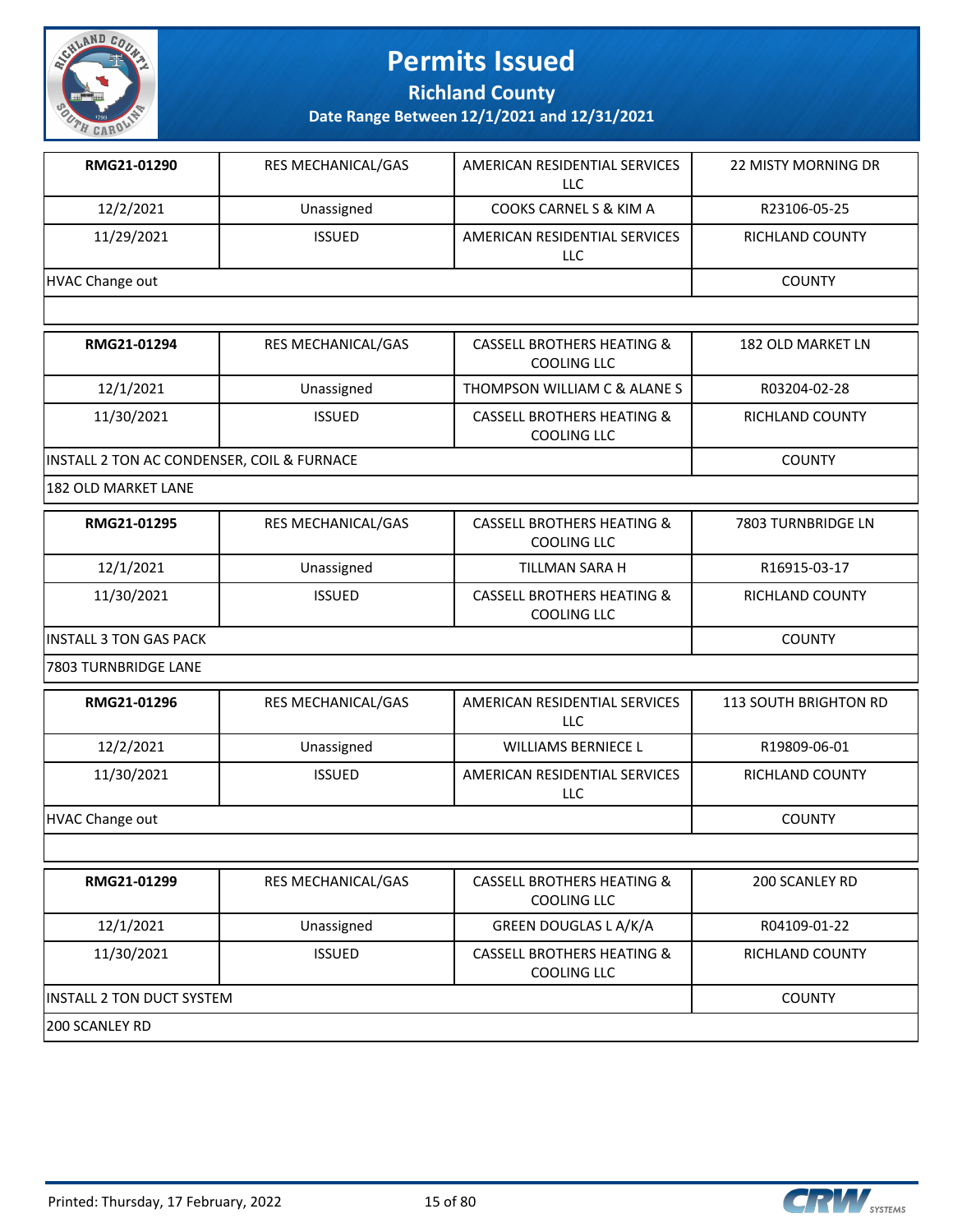# Permits Issued

## Richland County

### Date Range Between 12/1/2021 and 12/31/2021

| **RMG21-01290** | RES MECHANICAL/GAS | AMERICAN RESIDENTIAL SERVICES LLC | 22 MISTY MORNING DR |
|---|---|---|---|
| 12/2/2021 | Unassigned | COOKS CARNEL S & KIM A | R23106-05-25 |
| 11/29/2021 | ISSUED | AMERICAN RESIDENTIAL SERVICES LLC | RICHLAND COUNTY |
| HVAC Change out | | | COUNTY |
| | | | |

| **RMG21-01294** | RES MECHANICAL/GAS | CASSELL BROTHERS HEATING & COOLING LLC | 182 OLD MARKET LN |
|---|---|---|---|
| 12/1/2021 | Unassigned | THOMPSON WILLIAM C & ALANE S | R03204-02-28 |
| 11/30/2021 | ISSUED | CASSELL BROTHERS HEATING & COOLING LLC | RICHLAND COUNTY |
| INSTALL 2 TON AC CONDENSER, COIL & FURNACE | | | COUNTY |
| 182 OLD MARKET LANE | | | |

| **RMG21-01295** | RES MECHANICAL/GAS | CASSELL BROTHERS HEATING & COOLING LLC | 7803 TURNBRIDGE LN |
|---|---|---|---|
| 12/1/2021 | Unassigned | TILLMAN SARA H | R16915-03-17 |
| 11/30/2021 | ISSUED | CASSELL BROTHERS HEATING & COOLING LLC | RICHLAND COUNTY |
| INSTALL 3 TON GAS PACK | | | COUNTY |
| 7803 TURNBRIDGE LANE | | | |

| **RMG21-01296** | RES MECHANICAL/GAS | AMERICAN RESIDENTIAL SERVICES LLC | 113 SOUTH BRIGHTON RD |
|---|---|---|---|
| 12/2/2021 | Unassigned | WILLIAMS BERNIECE L | R19809-06-01 |
| 11/30/2021 | ISSUED | AMERICAN RESIDENTIAL SERVICES LLC | RICHLAND COUNTY |
| HVAC Change out | | | COUNTY |
| | | | |

| **RMG21-01299** | RES MECHANICAL/GAS | CASSELL BROTHERS HEATING & COOLING LLC | 200 SCANLEY RD |
|---|---|---|---|
| 12/1/2021 | Unassigned | GREEN DOUGLAS L A/K/A | R04109-01-22 |
| 11/30/2021 | ISSUED | CASSELL BROTHERS HEATING & COOLING LLC | RICHLAND COUNTY |
| INSTALL 2 TON DUCT SYSTEM | | | COUNTY |
| 200 SCANLEY RD | | | |

Printed: Thursday, 17 February, 2022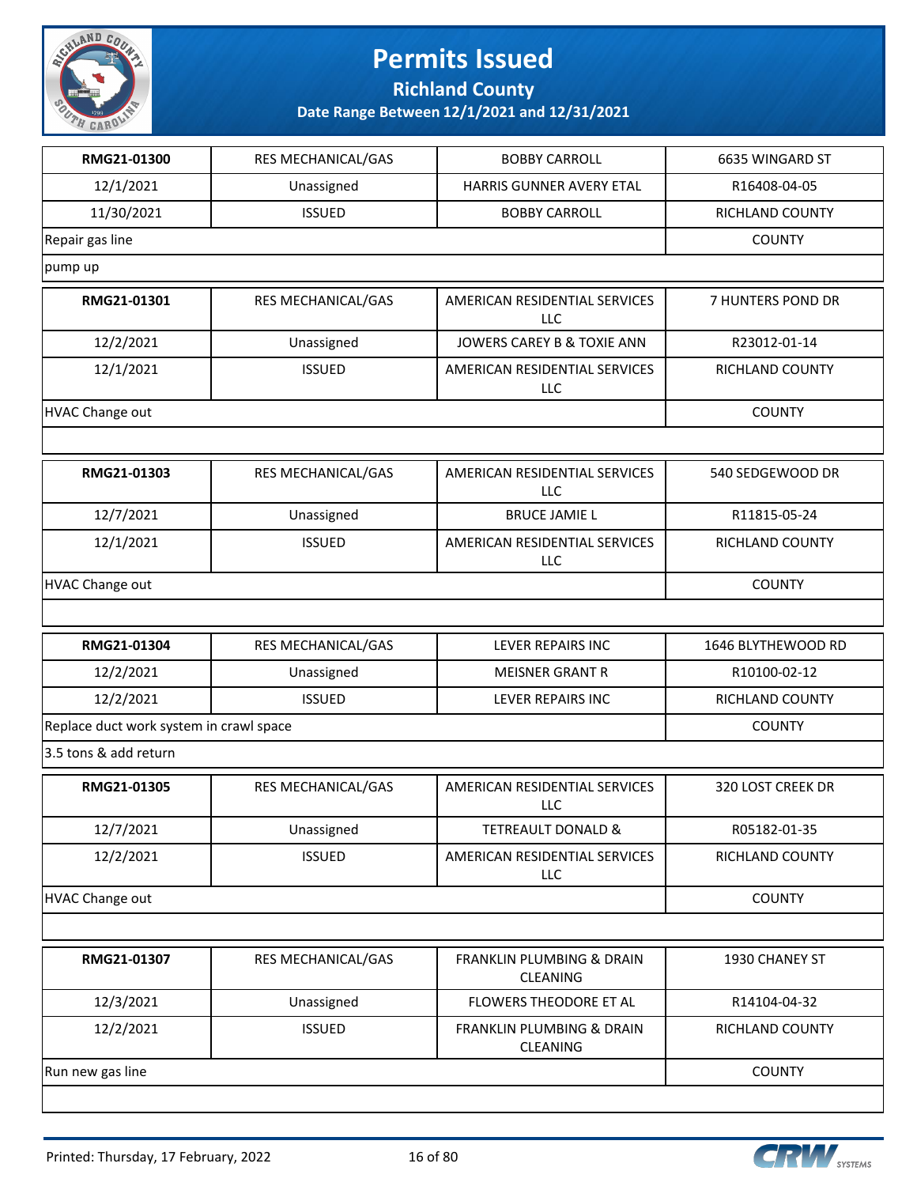# Permits Issued

## Richland County

### Date Range Between 12/1/2021 and 12/31/2021

| RMG21-01300 | RES MECHANICAL/GAS | BOBBY CARROLL | 6635 WINGARD ST |
|---|---|---|---|
| 12/1/2021 | Unassigned | HARRIS GUNNER AVERY ETAL | R16408-04-05 |
| 11/30/2021 | ISSUED | BOBBY CARROLL | RICHLAND COUNTY |
| Repair gas line | | | COUNTY |
| pump up | | | |

| RMG21-01301 | RES MECHANICAL/GAS | AMERICAN RESIDENTIAL SERVICES LLC | 7 HUNTERS POND DR |
|---|---|---|---|
| 12/2/2021 | Unassigned | JOWERS CAREY B & TOXIE ANN | R23012-01-14 |
| 12/1/2021 | ISSUED | AMERICAN RESIDENTIAL SERVICES LLC | RICHLAND COUNTY |
| HVAC Change out | | | COUNTY |
| | | | |

| RMG21-01303 | RES MECHANICAL/GAS | AMERICAN RESIDENTIAL SERVICES LLC | 540 SEDGEWOOD DR |
|---|---|---|---|
| 12/7/2021 | Unassigned | BRUCE JAMIE L | R11815-05-24 |
| 12/1/2021 | ISSUED | AMERICAN RESIDENTIAL SERVICES LLC | RICHLAND COUNTY |
| HVAC Change out | | | COUNTY |
| | | | |

| RMG21-01304 | RES MECHANICAL/GAS | LEVER REPAIRS INC | 1646 BLYTHEWOOD RD |
|---|---|---|---|
| 12/2/2021 | Unassigned | MEISNER GRANT R | R10100-02-12 |
| 12/2/2021 | ISSUED | LEVER REPAIRS INC | RICHLAND COUNTY |
| Replace duct work system in crawl space | | | COUNTY |
| 3.5 tons & add return | | | |

| RMG21-01305 | RES MECHANICAL/GAS | AMERICAN RESIDENTIAL SERVICES LLC | 320 LOST CREEK DR |
|---|---|---|---|
| 12/7/2021 | Unassigned | TETREAULT DONALD & | R05182-01-35 |
| 12/2/2021 | ISSUED | AMERICAN RESIDENTIAL SERVICES LLC | RICHLAND COUNTY |
| HVAC Change out | | | COUNTY |
| | | | |

| RMG21-01307 | RES MECHANICAL/GAS | FRANKLIN PLUMBING & DRAIN CLEANING | 1930 CHANEY ST |
|---|---|---|---|
| 12/3/2021 | Unassigned | FLOWERS THEODORE ET AL | R14104-04-32 |
| 12/2/2021 | ISSUED | FRANKLIN PLUMBING & DRAIN CLEANING | RICHLAND COUNTY |
| Run new gas line | | | COUNTY |
| | | | |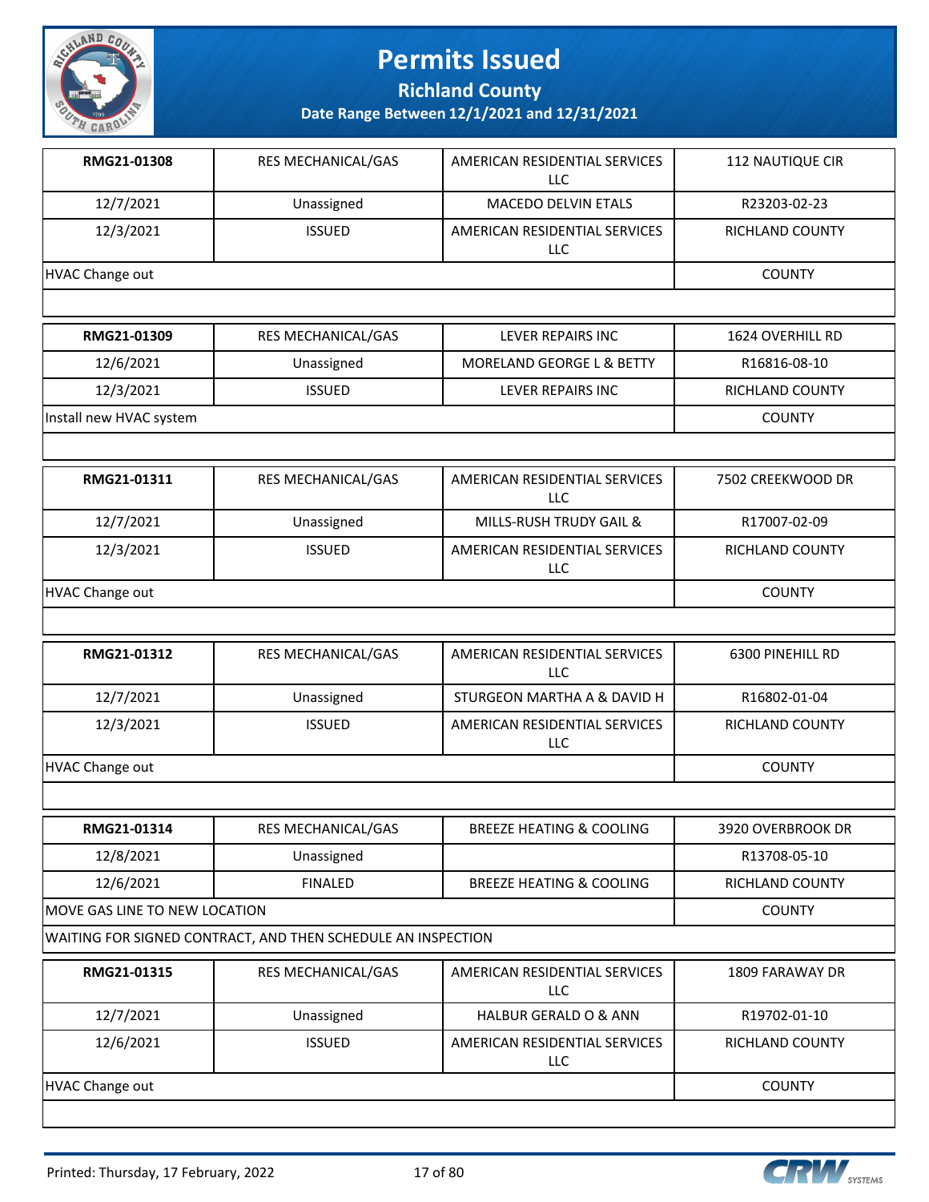# Permits Issued

**Richland County**

**Date Range Between 12/1/2021 and 12/31/2021**

| RMG21-01308 | RES MECHANICAL/GAS | AMERICAN RESIDENTIAL SERVICES LLC | 112 NAUTIQUE CIR |
|---|---|---|---|
| 12/7/2021 | Unassigned | MACEDO DELVIN ETALS | R23203-02-23 |
| 12/3/2021 | ISSUED | AMERICAN RESIDENTIAL SERVICES LLC | RICHLAND COUNTY |
| HVAC Change out | | | COUNTY |

| RMG21-01309 | RES MECHANICAL/GAS | LEVER REPAIRS INC | 1624 OVERHILL RD |
|---|---|---|---|
| 12/6/2021 | Unassigned | MORELAND GEORGE L & BETTY | R16816-08-10 |
| 12/3/2021 | ISSUED | LEVER REPAIRS INC | RICHLAND COUNTY |
| Install new HVAC system | | | COUNTY |

| RMG21-01311 | RES MECHANICAL/GAS | AMERICAN RESIDENTIAL SERVICES LLC | 7502 CREEKWOOD DR |
|---|---|---|---|
| 12/7/2021 | Unassigned | MILLS-RUSH TRUDY GAIL & | R17007-02-09 |
| 12/3/2021 | ISSUED | AMERICAN RESIDENTIAL SERVICES LLC | RICHLAND COUNTY |
| HVAC Change out | | | COUNTY |

| RMG21-01312 | RES MECHANICAL/GAS | AMERICAN RESIDENTIAL SERVICES LLC | 6300 PINEHILL RD |
|---|---|---|---|
| 12/7/2021 | Unassigned | STURGEON MARTHA A & DAVID H | R16802-01-04 |
| 12/3/2021 | ISSUED | AMERICAN RESIDENTIAL SERVICES LLC | RICHLAND COUNTY |
| HVAC Change out | | | COUNTY |

| RMG21-01314 | RES MECHANICAL/GAS | BREEZE HEATING & COOLING | 3920 OVERBROOK DR |
|---|---|---|---|
| 12/8/2021 | Unassigned | | R13708-05-10 |
| 12/6/2021 | FINALED | BREEZE HEATING & COOLING | RICHLAND COUNTY |
| MOVE GAS LINE TO NEW LOCATION | | | COUNTY |
| WAITING FOR SIGNED CONTRACT, AND THEN SCHEDULE AN INSPECTION | | | |

| RMG21-01315 | RES MECHANICAL/GAS | AMERICAN RESIDENTIAL SERVICES LLC | 1809 FARAWAY DR |
|---|---|---|---|
| 12/7/2021 | Unassigned | HALBUR GERALD O & ANN | R19702-01-10 |
| 12/6/2021 | ISSUED | AMERICAN RESIDENTIAL SERVICES LLC | RICHLAND COUNTY |
| HVAC Change out | | | COUNTY |

Printed: Thursday, 17 February, 2022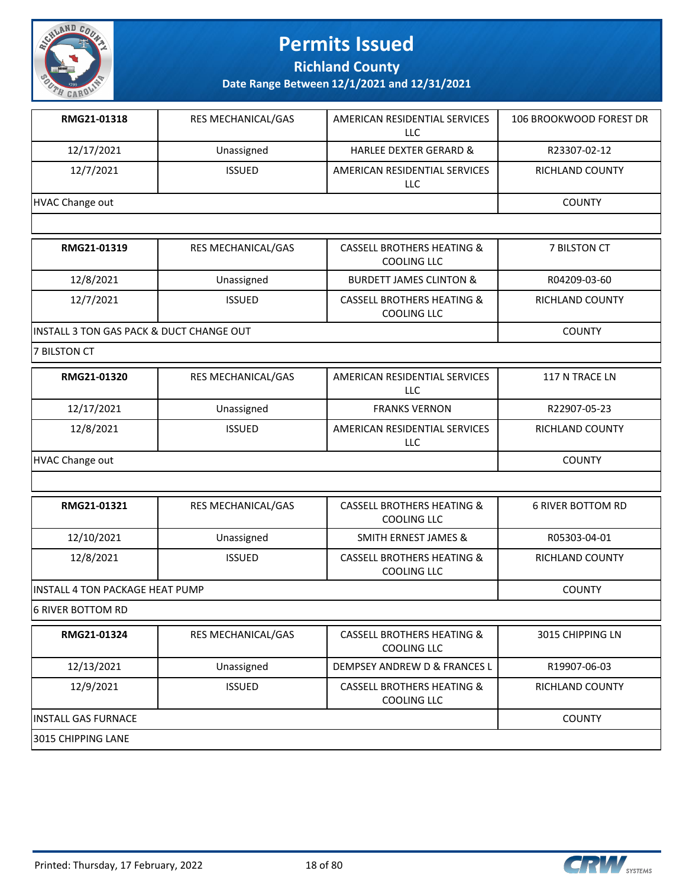# Permits Issued

## Richland County

### Date Range Between 12/1/2021 and 12/31/2021

| | | | |
|---|---|---|---|
| **RMG21-01318** | RES MECHANICAL/GAS | AMERICAN RESIDENTIAL SERVICES LLC | 106 BROOKWOOD FOREST DR |
| 12/17/2021 | Unassigned | HARLEE DEXTER GERARD & | R23307-02-12 |
| 12/7/2021 | ISSUED | AMERICAN RESIDENTIAL SERVICES LLC | RICHLAND COUNTY |
| HVAC Change out | | | COUNTY |
| | | | |

| | | | |
|---|---|---|---|
| **RMG21-01319** | RES MECHANICAL/GAS | CASSELL BROTHERS HEATING & COOLING LLC | 7 BILSTON CT |
| 12/8/2021 | Unassigned | BURDETT JAMES CLINTON & | R04209-03-60 |
| 12/7/2021 | ISSUED | CASSELL BROTHERS HEATING & COOLING LLC | RICHLAND COUNTY |
| INSTALL 3 TON GAS PACK & DUCT CHANGE OUT | | | COUNTY |
| 7 BILSTON CT | | | |

| | | | |
|---|---|---|---|
| **RMG21-01320** | RES MECHANICAL/GAS | AMERICAN RESIDENTIAL SERVICES LLC | 117 N TRACE LN |
| 12/17/2021 | Unassigned | FRANKS VERNON | R22907-05-23 |
| 12/8/2021 | ISSUED | AMERICAN RESIDENTIAL SERVICES LLC | RICHLAND COUNTY |
| HVAC Change out | | | COUNTY |
| | | | |

| | | | |
|---|---|---|---|
| **RMG21-01321** | RES MECHANICAL/GAS | CASSELL BROTHERS HEATING & COOLING LLC | 6 RIVER BOTTOM RD |
| 12/10/2021 | Unassigned | SMITH ERNEST JAMES & | R05303-04-01 |
| 12/8/2021 | ISSUED | CASSELL BROTHERS HEATING & COOLING LLC | RICHLAND COUNTY |
| INSTALL 4 TON PACKAGE HEAT PUMP | | | COUNTY |
| 6 RIVER BOTTOM RD | | | |

| | | | |
|---|---|---|---|
| **RMG21-01324** | RES MECHANICAL/GAS | CASSELL BROTHERS HEATING & COOLING LLC | 3015 CHIPPING LN |
| 12/13/2021 | Unassigned | DEMPSEY ANDREW D & FRANCES L | R19907-06-03 |
| 12/9/2021 | ISSUED | CASSELL BROTHERS HEATING & COOLING LLC | RICHLAND COUNTY |
| INSTALL GAS FURNACE | | | COUNTY |
| 3015 CHIPPING LANE | | | |

Printed: Thursday, 17 February, 2022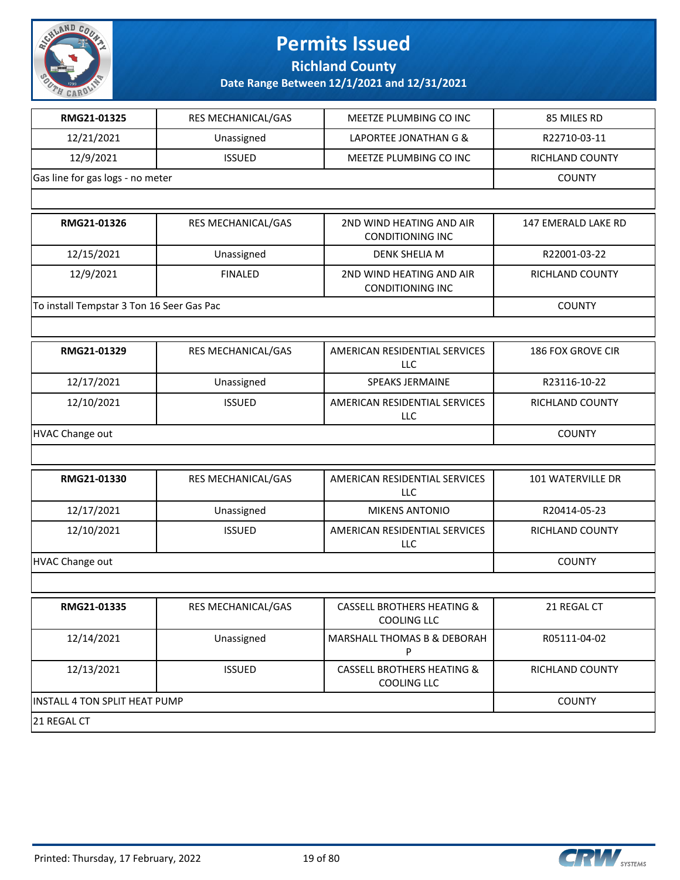# Permits Issued

## Richland County

### Date Range Between 12/1/2021 and 12/31/2021

| RMG21-01325 | RES MECHANICAL/GAS | MEETZE PLUMBING CO INC | 85 MILES RD |
|---|---|---|---|
| 12/21/2021 | Unassigned | LAPORTEE JONATHAN G & | R22710-03-11 |
| 12/9/2021 | ISSUED | MEETZE PLUMBING CO INC | RICHLAND COUNTY |
| Gas line for gas logs - no meter | | | COUNTY |

| RMG21-01326 | RES MECHANICAL/GAS | 2ND WIND HEATING AND AIR CONDITIONING INC | 147 EMERALD LAKE RD |
|---|---|---|---|
| 12/15/2021 | Unassigned | DENK SHELIA M | R22001-03-22 |
| 12/9/2021 | FINALED | 2ND WIND HEATING AND AIR CONDITIONING INC | RICHLAND COUNTY |
| To install Tempstar 3 Ton 16 Seer Gas Pac | | | COUNTY |

| RMG21-01329 | RES MECHANICAL/GAS | AMERICAN RESIDENTIAL SERVICES LLC | 186 FOX GROVE CIR |
|---|---|---|---|
| 12/17/2021 | Unassigned | SPEAKS JERMAINE | R23116-10-22 |
| 12/10/2021 | ISSUED | AMERICAN RESIDENTIAL SERVICES LLC | RICHLAND COUNTY |
| HVAC Change out | | | COUNTY |

| RMG21-01330 | RES MECHANICAL/GAS | AMERICAN RESIDENTIAL SERVICES LLC | 101 WATERVILLE DR |
|---|---|---|---|
| 12/17/2021 | Unassigned | MIKENS ANTONIO | R20414-05-23 |
| 12/10/2021 | ISSUED | AMERICAN RESIDENTIAL SERVICES LLC | RICHLAND COUNTY |
| HVAC Change out | | | COUNTY |

| RMG21-01335 | RES MECHANICAL/GAS | CASSELL BROTHERS HEATING & COOLING LLC | 21 REGAL CT |
|---|---|---|---|
| 12/14/2021 | Unassigned | MARSHALL THOMAS B & DEBORAH P | R05111-04-02 |
| 12/13/2021 | ISSUED | CASSELL BROTHERS HEATING & COOLING LLC | RICHLAND COUNTY |
| INSTALL 4 TON SPLIT HEAT PUMP | | | COUNTY |
| 21 REGAL CT | | | |

Printed: Thursday, 17 February, 2022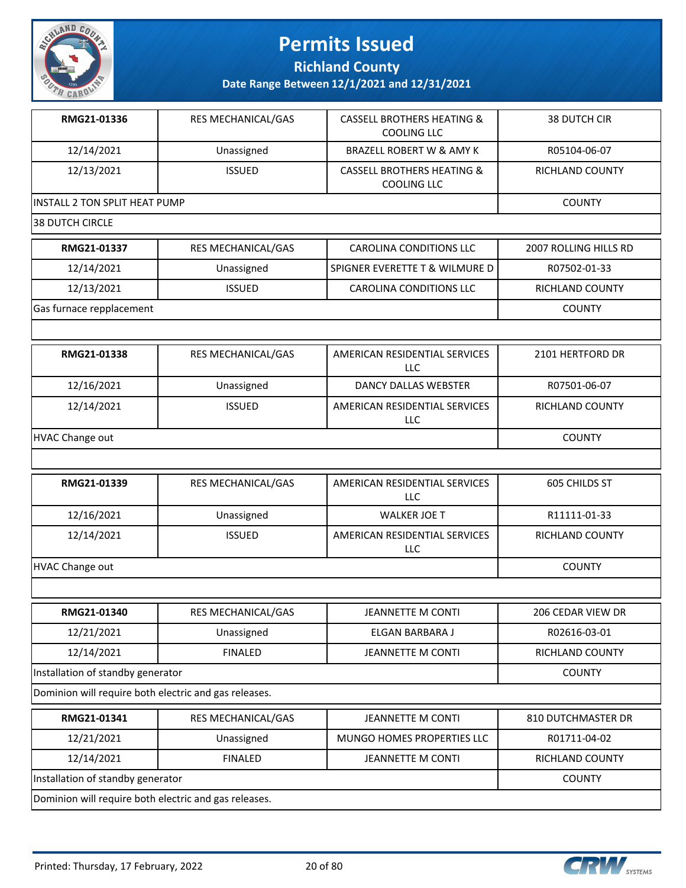# Permits Issued

## Richland County

### Date Range Between 12/1/2021 and 12/31/2021

| RMG21-01336 | RES MECHANICAL/GAS | CASSELL BROTHERS HEATING & COOLING LLC | 38 DUTCH CIR |
|---|---|---|---|
| 12/14/2021 | Unassigned | BRAZELL ROBERT W & AMY K | R05104-06-07 |
| 12/13/2021 | ISSUED | CASSELL BROTHERS HEATING & COOLING LLC | RICHLAND COUNTY |
| INSTALL 2 TON SPLIT HEAT PUMP | | | COUNTY |
| 38 DUTCH CIRCLE | | | |

| RMG21-01337 | RES MECHANICAL/GAS | CAROLINA CONDITIONS LLC | 2007 ROLLING HILLS RD |
|---|---|---|---|
| 12/14/2021 | Unassigned | SPIGNER EVERETTE T & WILMURE D | R07502-01-33 |
| 12/13/2021 | ISSUED | CAROLINA CONDITIONS LLC | RICHLAND COUNTY |
| Gas furnace repplacement | | | COUNTY |

| RMG21-01338 | RES MECHANICAL/GAS | AMERICAN RESIDENTIAL SERVICES LLC | 2101 HERTFORD DR |
|---|---|---|---|
| 12/16/2021 | Unassigned | DANCY DALLAS WEBSTER | R07501-06-07 |
| 12/14/2021 | ISSUED | AMERICAN RESIDENTIAL SERVICES LLC | RICHLAND COUNTY |
| HVAC Change out | | | COUNTY |

| RMG21-01339 | RES MECHANICAL/GAS | AMERICAN RESIDENTIAL SERVICES LLC | 605 CHILDS ST |
|---|---|---|---|
| 12/16/2021 | Unassigned | WALKER JOE T | R11111-01-33 |
| 12/14/2021 | ISSUED | AMERICAN RESIDENTIAL SERVICES LLC | RICHLAND COUNTY |
| HVAC Change out | | | COUNTY |

| RMG21-01340 | RES MECHANICAL/GAS | JEANNETTE M CONTI | 206 CEDAR VIEW DR |
|---|---|---|---|
| 12/21/2021 | Unassigned | ELGAN BARBARA J | R02616-03-01 |
| 12/14/2021 | FINALED | JEANNETTE M CONTI | RICHLAND COUNTY |
| Installation of standby generator | | | COUNTY |
| Dominion will require both electric and gas releases. | | | |

| RMG21-01341 | RES MECHANICAL/GAS | JEANNETTE M CONTI | 810 DUTCHMASTER DR |
|---|---|---|---|
| 12/21/2021 | Unassigned | MUNGO HOMES PROPERTIES LLC | R01711-04-02 |
| 12/14/2021 | FINALED | JEANNETTE M CONTI | RICHLAND COUNTY |
| Installation of standby generator | | | COUNTY |
| Dominion will require both electric and gas releases. | | | |

Printed: Thursday, 17 February, 2022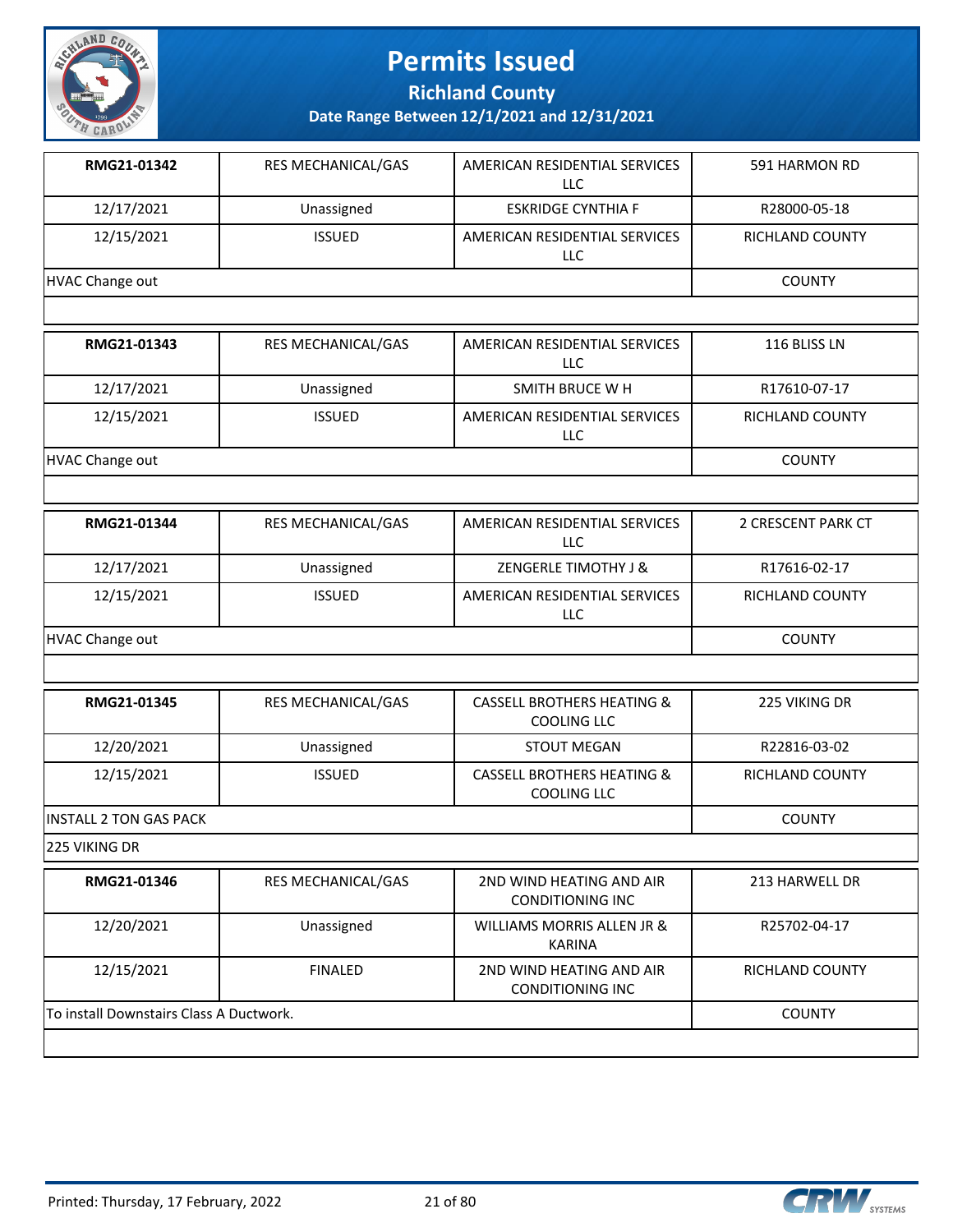# Permits Issued

## Richland County

### Date Range Between 12/1/2021 and 12/31/2021

| RMG21-01342 | RES MECHANICAL/GAS | AMERICAN RESIDENTIAL SERVICES LLC | 591 HARMON RD |
|---|---|---|---|
| 12/17/2021 | Unassigned | ESKRIDGE CYNTHIA F | R28000-05-18 |
| 12/15/2021 | ISSUED | AMERICAN RESIDENTIAL SERVICES LLC | RICHLAND COUNTY |
| HVAC Change out | | | COUNTY |

| RMG21-01343 | RES MECHANICAL/GAS | AMERICAN RESIDENTIAL SERVICES LLC | 116 BLISS LN |
|---|---|---|---|
| 12/17/2021 | Unassigned | SMITH BRUCE W H | R17610-07-17 |
| 12/15/2021 | ISSUED | AMERICAN RESIDENTIAL SERVICES LLC | RICHLAND COUNTY |
| HVAC Change out | | | COUNTY |

| RMG21-01344 | RES MECHANICAL/GAS | AMERICAN RESIDENTIAL SERVICES LLC | 2 CRESCENT PARK CT |
|---|---|---|---|
| 12/17/2021 | Unassigned | ZENGERLE TIMOTHY J & | R17616-02-17 |
| 12/15/2021 | ISSUED | AMERICAN RESIDENTIAL SERVICES LLC | RICHLAND COUNTY |
| HVAC Change out | | | COUNTY |

| RMG21-01345 | RES MECHANICAL/GAS | CASSELL BROTHERS HEATING & COOLING LLC | 225 VIKING DR |
|---|---|---|---|
| 12/20/2021 | Unassigned | STOUT MEGAN | R22816-03-02 |
| 12/15/2021 | ISSUED | CASSELL BROTHERS HEATING & COOLING LLC | RICHLAND COUNTY |
| INSTALL 2 TON GAS PACK | | | COUNTY |
| 225 VIKING DR | | | |

| RMG21-01346 | RES MECHANICAL/GAS | 2ND WIND HEATING AND AIR CONDITIONING INC | 213 HARWELL DR |
|---|---|---|---|
| 12/20/2021 | Unassigned | WILLIAMS MORRIS ALLEN JR & KARINA | R25702-04-17 |
| 12/15/2021 | FINALED | 2ND WIND HEATING AND AIR CONDITIONING INC | RICHLAND COUNTY |
| To install Downstairs Class A Ductwork. | | | COUNTY |

Printed: Thursday, 17 February, 2022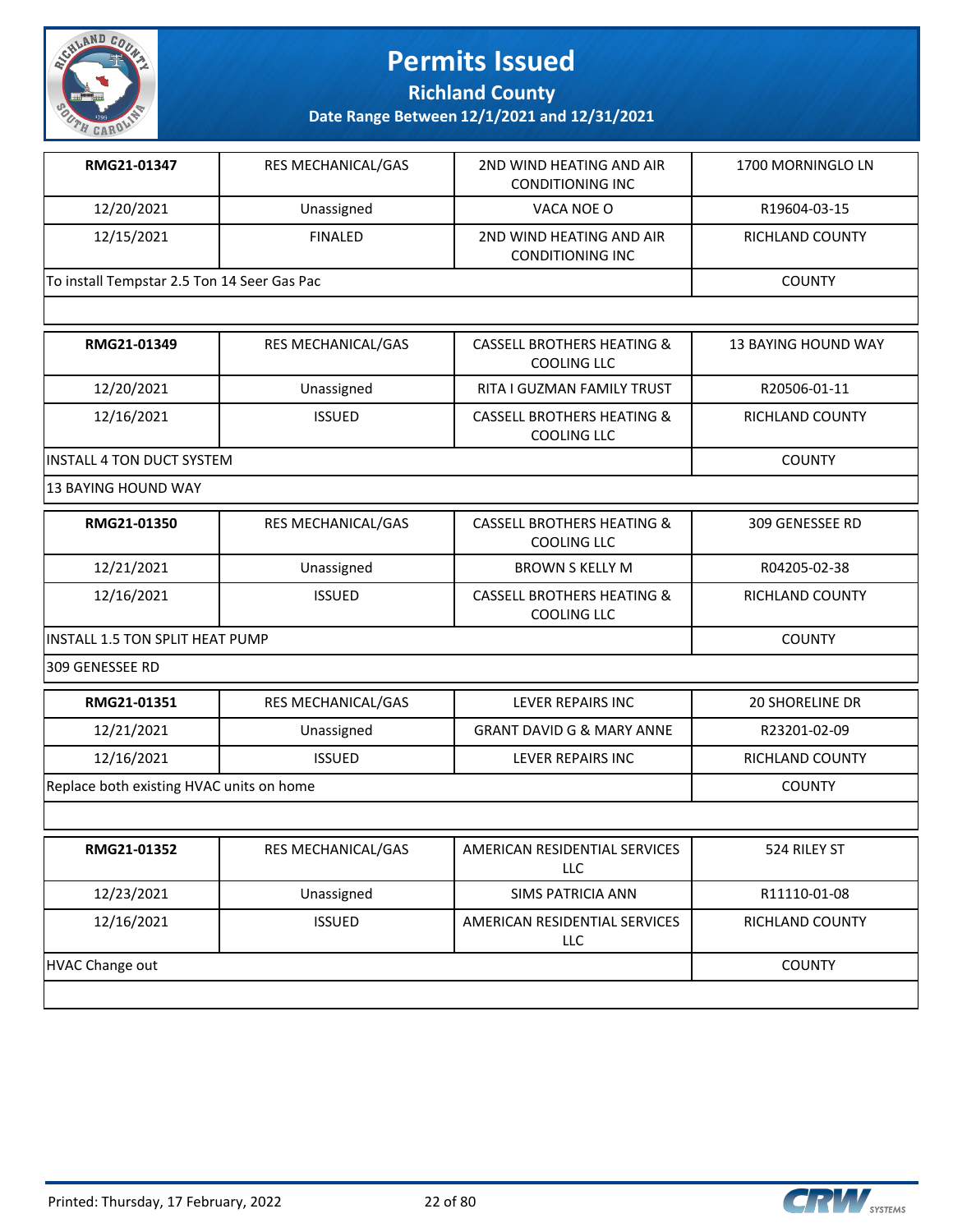# Permits Issued

## Richland County

### Date Range Between 12/1/2021 and 12/31/2021

| RMG21-01347 | RES MECHANICAL/GAS | 2ND WIND HEATING AND AIR CONDITIONING INC | 1700 MORNINGLO LN |
|---|---|---|---|
| 12/20/2021 | Unassigned | VACA NOE O | R19604-03-15 |
| 12/15/2021 | FINALED | 2ND WIND HEATING AND AIR CONDITIONING INC | RICHLAND COUNTY |
| To install Tempstar 2.5 Ton 14 Seer Gas Pac | | | COUNTY |
| | | | |

| RMG21-01349 | RES MECHANICAL/GAS | CASSELL BROTHERS HEATING & COOLING LLC | 13 BAYING HOUND WAY |
|---|---|---|---|
| 12/20/2021 | Unassigned | RITA I GUZMAN FAMILY TRUST | R20506-01-11 |
| 12/16/2021 | ISSUED | CASSELL BROTHERS HEATING & COOLING LLC | RICHLAND COUNTY |
| INSTALL 4 TON DUCT SYSTEM | | | COUNTY |
| 13 BAYING HOUND WAY | | | |

| RMG21-01350 | RES MECHANICAL/GAS | CASSELL BROTHERS HEATING & COOLING LLC | 309 GENESSEE RD |
|---|---|---|---|
| 12/21/2021 | Unassigned | BROWN S KELLY M | R04205-02-38 |
| 12/16/2021 | ISSUED | CASSELL BROTHERS HEATING & COOLING LLC | RICHLAND COUNTY |
| INSTALL 1.5 TON SPLIT HEAT PUMP | | | COUNTY |
| 309 GENESSEE RD | | | |

| RMG21-01351 | RES MECHANICAL/GAS | LEVER REPAIRS INC | 20 SHORELINE DR |
|---|---|---|---|
| 12/21/2021 | Unassigned | GRANT DAVID G & MARY ANNE | R23201-02-09 |
| 12/16/2021 | ISSUED | LEVER REPAIRS INC | RICHLAND COUNTY |
| Replace both existing HVAC units on home | | | COUNTY |
| | | | |

| RMG21-01352 | RES MECHANICAL/GAS | AMERICAN RESIDENTIAL SERVICES LLC | 524 RILEY ST |
|---|---|---|---|
| 12/23/2021 | Unassigned | SIMS PATRICIA ANN | R11110-01-08 |
| 12/16/2021 | ISSUED | AMERICAN RESIDENTIAL SERVICES LLC | RICHLAND COUNTY |
| HVAC Change out | | | COUNTY |
| | | | |

Printed: Thursday, 17 February, 2022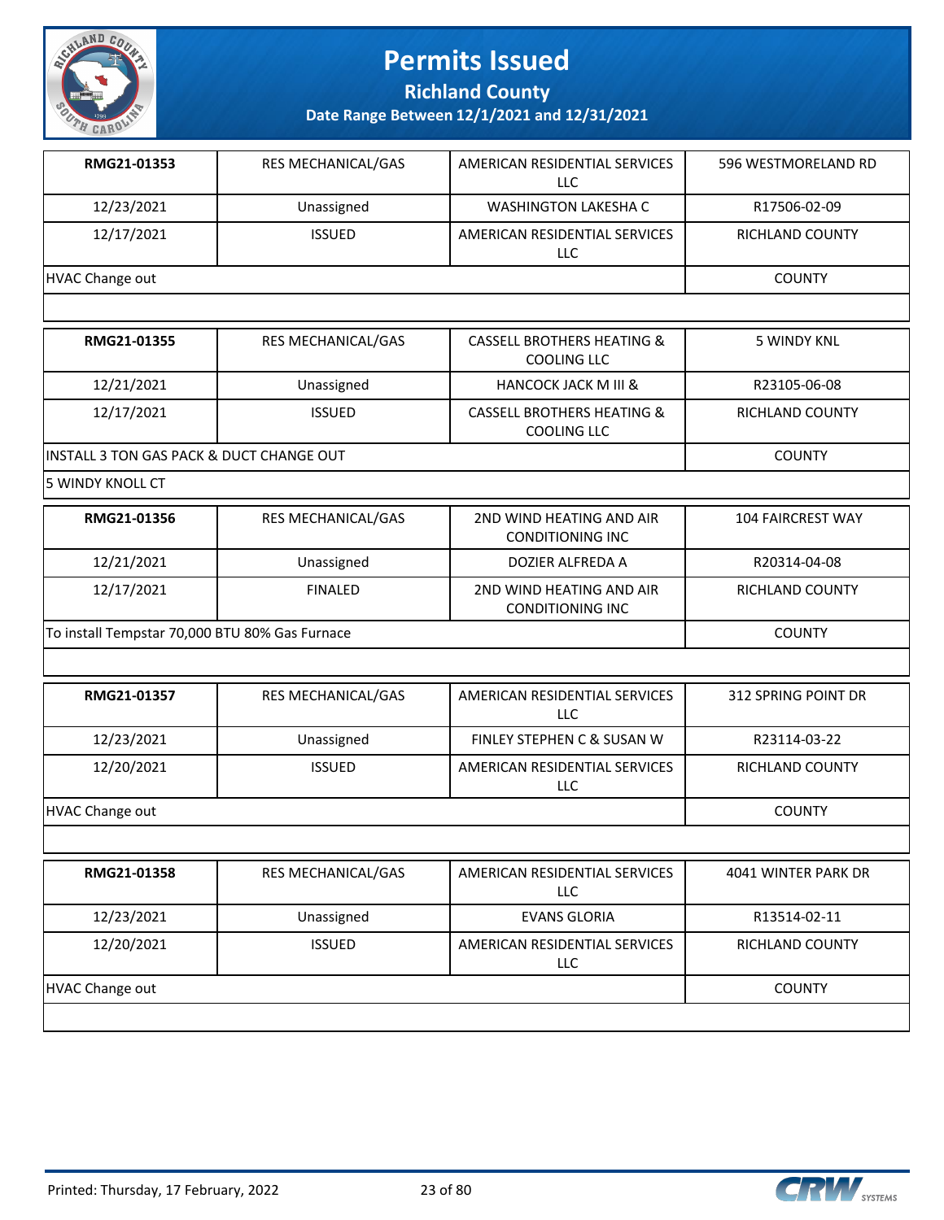# Permits Issued

## Richland County

### Date Range Between 12/1/2021 and 12/31/2021

| RMG21-01353 | RES MECHANICAL/GAS | AMERICAN RESIDENTIAL SERVICES LLC | 596 WESTMORELAND RD |
|---|---|---|---|
| 12/23/2021 | Unassigned | WASHINGTON LAKESHA C | R17506-02-09 |
| 12/17/2021 | ISSUED | AMERICAN RESIDENTIAL SERVICES LLC | RICHLAND COUNTY |
| HVAC Change out | | | COUNTY |

| RMG21-01355 | RES MECHANICAL/GAS | CASSELL BROTHERS HEATING & COOLING LLC | 5 WINDY KNL |
|---|---|---|---|
| 12/21/2021 | Unassigned | HANCOCK JACK M III & | R23105-06-08 |
| 12/17/2021 | ISSUED | CASSELL BROTHERS HEATING & COOLING LLC | RICHLAND COUNTY |
| INSTALL 3 TON GAS PACK & DUCT CHANGE OUT | | | COUNTY |
| 5 WINDY KNOLL CT | | | |

| RMG21-01356 | RES MECHANICAL/GAS | 2ND WIND HEATING AND AIR CONDITIONING INC | 104 FAIRCREST WAY |
|---|---|---|---|
| 12/21/2021 | Unassigned | DOZIER ALFREDA A | R20314-04-08 |
| 12/17/2021 | FINALED | 2ND WIND HEATING AND AIR CONDITIONING INC | RICHLAND COUNTY |
| To install Tempstar 70,000 BTU 80% Gas Furnace | | | COUNTY |

| RMG21-01357 | RES MECHANICAL/GAS | AMERICAN RESIDENTIAL SERVICES LLC | 312 SPRING POINT DR |
|---|---|---|---|
| 12/23/2021 | Unassigned | FINLEY STEPHEN C & SUSAN W | R23114-03-22 |
| 12/20/2021 | ISSUED | AMERICAN RESIDENTIAL SERVICES LLC | RICHLAND COUNTY |
| HVAC Change out | | | COUNTY |

| RMG21-01358 | RES MECHANICAL/GAS | AMERICAN RESIDENTIAL SERVICES LLC | 4041 WINTER PARK DR |
|---|---|---|---|
| 12/23/2021 | Unassigned | EVANS GLORIA | R13514-02-11 |
| 12/20/2021 | ISSUED | AMERICAN RESIDENTIAL SERVICES LLC | RICHLAND COUNTY |
| HVAC Change out | | | COUNTY |

Printed: Thursday, 17 February, 2022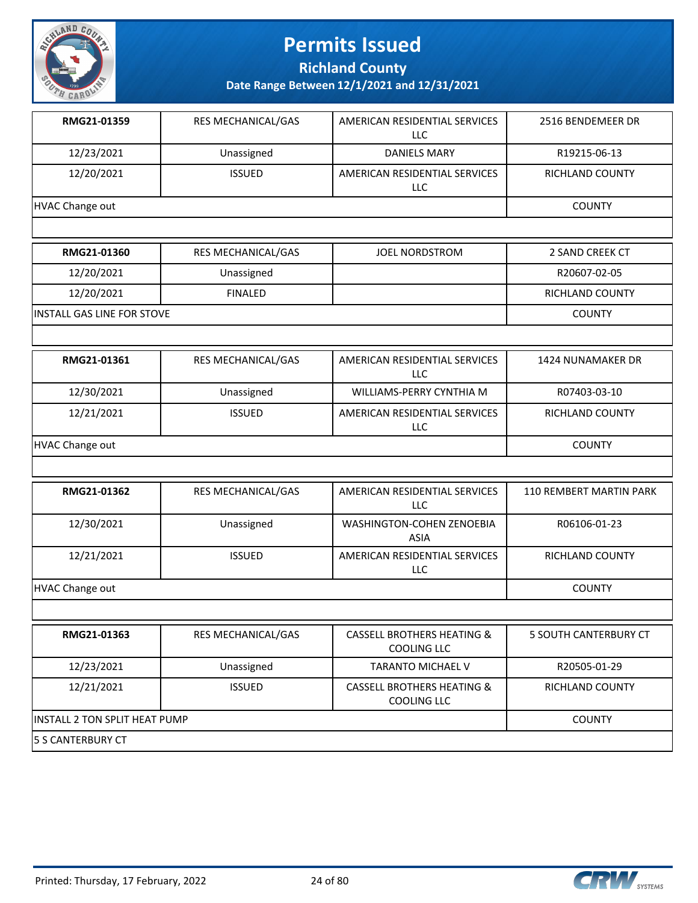# Permits Issued

## Richland County

### Date Range Between 12/1/2021 and 12/31/2021

| RMG21-01359 | RES MECHANICAL/GAS | AMERICAN RESIDENTIAL SERVICES LLC | 2516 BENDEMEER DR |
|---|---|---|---|
| 12/23/2021 | Unassigned | DANIELS MARY | R19215-06-13 |
| 12/20/2021 | ISSUED | AMERICAN RESIDENTIAL SERVICES LLC | RICHLAND COUNTY |
| HVAC Change out | | | COUNTY |

| RMG21-01360 | RES MECHANICAL/GAS | JOEL NORDSTROM | 2 SAND CREEK CT |
|---|---|---|---|
| 12/20/2021 | Unassigned | | R20607-02-05 |
| 12/20/2021 | FINALED | | RICHLAND COUNTY |
| INSTALL GAS LINE FOR STOVE | | | COUNTY |

| RMG21-01361 | RES MECHANICAL/GAS | AMERICAN RESIDENTIAL SERVICES LLC | 1424 NUNAMAKER DR |
|---|---|---|---|
| 12/30/2021 | Unassigned | WILLIAMS-PERRY CYNTHIA M | R07403-03-10 |
| 12/21/2021 | ISSUED | AMERICAN RESIDENTIAL SERVICES LLC | RICHLAND COUNTY |
| HVAC Change out | | | COUNTY |

| RMG21-01362 | RES MECHANICAL/GAS | AMERICAN RESIDENTIAL SERVICES LLC | 110 REMBERT MARTIN PARK |
|---|---|---|---|
| 12/30/2021 | Unassigned | WASHINGTON-COHEN ZENOEBIA ASIA | R06106-01-23 |
| 12/21/2021 | ISSUED | AMERICAN RESIDENTIAL SERVICES LLC | RICHLAND COUNTY |
| HVAC Change out | | | COUNTY |

| RMG21-01363 | RES MECHANICAL/GAS | CASSELL BROTHERS HEATING & COOLING LLC | 5 SOUTH CANTERBURY CT |
|---|---|---|---|
| 12/23/2021 | Unassigned | TARANTO MICHAEL V | R20505-01-29 |
| 12/21/2021 | ISSUED | CASSELL BROTHERS HEATING & COOLING LLC | RICHLAND COUNTY |
| INSTALL 2 TON SPLIT HEAT PUMP | | | COUNTY |
| 5 S CANTERBURY CT | | | |

Printed: Thursday, 17 February, 2022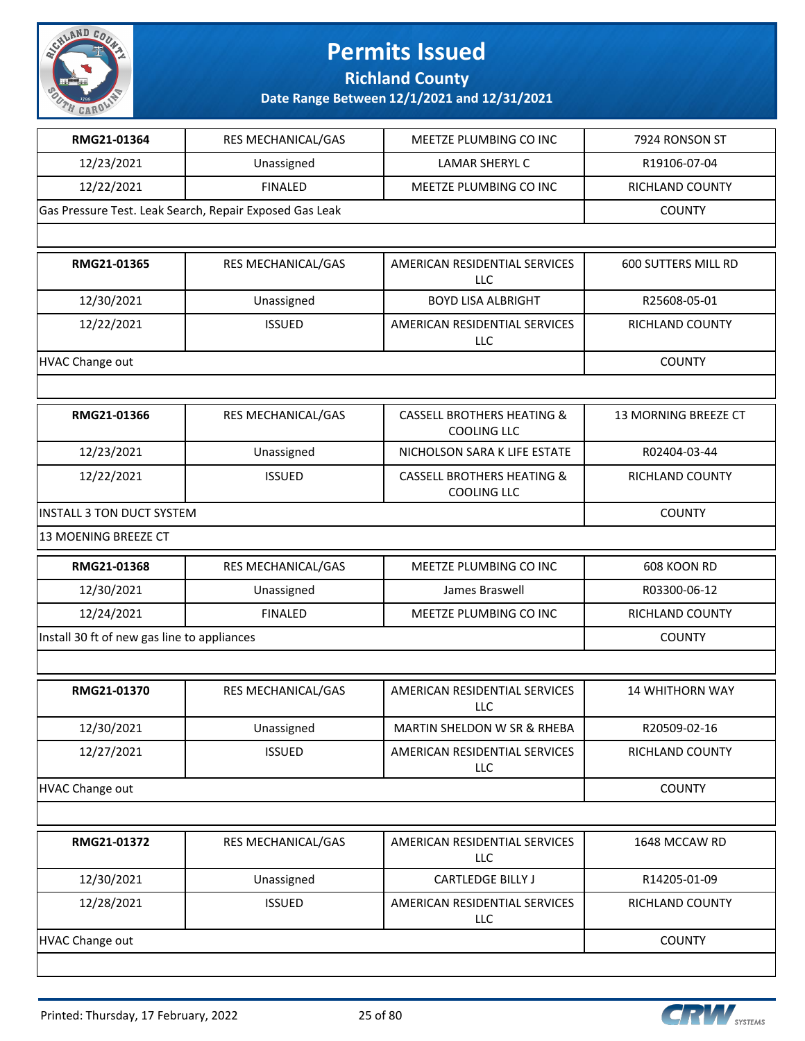# Permits Issued

**Richland County**

**Date Range Between 12/1/2021 and 12/31/2021**

| **RMG21-01364** | RES MECHANICAL/GAS | MEETZE PLUMBING CO INC | 7924 RONSON ST |
|---|---|---|---|
| 12/23/2021 | Unassigned | LAMAR SHERYL C | R19106-07-04 |
| 12/22/2021 | FINALED | MEETZE PLUMBING CO INC | RICHLAND COUNTY |
| Gas Pressure Test. Leak Search, Repair Exposed Gas Leak | | | COUNTY |
| | | | |

| **RMG21-01365** | RES MECHANICAL/GAS | AMERICAN RESIDENTIAL SERVICES LLC | 600 SUTTERS MILL RD |
|---|---|---|---|
| 12/30/2021 | Unassigned | BOYD LISA ALBRIGHT | R25608-05-01 |
| 12/22/2021 | ISSUED | AMERICAN RESIDENTIAL SERVICES LLC | RICHLAND COUNTY |
| HVAC Change out | | | COUNTY |
| | | | |

| **RMG21-01366** | RES MECHANICAL/GAS | CASSELL BROTHERS HEATING & COOLING LLC | 13 MORNING BREEZE CT |
|---|---|---|---|
| 12/23/2021 | Unassigned | NICHOLSON SARA K LIFE ESTATE | R02404-03-44 |
| 12/22/2021 | ISSUED | CASSELL BROTHERS HEATING & COOLING LLC | RICHLAND COUNTY |
| INSTALL 3 TON DUCT SYSTEM | | | COUNTY |
| 13 MOENING BREEZE CT | | | |

| **RMG21-01368** | RES MECHANICAL/GAS | MEETZE PLUMBING CO INC | 608 KOON RD |
|---|---|---|---|
| 12/30/2021 | Unassigned | James Braswell | R03300-06-12 |
| 12/24/2021 | FINALED | MEETZE PLUMBING CO INC | RICHLAND COUNTY |
| Install 30 ft of new gas line to appliances | | | COUNTY |
| | | | |

| **RMG21-01370** | RES MECHANICAL/GAS | AMERICAN RESIDENTIAL SERVICES LLC | 14 WHITHORN WAY |
|---|---|---|---|
| 12/30/2021 | Unassigned | MARTIN SHELDON W SR & RHEBA | R20509-02-16 |
| 12/27/2021 | ISSUED | AMERICAN RESIDENTIAL SERVICES LLC | RICHLAND COUNTY |
| HVAC Change out | | | COUNTY |
| | | | |

| **RMG21-01372** | RES MECHANICAL/GAS | AMERICAN RESIDENTIAL SERVICES LLC | 1648 MCCAW RD |
|---|---|---|---|
| 12/30/2021 | Unassigned | CARTLEDGE BILLY J | R14205-01-09 |
| 12/28/2021 | ISSUED | AMERICAN RESIDENTIAL SERVICES LLC | RICHLAND COUNTY |
| HVAC Change out | | | COUNTY |
| | | | |

Printed: Thursday, 17 February, 2022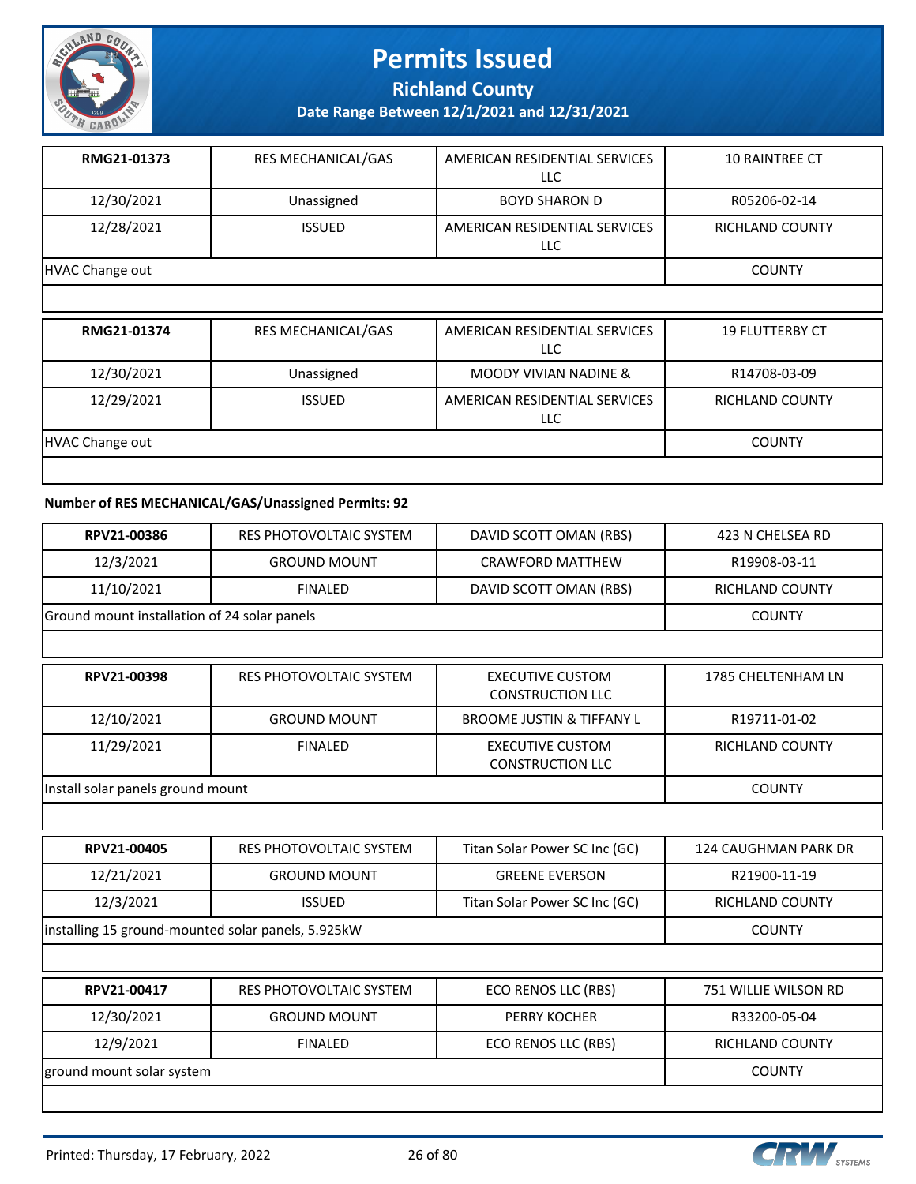| RMG21-01373 | RES MECHANICAL/GAS | AMERICAN RESIDENTIAL SERVICES LLC | 10 RAINTREE CT |
|---|---|---|---|
| 12/30/2021 | Unassigned | BOYD SHARON D | R05206-02-14 |
| 12/28/2021 | ISSUED | AMERICAN RESIDENTIAL SERVICES LLC | RICHLAND COUNTY |
| HVAC Change out | | | COUNTY |

| RMG21-01374 | RES MECHANICAL/GAS | AMERICAN RESIDENTIAL SERVICES LLC | 19 FLUTTERBY CT |
|---|---|---|---|
| 12/30/2021 | Unassigned | MOODY VIVIAN NADINE & | R14708-03-09 |
| 12/29/2021 | ISSUED | AMERICAN RESIDENTIAL SERVICES LLC | RICHLAND COUNTY |
| HVAC Change out | | | COUNTY |

**Number of RES MECHANICAL/GAS/Unassigned Permits: 92**

| RPV21-00386 | RES PHOTOVOLTAIC SYSTEM | DAVID SCOTT OMAN (RBS) | 423 N CHELSEA RD |
|---|---|---|---|
| 12/3/2021 | GROUND MOUNT | CRAWFORD MATTHEW | R19908-03-11 |
| 11/10/2021 | FINALED | DAVID SCOTT OMAN (RBS) | RICHLAND COUNTY |
| Ground mount installation of 24 solar panels | | | COUNTY |

| RPV21-00398 | RES PHOTOVOLTAIC SYSTEM | EXECUTIVE CUSTOM CONSTRUCTION LLC | 1785 CHELTENHAM LN |
|---|---|---|---|
| 12/10/2021 | GROUND MOUNT | BROOME JUSTIN & TIFFANY L | R19711-01-02 |
| 11/29/2021 | FINALED | EXECUTIVE CUSTOM CONSTRUCTION LLC | RICHLAND COUNTY |
| Install solar panels ground mount | | | COUNTY |

| RPV21-00405 | RES PHOTOVOLTAIC SYSTEM | Titan Solar Power SC Inc (GC) | 124 CAUGHMAN PARK DR |
|---|---|---|---|
| 12/21/2021 | GROUND MOUNT | GREENE EVERSON | R21900-11-19 |
| 12/3/2021 | ISSUED | Titan Solar Power SC Inc (GC) | RICHLAND COUNTY |
| installing 15 ground-mounted solar panels, 5.925kW | | | COUNTY |

| RPV21-00417 | RES PHOTOVOLTAIC SYSTEM | ECO RENOS LLC (RBS) | 751 WILLIE WILSON RD |
|---|---|---|---|
| 12/30/2021 | GROUND MOUNT | PERRY KOCHER | R33200-05-04 |
| 12/9/2021 | FINALED | ECO RENOS LLC (RBS) | RICHLAND COUNTY |
| ground mount solar system | | | COUNTY |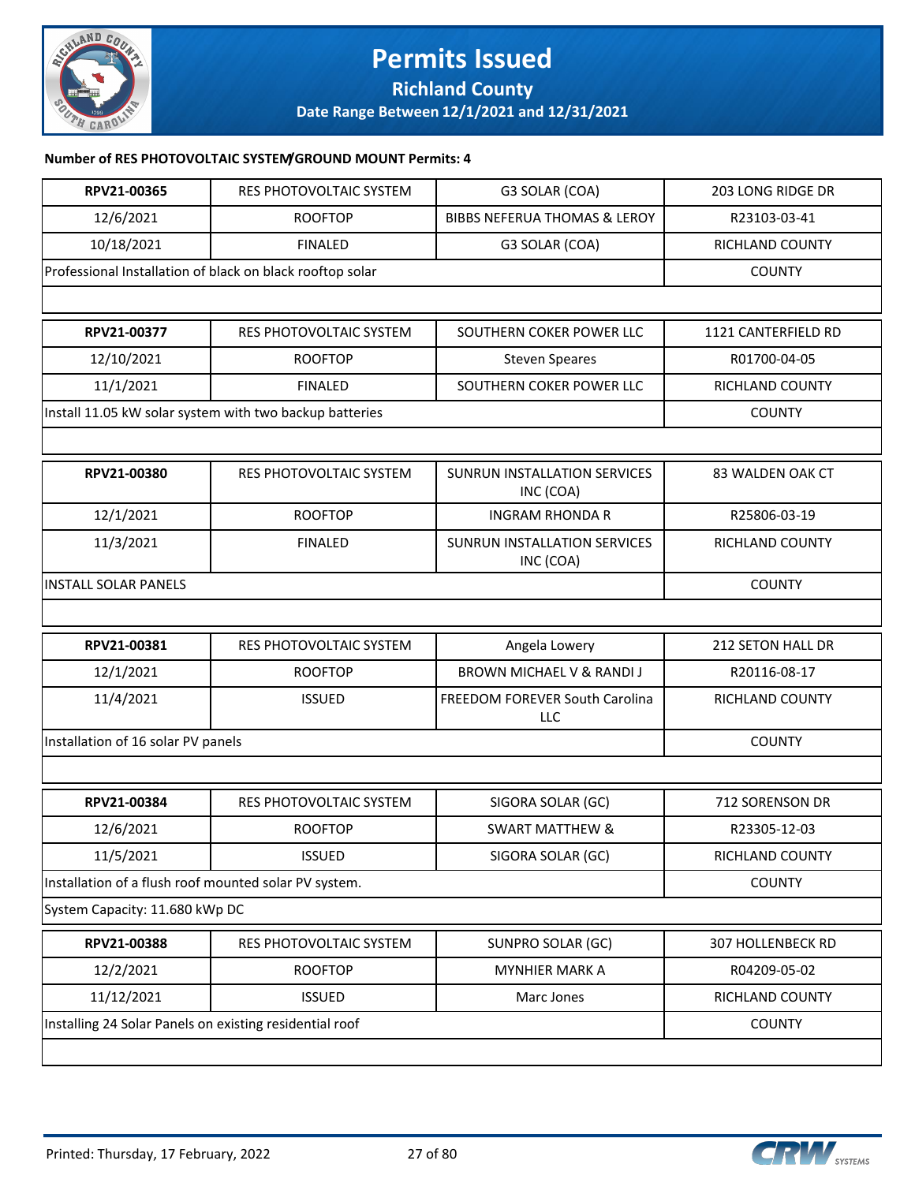# Permits Issued

## Richland County

### Date Range Between 12/1/2021 and 12/31/2021

**Number of RES PHOTOVOLTAIC SYSTEM/GROUND MOUNT Permits: 4**

| | | | |
|---|---|---|---|
| **RPV21-00365** | RES PHOTOVOLTAIC SYSTEM | G3 SOLAR (COA) | 203 LONG RIDGE DR |
| 12/6/2021 | ROOFTOP | BIBBS NEFERUA THOMAS & LEROY | R23103-03-41 |
| 10/18/2021 | FINALED | G3 SOLAR (COA) | RICHLAND COUNTY |
| Professional Installation of black on black rooftop solar | | | COUNTY |

| | | | |
|---|---|---|---|
| **RPV21-00377** | RES PHOTOVOLTAIC SYSTEM | SOUTHERN COKER POWER LLC | 1121 CANTERFIELD RD |
| 12/10/2021 | ROOFTOP | Steven Speares | R01700-04-05 |
| 11/1/2021 | FINALED | SOUTHERN COKER POWER LLC | RICHLAND COUNTY |
| Install 11.05 kW solar system with two backup batteries | | | COUNTY |

| | | | |
|---|---|---|---|
| **RPV21-00380** | RES PHOTOVOLTAIC SYSTEM | SUNRUN INSTALLATION SERVICES INC (COA) | 83 WALDEN OAK CT |
| 12/1/2021 | ROOFTOP | INGRAM RHONDA R | R25806-03-19 |
| 11/3/2021 | FINALED | SUNRUN INSTALLATION SERVICES INC (COA) | RICHLAND COUNTY |
| INSTALL SOLAR PANELS | | | COUNTY |

| | | | |
|---|---|---|---|
| **RPV21-00381** | RES PHOTOVOLTAIC SYSTEM | Angela Lowery | 212 SETON HALL DR |
| 12/1/2021 | ROOFTOP | BROWN MICHAEL V & RANDI J | R20116-08-17 |
| 11/4/2021 | ISSUED | FREEDOM FOREVER South Carolina LLC | RICHLAND COUNTY |
| Installation of 16 solar PV panels | | | COUNTY |

| | | | |
|---|---|---|---|
| **RPV21-00384** | RES PHOTOVOLTAIC SYSTEM | SIGORA SOLAR (GC) | 712 SORENSON DR |
| 12/6/2021 | ROOFTOP | SWART MATTHEW & | R23305-12-03 |
| 11/5/2021 | ISSUED | SIGORA SOLAR (GC) | RICHLAND COUNTY |
| Installation of a flush roof mounted solar PV system. | | | COUNTY |
| System Capacity: 11.680 kWp DC | | | |

| | | | |
|---|---|---|---|
| **RPV21-00388** | RES PHOTOVOLTAIC SYSTEM | SUNPRO SOLAR (GC) | 307 HOLLENBECK RD |
| 12/2/2021 | ROOFTOP | MYNHIER MARK A | R04209-05-02 |
| 11/12/2021 | ISSUED | Marc Jones | RICHLAND COUNTY |
| Installing 24 Solar Panels on existing residential roof | | | COUNTY |

Printed: Thursday, 17 February, 2022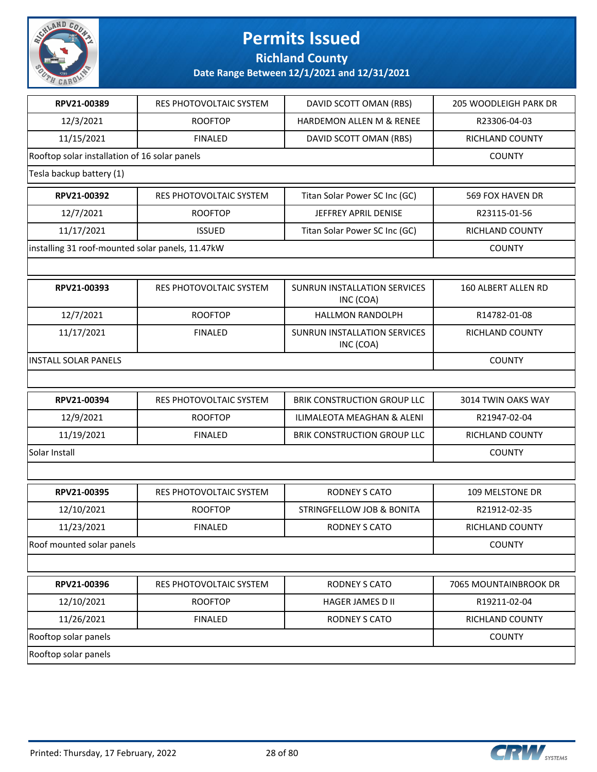# Permits Issued

## Richland County

### Date Range Between 12/1/2021 and 12/31/2021

| RPV21-00389 | RES PHOTOVOLTAIC SYSTEM | DAVID SCOTT OMAN (RBS) | 205 WOODLEIGH PARK DR |
|---|---|---|---|
| 12/3/2021 | ROOFTOP | HARDEMON ALLEN M & RENEE | R23306-04-03 |
| 11/15/2021 | FINALED | DAVID SCOTT OMAN (RBS) | RICHLAND COUNTY |
| Rooftop solar installation of 16 solar panels | | | COUNTY |
| Tesla backup battery (1) | | | |

| RPV21-00392 | RES PHOTOVOLTAIC SYSTEM | Titan Solar Power SC Inc (GC) | 569 FOX HAVEN DR |
|---|---|---|---|
| 12/7/2021 | ROOFTOP | JEFFREY APRIL DENISE | R23115-01-56 |
| 11/17/2021 | ISSUED | Titan Solar Power SC Inc (GC) | RICHLAND COUNTY |
| installing 31 roof-mounted solar panels, 11.47kW | | | COUNTY |
| | | | |

| RPV21-00393 | RES PHOTOVOLTAIC SYSTEM | SUNRUN INSTALLATION SERVICES INC (COA) | 160 ALBERT ALLEN RD |
|---|---|---|---|
| 12/7/2021 | ROOFTOP | HALLMON RANDOLPH | R14782-01-08 |
| 11/17/2021 | FINALED | SUNRUN INSTALLATION SERVICES INC (COA) | RICHLAND COUNTY |
| INSTALL SOLAR PANELS | | | COUNTY |
| | | | |

| RPV21-00394 | RES PHOTOVOLTAIC SYSTEM | BRIK CONSTRUCTION GROUP LLC | 3014 TWIN OAKS WAY |
|---|---|---|---|
| 12/9/2021 | ROOFTOP | ILIMALEOTA MEAGHAN & ALENI | R21947-02-04 |
| 11/19/2021 | FINALED | BRIK CONSTRUCTION GROUP LLC | RICHLAND COUNTY |
| Solar Install | | | COUNTY |
| | | | |

| RPV21-00395 | RES PHOTOVOLTAIC SYSTEM | RODNEY S CATO | 109 MELSTONE DR |
|---|---|---|---|
| 12/10/2021 | ROOFTOP | STRINGFELLOW JOB & BONITA | R21912-02-35 |
| 11/23/2021 | FINALED | RODNEY S CATO | RICHLAND COUNTY |
| Roof mounted solar panels | | | COUNTY |
| | | | |

| RPV21-00396 | RES PHOTOVOLTAIC SYSTEM | RODNEY S CATO | 7065 MOUNTAINBROOK DR |
|---|---|---|---|
| 12/10/2021 | ROOFTOP | HAGER JAMES D II | R19211-02-04 |
| 11/26/2021 | FINALED | RODNEY S CATO | RICHLAND COUNTY |
| Rooftop solar panels | | | COUNTY |
| Rooftop solar panels | | | |

Printed: Thursday, 17 February, 2022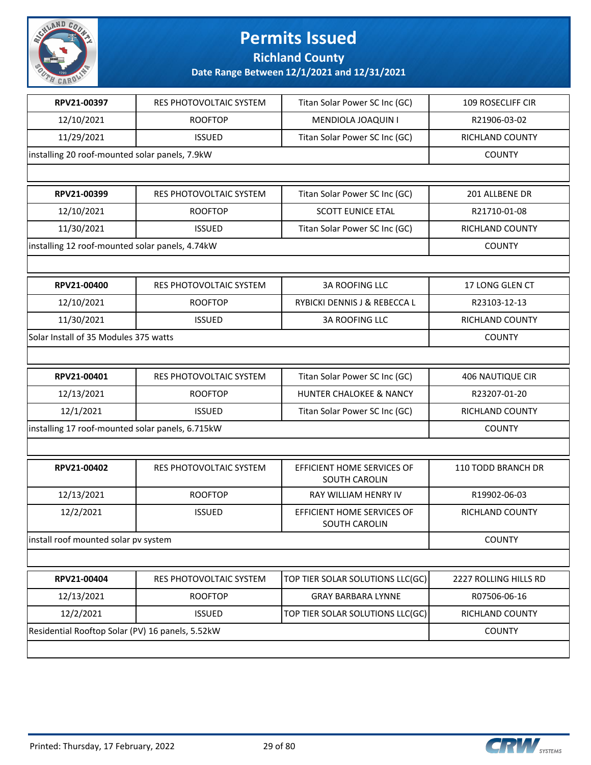# Permits Issued

## Richland County

### Date Range Between 12/1/2021 and 12/31/2021

| RPV21-00397 | RES PHOTOVOLTAIC SYSTEM | Titan Solar Power SC Inc (GC) | 109 ROSECLIFF CIR |
|---|---|---|---|
| 12/10/2021 | ROOFTOP | MENDIOLA JOAQUIN I | R21906-03-02 |
| 11/29/2021 | ISSUED | Titan Solar Power SC Inc (GC) | RICHLAND COUNTY |
| installing 20 roof-mounted solar panels, 7.9kW | | | COUNTY |

| RPV21-00399 | RES PHOTOVOLTAIC SYSTEM | Titan Solar Power SC Inc (GC) | 201 ALLBENE DR |
|---|---|---|---|
| 12/10/2021 | ROOFTOP | SCOTT EUNICE ETAL | R21710-01-08 |
| 11/30/2021 | ISSUED | Titan Solar Power SC Inc (GC) | RICHLAND COUNTY |
| installing 12 roof-mounted solar panels, 4.74kW | | | COUNTY |

| RPV21-00400 | RES PHOTOVOLTAIC SYSTEM | 3A ROOFING LLC | 17 LONG GLEN CT |
|---|---|---|---|
| 12/10/2021 | ROOFTOP | RYBICKI DENNIS J & REBECCA L | R23103-12-13 |
| 11/30/2021 | ISSUED | 3A ROOFING LLC | RICHLAND COUNTY |
| Solar Install of 35 Modules 375 watts | | | COUNTY |

| RPV21-00401 | RES PHOTOVOLTAIC SYSTEM | Titan Solar Power SC Inc (GC) | 406 NAUTIQUE CIR |
|---|---|---|---|
| 12/13/2021 | ROOFTOP | HUNTER CHALOKEE & NANCY | R23207-01-20 |
| 12/1/2021 | ISSUED | Titan Solar Power SC Inc (GC) | RICHLAND COUNTY |
| installing 17 roof-mounted solar panels, 6.715kW | | | COUNTY |

| RPV21-00402 | RES PHOTOVOLTAIC SYSTEM | EFFICIENT HOME SERVICES OF SOUTH CAROLIN | 110 TODD BRANCH DR |
|---|---|---|---|
| 12/13/2021 | ROOFTOP | RAY WILLIAM HENRY IV | R19902-06-03 |
| 12/2/2021 | ISSUED | EFFICIENT HOME SERVICES OF SOUTH CAROLIN | RICHLAND COUNTY |
| install roof mounted solar pv system | | | COUNTY |

| RPV21-00404 | RES PHOTOVOLTAIC SYSTEM | TOP TIER SOLAR SOLUTIONS LLC(GC) | 2227 ROLLING HILLS RD |
|---|---|---|---|
| 12/13/2021 | ROOFTOP | GRAY BARBARA LYNNE | R07506-06-16 |
| 12/2/2021 | ISSUED | TOP TIER SOLAR SOLUTIONS LLC(GC) | RICHLAND COUNTY |
| Residential Rooftop Solar (PV) 16 panels, 5.52kW | | | COUNTY |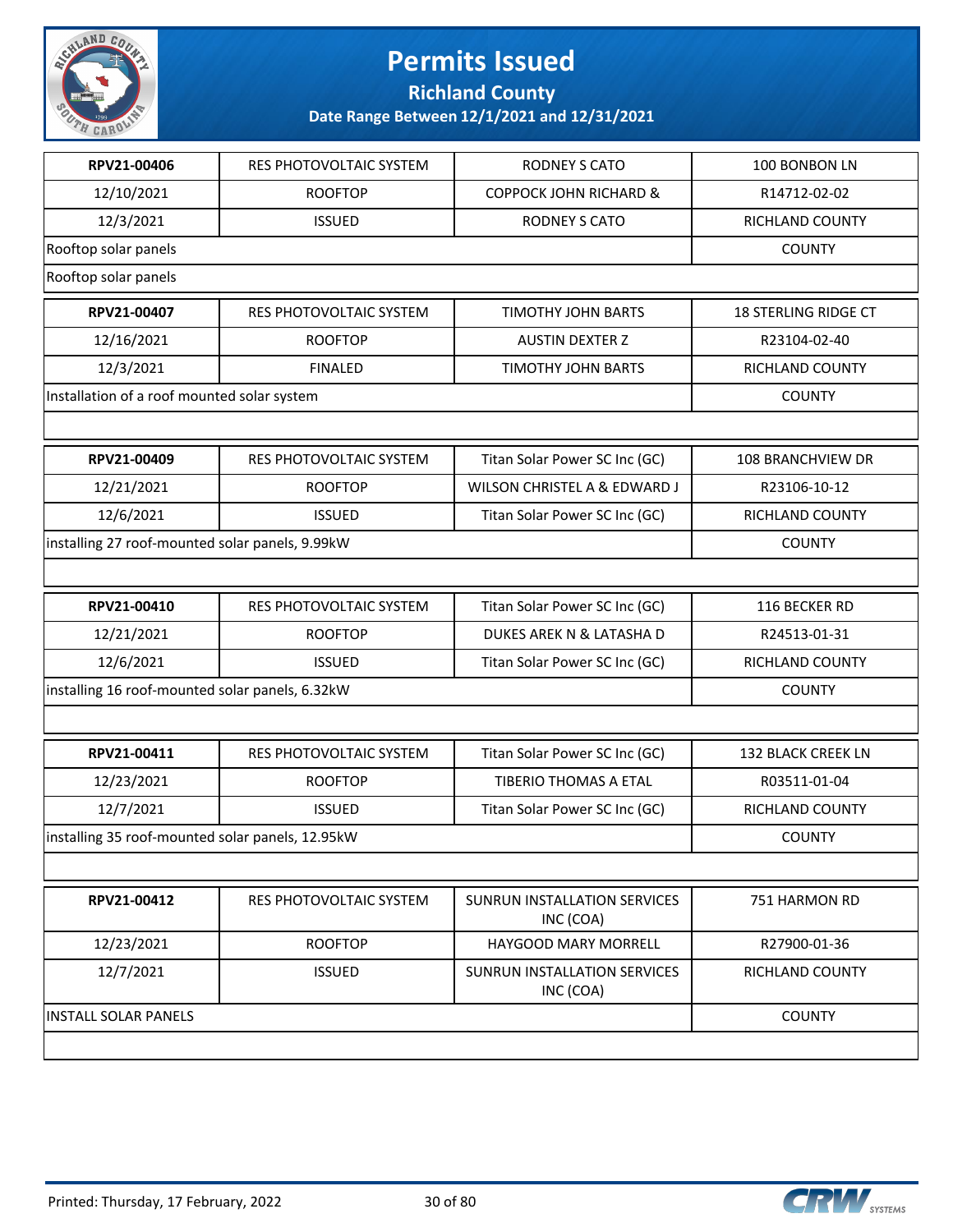# Permits Issued

## Richland County

### Date Range Between 12/1/2021 and 12/31/2021

| | | | |
|---|---|---|---|
| **RPV21-00406** | RES PHOTOVOLTAIC SYSTEM | RODNEY S CATO | 100 BONBON LN |
| 12/10/2021 | ROOFTOP | COPPOCK JOHN RICHARD & | R14712-02-02 |
| 12/3/2021 | ISSUED | RODNEY S CATO | RICHLAND COUNTY |
| Rooftop solar panels | | | COUNTY |
| Rooftop solar panels | | | |

| | | | |
|---|---|---|---|
| **RPV21-00407** | RES PHOTOVOLTAIC SYSTEM | TIMOTHY JOHN BARTS | 18 STERLING RIDGE CT |
| 12/16/2021 | ROOFTOP | AUSTIN DEXTER Z | R23104-02-40 |
| 12/3/2021 | FINALED | TIMOTHY JOHN BARTS | RICHLAND COUNTY |
| Installation of a roof mounted solar system | | | COUNTY |

| | | | |
|---|---|---|---|
| **RPV21-00409** | RES PHOTOVOLTAIC SYSTEM | Titan Solar Power SC Inc (GC) | 108 BRANCHVIEW DR |
| 12/21/2021 | ROOFTOP | WILSON CHRISTEL A & EDWARD J | R23106-10-12 |
| 12/6/2021 | ISSUED | Titan Solar Power SC Inc (GC) | RICHLAND COUNTY |
| installing 27 roof-mounted solar panels, 9.99kW | | | COUNTY |

| | | | |
|---|---|---|---|
| **RPV21-00410** | RES PHOTOVOLTAIC SYSTEM | Titan Solar Power SC Inc (GC) | 116 BECKER RD |
| 12/21/2021 | ROOFTOP | DUKES AREK N & LATASHA D | R24513-01-31 |
| 12/6/2021 | ISSUED | Titan Solar Power SC Inc (GC) | RICHLAND COUNTY |
| installing 16 roof-mounted solar panels, 6.32kW | | | COUNTY |

| | | | |
|---|---|---|---|
| **RPV21-00411** | RES PHOTOVOLTAIC SYSTEM | Titan Solar Power SC Inc (GC) | 132 BLACK CREEK LN |
| 12/23/2021 | ROOFTOP | TIBERIO THOMAS A ETAL | R03511-01-04 |
| 12/7/2021 | ISSUED | Titan Solar Power SC Inc (GC) | RICHLAND COUNTY |
| installing 35 roof-mounted solar panels, 12.95kW | | | COUNTY |

| | | | |
|---|---|---|---|
| **RPV21-00412** | RES PHOTOVOLTAIC SYSTEM | SUNRUN INSTALLATION SERVICES INC (COA) | 751 HARMON RD |
| 12/23/2021 | ROOFTOP | HAYGOOD MARY MORRELL | R27900-01-36 |
| 12/7/2021 | ISSUED | SUNRUN INSTALLATION SERVICES INC (COA) | RICHLAND COUNTY |
| INSTALL SOLAR PANELS | | | COUNTY |

Printed: Thursday, 17 February, 2022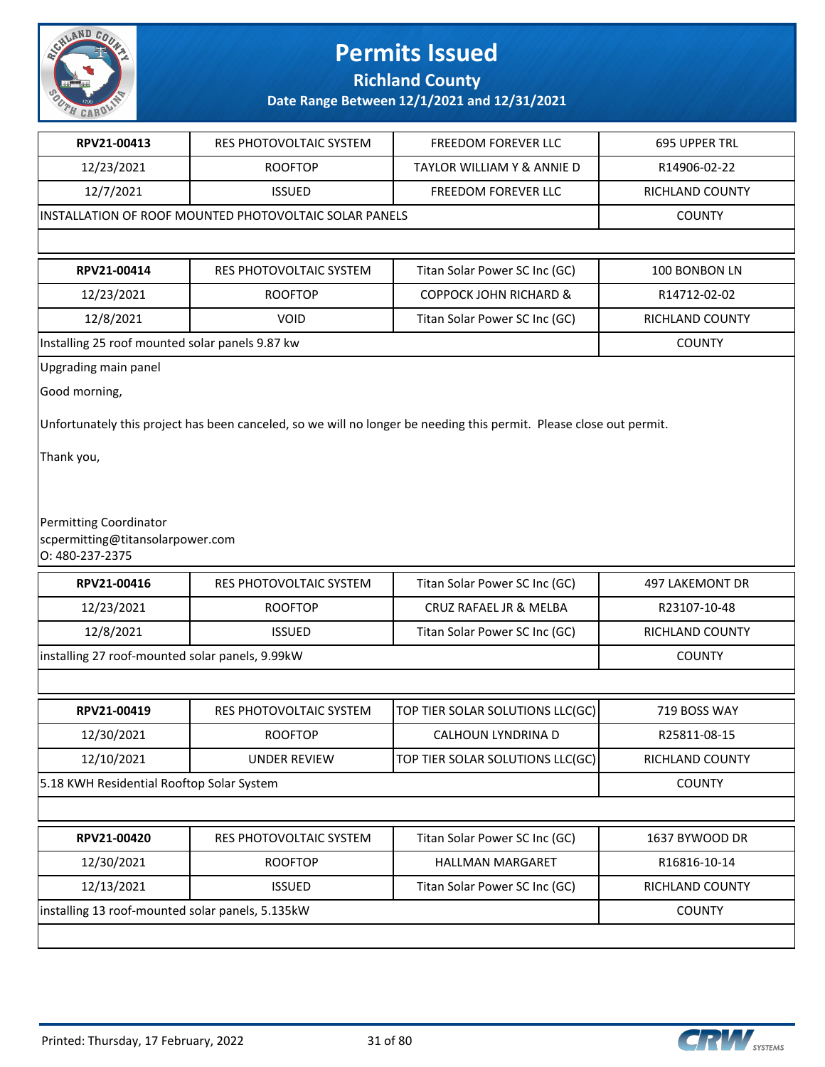# Permits Issued

## Richland County

### Date Range Between 12/1/2021 and 12/31/2021

| RPV21-00413 | RES PHOTOVOLTAIC SYSTEM | FREEDOM FOREVER LLC | 695 UPPER TRL |
|---|---|---|---|
| 12/23/2021 | ROOFTOP | TAYLOR WILLIAM Y & ANNIE D | R14906-02-22 |
| 12/7/2021 | ISSUED | FREEDOM FOREVER LLC | RICHLAND COUNTY |
| INSTALLATION OF ROOF MOUNTED PHOTOVOLTAIC SOLAR PANELS | | | COUNTY |

| RPV21-00414 | RES PHOTOVOLTAIC SYSTEM | Titan Solar Power SC Inc (GC) | 100 BONBON LN |
|---|---|---|---|
| 12/23/2021 | ROOFTOP | COPPOCK JOHN RICHARD & | R14712-02-02 |
| 12/8/2021 | VOID | Titan Solar Power SC Inc (GC) | RICHLAND COUNTY |
| Installing 25 roof mounted solar panels 9.87 kw | | | COUNTY |

Upgrading main panel

Good morning,

Unfortunately this project has been canceled, so we will no longer be needing this permit. Please close out permit.

Thank you,

Permitting Coordinator
scpermitting@titansolarpower.com
O: 480-237-2375

| RPV21-00416 | RES PHOTOVOLTAIC SYSTEM | Titan Solar Power SC Inc (GC) | 497 LAKEMONT DR |
|---|---|---|---|
| 12/23/2021 | ROOFTOP | CRUZ RAFAEL JR & MELBA | R23107-10-48 |
| 12/8/2021 | ISSUED | Titan Solar Power SC Inc (GC) | RICHLAND COUNTY |
| installing 27 roof-mounted solar panels, 9.99kW | | | COUNTY |

| RPV21-00419 | RES PHOTOVOLTAIC SYSTEM | TOP TIER SOLAR SOLUTIONS LLC(GC) | 719 BOSS WAY |
|---|---|---|---|
| 12/30/2021 | ROOFTOP | CALHOUN LYNDRINA D | R25811-08-15 |
| 12/10/2021 | UNDER REVIEW | TOP TIER SOLAR SOLUTIONS LLC(GC) | RICHLAND COUNTY |
| 5.18 KWH Residential Rooftop Solar System | | | COUNTY |

| RPV21-00420 | RES PHOTOVOLTAIC SYSTEM | Titan Solar Power SC Inc (GC) | 1637 BYWOOD DR |
|---|---|---|---|
| 12/30/2021 | ROOFTOP | HALLMAN MARGARET | R16816-10-14 |
| 12/13/2021 | ISSUED | Titan Solar Power SC Inc (GC) | RICHLAND COUNTY |
| installing 13 roof-mounted solar panels, 5.135kW | | | COUNTY |

Printed: Thursday, 17 February, 2022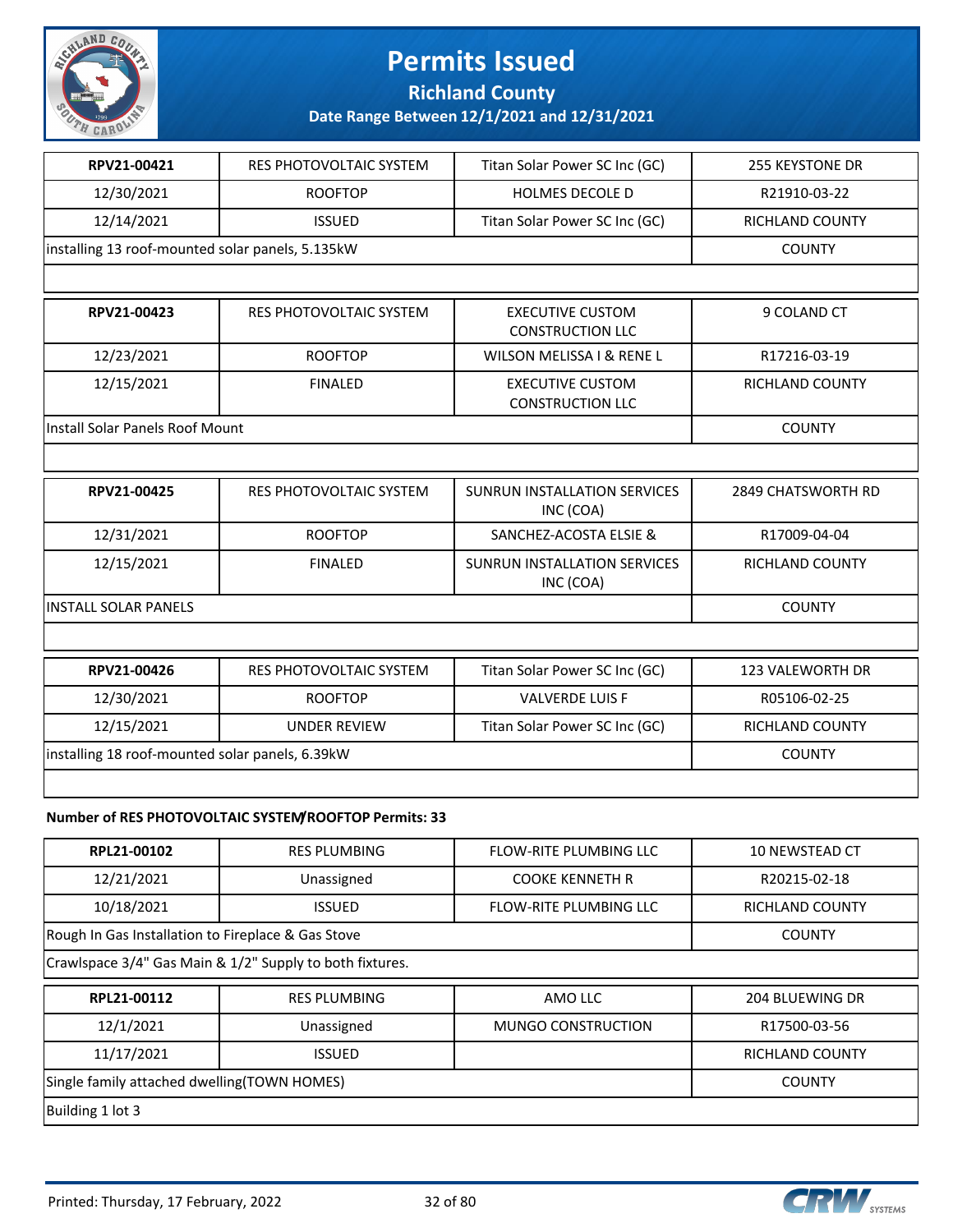# Permits Issued

## Richland County

### Date Range Between 12/1/2021 and 12/31/2021

| RPV21-00421 | RES PHOTOVOLTAIC SYSTEM | Titan Solar Power SC Inc (GC) | 255 KEYSTONE DR |
|---|---|---|---|
| 12/30/2021 | ROOFTOP | HOLMES DECOLE D | R21910-03-22 |
| 12/14/2021 | ISSUED | Titan Solar Power SC Inc (GC) | RICHLAND COUNTY |
| installing 13 roof-mounted solar panels, 5.135kW | | | COUNTY |

| RPV21-00423 | RES PHOTOVOLTAIC SYSTEM | EXECUTIVE CUSTOM CONSTRUCTION LLC | 9 COLAND CT |
|---|---|---|---|
| 12/23/2021 | ROOFTOP | WILSON MELISSA I & RENE L | R17216-03-19 |
| 12/15/2021 | FINALED | EXECUTIVE CUSTOM CONSTRUCTION LLC | RICHLAND COUNTY |
| Install Solar Panels Roof Mount | | | COUNTY |

| RPV21-00425 | RES PHOTOVOLTAIC SYSTEM | SUNRUN INSTALLATION SERVICES INC (COA) | 2849 CHATSWORTH RD |
|---|---|---|---|
| 12/31/2021 | ROOFTOP | SANCHEZ-ACOSTA ELSIE & | R17009-04-04 |
| 12/15/2021 | FINALED | SUNRUN INSTALLATION SERVICES INC (COA) | RICHLAND COUNTY |
| INSTALL SOLAR PANELS | | | COUNTY |

| RPV21-00426 | RES PHOTOVOLTAIC SYSTEM | Titan Solar Power SC Inc (GC) | 123 VALEWORTH DR |
|---|---|---|---|
| 12/30/2021 | ROOFTOP | VALVERDE LUIS F | R05106-02-25 |
| 12/15/2021 | UNDER REVIEW | Titan Solar Power SC Inc (GC) | RICHLAND COUNTY |
| installing 18 roof-mounted solar panels, 6.39kW | | | COUNTY |

**Number of RES PHOTOVOLTAIC SYSTEM/ROOFTOP Permits: 33**

| RPL21-00102 | RES PLUMBING | FLOW-RITE PLUMBING LLC | 10 NEWSTEAD CT |
|---|---|---|---|
| 12/21/2021 | Unassigned | COOKE KENNETH R | R20215-02-18 |
| 10/18/2021 | ISSUED | FLOW-RITE PLUMBING LLC | RICHLAND COUNTY |
| Rough In Gas Installation to Fireplace & Gas Stove | | | COUNTY |
| Crawlspace 3/4" Gas Main & 1/2" Supply to both fixtures. | | | |

| RPL21-00112 | RES PLUMBING | AMO LLC | 204 BLUEWING DR |
|---|---|---|---|
| 12/1/2021 | Unassigned | MUNGO CONSTRUCTION | R17500-03-56 |
| 11/17/2021 | ISSUED | | RICHLAND COUNTY |
| Single family attached dwelling(TOWN HOMES) | | | COUNTY |
| Building 1 lot 3 | | | |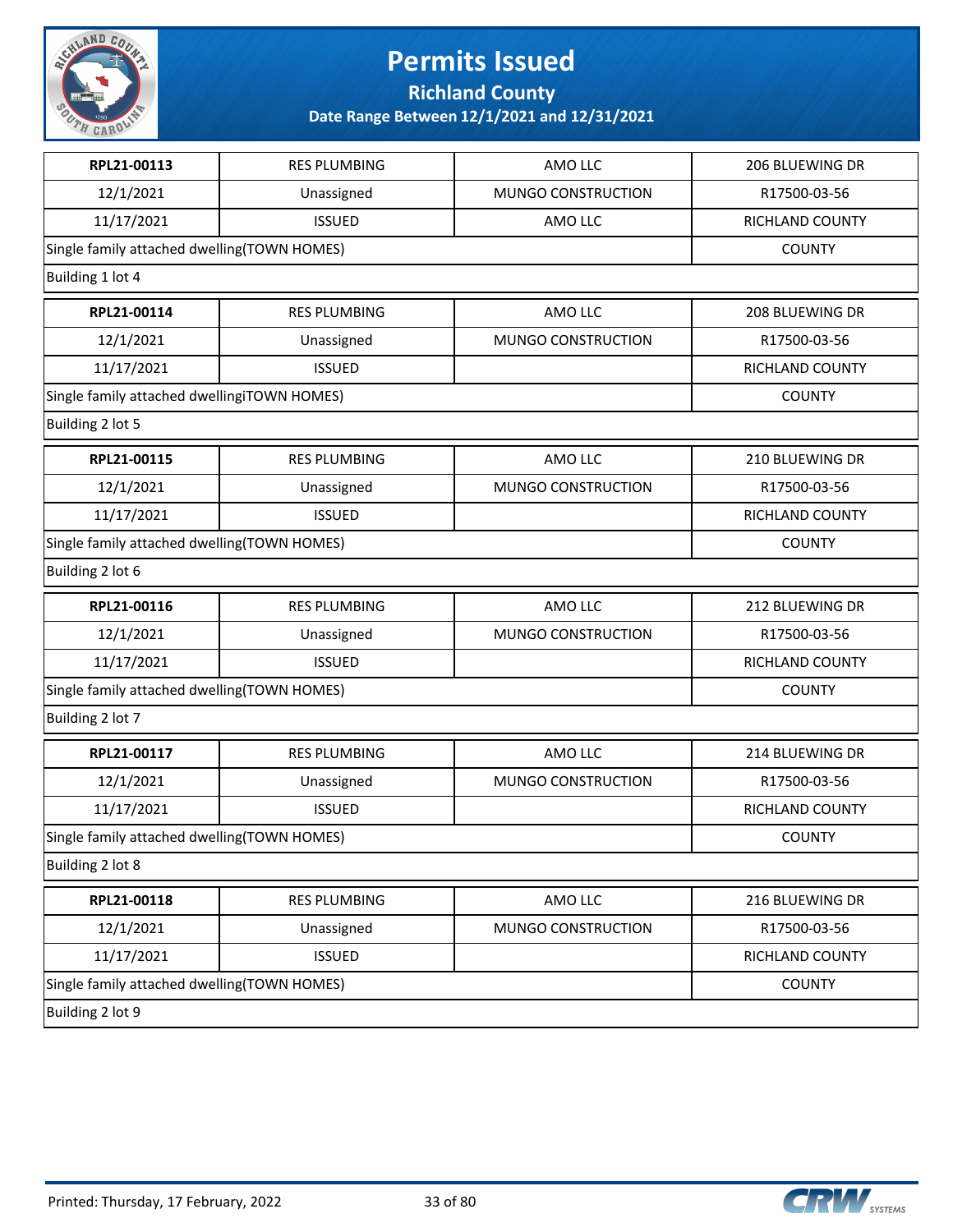# Permits Issued

## Richland County

### Date Range Between 12/1/2021 and 12/31/2021

| RPL21-00113 | RES PLUMBING | AMO LLC | 206 BLUEWING DR |
|---|---|---|---|
| 12/1/2021 | Unassigned | MUNGO CONSTRUCTION | R17500-03-56 |
| 11/17/2021 | ISSUED | AMO LLC | RICHLAND COUNTY |
| Single family attached dwelling(TOWN HOMES) | | | COUNTY |
| Building 1 lot 4 | | | |

| RPL21-00114 | RES PLUMBING | AMO LLC | 208 BLUEWING DR |
|---|---|---|---|
| 12/1/2021 | Unassigned | MUNGO CONSTRUCTION | R17500-03-56 |
| 11/17/2021 | ISSUED | | RICHLAND COUNTY |
| Single family attached dwellingiTOWN HOMES) | | | COUNTY |
| Building 2 lot 5 | | | |

| RPL21-00115 | RES PLUMBING | AMO LLC | 210 BLUEWING DR |
|---|---|---|---|
| 12/1/2021 | Unassigned | MUNGO CONSTRUCTION | R17500-03-56 |
| 11/17/2021 | ISSUED | | RICHLAND COUNTY |
| Single family attached dwelling(TOWN HOMES) | | | COUNTY |
| Building 2 lot 6 | | | |

| RPL21-00116 | RES PLUMBING | AMO LLC | 212 BLUEWING DR |
|---|---|---|---|
| 12/1/2021 | Unassigned | MUNGO CONSTRUCTION | R17500-03-56 |
| 11/17/2021 | ISSUED | | RICHLAND COUNTY |
| Single family attached dwelling(TOWN HOMES) | | | COUNTY |
| Building 2 lot 7 | | | |

| RPL21-00117 | RES PLUMBING | AMO LLC | 214 BLUEWING DR |
|---|---|---|---|
| 12/1/2021 | Unassigned | MUNGO CONSTRUCTION | R17500-03-56 |
| 11/17/2021 | ISSUED | | RICHLAND COUNTY |
| Single family attached dwelling(TOWN HOMES) | | | COUNTY |
| Building 2 lot 8 | | | |

| RPL21-00118 | RES PLUMBING | AMO LLC | 216 BLUEWING DR |
|---|---|---|---|
| 12/1/2021 | Unassigned | MUNGO CONSTRUCTION | R17500-03-56 |
| 11/17/2021 | ISSUED | | RICHLAND COUNTY |
| Single family attached dwelling(TOWN HOMES) | | | COUNTY |
| Building 2 lot 9 | | | |

Printed: Thursday, 17 February, 2022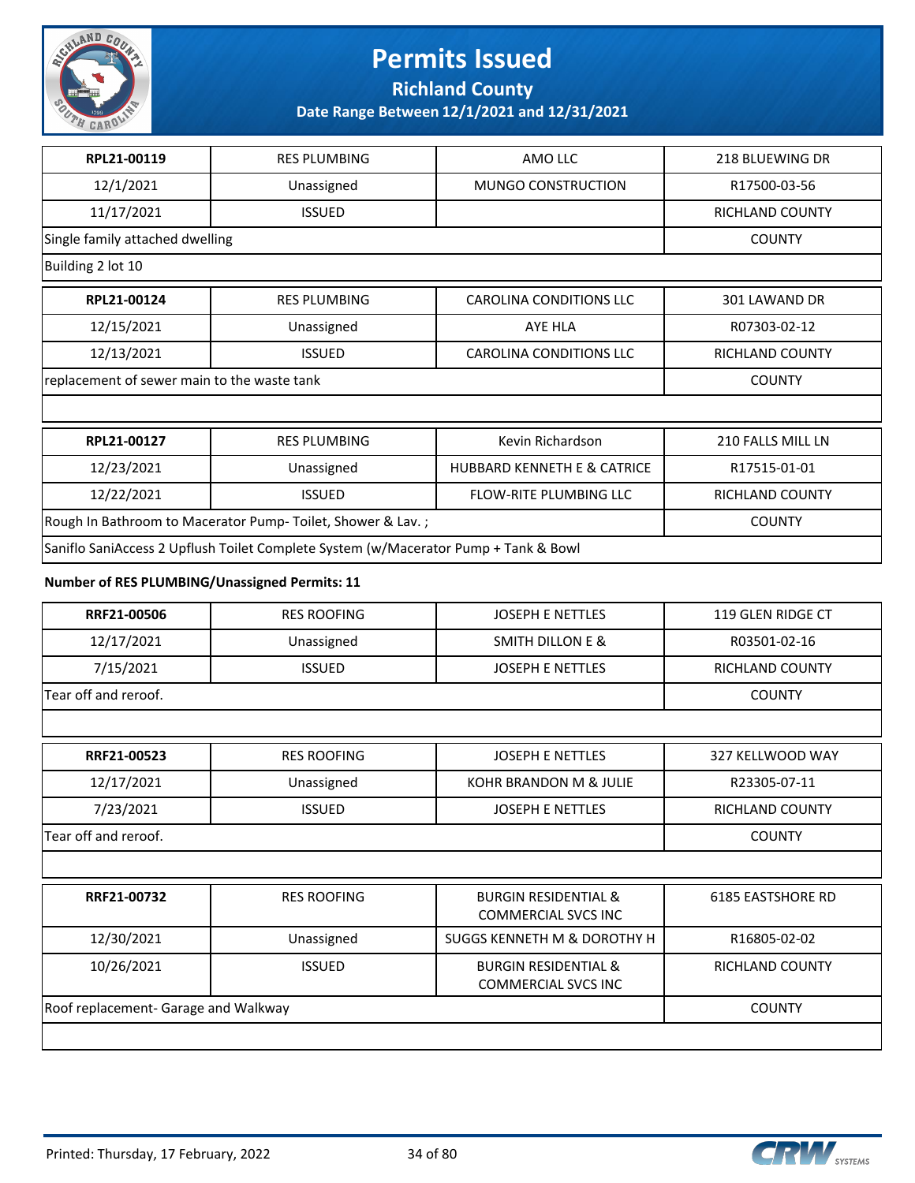# Permits Issued

## Richland County

### Date Range Between 12/1/2021 and 12/31/2021

| RPL21-00119 | RES PLUMBING | AMO LLC | 218 BLUEWING DR |
|---|---|---|---|
| 12/1/2021 | Unassigned | MUNGO CONSTRUCTION | R17500-03-56 |
| 11/17/2021 | ISSUED | | RICHLAND COUNTY |
| Single family attached dwelling | | | COUNTY |
| Building 2 lot 10 | | | |

| RPL21-00124 | RES PLUMBING | CAROLINA CONDITIONS LLC | 301 LAWAND DR |
|---|---|---|---|
| 12/15/2021 | Unassigned | AYE HLA | R07303-02-12 |
| 12/13/2021 | ISSUED | CAROLINA CONDITIONS LLC | RICHLAND COUNTY |
| replacement of sewer main to the waste tank | | | COUNTY |
| | | | |

| RPL21-00127 | RES PLUMBING | Kevin Richardson | 210 FALLS MILL LN |
|---|---|---|---|
| 12/23/2021 | Unassigned | HUBBARD KENNETH E & CATRICE | R17515-01-01 |
| 12/22/2021 | ISSUED | FLOW-RITE PLUMBING LLC | RICHLAND COUNTY |
| Rough In Bathroom to Macerator Pump- Toilet, Shower & Lav. ; | | | COUNTY |
| Saniflo SaniAccess 2 Upflush Toilet Complete System (w/Macerator Pump + Tank & Bowl | | | |

**Number of RES PLUMBING/Unassigned Permits: 11**

| RRF21-00506 | RES ROOFING | JOSEPH E NETTLES | 119 GLEN RIDGE CT |
|---|---|---|---|
| 12/17/2021 | Unassigned | SMITH DILLON E & | R03501-02-16 |
| 7/15/2021 | ISSUED | JOSEPH E NETTLES | RICHLAND COUNTY |
| Tear off and reroof. | | | COUNTY |
| | | | |

| RRF21-00523 | RES ROOFING | JOSEPH E NETTLES | 327 KELLWOOD WAY |
|---|---|---|---|
| 12/17/2021 | Unassigned | KOHR BRANDON M & JULIE | R23305-07-11 |
| 7/23/2021 | ISSUED | JOSEPH E NETTLES | RICHLAND COUNTY |
| Tear off and reroof. | | | COUNTY |
| | | | |

| RRF21-00732 | RES ROOFING | BURGIN RESIDENTIAL & COMMERCIAL SVCS INC | 6185 EASTSHORE RD |
|---|---|---|---|
| 12/30/2021 | Unassigned | SUGGS KENNETH M & DOROTHY H | R16805-02-02 |
| 10/26/2021 | ISSUED | BURGIN RESIDENTIAL & COMMERCIAL SVCS INC | RICHLAND COUNTY |
| Roof replacement- Garage and Walkway | | | COUNTY |
| | | | |

Printed: Thursday, 17 February, 2022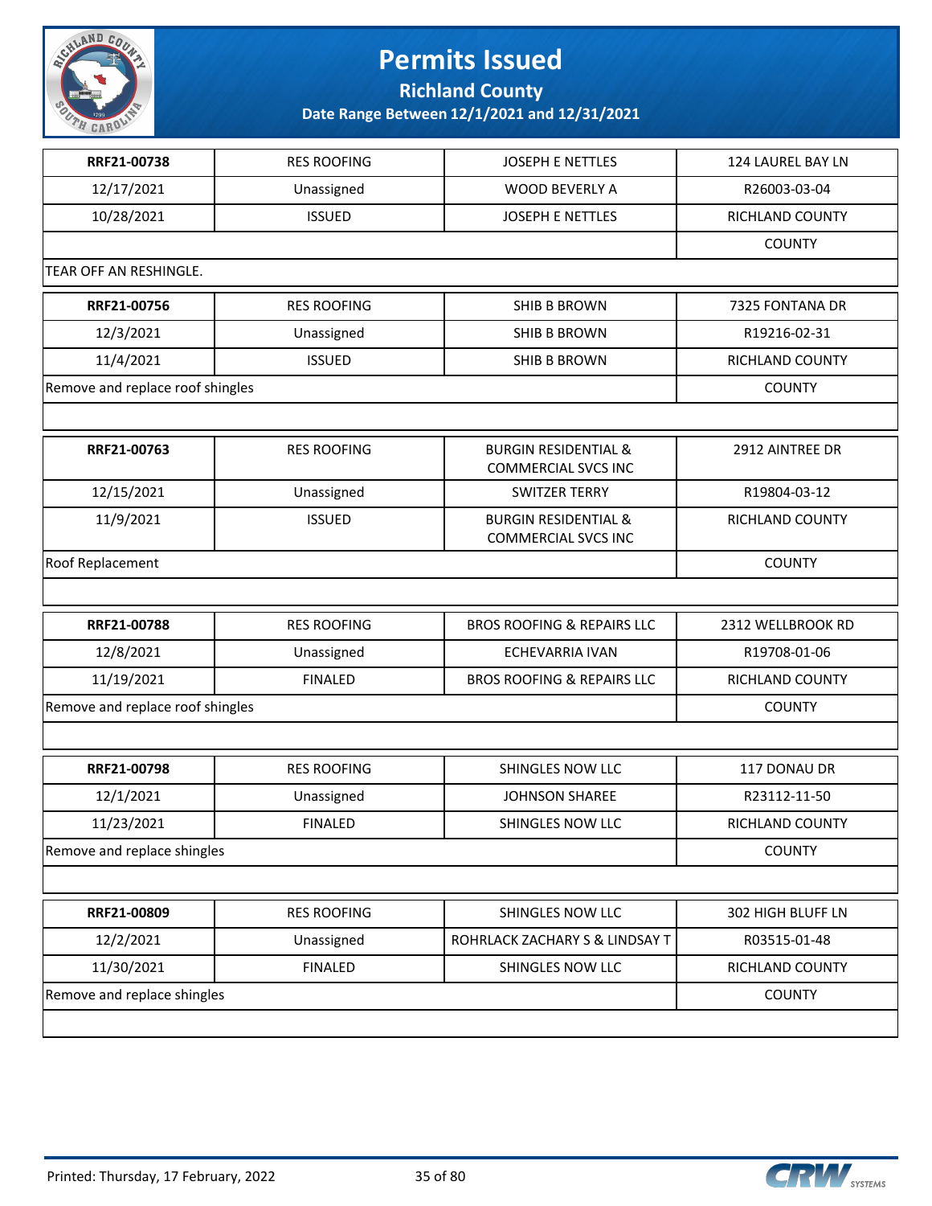# Permits Issued

## Richland County

### Date Range Between 12/1/2021 and 12/31/2021

| | | | |
|---|---|---|---|
| **RRF21-00738** | RES ROOFING | JOSEPH E NETTLES | 124 LAUREL BAY LN |
| 12/17/2021 | Unassigned | WOOD BEVERLY A | R26003-03-04 |
| 10/28/2021 | ISSUED | JOSEPH E NETTLES | RICHLAND COUNTY |
| | | | COUNTY |
| TEAR OFF AN RESHINGLE. | | | |

| | | | |
|---|---|---|---|
| **RRF21-00756** | RES ROOFING | SHIB B BROWN | 7325 FONTANA DR |
| 12/3/2021 | Unassigned | SHIB B BROWN | R19216-02-31 |
| 11/4/2021 | ISSUED | SHIB B BROWN | RICHLAND COUNTY |
| Remove and replace roof shingles | | | COUNTY |

| | | | |
|---|---|---|---|
| **RRF21-00763** | RES ROOFING | BURGIN RESIDENTIAL & COMMERCIAL SVCS INC | 2912 AINTREE DR |
| 12/15/2021 | Unassigned | SWITZER TERRY | R19804-03-12 |
| 11/9/2021 | ISSUED | BURGIN RESIDENTIAL & COMMERCIAL SVCS INC | RICHLAND COUNTY |
| Roof Replacement | | | COUNTY |

| | | | |
|---|---|---|---|
| **RRF21-00788** | RES ROOFING | BROS ROOFING & REPAIRS LLC | 2312 WELLBROOK RD |
| 12/8/2021 | Unassigned | ECHEVARRIA IVAN | R19708-01-06 |
| 11/19/2021 | FINALED | BROS ROOFING & REPAIRS LLC | RICHLAND COUNTY |
| Remove and replace roof shingles | | | COUNTY |

| | | | |
|---|---|---|---|
| **RRF21-00798** | RES ROOFING | SHINGLES NOW LLC | 117 DONAU DR |
| 12/1/2021 | Unassigned | JOHNSON SHAREE | R23112-11-50 |
| 11/23/2021 | FINALED | SHINGLES NOW LLC | RICHLAND COUNTY |
| Remove and replace shingles | | | COUNTY |

| | | | |
|---|---|---|---|
| **RRF21-00809** | RES ROOFING | SHINGLES NOW LLC | 302 HIGH BLUFF LN |
| 12/2/2021 | Unassigned | ROHRLACK ZACHARY S & LINDSAY T | R03515-01-48 |
| 11/30/2021 | FINALED | SHINGLES NOW LLC | RICHLAND COUNTY |
| Remove and replace shingles | | | COUNTY |

Printed: Thursday, 17 February, 2022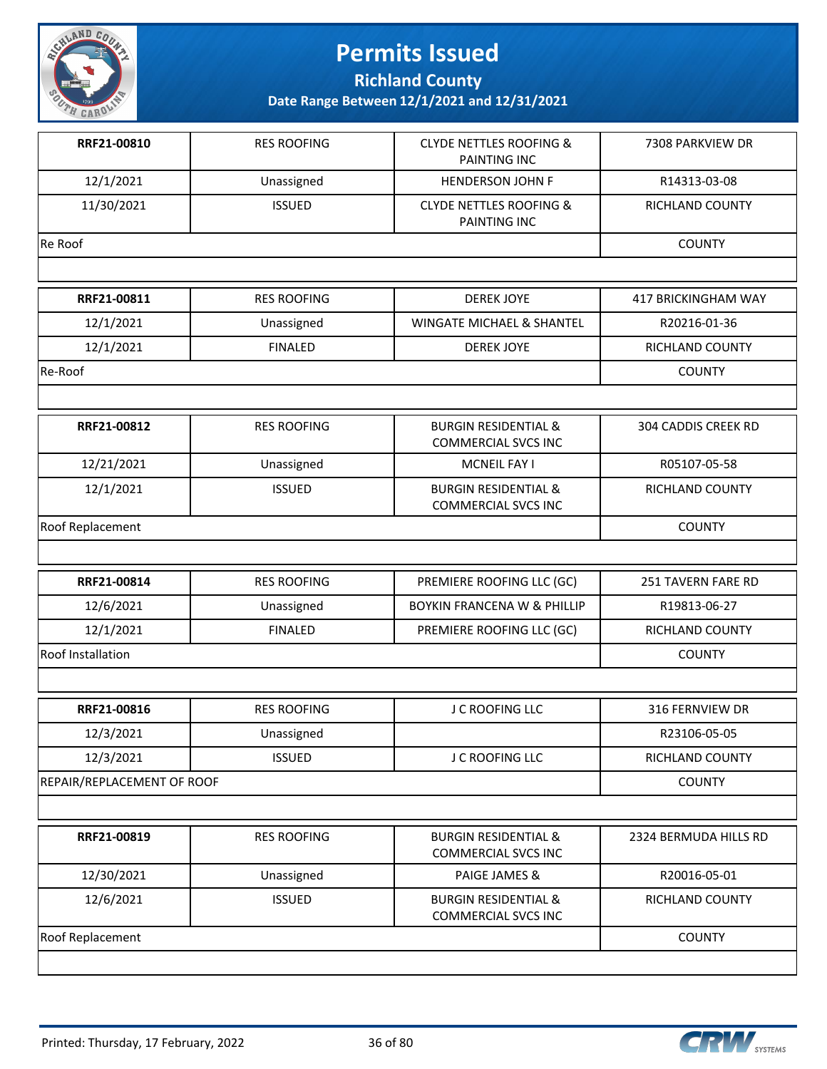# Permits Issued

## Richland County

### Date Range Between 12/1/2021 and 12/31/2021

| | | | |
|---|---|---|---|
| **RRF21-00810** | RES ROOFING | CLYDE NETTLES ROOFING & PAINTING INC | 7308 PARKVIEW DR |
| 12/1/2021 | Unassigned | HENDERSON JOHN F | R14313-03-08 |
| 11/30/2021 | ISSUED | CLYDE NETTLES ROOFING & PAINTING INC | RICHLAND COUNTY |
| Re Roof | | | COUNTY |

| | | | |
|---|---|---|---|
| **RRF21-00811** | RES ROOFING | DEREK JOYE | 417 BRICKINGHAM WAY |
| 12/1/2021 | Unassigned | WINGATE MICHAEL & SHANTEL | R20216-01-36 |
| 12/1/2021 | FINALED | DEREK JOYE | RICHLAND COUNTY |
| Re-Roof | | | COUNTY |

| | | | |
|---|---|---|---|
| **RRF21-00812** | RES ROOFING | BURGIN RESIDENTIAL & COMMERCIAL SVCS INC | 304 CADDIS CREEK RD |
| 12/21/2021 | Unassigned | MCNEIL FAY I | R05107-05-58 |
| 12/1/2021 | ISSUED | BURGIN RESIDENTIAL & COMMERCIAL SVCS INC | RICHLAND COUNTY |
| Roof Replacement | | | COUNTY |

| | | | |
|---|---|---|---|
| **RRF21-00814** | RES ROOFING | PREMIERE ROOFING LLC (GC) | 251 TAVERN FARE RD |
| 12/6/2021 | Unassigned | BOYKIN FRANCENA W & PHILLIP | R19813-06-27 |
| 12/1/2021 | FINALED | PREMIERE ROOFING LLC (GC) | RICHLAND COUNTY |
| Roof Installation | | | COUNTY |

| | | | |
|---|---|---|---|
| **RRF21-00816** | RES ROOFING | J C ROOFING LLC | 316 FERNVIEW DR |
| 12/3/2021 | Unassigned | | R23106-05-05 |
| 12/3/2021 | ISSUED | J C ROOFING LLC | RICHLAND COUNTY |
| REPAIR/REPLACEMENT OF ROOF | | | COUNTY |

| | | | |
|---|---|---|---|
| **RRF21-00819** | RES ROOFING | BURGIN RESIDENTIAL & COMMERCIAL SVCS INC | 2324 BERMUDA HILLS RD |
| 12/30/2021 | Unassigned | PAIGE JAMES & | R20016-05-01 |
| 12/6/2021 | ISSUED | BURGIN RESIDENTIAL & COMMERCIAL SVCS INC | RICHLAND COUNTY |
| Roof Replacement | | | COUNTY |

Printed: Thursday, 17 February, 2022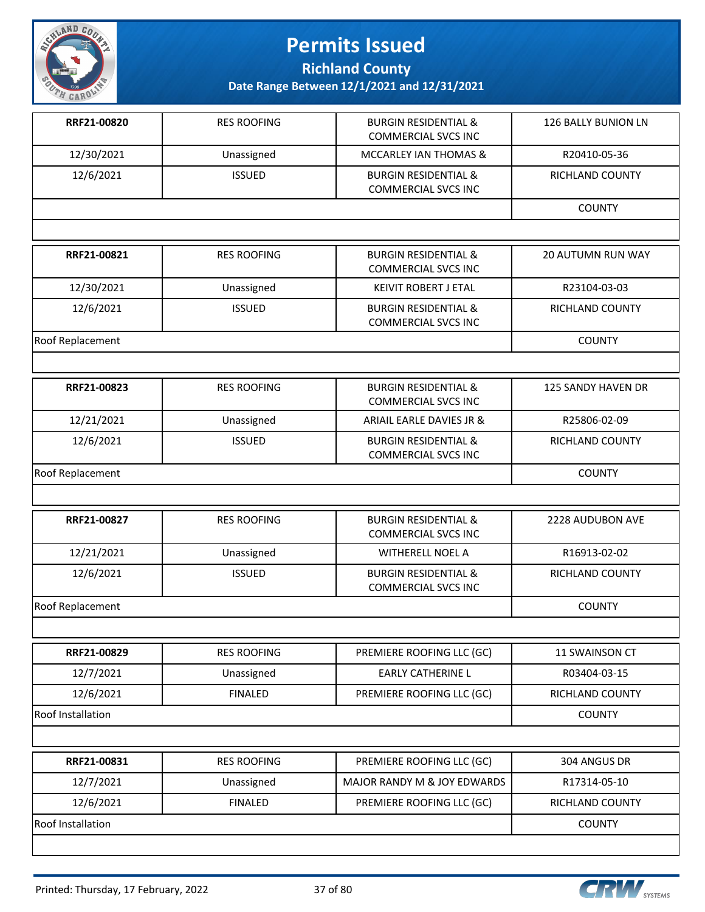# Permits Issued

**Richland County**

**Date Range Between 12/1/2021 and 12/31/2021**

| **RRF21-00820** | RES ROOFING | BURGIN RESIDENTIAL & COMMERCIAL SVCS INC | 126 BALLY BUNION LN |
|---|---|---|---|
| 12/30/2021 | Unassigned | MCCARLEY IAN THOMAS & | R20410-05-36 |
| 12/6/2021 | ISSUED | BURGIN RESIDENTIAL & COMMERCIAL SVCS INC | RICHLAND COUNTY |
| | | | COUNTY |

| **RRF21-00821** | RES ROOFING | BURGIN RESIDENTIAL & COMMERCIAL SVCS INC | 20 AUTUMN RUN WAY |
|---|---|---|---|
| 12/30/2021 | Unassigned | KEIVIT ROBERT J ETAL | R23104-03-03 |
| 12/6/2021 | ISSUED | BURGIN RESIDENTIAL & COMMERCIAL SVCS INC | RICHLAND COUNTY |
| Roof Replacement | | | COUNTY |

| **RRF21-00823** | RES ROOFING | BURGIN RESIDENTIAL & COMMERCIAL SVCS INC | 125 SANDY HAVEN DR |
|---|---|---|---|
| 12/21/2021 | Unassigned | ARIAIL EARLE DAVIES JR & | R25806-02-09 |
| 12/6/2021 | ISSUED | BURGIN RESIDENTIAL & COMMERCIAL SVCS INC | RICHLAND COUNTY |
| Roof Replacement | | | COUNTY |

| **RRF21-00827** | RES ROOFING | BURGIN RESIDENTIAL & COMMERCIAL SVCS INC | 2228 AUDUBON AVE |
|---|---|---|---|
| 12/21/2021 | Unassigned | WITHERELL NOEL A | R16913-02-02 |
| 12/6/2021 | ISSUED | BURGIN RESIDENTIAL & COMMERCIAL SVCS INC | RICHLAND COUNTY |
| Roof Replacement | | | COUNTY |

| **RRF21-00829** | RES ROOFING | PREMIERE ROOFING LLC (GC) | 11 SWAINSON CT |
|---|---|---|---|
| 12/7/2021 | Unassigned | EARLY CATHERINE L | R03404-03-15 |
| 12/6/2021 | FINALED | PREMIERE ROOFING LLC (GC) | RICHLAND COUNTY |
| Roof Installation | | | COUNTY |

| **RRF21-00831** | RES ROOFING | PREMIERE ROOFING LLC (GC) | 304 ANGUS DR |
|---|---|---|---|
| 12/7/2021 | Unassigned | MAJOR RANDY M & JOY EDWARDS | R17314-05-10 |
| 12/6/2021 | FINALED | PREMIERE ROOFING LLC (GC) | RICHLAND COUNTY |
| Roof Installation | | | COUNTY |

Printed: Thursday, 17 February, 2022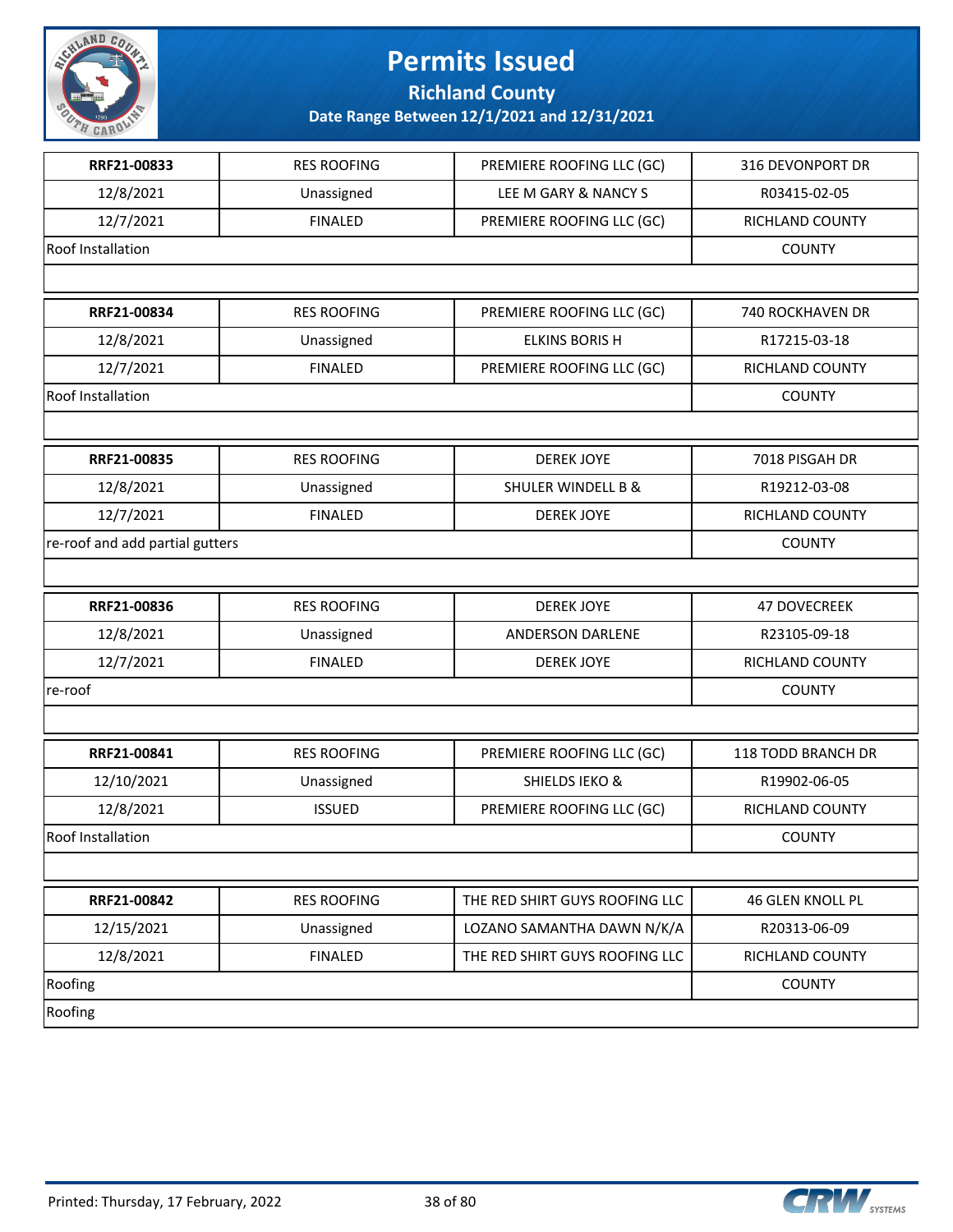# Permits Issued

## Richland County

### Date Range Between 12/1/2021 and 12/31/2021

| RRF21-00833 | RES ROOFING | PREMIERE ROOFING LLC (GC) | 316 DEVONPORT DR |
|---|---|---|---|
| 12/8/2021 | Unassigned | LEE M GARY & NANCY S | R03415-02-05 |
| 12/7/2021 | FINALED | PREMIERE ROOFING LLC (GC) | RICHLAND COUNTY |
| Roof Installation | | | COUNTY |

| RRF21-00834 | RES ROOFING | PREMIERE ROOFING LLC (GC) | 740 ROCKHAVEN DR |
|---|---|---|---|
| 12/8/2021 | Unassigned | ELKINS BORIS H | R17215-03-18 |
| 12/7/2021 | FINALED | PREMIERE ROOFING LLC (GC) | RICHLAND COUNTY |
| Roof Installation | | | COUNTY |

| RRF21-00835 | RES ROOFING | DEREK JOYE | 7018 PISGAH DR |
|---|---|---|---|
| 12/8/2021 | Unassigned | SHULER WINDELL B & | R19212-03-08 |
| 12/7/2021 | FINALED | DEREK JOYE | RICHLAND COUNTY |
| re-roof and add partial gutters | | | COUNTY |

| RRF21-00836 | RES ROOFING | DEREK JOYE | 47 DOVECREEK |
|---|---|---|---|
| 12/8/2021 | Unassigned | ANDERSON DARLENE | R23105-09-18 |
| 12/7/2021 | FINALED | DEREK JOYE | RICHLAND COUNTY |
| re-roof | | | COUNTY |

| RRF21-00841 | RES ROOFING | PREMIERE ROOFING LLC (GC) | 118 TODD BRANCH DR |
|---|---|---|---|
| 12/10/2021 | Unassigned | SHIELDS IEKO & | R19902-06-05 |
| 12/8/2021 | ISSUED | PREMIERE ROOFING LLC (GC) | RICHLAND COUNTY |
| Roof Installation | | | COUNTY |

| RRF21-00842 | RES ROOFING | THE RED SHIRT GUYS ROOFING LLC | 46 GLEN KNOLL PL |
|---|---|---|---|
| 12/15/2021 | Unassigned | LOZANO SAMANTHA DAWN N/K/A | R20313-06-09 |
| 12/8/2021 | FINALED | THE RED SHIRT GUYS ROOFING LLC | RICHLAND COUNTY |
| Roofing | | | COUNTY |
| Roofing | | | |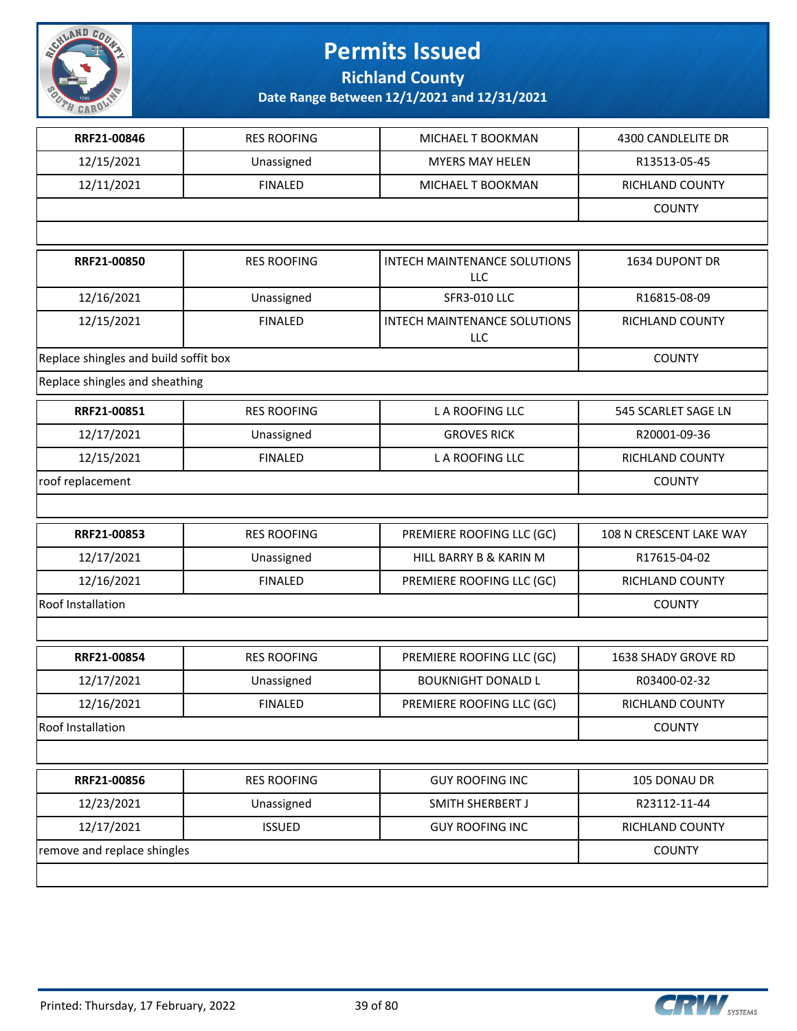# Permits Issued

## Richland County

### Date Range Between 12/1/2021 and 12/31/2021

| | | | |
|---|---|---|---|
| **RRF21-00846** | RES ROOFING | MICHAEL T BOOKMAN | 4300 CANDLELITE DR |
| 12/15/2021 | Unassigned | MYERS MAY HELEN | R13513-05-45 |
| 12/11/2021 | FINALED | MICHAEL T BOOKMAN | RICHLAND COUNTY |
| | | | COUNTY |
| | | | |

| | | | |
|---|---|---|---|
| **RRF21-00850** | RES ROOFING | INTECH MAINTENANCE SOLUTIONS LLC | 1634 DUPONT DR |
| 12/16/2021 | Unassigned | SFR3-010 LLC | R16815-08-09 |
| 12/15/2021 | FINALED | INTECH MAINTENANCE SOLUTIONS LLC | RICHLAND COUNTY |
| Replace shingles and build soffit box | | | COUNTY |
| Replace shingles and sheathing | | | |

| | | | |
|---|---|---|---|
| **RRF21-00851** | RES ROOFING | L A ROOFING LLC | 545 SCARLET SAGE LN |
| 12/17/2021 | Unassigned | GROVES RICK | R20001-09-36 |
| 12/15/2021 | FINALED | L A ROOFING LLC | RICHLAND COUNTY |
| roof replacement | | | COUNTY |
| | | | |

| | | | |
|---|---|---|---|
| **RRF21-00853** | RES ROOFING | PREMIERE ROOFING LLC (GC) | 108 N CRESCENT LAKE WAY |
| 12/17/2021 | Unassigned | HILL BARRY B & KARIN M | R17615-04-02 |
| 12/16/2021 | FINALED | PREMIERE ROOFING LLC (GC) | RICHLAND COUNTY |
| Roof Installation | | | COUNTY |
| | | | |

| | | | |
|---|---|---|---|
| **RRF21-00854** | RES ROOFING | PREMIERE ROOFING LLC (GC) | 1638 SHADY GROVE RD |
| 12/17/2021 | Unassigned | BOUKNIGHT DONALD L | R03400-02-32 |
| 12/16/2021 | FINALED | PREMIERE ROOFING LLC (GC) | RICHLAND COUNTY |
| Roof Installation | | | COUNTY |
| | | | |

| | | | |
|---|---|---|---|
| **RRF21-00856** | RES ROOFING | GUY ROOFING INC | 105 DONAU DR |
| 12/23/2021 | Unassigned | SMITH SHERBERT J | R23112-11-44 |
| 12/17/2021 | ISSUED | GUY ROOFING INC | RICHLAND COUNTY |
| remove and replace shingles | | | COUNTY |
| | | | |

Printed: Thursday, 17 February, 2022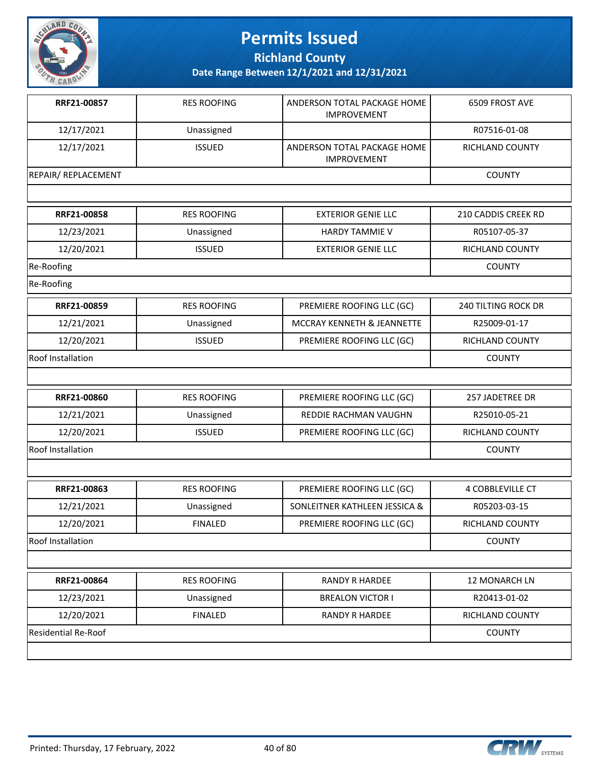# Permits Issued

**Richland County**

**Date Range Between 12/1/2021 and 12/31/2021**

| | | | |
|---|---|---|---|
| **RRF21-00857** | RES ROOFING | ANDERSON TOTAL PACKAGE HOME IMPROVEMENT | 6509 FROST AVE |
| 12/17/2021 | Unassigned | | R07516-01-08 |
| 12/17/2021 | ISSUED | ANDERSON TOTAL PACKAGE HOME IMPROVEMENT | RICHLAND COUNTY |
| REPAIR/ REPLACEMENT | | | COUNTY |
| | | | |

| | | | |
|---|---|---|---|
| **RRF21-00858** | RES ROOFING | EXTERIOR GENIE LLC | 210 CADDIS CREEK RD |
| 12/23/2021 | Unassigned | HARDY TAMMIE V | R05107-05-37 |
| 12/20/2021 | ISSUED | EXTERIOR GENIE LLC | RICHLAND COUNTY |
| Re-Roofing | | | COUNTY |
| Re-Roofing | | | |

| | | | |
|---|---|---|---|
| **RRF21-00859** | RES ROOFING | PREMIERE ROOFING LLC (GC) | 240 TILTING ROCK DR |
| 12/21/2021 | Unassigned | MCCRAY KENNETH & JEANNETTE | R25009-01-17 |
| 12/20/2021 | ISSUED | PREMIERE ROOFING LLC (GC) | RICHLAND COUNTY |
| Roof Installation | | | COUNTY |
| | | | |

| | | | |
|---|---|---|---|
| **RRF21-00860** | RES ROOFING | PREMIERE ROOFING LLC (GC) | 257 JADETREE DR |
| 12/21/2021 | Unassigned | REDDIE RACHMAN VAUGHN | R25010-05-21 |
| 12/20/2021 | ISSUED | PREMIERE ROOFING LLC (GC) | RICHLAND COUNTY |
| Roof Installation | | | COUNTY |
| | | | |

| | | | |
|---|---|---|---|
| **RRF21-00863** | RES ROOFING | PREMIERE ROOFING LLC (GC) | 4 COBBLEVILLE CT |
| 12/21/2021 | Unassigned | SONLEITNER KATHLEEN JESSICA & | R05203-03-15 |
| 12/20/2021 | FINALED | PREMIERE ROOFING LLC (GC) | RICHLAND COUNTY |
| Roof Installation | | | COUNTY |
| | | | |

| | | | |
|---|---|---|---|
| **RRF21-00864** | RES ROOFING | RANDY R HARDEE | 12 MONARCH LN |
| 12/23/2021 | Unassigned | BREALON VICTOR I | R20413-01-02 |
| 12/20/2021 | FINALED | RANDY R HARDEE | RICHLAND COUNTY |
| Residential Re-Roof | | | COUNTY |
| | | | |

Printed: Thursday, 17 February, 2022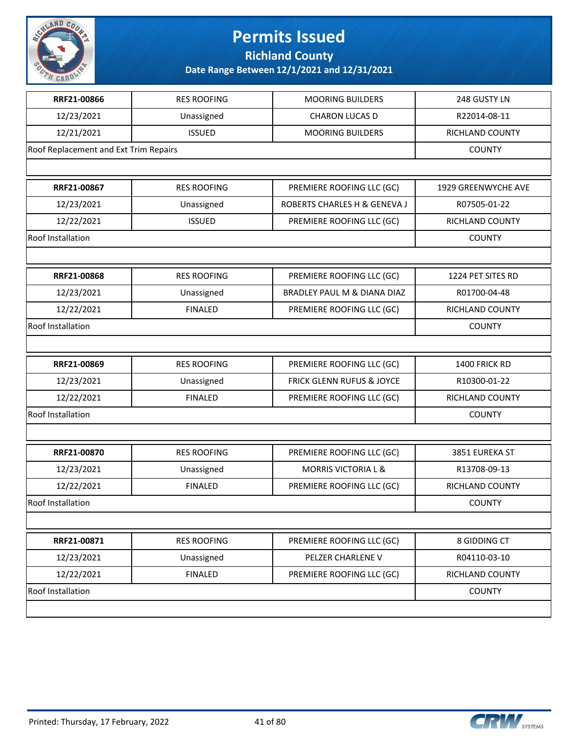# Permits Issued

## Richland County

### Date Range Between 12/1/2021 and 12/31/2021

| | | | |
|---|---|---|---|
| **RRF21-00866** | RES ROOFING | MOORING BUILDERS | 248 GUSTY LN |
| 12/23/2021 | Unassigned | CHARON LUCAS D | R22014-08-11 |
| 12/21/2021 | ISSUED | MOORING BUILDERS | RICHLAND COUNTY |
| Roof Replacement and Ext Trim Repairs | | | COUNTY |

| | | | |
|---|---|---|---|
| **RRF21-00867** | RES ROOFING | PREMIERE ROOFING LLC (GC) | 1929 GREENWYCHE AVE |
| 12/23/2021 | Unassigned | ROBERTS CHARLES H & GENEVA J | R07505-01-22 |
| 12/22/2021 | ISSUED | PREMIERE ROOFING LLC (GC) | RICHLAND COUNTY |
| Roof Installation | | | COUNTY |

| | | | |
|---|---|---|---|
| **RRF21-00868** | RES ROOFING | PREMIERE ROOFING LLC (GC) | 1224 PET SITES RD |
| 12/23/2021 | Unassigned | BRADLEY PAUL M & DIANA DIAZ | R01700-04-48 |
| 12/22/2021 | FINALED | PREMIERE ROOFING LLC (GC) | RICHLAND COUNTY |
| Roof Installation | | | COUNTY |

| | | | |
|---|---|---|---|
| **RRF21-00869** | RES ROOFING | PREMIERE ROOFING LLC (GC) | 1400 FRICK RD |
| 12/23/2021 | Unassigned | FRICK GLENN RUFUS & JOYCE | R10300-01-22 |
| 12/22/2021 | FINALED | PREMIERE ROOFING LLC (GC) | RICHLAND COUNTY |
| Roof Installation | | | COUNTY |

| | | | |
|---|---|---|---|
| **RRF21-00870** | RES ROOFING | PREMIERE ROOFING LLC (GC) | 3851 EUREKA ST |
| 12/23/2021 | Unassigned | MORRIS VICTORIA L & | R13708-09-13 |
| 12/22/2021 | FINALED | PREMIERE ROOFING LLC (GC) | RICHLAND COUNTY |
| Roof Installation | | | COUNTY |

| | | | |
|---|---|---|---|
| **RRF21-00871** | RES ROOFING | PREMIERE ROOFING LLC (GC) | 8 GIDDING CT |
| 12/23/2021 | Unassigned | PELZER CHARLENE V | R04110-03-10 |
| 12/22/2021 | FINALED | PREMIERE ROOFING LLC (GC) | RICHLAND COUNTY |
| Roof Installation | | | COUNTY |

Printed: Thursday, 17 February, 2022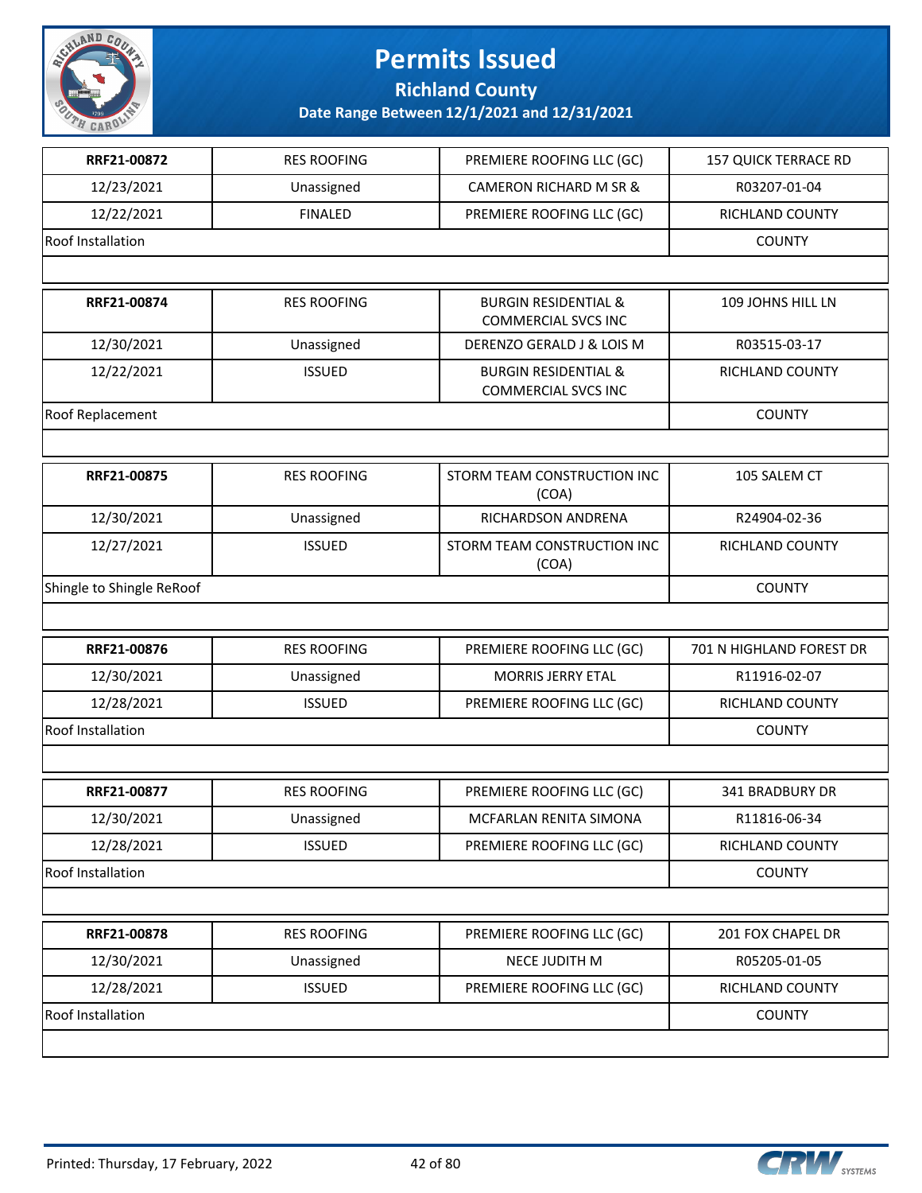# Permits Issued

**Richland County**

**Date Range Between 12/1/2021 and 12/31/2021**

| | | | |
|---|---|---|---|
| **RRF21-00872** | RES ROOFING | PREMIERE ROOFING LLC (GC) | 157 QUICK TERRACE RD |
| 12/23/2021 | Unassigned | CAMERON RICHARD M SR & | R03207-01-04 |
| 12/22/2021 | FINALED | PREMIERE ROOFING LLC (GC) | RICHLAND COUNTY |
| Roof Installation | | | COUNTY |

| | | | |
|---|---|---|---|
| **RRF21-00874** | RES ROOFING | BURGIN RESIDENTIAL & COMMERCIAL SVCS INC | 109 JOHNS HILL LN |
| 12/30/2021 | Unassigned | DERENZO GERALD J & LOIS M | R03515-03-17 |
| 12/22/2021 | ISSUED | BURGIN RESIDENTIAL & COMMERCIAL SVCS INC | RICHLAND COUNTY |
| Roof Replacement | | | COUNTY |

| | | | |
|---|---|---|---|
| **RRF21-00875** | RES ROOFING | STORM TEAM CONSTRUCTION INC (COA) | 105 SALEM CT |
| 12/30/2021 | Unassigned | RICHARDSON ANDRENA | R24904-02-36 |
| 12/27/2021 | ISSUED | STORM TEAM CONSTRUCTION INC (COA) | RICHLAND COUNTY |
| Shingle to Shingle ReRoof | | | COUNTY |

| | | | |
|---|---|---|---|
| **RRF21-00876** | RES ROOFING | PREMIERE ROOFING LLC (GC) | 701 N HIGHLAND FOREST DR |
| 12/30/2021 | Unassigned | MORRIS JERRY ETAL | R11916-02-07 |
| 12/28/2021 | ISSUED | PREMIERE ROOFING LLC (GC) | RICHLAND COUNTY |
| Roof Installation | | | COUNTY |

| | | | |
|---|---|---|---|
| **RRF21-00877** | RES ROOFING | PREMIERE ROOFING LLC (GC) | 341 BRADBURY DR |
| 12/30/2021 | Unassigned | MCFARLAN RENITA SIMONA | R11816-06-34 |
| 12/28/2021 | ISSUED | PREMIERE ROOFING LLC (GC) | RICHLAND COUNTY |
| Roof Installation | | | COUNTY |

| | | | |
|---|---|---|---|
| **RRF21-00878** | RES ROOFING | PREMIERE ROOFING LLC (GC) | 201 FOX CHAPEL DR |
| 12/30/2021 | Unassigned | NECE JUDITH M | R05205-01-05 |
| 12/28/2021 | ISSUED | PREMIERE ROOFING LLC (GC) | RICHLAND COUNTY |
| Roof Installation | | | COUNTY |

Printed: Thursday, 17 February, 2022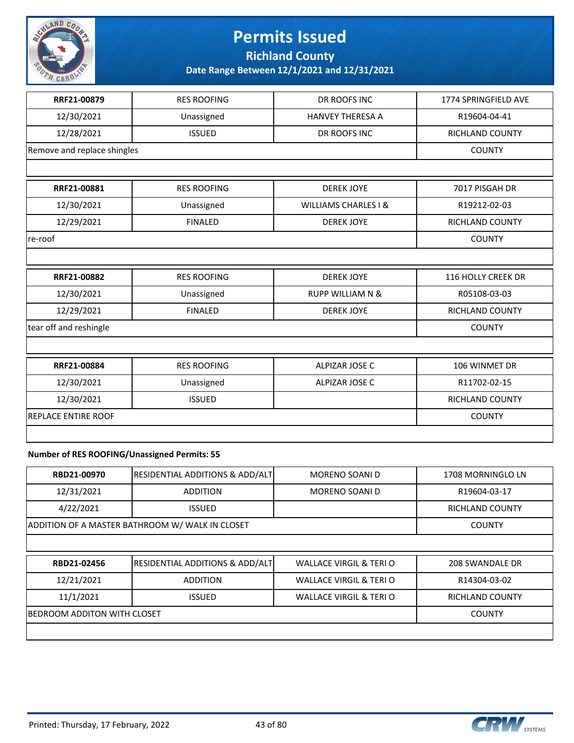| RRF21-00879 | RES ROOFING | DR ROOFS INC | 1774 SPRINGFIELD AVE |
|---|---|---|---|
| 12/30/2021 | Unassigned | HANVEY THERESA A | R19604-04-41 |
| 12/28/2021 | ISSUED | DR ROOFS INC | RICHLAND COUNTY |
| Remove and replace shingles | | | COUNTY |

| RRF21-00881 | RES ROOFING | DEREK JOYE | 7017 PISGAH DR |
|---|---|---|---|
| 12/30/2021 | Unassigned | WILLIAMS CHARLES I & | R19212-02-03 |
| 12/29/2021 | FINALED | DEREK JOYE | RICHLAND COUNTY |
| re-roof | | | COUNTY |

| RRF21-00882 | RES ROOFING | DEREK JOYE | 116 HOLLY CREEK DR |
|---|---|---|---|
| 12/30/2021 | Unassigned | RUPP WILLIAM N & | R05108-03-03 |
| 12/29/2021 | FINALED | DEREK JOYE | RICHLAND COUNTY |
| tear off and reshingle | | | COUNTY |

| RRF21-00884 | RES ROOFING | ALPIZAR JOSE C | 106 WINMET DR |
|---|---|---|---|
| 12/30/2021 | Unassigned | ALPIZAR JOSE C | R11702-02-15 |
| 12/30/2021 | ISSUED | | RICHLAND COUNTY |
| REPLACE ENTIRE ROOF | | | COUNTY |

**Number of RES ROOFING/Unassigned Permits: 55**

| RBD21-00970 | RESIDENTIAL ADDITIONS & ADD/ALT | MORENO SOANI D | 1708 MORNINGLO LN |
|---|---|---|---|
| 12/31/2021 | ADDITION | MORENO SOANI D | R19604-03-17 |
| 4/22/2021 | ISSUED | | RICHLAND COUNTY |
| ADDITION OF A MASTER BATHROOM W/ WALK IN CLOSET | | | COUNTY |

| RBD21-02456 | RESIDENTIAL ADDITIONS & ADD/ALT | WALLACE VIRGIL & TERI O | 208 SWANDALE DR |
|---|---|---|---|
| 12/21/2021 | ADDITION | WALLACE VIRGIL & TERI O | R14304-03-02 |
| 11/1/2021 | ISSUED | WALLACE VIRGIL & TERI O | RICHLAND COUNTY |
| BEDROOM ADDITON WITH CLOSET | | | COUNTY |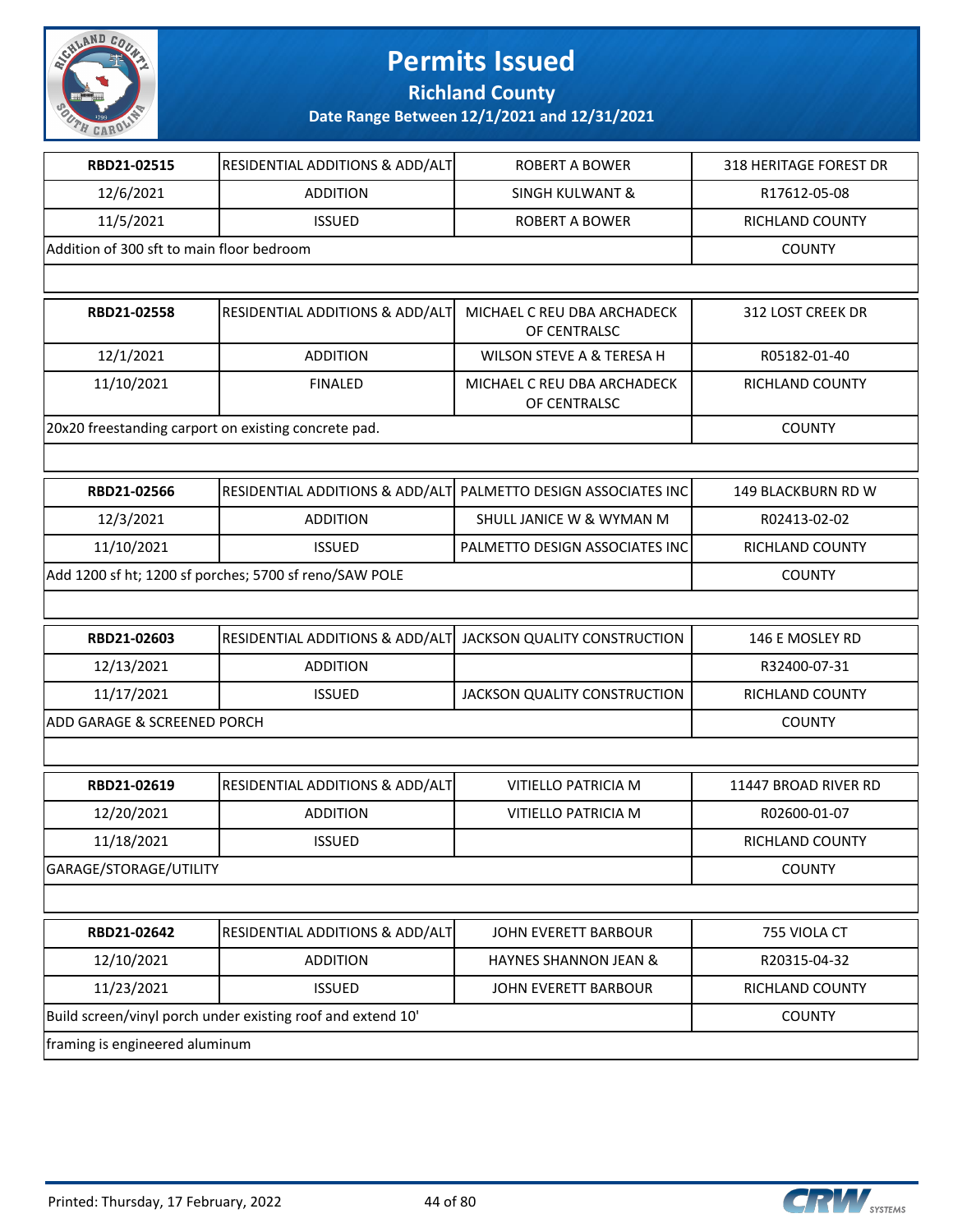# Permits Issued

## Richland County

### Date Range Between 12/1/2021 and 12/31/2021

| RBD21-02515 | RESIDENTIAL ADDITIONS & ADD/ALT | ROBERT A BOWER | 318 HERITAGE FOREST DR |
|---|---|---|---|
| 12/6/2021 | ADDITION | SINGH KULWANT & | R17612-05-08 |
| 11/5/2021 | ISSUED | ROBERT A BOWER | RICHLAND COUNTY |
| Addition of 300 sft to main floor bedroom | | | COUNTY |

| RBD21-02558 | RESIDENTIAL ADDITIONS & ADD/ALT | MICHAEL C REU DBA ARCHADECK OF CENTRALSC | 312 LOST CREEK DR |
|---|---|---|---|
| 12/1/2021 | ADDITION | WILSON STEVE A & TERESA H | R05182-01-40 |
| 11/10/2021 | FINALED | MICHAEL C REU DBA ARCHADECK OF CENTRALSC | RICHLAND COUNTY |
| 20x20 freestanding carport on existing concrete pad. | | | COUNTY |

| RBD21-02566 | RESIDENTIAL ADDITIONS & ADD/ALT | PALMETTO DESIGN ASSOCIATES INC | 149 BLACKBURN RD W |
|---|---|---|---|
| 12/3/2021 | ADDITION | SHULL JANICE W & WYMAN M | R02413-02-02 |
| 11/10/2021 | ISSUED | PALMETTO DESIGN ASSOCIATES INC | RICHLAND COUNTY |
| Add 1200 sf ht; 1200 sf porches; 5700 sf reno/SAW POLE | | | COUNTY |

| RBD21-02603 | RESIDENTIAL ADDITIONS & ADD/ALT | JACKSON QUALITY CONSTRUCTION | 146 E MOSLEY RD |
|---|---|---|---|
| 12/13/2021 | ADDITION | | R32400-07-31 |
| 11/17/2021 | ISSUED | JACKSON QUALITY CONSTRUCTION | RICHLAND COUNTY |
| ADD GARAGE & SCREENED PORCH | | | COUNTY |

| RBD21-02619 | RESIDENTIAL ADDITIONS & ADD/ALT | VITIELLO PATRICIA M | 11447 BROAD RIVER RD |
|---|---|---|---|
| 12/20/2021 | ADDITION | VITIELLO PATRICIA M | R02600-01-07 |
| 11/18/2021 | ISSUED | | RICHLAND COUNTY |
| GARAGE/STORAGE/UTILITY | | | COUNTY |

| RBD21-02642 | RESIDENTIAL ADDITIONS & ADD/ALT | JOHN EVERETT BARBOUR | 755 VIOLA CT |
|---|---|---|---|
| 12/10/2021 | ADDITION | HAYNES SHANNON JEAN & | R20315-04-32 |
| 11/23/2021 | ISSUED | JOHN EVERETT BARBOUR | RICHLAND COUNTY |
| Build screen/vinyl porch under existing roof and extend 10' | | | COUNTY |
| framing is engineered aluminum | | | |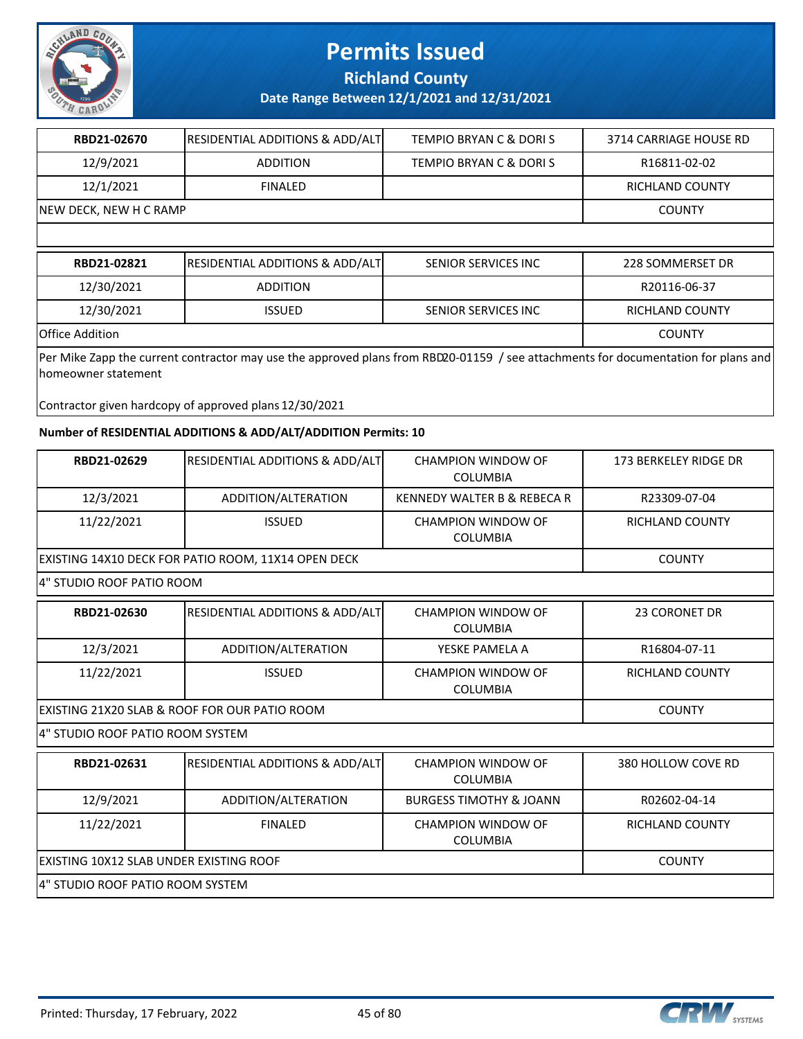# Permits Issued

**Richland County**

**Date Range Between 12/1/2021 and 12/31/2021**

| | | | |
|---|---|---|---|
| **RBD21-02670** | RESIDENTIAL ADDITIONS & ADD/ALT | TEMPIO BRYAN C & DORI S | 3714 CARRIAGE HOUSE RD |
| 12/9/2021 | ADDITION | TEMPIO BRYAN C & DORI S | R16811-02-02 |
| 12/1/2021 | FINALED | | RICHLAND COUNTY |
| NEW DECK, NEW H C RAMP | | | COUNTY |

| | | | |
|---|---|---|---|
| **RBD21-02821** | RESIDENTIAL ADDITIONS & ADD/ALT | SENIOR SERVICES INC | 228 SOMMERSET DR |
| 12/30/2021 | ADDITION | | R20116-06-37 |
| 12/30/2021 | ISSUED | SENIOR SERVICES INC | RICHLAND COUNTY |
| Office Addition | | | COUNTY |

Per Mike Zapp the current contractor may use the approved plans from RBD20-01159 / see attachments for documentation for plans and homeowner statement

Contractor given hardcopy of approved plans 12/30/2021

**Number of RESIDENTIAL ADDITIONS & ADD/ALT/ADDITION Permits: 10**

| | | | |
|---|---|---|---|
| **RBD21-02629** | RESIDENTIAL ADDITIONS & ADD/ALT | CHAMPION WINDOW OF COLUMBIA | 173 BERKELEY RIDGE DR |
| 12/3/2021 | ADDITION/ALTERATION | KENNEDY WALTER B & REBECA R | R23309-07-04 |
| 11/22/2021 | ISSUED | CHAMPION WINDOW OF COLUMBIA | RICHLAND COUNTY |
| EXISTING 14X10 DECK FOR PATIO ROOM, 11X14 OPEN DECK | | | COUNTY |

4" STUDIO ROOF PATIO ROOM

| | | | |
|---|---|---|---|
| **RBD21-02630** | RESIDENTIAL ADDITIONS & ADD/ALT | CHAMPION WINDOW OF COLUMBIA | 23 CORONET DR |
| 12/3/2021 | ADDITION/ALTERATION | YESKE PAMELA A | R16804-07-11 |
| 11/22/2021 | ISSUED | CHAMPION WINDOW OF COLUMBIA | RICHLAND COUNTY |
| EXISTING 21X20 SLAB & ROOF FOR OUR PATIO ROOM | | | COUNTY |

4" STUDIO ROOF PATIO ROOM SYSTEM

| | | | |
|---|---|---|---|
| **RBD21-02631** | RESIDENTIAL ADDITIONS & ADD/ALT | CHAMPION WINDOW OF COLUMBIA | 380 HOLLOW COVE RD |
| 12/9/2021 | ADDITION/ALTERATION | BURGESS TIMOTHY & JOANN | R02602-04-14 |
| 11/22/2021 | FINALED | CHAMPION WINDOW OF COLUMBIA | RICHLAND COUNTY |
| EXISTING 10X12 SLAB UNDER EXISTING ROOF | | | COUNTY |

4" STUDIO ROOF PATIO ROOM SYSTEM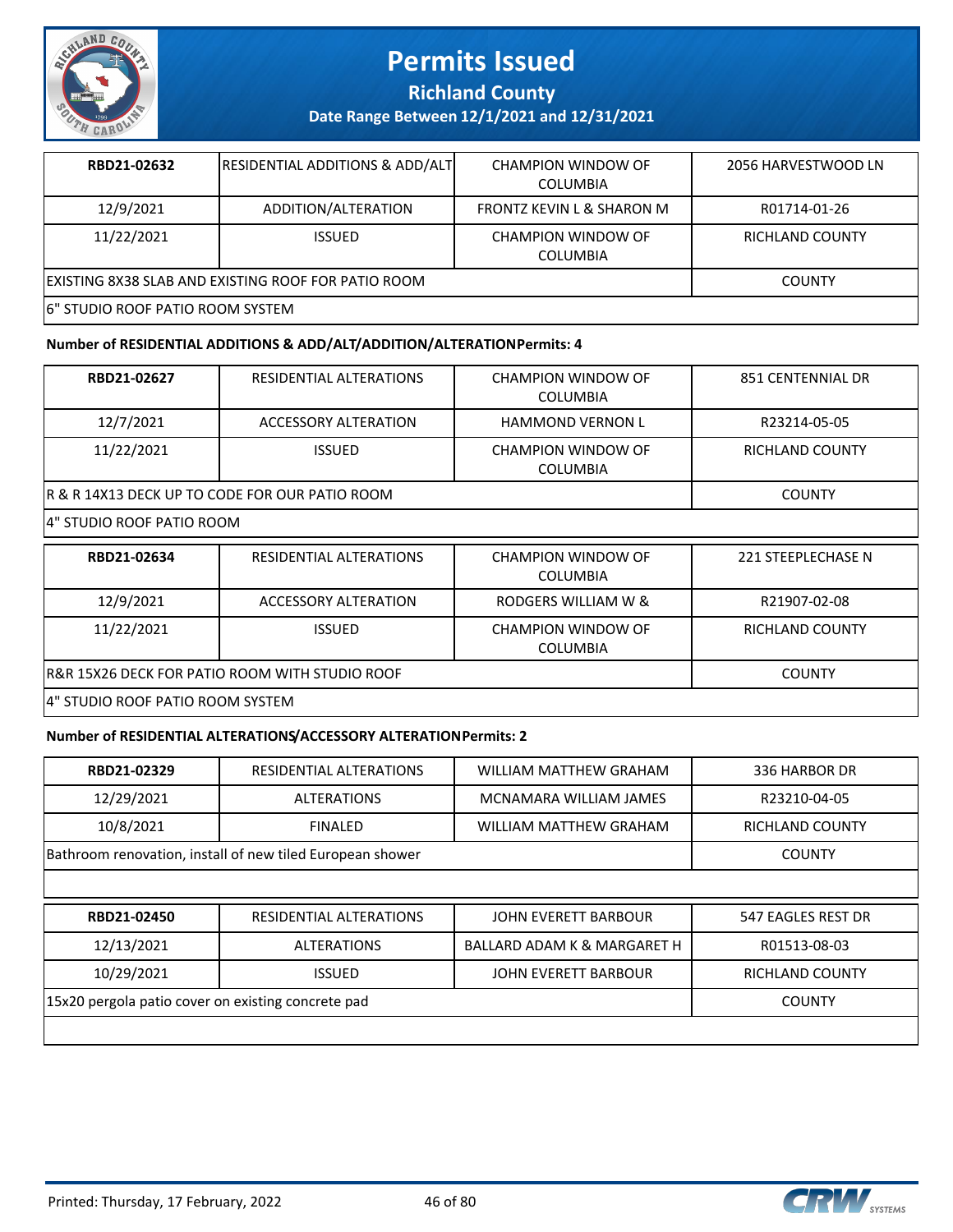# Permits Issued

## Richland County

### Date Range Between 12/1/2021 and 12/31/2021

| RBD21-02632 | RESIDENTIAL ADDITIONS & ADD/ALT | CHAMPION WINDOW OF COLUMBIA | 2056 HARVESTWOOD LN |
|---|---|---|---|
| 12/9/2021 | ADDITION/ALTERATION | FRONTZ KEVIN L & SHARON M | R01714-01-26 |
| 11/22/2021 | ISSUED | CHAMPION WINDOW OF COLUMBIA | RICHLAND COUNTY |
| EXISTING 8X38 SLAB AND EXISTING ROOF FOR PATIO ROOM | | | COUNTY |
| 6" STUDIO ROOF PATIO ROOM SYSTEM | | | |

**Number of RESIDENTIAL ADDITIONS & ADD/ALT/ADDITION/ALTERATIONPermits: 4**

| RBD21-02627 | RESIDENTIAL ALTERATIONS | CHAMPION WINDOW OF COLUMBIA | 851 CENTENNIAL DR |
|---|---|---|---|
| 12/7/2021 | ACCESSORY ALTERATION | HAMMOND VERNON L | R23214-05-05 |
| 11/22/2021 | ISSUED | CHAMPION WINDOW OF COLUMBIA | RICHLAND COUNTY |
| R & R 14X13 DECK UP TO CODE FOR OUR PATIO ROOM | | | COUNTY |
| 4" STUDIO ROOF PATIO ROOM | | | |

| RBD21-02634 | RESIDENTIAL ALTERATIONS | CHAMPION WINDOW OF COLUMBIA | 221 STEEPLECHASE N |
|---|---|---|---|
| 12/9/2021 | ACCESSORY ALTERATION | RODGERS WILLIAM W & | R21907-02-08 |
| 11/22/2021 | ISSUED | CHAMPION WINDOW OF COLUMBIA | RICHLAND COUNTY |
| R&R 15X26 DECK FOR PATIO ROOM WITH STUDIO ROOF | | | COUNTY |
| 4" STUDIO ROOF PATIO ROOM SYSTEM | | | |

**Number of RESIDENTIAL ALTERATIONS/ACCESSORY ALTERATIONPermits: 2**

| RBD21-02329 | RESIDENTIAL ALTERATIONS | WILLIAM MATTHEW GRAHAM | 336 HARBOR DR |
|---|---|---|---|
| 12/29/2021 | ALTERATIONS | MCNAMARA WILLIAM JAMES | R23210-04-05 |
| 10/8/2021 | FINALED | WILLIAM MATTHEW GRAHAM | RICHLAND COUNTY |
| Bathroom renovation, install of new tiled European shower | | | COUNTY |
| | | | |

| RBD21-02450 | RESIDENTIAL ALTERATIONS | JOHN EVERETT BARBOUR | 547 EAGLES REST DR |
|---|---|---|---|
| 12/13/2021 | ALTERATIONS | BALLARD ADAM K & MARGARET H | R01513-08-03 |
| 10/29/2021 | ISSUED | JOHN EVERETT BARBOUR | RICHLAND COUNTY |
| 15x20 pergola patio cover on existing concrete pad | | | COUNTY |
| | | | |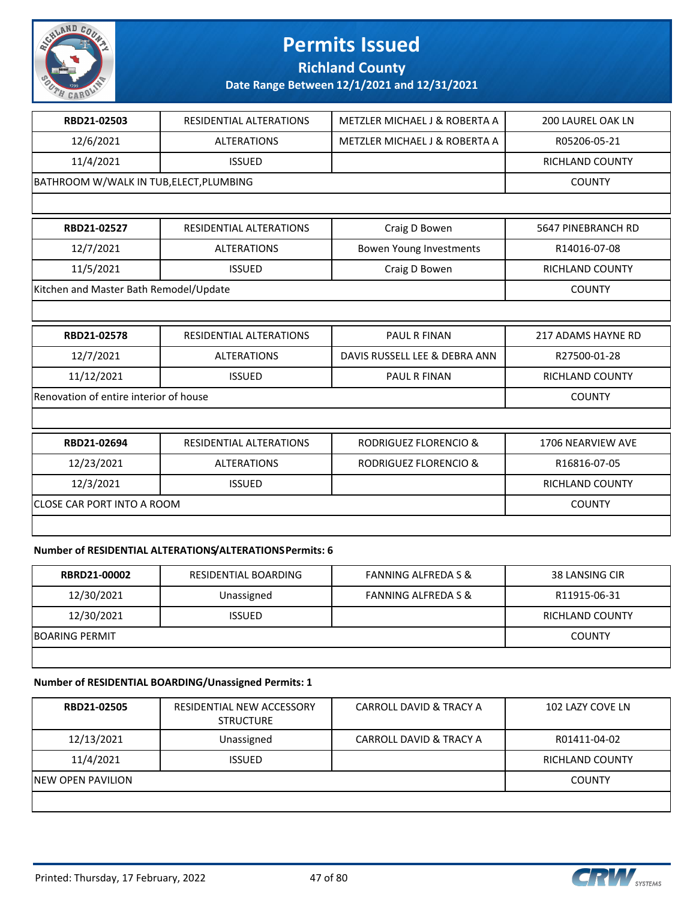# Permits Issued

## Richland County

**Date Range Between 12/1/2021 and 12/31/2021**

| RBD21-02503 | RESIDENTIAL ALTERATIONS | METZLER MICHAEL J & ROBERTA A | 200 LAUREL OAK LN |
|---|---|---|---|
| 12/6/2021 | ALTERATIONS | METZLER MICHAEL J & ROBERTA A | R05206-05-21 |
| 11/4/2021 | ISSUED | | RICHLAND COUNTY |
| BATHROOM W/WALK IN TUB,ELECT,PLUMBING | | | COUNTY |

| RBD21-02527 | RESIDENTIAL ALTERATIONS | Craig D Bowen | 5647 PINEBRANCH RD |
|---|---|---|---|
| 12/7/2021 | ALTERATIONS | Bowen Young Investments | R14016-07-08 |
| 11/5/2021 | ISSUED | Craig D Bowen | RICHLAND COUNTY |
| Kitchen and Master Bath Remodel/Update | | | COUNTY |

| RBD21-02578 | RESIDENTIAL ALTERATIONS | PAUL R FINAN | 217 ADAMS HAYNE RD |
|---|---|---|---|
| 12/7/2021 | ALTERATIONS | DAVIS RUSSELL LEE & DEBRA ANN | R27500-01-28 |
| 11/12/2021 | ISSUED | PAUL R FINAN | RICHLAND COUNTY |
| Renovation of entire interior of house | | | COUNTY |

| RBD21-02694 | RESIDENTIAL ALTERATIONS | RODRIGUEZ FLORENCIO & | 1706 NEARVIEW AVE |
|---|---|---|---|
| 12/23/2021 | ALTERATIONS | RODRIGUEZ FLORENCIO & | R16816-07-05 |
| 12/3/2021 | ISSUED | | RICHLAND COUNTY |
| CLOSE CAR PORT INTO A ROOM | | | COUNTY |

**Number of RESIDENTIAL ALTERATIONS/ALTERATIONS Permits: 6**

| RBRD21-00002 | RESIDENTIAL BOARDING | FANNING ALFREDA S & | 38 LANSING CIR |
|---|---|---|---|
| 12/30/2021 | Unassigned | FANNING ALFREDA S & | R11915-06-31 |
| 12/30/2021 | ISSUED | | RICHLAND COUNTY |
| BOARING PERMIT | | | COUNTY |

**Number of RESIDENTIAL BOARDING/Unassigned Permits: 1**

| RBD21-02505 | RESIDENTIAL NEW ACCESSORY STRUCTURE | CARROLL DAVID & TRACY A | 102 LAZY COVE LN |
|---|---|---|---|
| 12/13/2021 | Unassigned | CARROLL DAVID & TRACY A | R01411-04-02 |
| 11/4/2021 | ISSUED | | RICHLAND COUNTY |
| NEW OPEN PAVILION | | | COUNTY |

Printed: Thursday, 17 February, 2022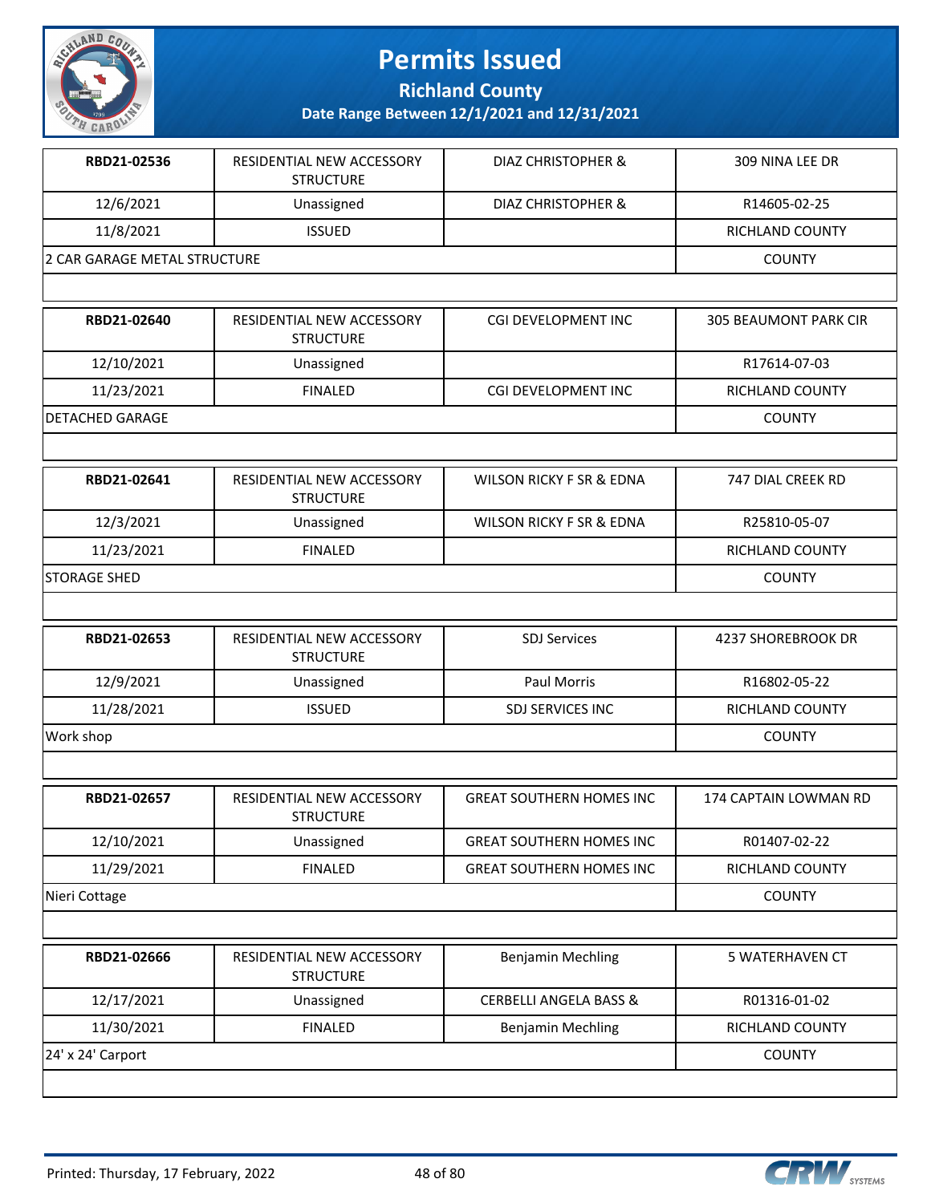# Permits Issued

## Richland County

### Date Range Between 12/1/2021 and 12/31/2021

| | | | |
|---|---|---|---|
| **RBD21-02536** | RESIDENTIAL NEW ACCESSORY STRUCTURE | DIAZ CHRISTOPHER & | 309 NINA LEE DR |
| 12/6/2021 | Unassigned | DIAZ CHRISTOPHER & | R14605-02-25 |
| 11/8/2021 | ISSUED | | RICHLAND COUNTY |
| 2 CAR GARAGE METAL STRUCTURE | | | COUNTY |
| **RBD21-02640** | RESIDENTIAL NEW ACCESSORY STRUCTURE | CGI DEVELOPMENT INC | 305 BEAUMONT PARK CIR |
| 12/10/2021 | Unassigned | | R17614-07-03 |
| 11/23/2021 | FINALED | CGI DEVELOPMENT INC | RICHLAND COUNTY |
| DETACHED GARAGE | | | COUNTY |
| **RBD21-02641** | RESIDENTIAL NEW ACCESSORY STRUCTURE | WILSON RICKY F SR & EDNA | 747 DIAL CREEK RD |
| 12/3/2021 | Unassigned | WILSON RICKY F SR & EDNA | R25810-05-07 |
| 11/23/2021 | FINALED | | RICHLAND COUNTY |
| STORAGE SHED | | | COUNTY |
| **RBD21-02653** | RESIDENTIAL NEW ACCESSORY STRUCTURE | SDJ Services | 4237 SHOREBROOK DR |
| 12/9/2021 | Unassigned | Paul Morris | R16802-05-22 |
| 11/28/2021 | ISSUED | SDJ SERVICES INC | RICHLAND COUNTY |
| Work shop | | | COUNTY |
| **RBD21-02657** | RESIDENTIAL NEW ACCESSORY STRUCTURE | GREAT SOUTHERN HOMES INC | 174 CAPTAIN LOWMAN RD |
| 12/10/2021 | Unassigned | GREAT SOUTHERN HOMES INC | R01407-02-22 |
| 11/29/2021 | FINALED | GREAT SOUTHERN HOMES INC | RICHLAND COUNTY |
| Nieri Cottage | | | COUNTY |
| **RBD21-02666** | RESIDENTIAL NEW ACCESSORY STRUCTURE | Benjamin Mechling | 5 WATERHAVEN CT |
| 12/17/2021 | Unassigned | CERBELLI ANGELA BASS & | R01316-01-02 |
| 11/30/2021 | FINALED | Benjamin Mechling | RICHLAND COUNTY |
| 24' x 24' Carport | | | COUNTY |

Printed: Thursday, 17 February, 2022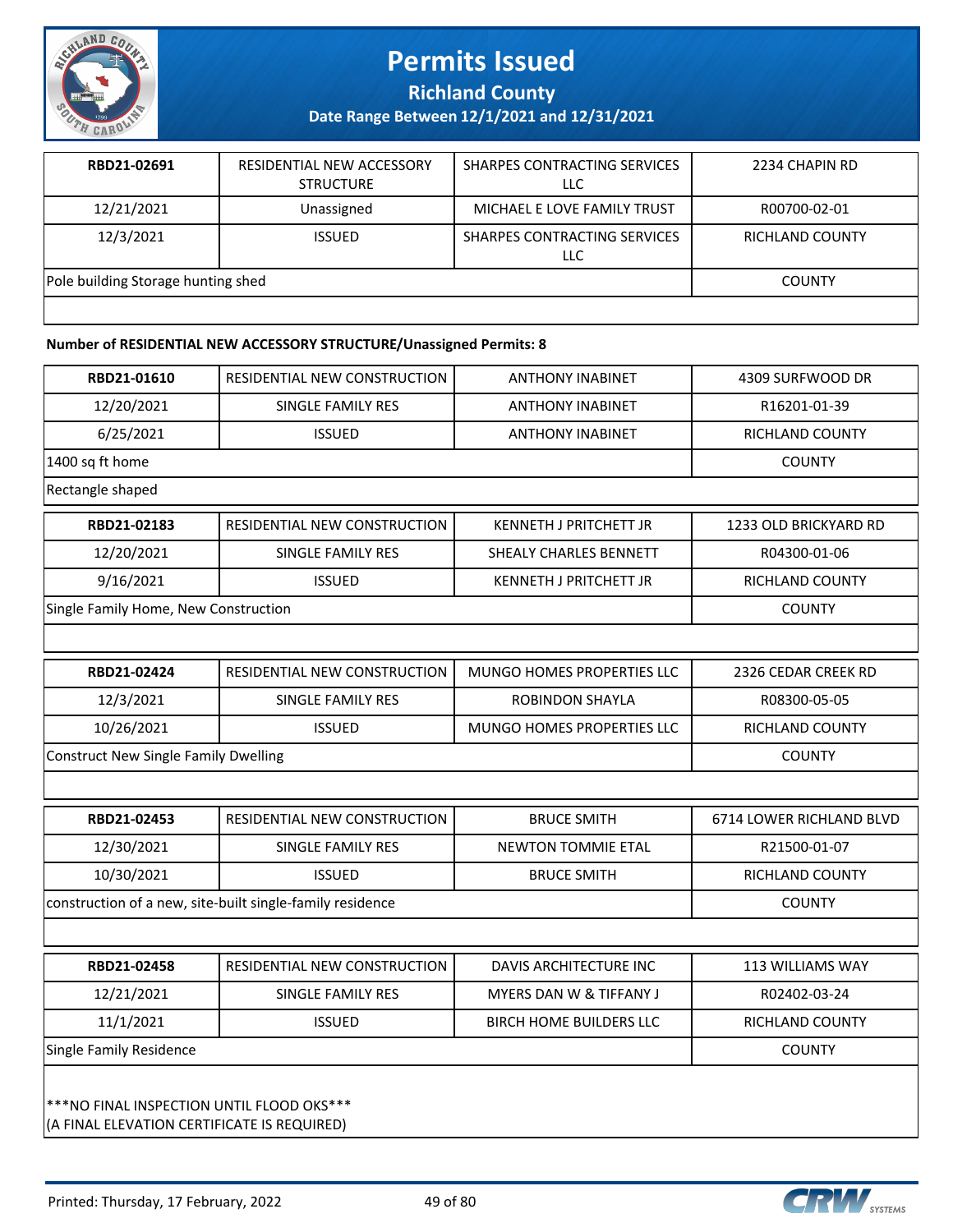| RBD21-02691 | RESIDENTIAL NEW ACCESSORY STRUCTURE | SHARPES CONTRACTING SERVICES LLC | 2234 CHAPIN RD |
|---|---|---|---|
| 12/21/2021 | Unassigned | MICHAEL E LOVE FAMILY TRUST | R00700-02-01 |
| 12/3/2021 | ISSUED | SHARPES CONTRACTING SERVICES LLC | RICHLAND COUNTY |
| Pole building Storage hunting shed | | | COUNTY |

**Number of RESIDENTIAL NEW ACCESSORY STRUCTURE/Unassigned Permits: 8**

| RBD21-01610 | RESIDENTIAL NEW CONSTRUCTION | ANTHONY INABINET | 4309 SURFWOOD DR |
|---|---|---|---|
| 12/20/2021 | SINGLE FAMILY RES | ANTHONY INABINET | R16201-01-39 |
| 6/25/2021 | ISSUED | ANTHONY INABINET | RICHLAND COUNTY |
| 1400 sq ft home | | | COUNTY |
| Rectangle shaped | | | |

| RBD21-02183 | RESIDENTIAL NEW CONSTRUCTION | KENNETH J PRITCHETT JR | 1233 OLD BRICKYARD RD |
|---|---|---|---|
| 12/20/2021 | SINGLE FAMILY RES | SHEALY CHARLES BENNETT | R04300-01-06 |
| 9/16/2021 | ISSUED | KENNETH J PRITCHETT JR | RICHLAND COUNTY |
| Single Family Home, New Construction | | | COUNTY |

| RBD21-02424 | RESIDENTIAL NEW CONSTRUCTION | MUNGO HOMES PROPERTIES LLC | 2326 CEDAR CREEK RD |
|---|---|---|---|
| 12/3/2021 | SINGLE FAMILY RES | ROBINDON SHAYLA | R08300-05-05 |
| 10/26/2021 | ISSUED | MUNGO HOMES PROPERTIES LLC | RICHLAND COUNTY |
| Construct New Single Family Dwelling | | | COUNTY |

| RBD21-02453 | RESIDENTIAL NEW CONSTRUCTION | BRUCE SMITH | 6714 LOWER RICHLAND BLVD |
|---|---|---|---|
| 12/30/2021 | SINGLE FAMILY RES | NEWTON TOMMIE ETAL | R21500-01-07 |
| 10/30/2021 | ISSUED | BRUCE SMITH | RICHLAND COUNTY |
| construction of a new, site-built single-family residence | | | COUNTY |

| RBD21-02458 | RESIDENTIAL NEW CONSTRUCTION | DAVIS ARCHITECTURE INC | 113 WILLIAMS WAY |
|---|---|---|---|
| 12/21/2021 | SINGLE FAMILY RES | MYERS DAN W & TIFFANY J | R02402-03-24 |
| 11/1/2021 | ISSUED | BIRCH HOME BUILDERS LLC | RICHLAND COUNTY |
| Single Family Residence | | | COUNTY |
| ***NO FINAL INSPECTION UNTIL FLOOD OKS*** (A FINAL ELEVATION CERTIFICATE IS REQUIRED) | | | |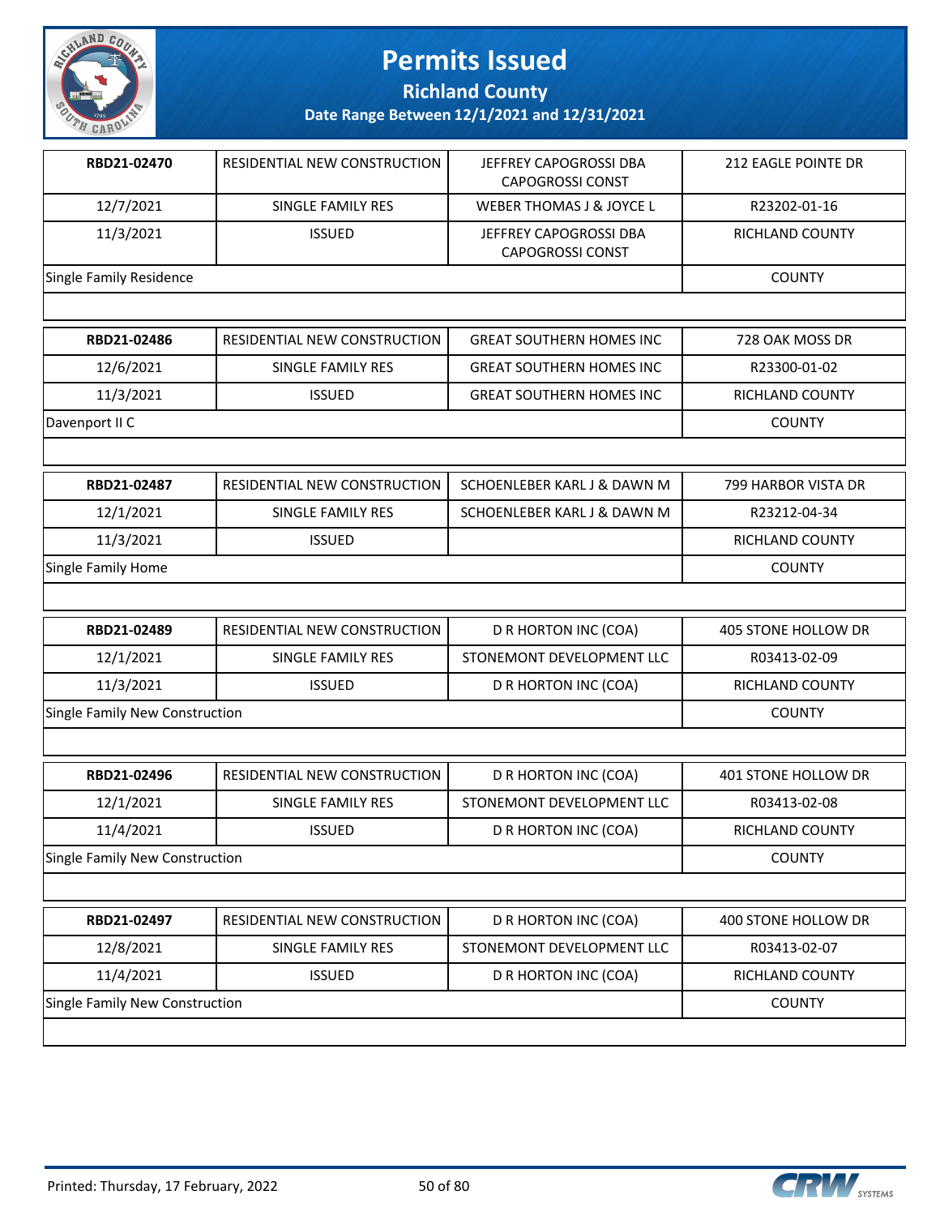# Permits Issued

## Richland County

### Date Range Between 12/1/2021 and 12/31/2021

| RBD21-02470 | RESIDENTIAL NEW CONSTRUCTION | JEFFREY CAPOGROSSI DBA CAPOGROSSI CONST | 212 EAGLE POINTE DR |
|---|---|---|---|
| 12/7/2021 | SINGLE FAMILY RES | WEBER THOMAS J & JOYCE L | R23202-01-16 |
| 11/3/2021 | ISSUED | JEFFREY CAPOGROSSI DBA CAPOGROSSI CONST | RICHLAND COUNTY |
| Single Family Residence | | | COUNTY |

| RBD21-02486 | RESIDENTIAL NEW CONSTRUCTION | GREAT SOUTHERN HOMES INC | 728 OAK MOSS DR |
|---|---|---|---|
| 12/6/2021 | SINGLE FAMILY RES | GREAT SOUTHERN HOMES INC | R23300-01-02 |
| 11/3/2021 | ISSUED | GREAT SOUTHERN HOMES INC | RICHLAND COUNTY |
| Davenport II C | | | COUNTY |

| RBD21-02487 | RESIDENTIAL NEW CONSTRUCTION | SCHOENLEBER KARL J & DAWN M | 799 HARBOR VISTA DR |
|---|---|---|---|
| 12/1/2021 | SINGLE FAMILY RES | SCHOENLEBER KARL J & DAWN M | R23212-04-34 |
| 11/3/2021 | ISSUED | | RICHLAND COUNTY |
| Single Family Home | | | COUNTY |

| RBD21-02489 | RESIDENTIAL NEW CONSTRUCTION | D R HORTON INC (COA) | 405 STONE HOLLOW DR |
|---|---|---|---|
| 12/1/2021 | SINGLE FAMILY RES | STONEMONT DEVELOPMENT LLC | R03413-02-09 |
| 11/3/2021 | ISSUED | D R HORTON INC (COA) | RICHLAND COUNTY |
| Single Family New Construction | | | COUNTY |

| RBD21-02496 | RESIDENTIAL NEW CONSTRUCTION | D R HORTON INC (COA) | 401 STONE HOLLOW DR |
|---|---|---|---|
| 12/1/2021 | SINGLE FAMILY RES | STONEMONT DEVELOPMENT LLC | R03413-02-08 |
| 11/4/2021 | ISSUED | D R HORTON INC (COA) | RICHLAND COUNTY |
| Single Family New Construction | | | COUNTY |

| RBD21-02497 | RESIDENTIAL NEW CONSTRUCTION | D R HORTON INC (COA) | 400 STONE HOLLOW DR |
|---|---|---|---|
| 12/8/2021 | SINGLE FAMILY RES | STONEMONT DEVELOPMENT LLC | R03413-02-07 |
| 11/4/2021 | ISSUED | D R HORTON INC (COA) | RICHLAND COUNTY |
| Single Family New Construction | | | COUNTY |

Printed: Thursday, 17 February, 2022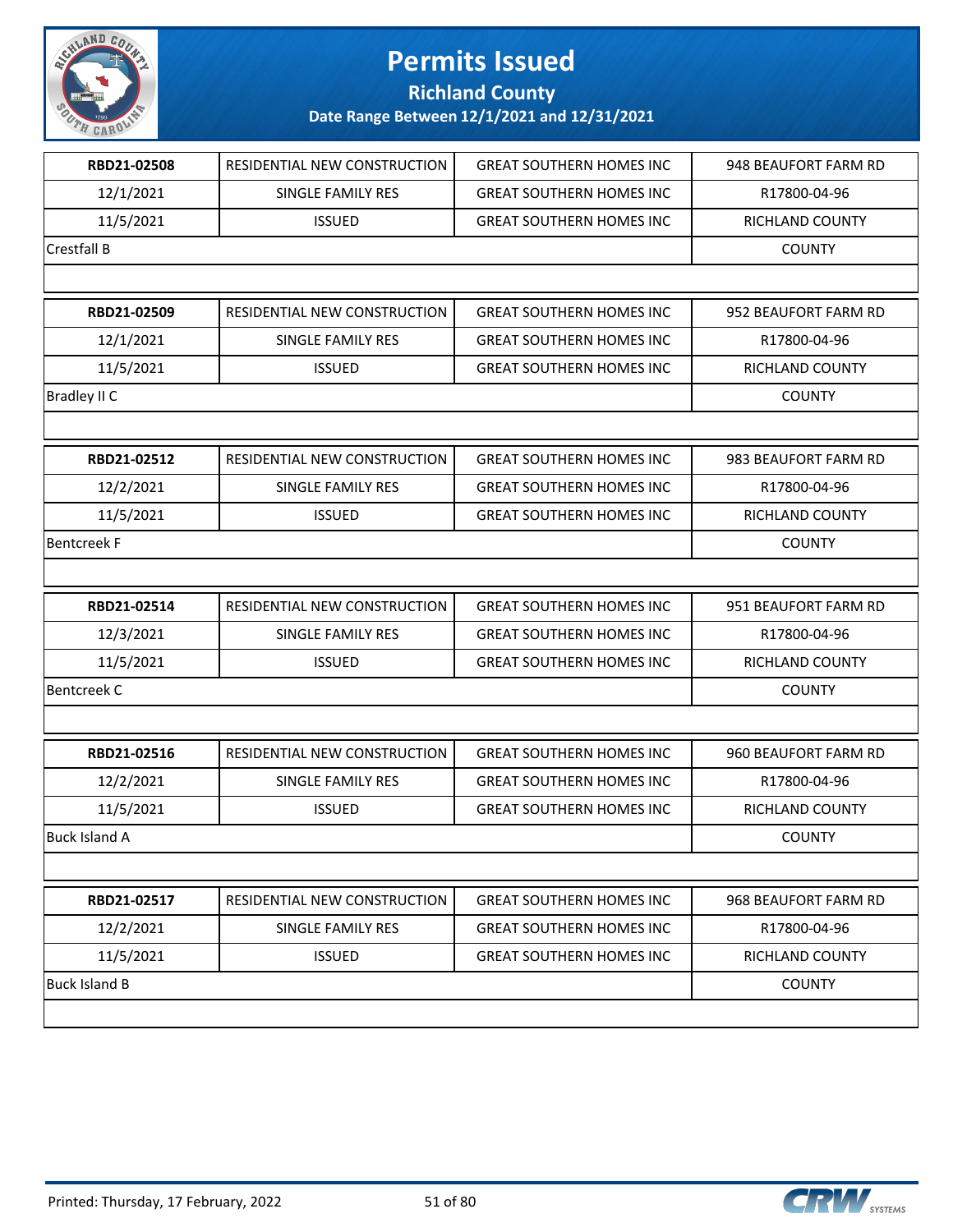# Permits Issued

## Richland County

### Date Range Between 12/1/2021 and 12/31/2021

| | | | |
|---|---|---|---|
| **RBD21-02508** | RESIDENTIAL NEW CONSTRUCTION | GREAT SOUTHERN HOMES INC | 948 BEAUFORT FARM RD |
| 12/1/2021 | SINGLE FAMILY RES | GREAT SOUTHERN HOMES INC | R17800-04-96 |
| 11/5/2021 | ISSUED | GREAT SOUTHERN HOMES INC | RICHLAND COUNTY |
| Crestfall B | | | COUNTY |

| | | | |
|---|---|---|---|
| **RBD21-02509** | RESIDENTIAL NEW CONSTRUCTION | GREAT SOUTHERN HOMES INC | 952 BEAUFORT FARM RD |
| 12/1/2021 | SINGLE FAMILY RES | GREAT SOUTHERN HOMES INC | R17800-04-96 |
| 11/5/2021 | ISSUED | GREAT SOUTHERN HOMES INC | RICHLAND COUNTY |
| Bradley II C | | | COUNTY |

| | | | |
|---|---|---|---|
| **RBD21-02512** | RESIDENTIAL NEW CONSTRUCTION | GREAT SOUTHERN HOMES INC | 983 BEAUFORT FARM RD |
| 12/2/2021 | SINGLE FAMILY RES | GREAT SOUTHERN HOMES INC | R17800-04-96 |
| 11/5/2021 | ISSUED | GREAT SOUTHERN HOMES INC | RICHLAND COUNTY |
| Bentcreek F | | | COUNTY |

| | | | |
|---|---|---|---|
| **RBD21-02514** | RESIDENTIAL NEW CONSTRUCTION | GREAT SOUTHERN HOMES INC | 951 BEAUFORT FARM RD |
| 12/3/2021 | SINGLE FAMILY RES | GREAT SOUTHERN HOMES INC | R17800-04-96 |
| 11/5/2021 | ISSUED | GREAT SOUTHERN HOMES INC | RICHLAND COUNTY |
| Bentcreek C | | | COUNTY |

| | | | |
|---|---|---|---|
| **RBD21-02516** | RESIDENTIAL NEW CONSTRUCTION | GREAT SOUTHERN HOMES INC | 960 BEAUFORT FARM RD |
| 12/2/2021 | SINGLE FAMILY RES | GREAT SOUTHERN HOMES INC | R17800-04-96 |
| 11/5/2021 | ISSUED | GREAT SOUTHERN HOMES INC | RICHLAND COUNTY |
| Buck Island A | | | COUNTY |

| | | | |
|---|---|---|---|
| **RBD21-02517** | RESIDENTIAL NEW CONSTRUCTION | GREAT SOUTHERN HOMES INC | 968 BEAUFORT FARM RD |
| 12/2/2021 | SINGLE FAMILY RES | GREAT SOUTHERN HOMES INC | R17800-04-96 |
| 11/5/2021 | ISSUED | GREAT SOUTHERN HOMES INC | RICHLAND COUNTY |
| Buck Island B | | | COUNTY |

Printed: Thursday, 17 February, 2022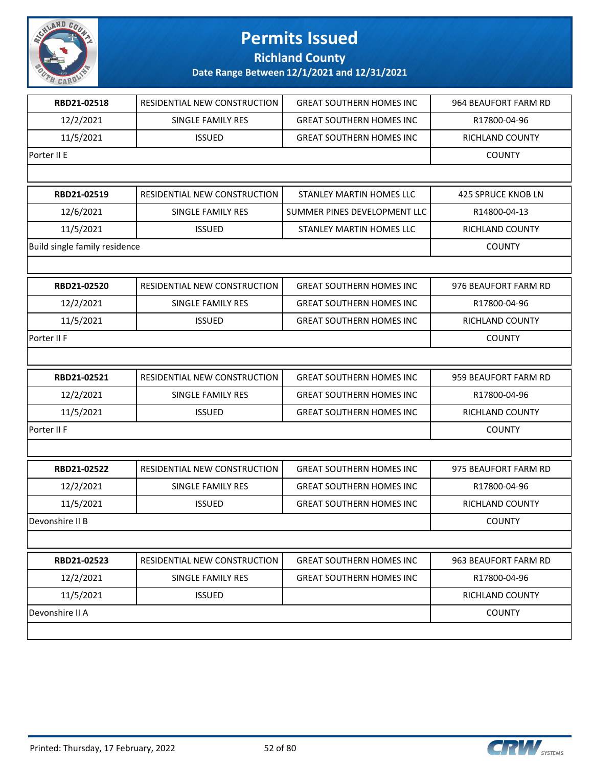# Permits Issued

## Richland County

### Date Range Between 12/1/2021 and 12/31/2021

| RBD21-02518 | RESIDENTIAL NEW CONSTRUCTION | GREAT SOUTHERN HOMES INC | 964 BEAUFORT FARM RD |
|---|---|---|---|
| 12/2/2021 | SINGLE FAMILY RES | GREAT SOUTHERN HOMES INC | R17800-04-96 |
| 11/5/2021 | ISSUED | GREAT SOUTHERN HOMES INC | RICHLAND COUNTY |
| Porter II E | | | COUNTY |

| RBD21-02519 | RESIDENTIAL NEW CONSTRUCTION | STANLEY MARTIN HOMES LLC | 425 SPRUCE KNOB LN |
|---|---|---|---|
| 12/6/2021 | SINGLE FAMILY RES | SUMMER PINES DEVELOPMENT LLC | R14800-04-13 |
| 11/5/2021 | ISSUED | STANLEY MARTIN HOMES LLC | RICHLAND COUNTY |
| Build single family residence | | | COUNTY |

| RBD21-02520 | RESIDENTIAL NEW CONSTRUCTION | GREAT SOUTHERN HOMES INC | 976 BEAUFORT FARM RD |
|---|---|---|---|
| 12/2/2021 | SINGLE FAMILY RES | GREAT SOUTHERN HOMES INC | R17800-04-96 |
| 11/5/2021 | ISSUED | GREAT SOUTHERN HOMES INC | RICHLAND COUNTY |
| Porter II F | | | COUNTY |

| RBD21-02521 | RESIDENTIAL NEW CONSTRUCTION | GREAT SOUTHERN HOMES INC | 959 BEAUFORT FARM RD |
|---|---|---|---|
| 12/2/2021 | SINGLE FAMILY RES | GREAT SOUTHERN HOMES INC | R17800-04-96 |
| 11/5/2021 | ISSUED | GREAT SOUTHERN HOMES INC | RICHLAND COUNTY |
| Porter II F | | | COUNTY |

| RBD21-02522 | RESIDENTIAL NEW CONSTRUCTION | GREAT SOUTHERN HOMES INC | 975 BEAUFORT FARM RD |
|---|---|---|---|
| 12/2/2021 | SINGLE FAMILY RES | GREAT SOUTHERN HOMES INC | R17800-04-96 |
| 11/5/2021 | ISSUED | GREAT SOUTHERN HOMES INC | RICHLAND COUNTY |
| Devonshire II B | | | COUNTY |

| RBD21-02523 | RESIDENTIAL NEW CONSTRUCTION | GREAT SOUTHERN HOMES INC | 963 BEAUFORT FARM RD |
|---|---|---|---|
| 12/2/2021 | SINGLE FAMILY RES | GREAT SOUTHERN HOMES INC | R17800-04-96 |
| 11/5/2021 | ISSUED | | RICHLAND COUNTY |
| Devonshire II A | | | COUNTY |

Printed: Thursday, 17 February, 2022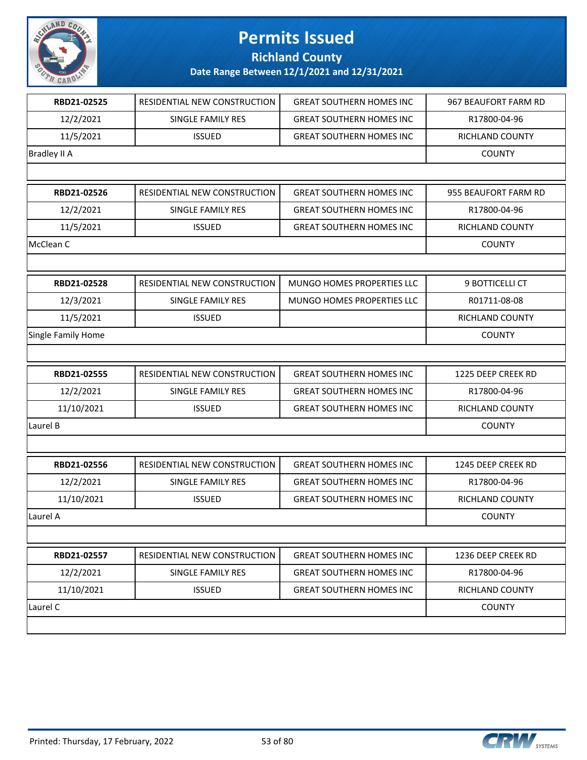# Permits Issued

## Richland County

**Date Range Between 12/1/2021 and 12/31/2021**

| | | | |
|---|---|---|---|
| **RBD21-02525** | RESIDENTIAL NEW CONSTRUCTION | GREAT SOUTHERN HOMES INC | 967 BEAUFORT FARM RD |
| 12/2/2021 | SINGLE FAMILY RES | GREAT SOUTHERN HOMES INC | R17800-04-96 |
| 11/5/2021 | ISSUED | GREAT SOUTHERN HOMES INC | RICHLAND COUNTY |
| Bradley II A | | | COUNTY |

| | | | |
|---|---|---|---|
| **RBD21-02526** | RESIDENTIAL NEW CONSTRUCTION | GREAT SOUTHERN HOMES INC | 955 BEAUFORT FARM RD |
| 12/2/2021 | SINGLE FAMILY RES | GREAT SOUTHERN HOMES INC | R17800-04-96 |
| 11/5/2021 | ISSUED | GREAT SOUTHERN HOMES INC | RICHLAND COUNTY |
| McClean C | | | COUNTY |

| | | | |
|---|---|---|---|
| **RBD21-02528** | RESIDENTIAL NEW CONSTRUCTION | MUNGO HOMES PROPERTIES LLC | 9 BOTTICELLI CT |
| 12/3/2021 | SINGLE FAMILY RES | MUNGO HOMES PROPERTIES LLC | R01711-08-08 |
| 11/5/2021 | ISSUED | | RICHLAND COUNTY |
| Single Family Home | | | COUNTY |

| | | | |
|---|---|---|---|
| **RBD21-02555** | RESIDENTIAL NEW CONSTRUCTION | GREAT SOUTHERN HOMES INC | 1225 DEEP CREEK RD |
| 12/2/2021 | SINGLE FAMILY RES | GREAT SOUTHERN HOMES INC | R17800-04-96 |
| 11/10/2021 | ISSUED | GREAT SOUTHERN HOMES INC | RICHLAND COUNTY |
| Laurel B | | | COUNTY |

| | | | |
|---|---|---|---|
| **RBD21-02556** | RESIDENTIAL NEW CONSTRUCTION | GREAT SOUTHERN HOMES INC | 1245 DEEP CREEK RD |
| 12/2/2021 | SINGLE FAMILY RES | GREAT SOUTHERN HOMES INC | R17800-04-96 |
| 11/10/2021 | ISSUED | GREAT SOUTHERN HOMES INC | RICHLAND COUNTY |
| Laurel A | | | COUNTY |

| | | | |
|---|---|---|---|
| **RBD21-02557** | RESIDENTIAL NEW CONSTRUCTION | GREAT SOUTHERN HOMES INC | 1236 DEEP CREEK RD |
| 12/2/2021 | SINGLE FAMILY RES | GREAT SOUTHERN HOMES INC | R17800-04-96 |
| 11/10/2021 | ISSUED | GREAT SOUTHERN HOMES INC | RICHLAND COUNTY |
| Laurel C | | | COUNTY |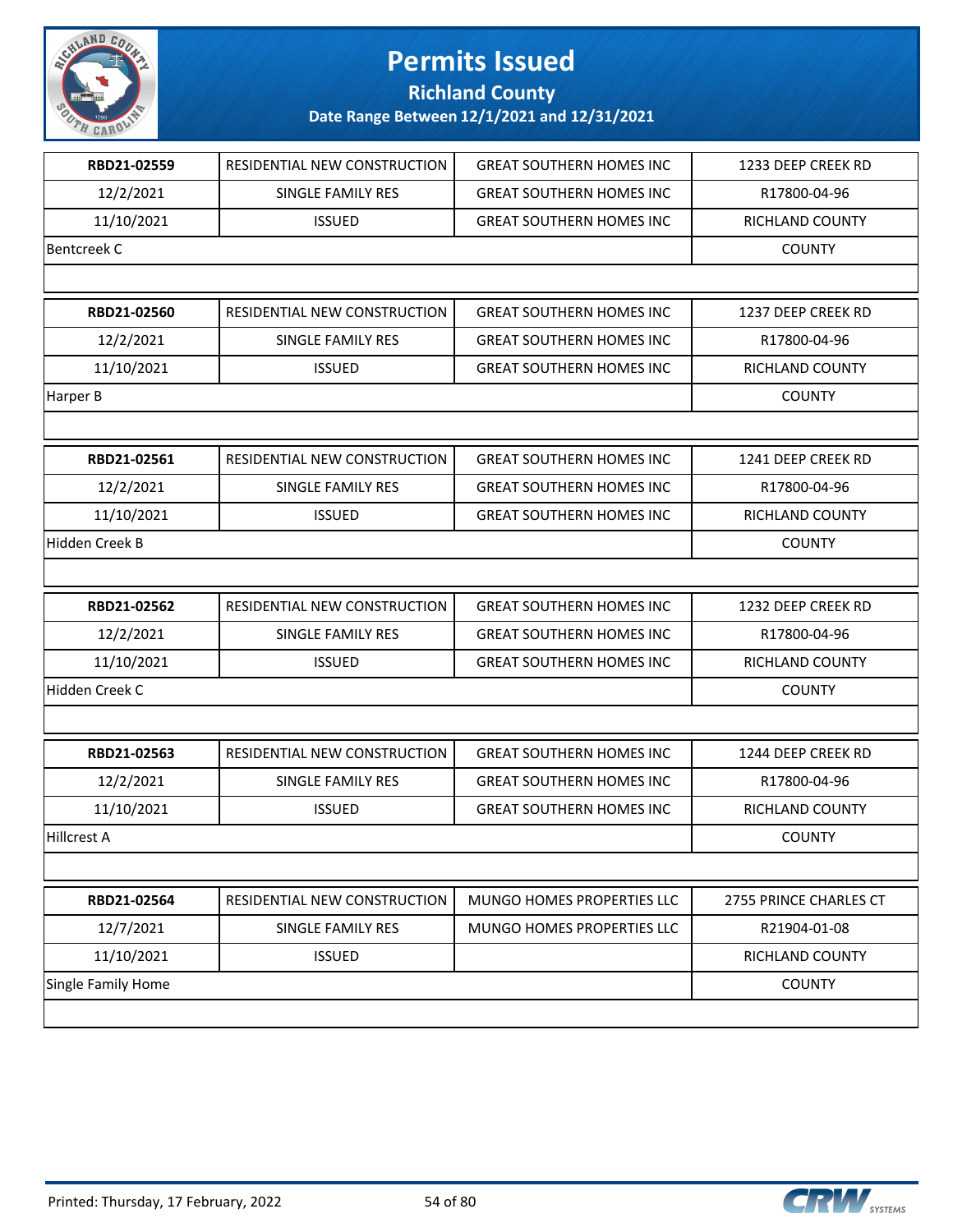# Permits Issued

## Richland County

### Date Range Between 12/1/2021 and 12/31/2021

| | | | |
|---|---|---|---|
| **RBD21-02559** | RESIDENTIAL NEW CONSTRUCTION | GREAT SOUTHERN HOMES INC | 1233 DEEP CREEK RD |
| 12/2/2021 | SINGLE FAMILY RES | GREAT SOUTHERN HOMES INC | R17800-04-96 |
| 11/10/2021 | ISSUED | GREAT SOUTHERN HOMES INC | RICHLAND COUNTY |
| Bentcreek C | | | COUNTY |

| | | | |
|---|---|---|---|
| **RBD21-02560** | RESIDENTIAL NEW CONSTRUCTION | GREAT SOUTHERN HOMES INC | 1237 DEEP CREEK RD |
| 12/2/2021 | SINGLE FAMILY RES | GREAT SOUTHERN HOMES INC | R17800-04-96 |
| 11/10/2021 | ISSUED | GREAT SOUTHERN HOMES INC | RICHLAND COUNTY |
| Harper B | | | COUNTY |

| | | | |
|---|---|---|---|
| **RBD21-02561** | RESIDENTIAL NEW CONSTRUCTION | GREAT SOUTHERN HOMES INC | 1241 DEEP CREEK RD |
| 12/2/2021 | SINGLE FAMILY RES | GREAT SOUTHERN HOMES INC | R17800-04-96 |
| 11/10/2021 | ISSUED | GREAT SOUTHERN HOMES INC | RICHLAND COUNTY |
| Hidden Creek B | | | COUNTY |

| | | | |
|---|---|---|---|
| **RBD21-02562** | RESIDENTIAL NEW CONSTRUCTION | GREAT SOUTHERN HOMES INC | 1232 DEEP CREEK RD |
| 12/2/2021 | SINGLE FAMILY RES | GREAT SOUTHERN HOMES INC | R17800-04-96 |
| 11/10/2021 | ISSUED | GREAT SOUTHERN HOMES INC | RICHLAND COUNTY |
| Hidden Creek C | | | COUNTY |

| | | | |
|---|---|---|---|
| **RBD21-02563** | RESIDENTIAL NEW CONSTRUCTION | GREAT SOUTHERN HOMES INC | 1244 DEEP CREEK RD |
| 12/2/2021 | SINGLE FAMILY RES | GREAT SOUTHERN HOMES INC | R17800-04-96 |
| 11/10/2021 | ISSUED | GREAT SOUTHERN HOMES INC | RICHLAND COUNTY |
| Hillcrest A | | | COUNTY |

| | | | |
|---|---|---|---|
| **RBD21-02564** | RESIDENTIAL NEW CONSTRUCTION | MUNGO HOMES PROPERTIES LLC | 2755 PRINCE CHARLES CT |
| 12/7/2021 | SINGLE FAMILY RES | MUNGO HOMES PROPERTIES LLC | R21904-01-08 |
| 11/10/2021 | ISSUED | | RICHLAND COUNTY |
| Single Family Home | | | COUNTY |

Printed: Thursday, 17 February, 2022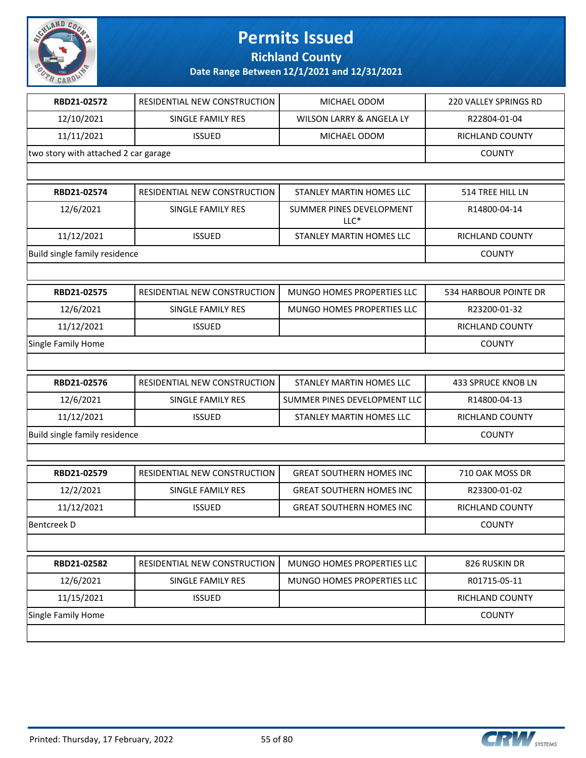# Permits Issued

## Richland County

### Date Range Between 12/1/2021 and 12/31/2021

| RBD21-02572 | RESIDENTIAL NEW CONSTRUCTION | MICHAEL ODOM | 220 VALLEY SPRINGS RD |
|---|---|---|---|
| 12/10/2021 | SINGLE FAMILY RES | WILSON LARRY & ANGELA LY | R22804-01-04 |
| 11/11/2021 | ISSUED | MICHAEL ODOM | RICHLAND COUNTY |
| two story with attached 2 car garage | | | COUNTY |

| RBD21-02574 | RESIDENTIAL NEW CONSTRUCTION | STANLEY MARTIN HOMES LLC | 514 TREE HILL LN |
|---|---|---|---|
| 12/6/2021 | SINGLE FAMILY RES | SUMMER PINES DEVELOPMENT LLC* | R14800-04-14 |
| 11/12/2021 | ISSUED | STANLEY MARTIN HOMES LLC | RICHLAND COUNTY |
| Build single family residence | | | COUNTY |

| RBD21-02575 | RESIDENTIAL NEW CONSTRUCTION | MUNGO HOMES PROPERTIES LLC | 534 HARBOUR POINTE DR |
|---|---|---|---|
| 12/6/2021 | SINGLE FAMILY RES | MUNGO HOMES PROPERTIES LLC | R23200-01-32 |
| 11/12/2021 | ISSUED | | RICHLAND COUNTY |
| Single Family Home | | | COUNTY |

| RBD21-02576 | RESIDENTIAL NEW CONSTRUCTION | STANLEY MARTIN HOMES LLC | 433 SPRUCE KNOB LN |
|---|---|---|---|
| 12/6/2021 | SINGLE FAMILY RES | SUMMER PINES DEVELOPMENT LLC | R14800-04-13 |
| 11/12/2021 | ISSUED | STANLEY MARTIN HOMES LLC | RICHLAND COUNTY |
| Build single family residence | | | COUNTY |

| RBD21-02579 | RESIDENTIAL NEW CONSTRUCTION | GREAT SOUTHERN HOMES INC | 710 OAK MOSS DR |
|---|---|---|---|
| 12/2/2021 | SINGLE FAMILY RES | GREAT SOUTHERN HOMES INC | R23300-01-02 |
| 11/12/2021 | ISSUED | GREAT SOUTHERN HOMES INC | RICHLAND COUNTY |
| Bentcreek D | | | COUNTY |

| RBD21-02582 | RESIDENTIAL NEW CONSTRUCTION | MUNGO HOMES PROPERTIES LLC | 826 RUSKIN DR |
|---|---|---|---|
| 12/6/2021 | SINGLE FAMILY RES | MUNGO HOMES PROPERTIES LLC | R01715-05-11 |
| 11/15/2021 | ISSUED | | RICHLAND COUNTY |
| Single Family Home | | | COUNTY |

Printed: Thursday, 17 February, 2022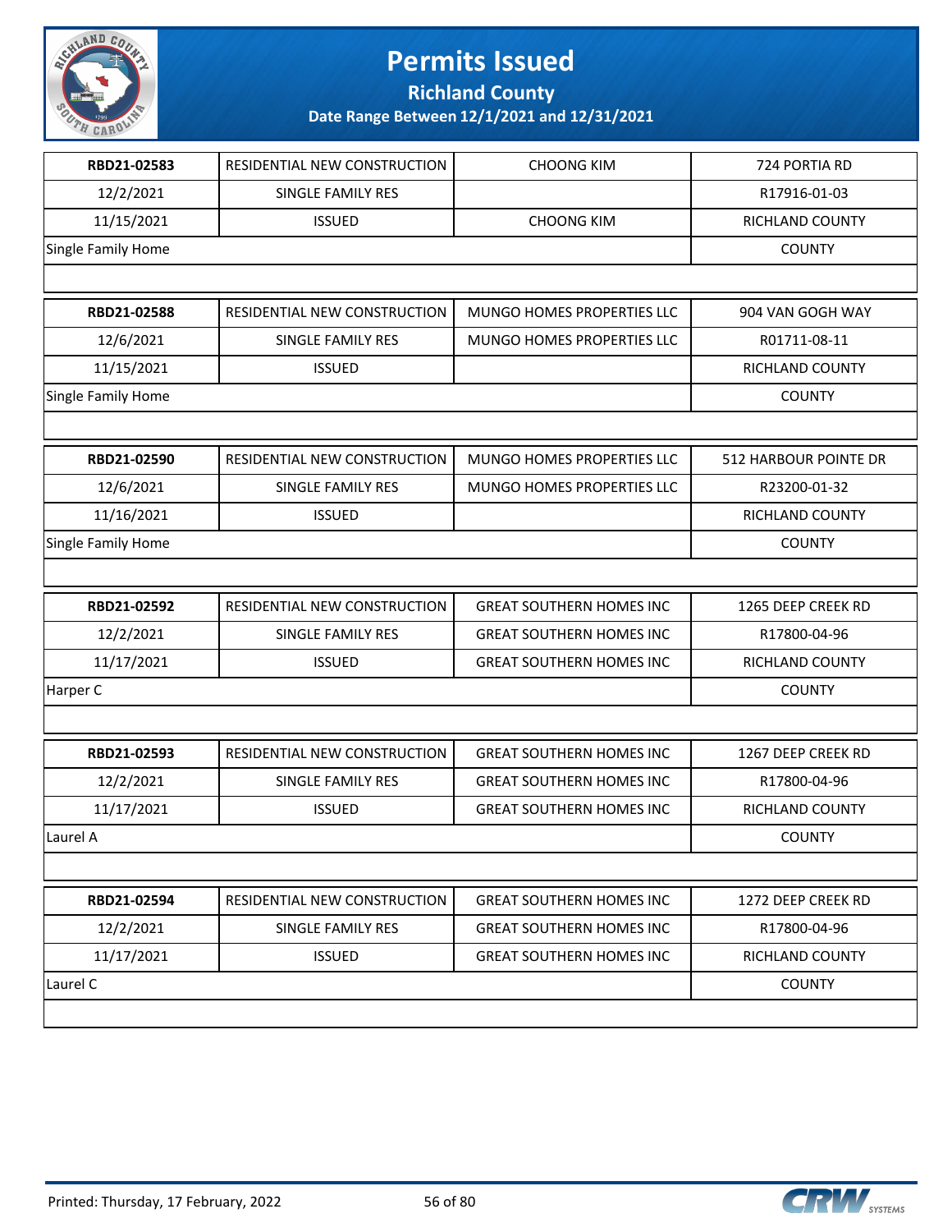# Permits Issued

## Richland County

**Date Range Between 12/1/2021 and 12/31/2021**

| **RBD21-02583** | RESIDENTIAL NEW CONSTRUCTION | CHOONG KIM | 724 PORTIA RD |
|---|---|---|---|
| 12/2/2021 | SINGLE FAMILY RES | | R17916-01-03 |
| 11/15/2021 | ISSUED | CHOONG KIM | RICHLAND COUNTY |
| Single Family Home | | | COUNTY |

| **RBD21-02588** | RESIDENTIAL NEW CONSTRUCTION | MUNGO HOMES PROPERTIES LLC | 904 VAN GOGH WAY |
|---|---|---|---|
| 12/6/2021 | SINGLE FAMILY RES | MUNGO HOMES PROPERTIES LLC | R01711-08-11 |
| 11/15/2021 | ISSUED | | RICHLAND COUNTY |
| Single Family Home | | | COUNTY |

| **RBD21-02590** | RESIDENTIAL NEW CONSTRUCTION | MUNGO HOMES PROPERTIES LLC | 512 HARBOUR POINTE DR |
|---|---|---|---|
| 12/6/2021 | SINGLE FAMILY RES | MUNGO HOMES PROPERTIES LLC | R23200-01-32 |
| 11/16/2021 | ISSUED | | RICHLAND COUNTY |
| Single Family Home | | | COUNTY |

| **RBD21-02592** | RESIDENTIAL NEW CONSTRUCTION | GREAT SOUTHERN HOMES INC | 1265 DEEP CREEK RD |
|---|---|---|---|
| 12/2/2021 | SINGLE FAMILY RES | GREAT SOUTHERN HOMES INC | R17800-04-96 |
| 11/17/2021 | ISSUED | GREAT SOUTHERN HOMES INC | RICHLAND COUNTY |
| Harper C | | | COUNTY |

| **RBD21-02593** | RESIDENTIAL NEW CONSTRUCTION | GREAT SOUTHERN HOMES INC | 1267 DEEP CREEK RD |
|---|---|---|---|
| 12/2/2021 | SINGLE FAMILY RES | GREAT SOUTHERN HOMES INC | R17800-04-96 |
| 11/17/2021 | ISSUED | GREAT SOUTHERN HOMES INC | RICHLAND COUNTY |
| Laurel A | | | COUNTY |

| **RBD21-02594** | RESIDENTIAL NEW CONSTRUCTION | GREAT SOUTHERN HOMES INC | 1272 DEEP CREEK RD |
|---|---|---|---|
| 12/2/2021 | SINGLE FAMILY RES | GREAT SOUTHERN HOMES INC | R17800-04-96 |
| 11/17/2021 | ISSUED | GREAT SOUTHERN HOMES INC | RICHLAND COUNTY |
| Laurel C | | | COUNTY |

Printed: Thursday, 17 February, 2022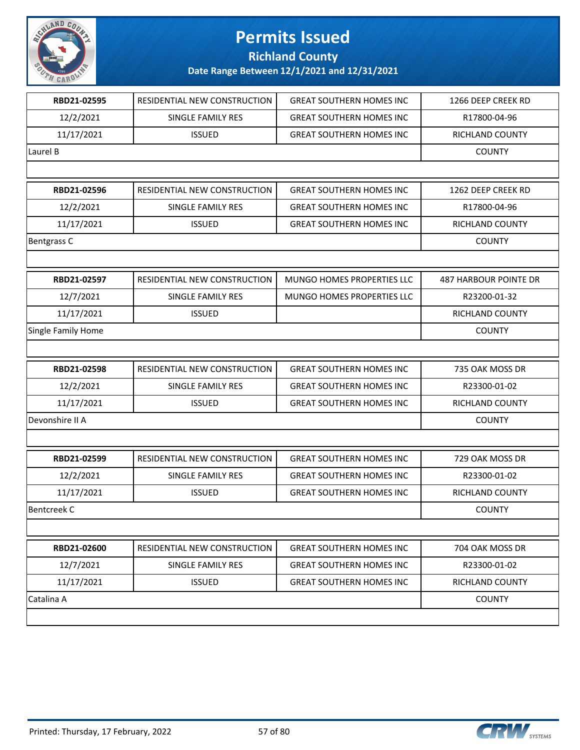# Permits Issued

## Richland County

### Date Range Between 12/1/2021 and 12/31/2021

| RBD21-02595 | RESIDENTIAL NEW CONSTRUCTION | GREAT SOUTHERN HOMES INC | 1266 DEEP CREEK RD |
|---|---|---|---|
| 12/2/2021 | SINGLE FAMILY RES | GREAT SOUTHERN HOMES INC | R17800-04-96 |
| 11/17/2021 | ISSUED | GREAT SOUTHERN HOMES INC | RICHLAND COUNTY |
| Laurel B | | | COUNTY |

| RBD21-02596 | RESIDENTIAL NEW CONSTRUCTION | GREAT SOUTHERN HOMES INC | 1262 DEEP CREEK RD |
|---|---|---|---|
| 12/2/2021 | SINGLE FAMILY RES | GREAT SOUTHERN HOMES INC | R17800-04-96 |
| 11/17/2021 | ISSUED | GREAT SOUTHERN HOMES INC | RICHLAND COUNTY |
| Bentgrass C | | | COUNTY |

| RBD21-02597 | RESIDENTIAL NEW CONSTRUCTION | MUNGO HOMES PROPERTIES LLC | 487 HARBOUR POINTE DR |
|---|---|---|---|
| 12/7/2021 | SINGLE FAMILY RES | MUNGO HOMES PROPERTIES LLC | R23200-01-32 |
| 11/17/2021 | ISSUED | | RICHLAND COUNTY |
| Single Family Home | | | COUNTY |

| RBD21-02598 | RESIDENTIAL NEW CONSTRUCTION | GREAT SOUTHERN HOMES INC | 735 OAK MOSS DR |
|---|---|---|---|
| 12/2/2021 | SINGLE FAMILY RES | GREAT SOUTHERN HOMES INC | R23300-01-02 |
| 11/17/2021 | ISSUED | GREAT SOUTHERN HOMES INC | RICHLAND COUNTY |
| Devonshire II A | | | COUNTY |

| RBD21-02599 | RESIDENTIAL NEW CONSTRUCTION | GREAT SOUTHERN HOMES INC | 729 OAK MOSS DR |
|---|---|---|---|
| 12/2/2021 | SINGLE FAMILY RES | GREAT SOUTHERN HOMES INC | R23300-01-02 |
| 11/17/2021 | ISSUED | GREAT SOUTHERN HOMES INC | RICHLAND COUNTY |
| Bentcreek C | | | COUNTY |

| RBD21-02600 | RESIDENTIAL NEW CONSTRUCTION | GREAT SOUTHERN HOMES INC | 704 OAK MOSS DR |
|---|---|---|---|
| 12/7/2021 | SINGLE FAMILY RES | GREAT SOUTHERN HOMES INC | R23300-01-02 |
| 11/17/2021 | ISSUED | GREAT SOUTHERN HOMES INC | RICHLAND COUNTY |
| Catalina A | | | COUNTY |

Printed: Thursday, 17 February, 2022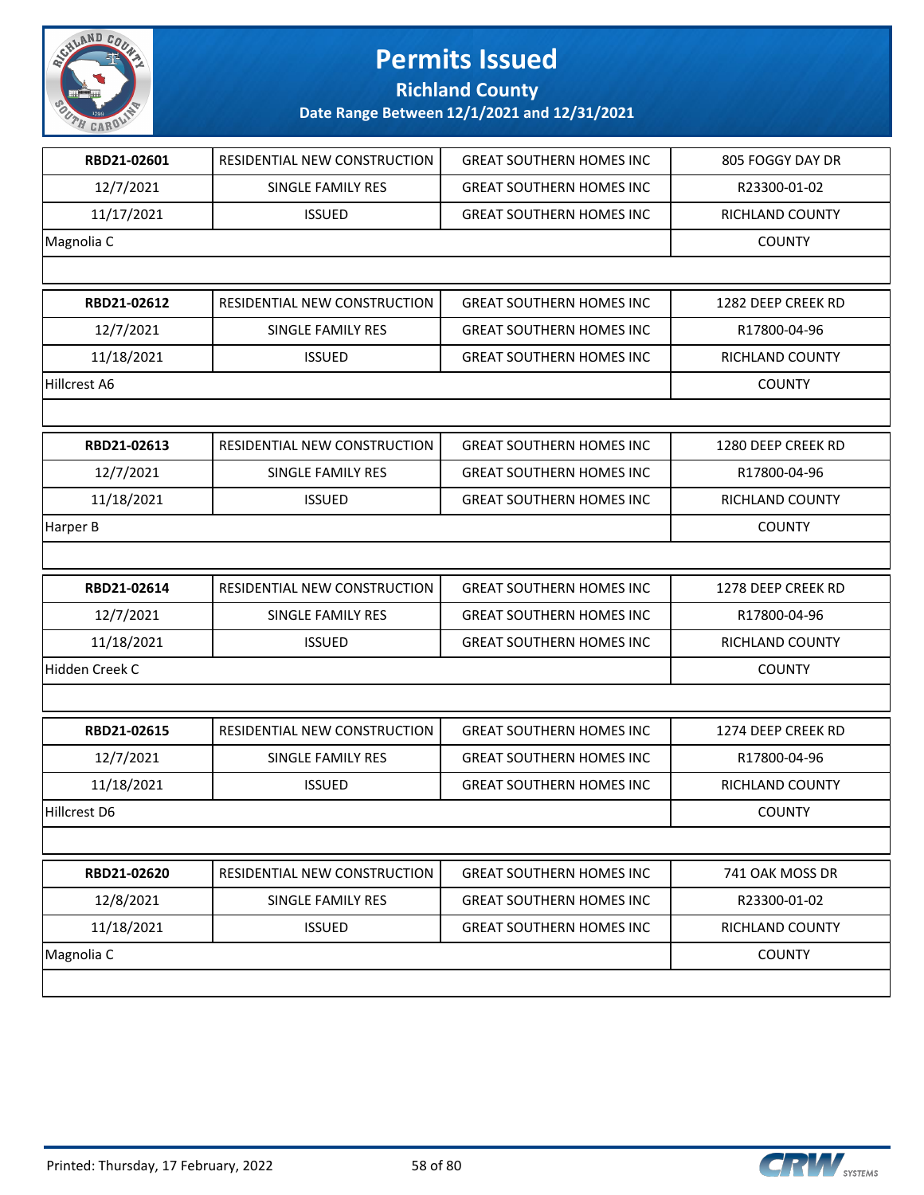# Permits Issued

## Richland County

### Date Range Between 12/1/2021 and 12/31/2021

| | | | |
|---|---|---|---|
| **RBD21-02601** | RESIDENTIAL NEW CONSTRUCTION | GREAT SOUTHERN HOMES INC | 805 FOGGY DAY DR |
| 12/7/2021 | SINGLE FAMILY RES | GREAT SOUTHERN HOMES INC | R23300-01-02 |
| 11/17/2021 | ISSUED | GREAT SOUTHERN HOMES INC | RICHLAND COUNTY |
| Magnolia C | | | COUNTY |

| | | | |
|---|---|---|---|
| **RBD21-02612** | RESIDENTIAL NEW CONSTRUCTION | GREAT SOUTHERN HOMES INC | 1282 DEEP CREEK RD |
| 12/7/2021 | SINGLE FAMILY RES | GREAT SOUTHERN HOMES INC | R17800-04-96 |
| 11/18/2021 | ISSUED | GREAT SOUTHERN HOMES INC | RICHLAND COUNTY |
| Hillcrest A6 | | | COUNTY |

| | | | |
|---|---|---|---|
| **RBD21-02613** | RESIDENTIAL NEW CONSTRUCTION | GREAT SOUTHERN HOMES INC | 1280 DEEP CREEK RD |
| 12/7/2021 | SINGLE FAMILY RES | GREAT SOUTHERN HOMES INC | R17800-04-96 |
| 11/18/2021 | ISSUED | GREAT SOUTHERN HOMES INC | RICHLAND COUNTY |
| Harper B | | | COUNTY |

| | | | |
|---|---|---|---|
| **RBD21-02614** | RESIDENTIAL NEW CONSTRUCTION | GREAT SOUTHERN HOMES INC | 1278 DEEP CREEK RD |
| 12/7/2021 | SINGLE FAMILY RES | GREAT SOUTHERN HOMES INC | R17800-04-96 |
| 11/18/2021 | ISSUED | GREAT SOUTHERN HOMES INC | RICHLAND COUNTY |
| Hidden Creek C | | | COUNTY |

| | | | |
|---|---|---|---|
| **RBD21-02615** | RESIDENTIAL NEW CONSTRUCTION | GREAT SOUTHERN HOMES INC | 1274 DEEP CREEK RD |
| 12/7/2021 | SINGLE FAMILY RES | GREAT SOUTHERN HOMES INC | R17800-04-96 |
| 11/18/2021 | ISSUED | GREAT SOUTHERN HOMES INC | RICHLAND COUNTY |
| Hillcrest D6 | | | COUNTY |

| | | | |
|---|---|---|---|
| **RBD21-02620** | RESIDENTIAL NEW CONSTRUCTION | GREAT SOUTHERN HOMES INC | 741 OAK MOSS DR |
| 12/8/2021 | SINGLE FAMILY RES | GREAT SOUTHERN HOMES INC | R23300-01-02 |
| 11/18/2021 | ISSUED | GREAT SOUTHERN HOMES INC | RICHLAND COUNTY |
| Magnolia C | | | COUNTY |

Printed: Thursday, 17 February, 2022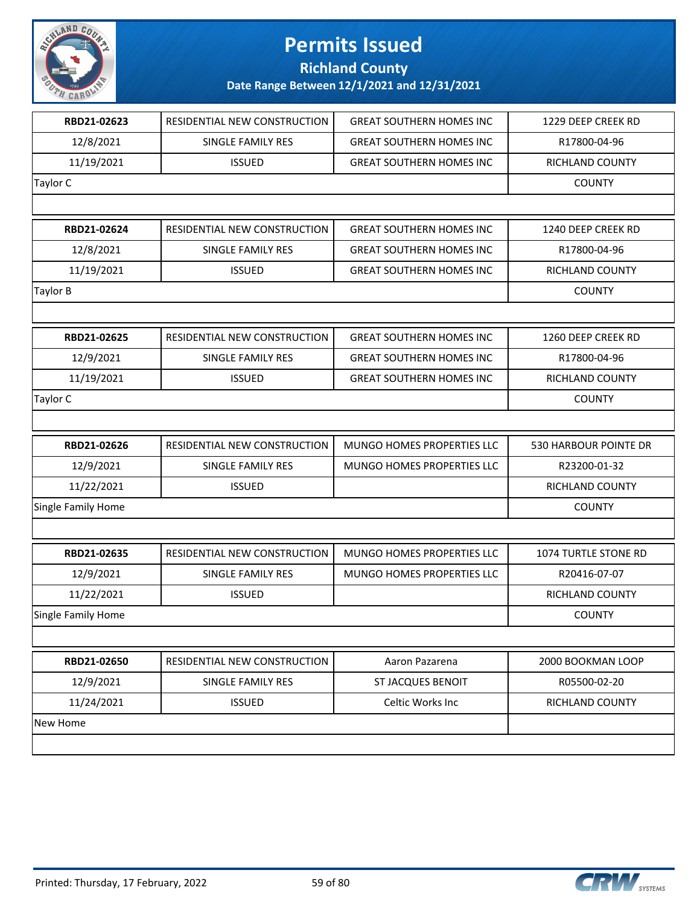# Permits Issued

## Richland County

### Date Range Between 12/1/2021 and 12/31/2021

| | | | |
|---|---|---|---|
| **RBD21-02623** | RESIDENTIAL NEW CONSTRUCTION | GREAT SOUTHERN HOMES INC | 1229 DEEP CREEK RD |
| 12/8/2021 | SINGLE FAMILY RES | GREAT SOUTHERN HOMES INC | R17800-04-96 |
| 11/19/2021 | ISSUED | GREAT SOUTHERN HOMES INC | RICHLAND COUNTY |
| Taylor C | | | COUNTY |

| | | | |
|---|---|---|---|
| **RBD21-02624** | RESIDENTIAL NEW CONSTRUCTION | GREAT SOUTHERN HOMES INC | 1240 DEEP CREEK RD |
| 12/8/2021 | SINGLE FAMILY RES | GREAT SOUTHERN HOMES INC | R17800-04-96 |
| 11/19/2021 | ISSUED | GREAT SOUTHERN HOMES INC | RICHLAND COUNTY |
| Taylor B | | | COUNTY |

| | | | |
|---|---|---|---|
| **RBD21-02625** | RESIDENTIAL NEW CONSTRUCTION | GREAT SOUTHERN HOMES INC | 1260 DEEP CREEK RD |
| 12/9/2021 | SINGLE FAMILY RES | GREAT SOUTHERN HOMES INC | R17800-04-96 |
| 11/19/2021 | ISSUED | GREAT SOUTHERN HOMES INC | RICHLAND COUNTY |
| Taylor C | | | COUNTY |

| | | | |
|---|---|---|---|
| **RBD21-02626** | RESIDENTIAL NEW CONSTRUCTION | MUNGO HOMES PROPERTIES LLC | 530 HARBOUR POINTE DR |
| 12/9/2021 | SINGLE FAMILY RES | MUNGO HOMES PROPERTIES LLC | R23200-01-32 |
| 11/22/2021 | ISSUED | | RICHLAND COUNTY |
| Single Family Home | | | COUNTY |

| | | | |
|---|---|---|---|
| **RBD21-02635** | RESIDENTIAL NEW CONSTRUCTION | MUNGO HOMES PROPERTIES LLC | 1074 TURTLE STONE RD |
| 12/9/2021 | SINGLE FAMILY RES | MUNGO HOMES PROPERTIES LLC | R20416-07-07 |
| 11/22/2021 | ISSUED | | RICHLAND COUNTY |
| Single Family Home | | | COUNTY |

| | | | |
|---|---|---|---|
| **RBD21-02650** | RESIDENTIAL NEW CONSTRUCTION | Aaron Pazarena | 2000 BOOKMAN LOOP |
| 12/9/2021 | SINGLE FAMILY RES | ST JACQUES BENOIT | R05500-02-20 |
| 11/24/2021 | ISSUED | Celtic Works Inc | RICHLAND COUNTY |
| New Home | | | |

Printed: Thursday, 17 February, 2022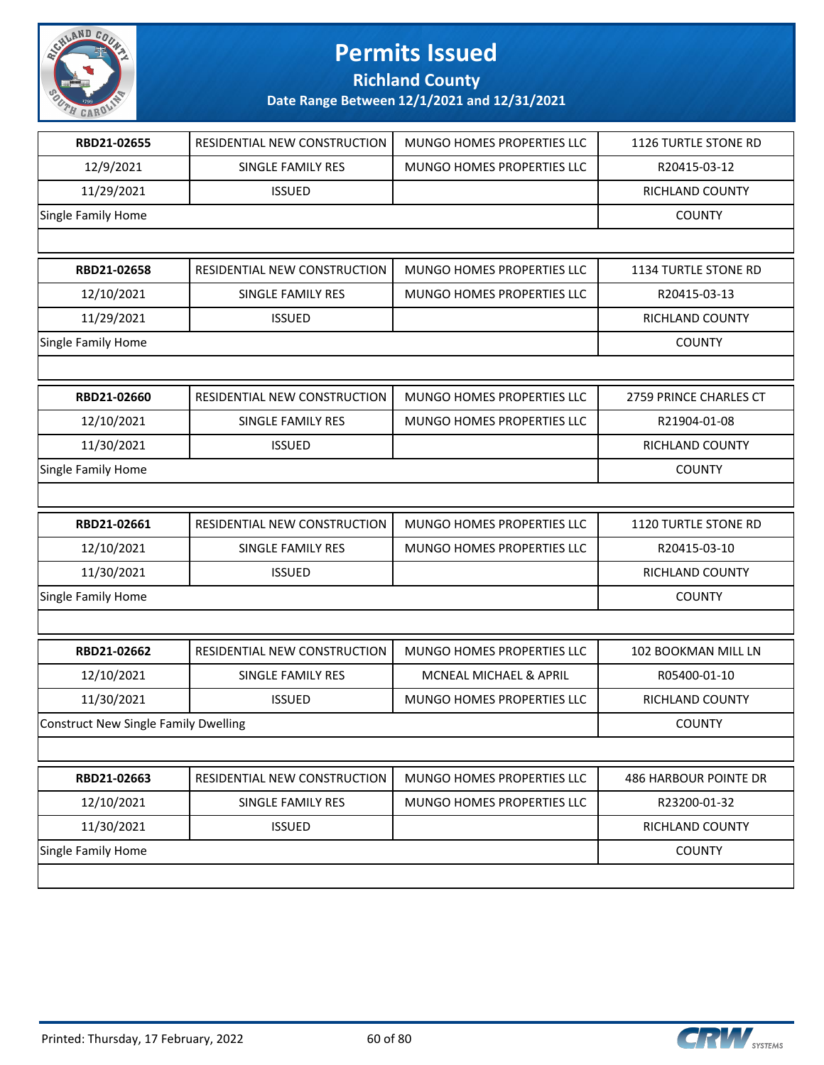# Permits Issued

## Richland County

### Date Range Between 12/1/2021 and 12/31/2021

| | | | |
|---|---|---|---|
| **RBD21-02655** | RESIDENTIAL NEW CONSTRUCTION | MUNGO HOMES PROPERTIES LLC | 1126 TURTLE STONE RD |
| 12/9/2021 | SINGLE FAMILY RES | MUNGO HOMES PROPERTIES LLC | R20415-03-12 |
| 11/29/2021 | ISSUED | | RICHLAND COUNTY |
| Single Family Home | | | COUNTY |

| | | | |
|---|---|---|---|
| **RBD21-02658** | RESIDENTIAL NEW CONSTRUCTION | MUNGO HOMES PROPERTIES LLC | 1134 TURTLE STONE RD |
| 12/10/2021 | SINGLE FAMILY RES | MUNGO HOMES PROPERTIES LLC | R20415-03-13 |
| 11/29/2021 | ISSUED | | RICHLAND COUNTY |
| Single Family Home | | | COUNTY |

| | | | |
|---|---|---|---|
| **RBD21-02660** | RESIDENTIAL NEW CONSTRUCTION | MUNGO HOMES PROPERTIES LLC | 2759 PRINCE CHARLES CT |
| 12/10/2021 | SINGLE FAMILY RES | MUNGO HOMES PROPERTIES LLC | R21904-01-08 |
| 11/30/2021 | ISSUED | | RICHLAND COUNTY |
| Single Family Home | | | COUNTY |

| | | | |
|---|---|---|---|
| **RBD21-02661** | RESIDENTIAL NEW CONSTRUCTION | MUNGO HOMES PROPERTIES LLC | 1120 TURTLE STONE RD |
| 12/10/2021 | SINGLE FAMILY RES | MUNGO HOMES PROPERTIES LLC | R20415-03-10 |
| 11/30/2021 | ISSUED | | RICHLAND COUNTY |
| Single Family Home | | | COUNTY |

| | | | |
|---|---|---|---|
| **RBD21-02662** | RESIDENTIAL NEW CONSTRUCTION | MUNGO HOMES PROPERTIES LLC | 102 BOOKMAN MILL LN |
| 12/10/2021 | SINGLE FAMILY RES | MCNEAL MICHAEL & APRIL | R05400-01-10 |
| 11/30/2021 | ISSUED | MUNGO HOMES PROPERTIES LLC | RICHLAND COUNTY |
| Construct New Single Family Dwelling | | | COUNTY |

| | | | |
|---|---|---|---|
| **RBD21-02663** | RESIDENTIAL NEW CONSTRUCTION | MUNGO HOMES PROPERTIES LLC | 486 HARBOUR POINTE DR |
| 12/10/2021 | SINGLE FAMILY RES | MUNGO HOMES PROPERTIES LLC | R23200-01-32 |
| 11/30/2021 | ISSUED | | RICHLAND COUNTY |
| Single Family Home | | | COUNTY |

Printed: Thursday, 17 February, 2022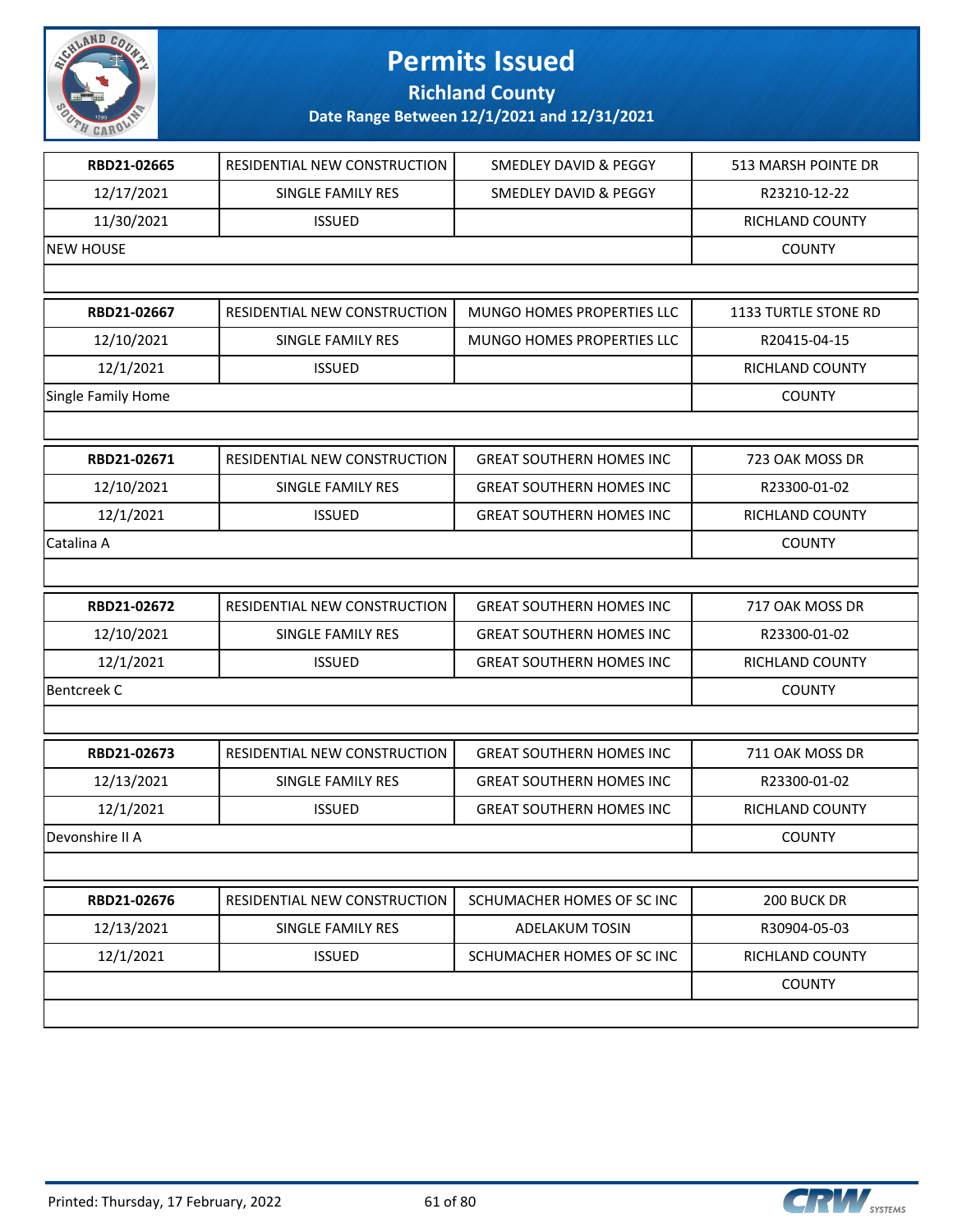# Permits Issued

## Richland County

**Date Range Between 12/1/2021 and 12/31/2021**

| | | | |
|---|---|---|---|
| **RBD21-02665** | RESIDENTIAL NEW CONSTRUCTION | SMEDLEY DAVID & PEGGY | 513 MARSH POINTE DR |
| 12/17/2021 | SINGLE FAMILY RES | SMEDLEY DAVID & PEGGY | R23210-12-22 |
| 11/30/2021 | ISSUED | | RICHLAND COUNTY |
| NEW HOUSE | | | COUNTY |

| | | | |
|---|---|---|---|
| **RBD21-02667** | RESIDENTIAL NEW CONSTRUCTION | MUNGO HOMES PROPERTIES LLC | 1133 TURTLE STONE RD |
| 12/10/2021 | SINGLE FAMILY RES | MUNGO HOMES PROPERTIES LLC | R20415-04-15 |
| 12/1/2021 | ISSUED | | RICHLAND COUNTY |
| Single Family Home | | | COUNTY |

| | | | |
|---|---|---|---|
| **RBD21-02671** | RESIDENTIAL NEW CONSTRUCTION | GREAT SOUTHERN HOMES INC | 723 OAK MOSS DR |
| 12/10/2021 | SINGLE FAMILY RES | GREAT SOUTHERN HOMES INC | R23300-01-02 |
| 12/1/2021 | ISSUED | GREAT SOUTHERN HOMES INC | RICHLAND COUNTY |
| Catalina A | | | COUNTY |

| | | | |
|---|---|---|---|
| **RBD21-02672** | RESIDENTIAL NEW CONSTRUCTION | GREAT SOUTHERN HOMES INC | 717 OAK MOSS DR |
| 12/10/2021 | SINGLE FAMILY RES | GREAT SOUTHERN HOMES INC | R23300-01-02 |
| 12/1/2021 | ISSUED | GREAT SOUTHERN HOMES INC | RICHLAND COUNTY |
| Bentcreek C | | | COUNTY |

| | | | |
|---|---|---|---|
| **RBD21-02673** | RESIDENTIAL NEW CONSTRUCTION | GREAT SOUTHERN HOMES INC | 711 OAK MOSS DR |
| 12/13/2021 | SINGLE FAMILY RES | GREAT SOUTHERN HOMES INC | R23300-01-02 |
| 12/1/2021 | ISSUED | GREAT SOUTHERN HOMES INC | RICHLAND COUNTY |
| Devonshire II A | | | COUNTY |

| | | | |
|---|---|---|---|
| **RBD21-02676** | RESIDENTIAL NEW CONSTRUCTION | SCHUMACHER HOMES OF SC INC | 200 BUCK DR |
| 12/13/2021 | SINGLE FAMILY RES | ADELAKUM TOSIN | R30904-05-03 |
| 12/1/2021 | ISSUED | SCHUMACHER HOMES OF SC INC | RICHLAND COUNTY |
| | | | COUNTY |

Printed: Thursday, 17 February, 2022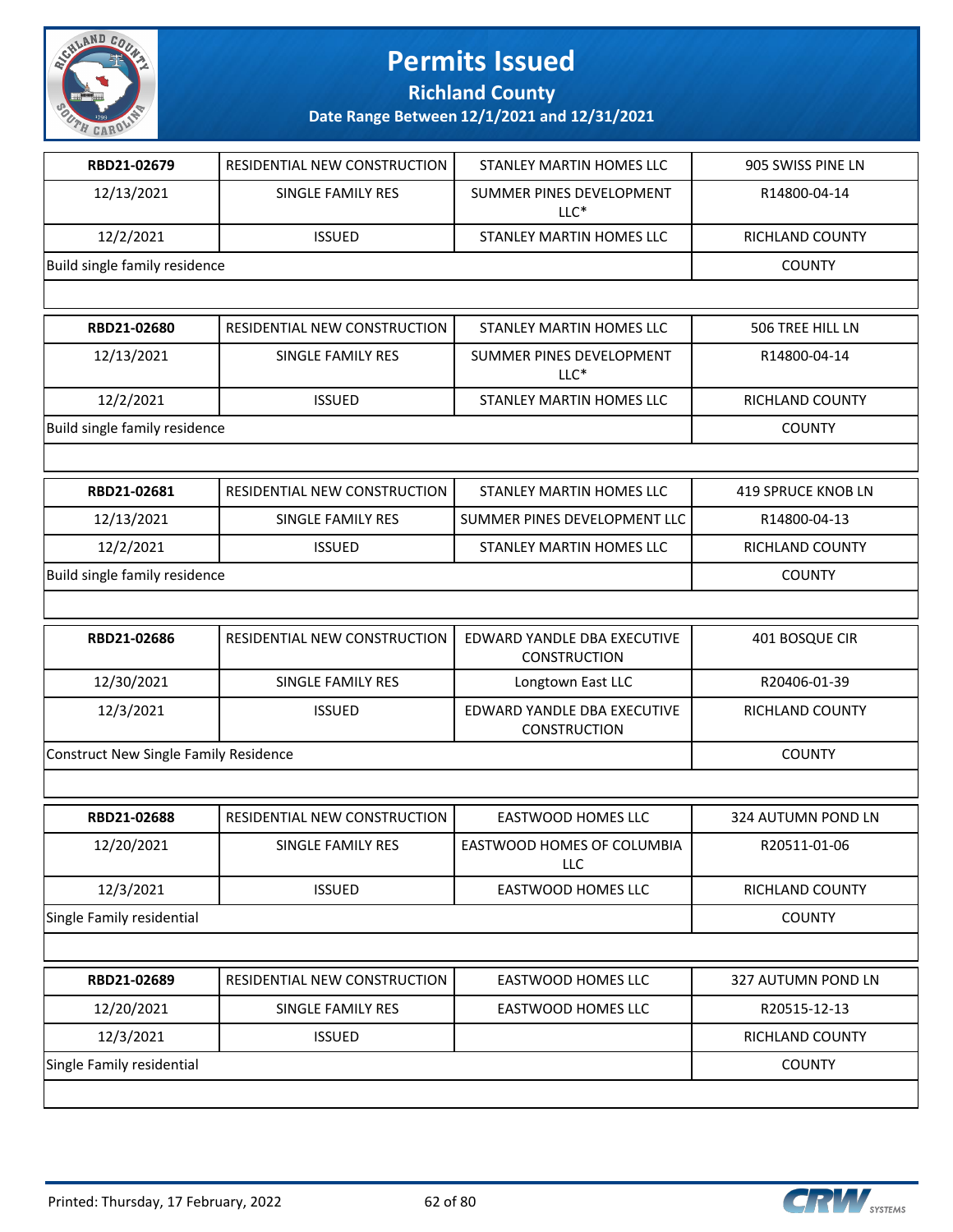# Permits Issued

## Richland County

### Date Range Between 12/1/2021 and 12/31/2021

| RBD21-02679 | RESIDENTIAL NEW CONSTRUCTION | STANLEY MARTIN HOMES LLC | 905 SWISS PINE LN |
|---|---|---|---|
| 12/13/2021 | SINGLE FAMILY RES | SUMMER PINES DEVELOPMENT LLC* | R14800-04-14 |
| 12/2/2021 | ISSUED | STANLEY MARTIN HOMES LLC | RICHLAND COUNTY |
| Build single family residence | | | COUNTY |

| RBD21-02680 | RESIDENTIAL NEW CONSTRUCTION | STANLEY MARTIN HOMES LLC | 506 TREE HILL LN |
|---|---|---|---|
| 12/13/2021 | SINGLE FAMILY RES | SUMMER PINES DEVELOPMENT LLC* | R14800-04-14 |
| 12/2/2021 | ISSUED | STANLEY MARTIN HOMES LLC | RICHLAND COUNTY |
| Build single family residence | | | COUNTY |

| RBD21-02681 | RESIDENTIAL NEW CONSTRUCTION | STANLEY MARTIN HOMES LLC | 419 SPRUCE KNOB LN |
|---|---|---|---|
| 12/13/2021 | SINGLE FAMILY RES | SUMMER PINES DEVELOPMENT LLC | R14800-04-13 |
| 12/2/2021 | ISSUED | STANLEY MARTIN HOMES LLC | RICHLAND COUNTY |
| Build single family residence | | | COUNTY |

| RBD21-02686 | RESIDENTIAL NEW CONSTRUCTION | EDWARD YANDLE DBA EXECUTIVE CONSTRUCTION | 401 BOSQUE CIR |
|---|---|---|---|
| 12/30/2021 | SINGLE FAMILY RES | Longtown East LLC | R20406-01-39 |
| 12/3/2021 | ISSUED | EDWARD YANDLE DBA EXECUTIVE CONSTRUCTION | RICHLAND COUNTY |
| Construct New Single Family Residence | | | COUNTY |

| RBD21-02688 | RESIDENTIAL NEW CONSTRUCTION | EASTWOOD HOMES LLC | 324 AUTUMN POND LN |
|---|---|---|---|
| 12/20/2021 | SINGLE FAMILY RES | EASTWOOD HOMES OF COLUMBIA LLC | R20511-01-06 |
| 12/3/2021 | ISSUED | EASTWOOD HOMES LLC | RICHLAND COUNTY |
| Single Family residential | | | COUNTY |

| RBD21-02689 | RESIDENTIAL NEW CONSTRUCTION | EASTWOOD HOMES LLC | 327 AUTUMN POND LN |
|---|---|---|---|
| 12/20/2021 | SINGLE FAMILY RES | EASTWOOD HOMES LLC | R20515-12-13 |
| 12/3/2021 | ISSUED | | RICHLAND COUNTY |
| Single Family residential | | | COUNTY |

Printed: Thursday, 17 February, 2022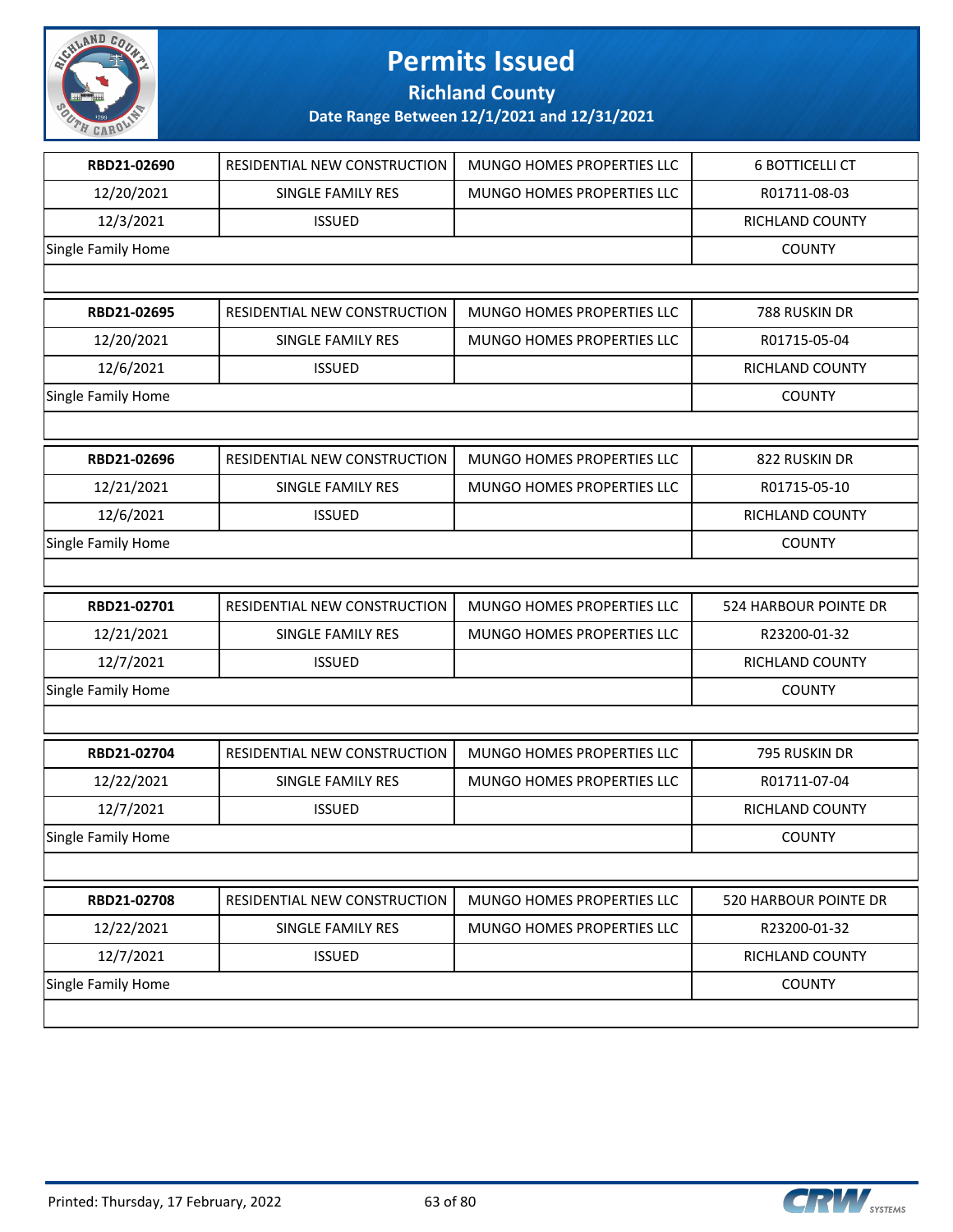# Permits Issued

**Richland County**

**Date Range Between 12/1/2021 and 12/31/2021**

| **RBD21-02690** | RESIDENTIAL NEW CONSTRUCTION | MUNGO HOMES PROPERTIES LLC | 6 BOTTICELLI CT |
|---|---|---|---|
| 12/20/2021 | SINGLE FAMILY RES | MUNGO HOMES PROPERTIES LLC | R01711-08-03 |
| 12/3/2021 | ISSUED | | RICHLAND COUNTY |
| Single Family Home | | | COUNTY |

| **RBD21-02695** | RESIDENTIAL NEW CONSTRUCTION | MUNGO HOMES PROPERTIES LLC | 788 RUSKIN DR |
|---|---|---|---|
| 12/20/2021 | SINGLE FAMILY RES | MUNGO HOMES PROPERTIES LLC | R01715-05-04 |
| 12/6/2021 | ISSUED | | RICHLAND COUNTY |
| Single Family Home | | | COUNTY |

| **RBD21-02696** | RESIDENTIAL NEW CONSTRUCTION | MUNGO HOMES PROPERTIES LLC | 822 RUSKIN DR |
|---|---|---|---|
| 12/21/2021 | SINGLE FAMILY RES | MUNGO HOMES PROPERTIES LLC | R01715-05-10 |
| 12/6/2021 | ISSUED | | RICHLAND COUNTY |
| Single Family Home | | | COUNTY |

| **RBD21-02701** | RESIDENTIAL NEW CONSTRUCTION | MUNGO HOMES PROPERTIES LLC | 524 HARBOUR POINTE DR |
|---|---|---|---|
| 12/21/2021 | SINGLE FAMILY RES | MUNGO HOMES PROPERTIES LLC | R23200-01-32 |
| 12/7/2021 | ISSUED | | RICHLAND COUNTY |
| Single Family Home | | | COUNTY |

| **RBD21-02704** | RESIDENTIAL NEW CONSTRUCTION | MUNGO HOMES PROPERTIES LLC | 795 RUSKIN DR |
|---|---|---|---|
| 12/22/2021 | SINGLE FAMILY RES | MUNGO HOMES PROPERTIES LLC | R01711-07-04 |
| 12/7/2021 | ISSUED | | RICHLAND COUNTY |
| Single Family Home | | | COUNTY |

| **RBD21-02708** | RESIDENTIAL NEW CONSTRUCTION | MUNGO HOMES PROPERTIES LLC | 520 HARBOUR POINTE DR |
|---|---|---|---|
| 12/22/2021 | SINGLE FAMILY RES | MUNGO HOMES PROPERTIES LLC | R23200-01-32 |
| 12/7/2021 | ISSUED | | RICHLAND COUNTY |
| Single Family Home | | | COUNTY |

Printed: Thursday, 17 February, 2022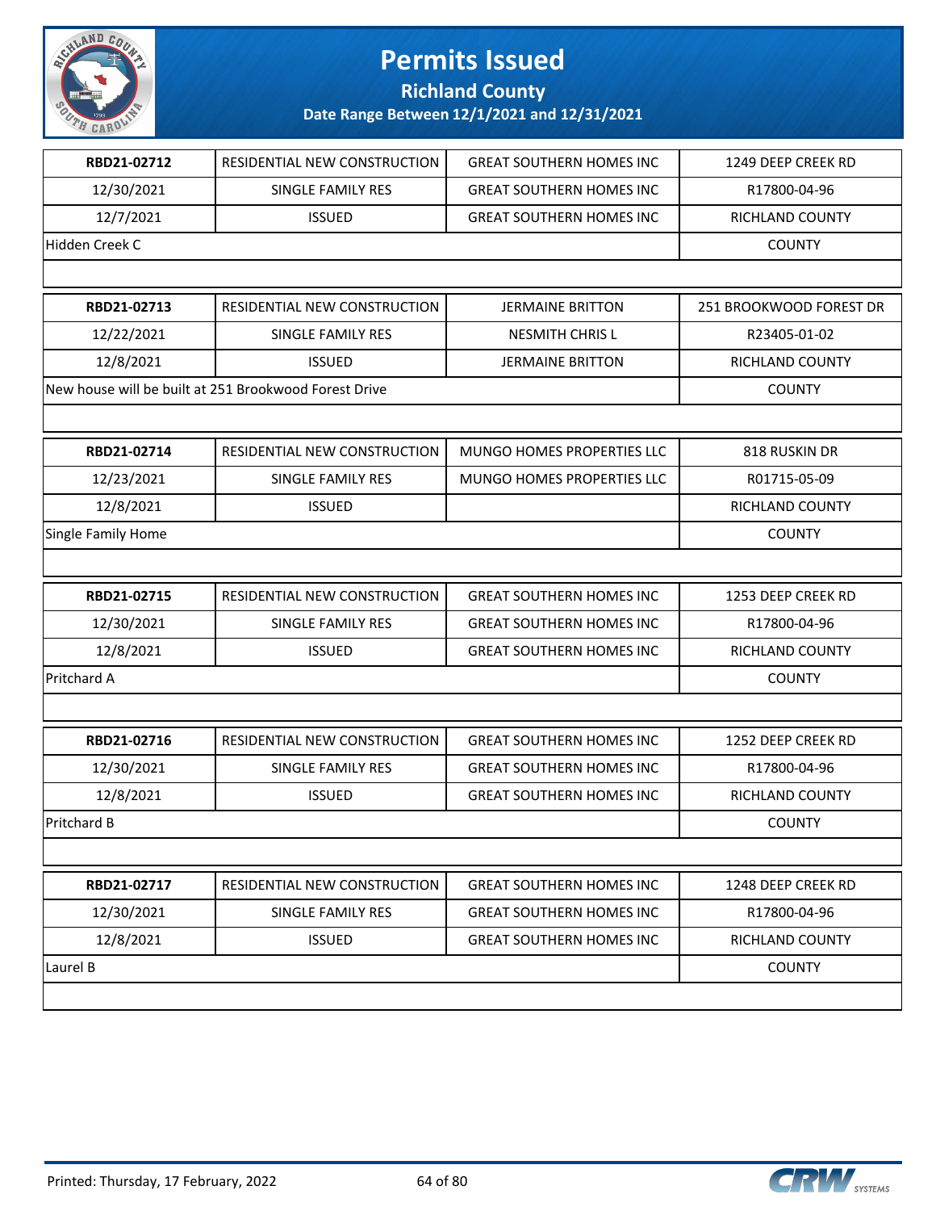# Permits Issued

## Richland County

### Date Range Between 12/1/2021 and 12/31/2021

| | | | |
|---|---|---|---|
| **RBD21-02712** | RESIDENTIAL NEW CONSTRUCTION | GREAT SOUTHERN HOMES INC | 1249 DEEP CREEK RD |
| 12/30/2021 | SINGLE FAMILY RES | GREAT SOUTHERN HOMES INC | R17800-04-96 |
| 12/7/2021 | ISSUED | GREAT SOUTHERN HOMES INC | RICHLAND COUNTY |
| Hidden Creek C | | | COUNTY |

| | | | |
|---|---|---|---|
| **RBD21-02713** | RESIDENTIAL NEW CONSTRUCTION | JERMAINE BRITTON | 251 BROOKWOOD FOREST DR |
| 12/22/2021 | SINGLE FAMILY RES | NESMITH CHRIS L | R23405-01-02 |
| 12/8/2021 | ISSUED | JERMAINE BRITTON | RICHLAND COUNTY |
| New house will be built at 251 Brookwood Forest Drive | | | COUNTY |

| | | | |
|---|---|---|---|
| **RBD21-02714** | RESIDENTIAL NEW CONSTRUCTION | MUNGO HOMES PROPERTIES LLC | 818 RUSKIN DR |
| 12/23/2021 | SINGLE FAMILY RES | MUNGO HOMES PROPERTIES LLC | R01715-05-09 |
| 12/8/2021 | ISSUED | | RICHLAND COUNTY |
| Single Family Home | | | COUNTY |

| | | | |
|---|---|---|---|
| **RBD21-02715** | RESIDENTIAL NEW CONSTRUCTION | GREAT SOUTHERN HOMES INC | 1253 DEEP CREEK RD |
| 12/30/2021 | SINGLE FAMILY RES | GREAT SOUTHERN HOMES INC | R17800-04-96 |
| 12/8/2021 | ISSUED | GREAT SOUTHERN HOMES INC | RICHLAND COUNTY |
| Pritchard A | | | COUNTY |

| | | | |
|---|---|---|---|
| **RBD21-02716** | RESIDENTIAL NEW CONSTRUCTION | GREAT SOUTHERN HOMES INC | 1252 DEEP CREEK RD |
| 12/30/2021 | SINGLE FAMILY RES | GREAT SOUTHERN HOMES INC | R17800-04-96 |
| 12/8/2021 | ISSUED | GREAT SOUTHERN HOMES INC | RICHLAND COUNTY |
| Pritchard B | | | COUNTY |

| | | | |
|---|---|---|---|
| **RBD21-02717** | RESIDENTIAL NEW CONSTRUCTION | GREAT SOUTHERN HOMES INC | 1248 DEEP CREEK RD |
| 12/30/2021 | SINGLE FAMILY RES | GREAT SOUTHERN HOMES INC | R17800-04-96 |
| 12/8/2021 | ISSUED | GREAT SOUTHERN HOMES INC | RICHLAND COUNTY |
| Laurel B | | | COUNTY |

Printed: Thursday, 17 February, 2022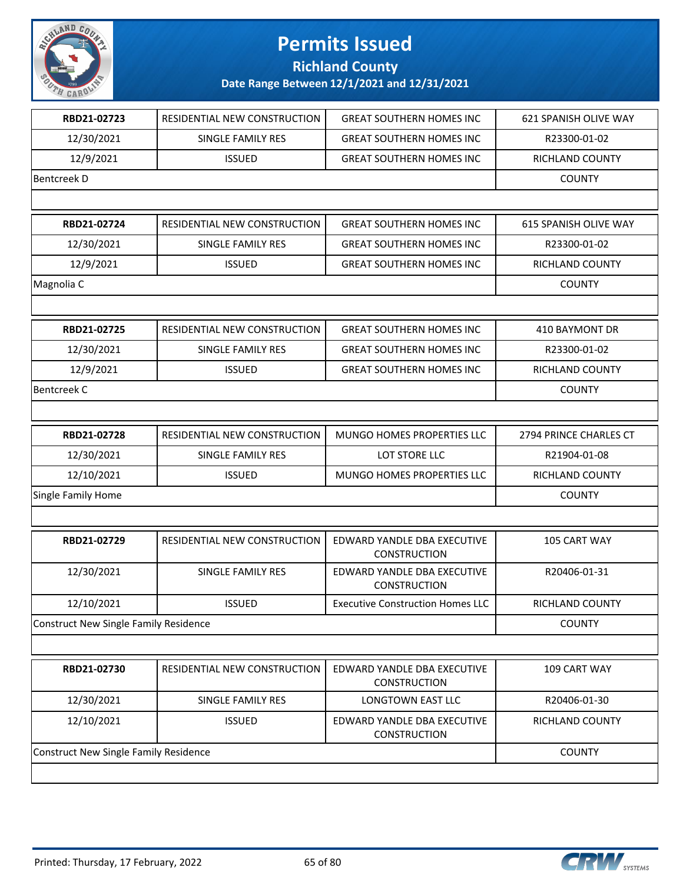# Permits Issued

## Richland County

### Date Range Between 12/1/2021 and 12/31/2021

| | | | |
|---|---|---|---|
| **RBD21-02723** | RESIDENTIAL NEW CONSTRUCTION | GREAT SOUTHERN HOMES INC | 621 SPANISH OLIVE WAY |
| 12/30/2021 | SINGLE FAMILY RES | GREAT SOUTHERN HOMES INC | R23300-01-02 |
| 12/9/2021 | ISSUED | GREAT SOUTHERN HOMES INC | RICHLAND COUNTY |
| Bentcreek D | | | COUNTY |

| | | | |
|---|---|---|---|
| **RBD21-02724** | RESIDENTIAL NEW CONSTRUCTION | GREAT SOUTHERN HOMES INC | 615 SPANISH OLIVE WAY |
| 12/30/2021 | SINGLE FAMILY RES | GREAT SOUTHERN HOMES INC | R23300-01-02 |
| 12/9/2021 | ISSUED | GREAT SOUTHERN HOMES INC | RICHLAND COUNTY |
| Magnolia C | | | COUNTY |

| | | | |
|---|---|---|---|
| **RBD21-02725** | RESIDENTIAL NEW CONSTRUCTION | GREAT SOUTHERN HOMES INC | 410 BAYMONT DR |
| 12/30/2021 | SINGLE FAMILY RES | GREAT SOUTHERN HOMES INC | R23300-01-02 |
| 12/9/2021 | ISSUED | GREAT SOUTHERN HOMES INC | RICHLAND COUNTY |
| Bentcreek C | | | COUNTY |

| | | | |
|---|---|---|---|
| **RBD21-02728** | RESIDENTIAL NEW CONSTRUCTION | MUNGO HOMES PROPERTIES LLC | 2794 PRINCE CHARLES CT |
| 12/30/2021 | SINGLE FAMILY RES | LOT STORE LLC | R21904-01-08 |
| 12/10/2021 | ISSUED | MUNGO HOMES PROPERTIES LLC | RICHLAND COUNTY |
| Single Family Home | | | COUNTY |

| | | | |
|---|---|---|---|
| **RBD21-02729** | RESIDENTIAL NEW CONSTRUCTION | EDWARD YANDLE DBA EXECUTIVE CONSTRUCTION | 105 CART WAY |
| 12/30/2021 | SINGLE FAMILY RES | EDWARD YANDLE DBA EXECUTIVE CONSTRUCTION | R20406-01-31 |
| 12/10/2021 | ISSUED | Executive Construction Homes LLC | RICHLAND COUNTY |
| Construct New Single Family Residence | | | COUNTY |

| | | | |
|---|---|---|---|
| **RBD21-02730** | RESIDENTIAL NEW CONSTRUCTION | EDWARD YANDLE DBA EXECUTIVE CONSTRUCTION | 109 CART WAY |
| 12/30/2021 | SINGLE FAMILY RES | LONGTOWN EAST LLC | R20406-01-30 |
| 12/10/2021 | ISSUED | EDWARD YANDLE DBA EXECUTIVE CONSTRUCTION | RICHLAND COUNTY |
| Construct New Single Family Residence | | | COUNTY |

Printed: Thursday, 17 February, 2022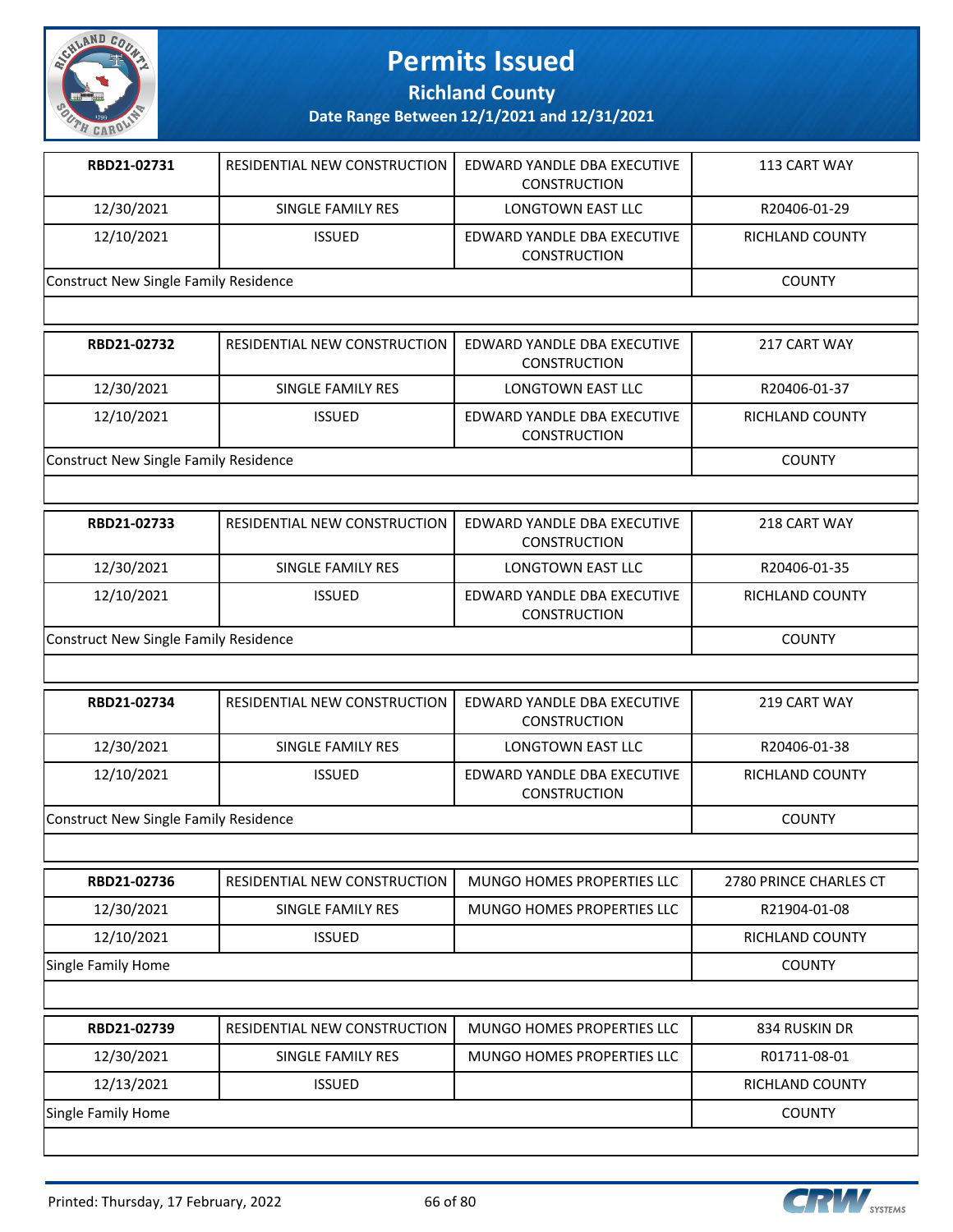# Permits Issued

## Richland County

### Date Range Between 12/1/2021 and 12/31/2021

| RBD21-02731 | RESIDENTIAL NEW CONSTRUCTION | EDWARD YANDLE DBA EXECUTIVE CONSTRUCTION | 113 CART WAY |
|---|---|---|---|
| 12/30/2021 | SINGLE FAMILY RES | LONGTOWN EAST LLC | R20406-01-29 |
| 12/10/2021 | ISSUED | EDWARD YANDLE DBA EXECUTIVE CONSTRUCTION | RICHLAND COUNTY |
| Construct New Single Family Residence | | | COUNTY |

| RBD21-02732 | RESIDENTIAL NEW CONSTRUCTION | EDWARD YANDLE DBA EXECUTIVE CONSTRUCTION | 217 CART WAY |
|---|---|---|---|
| 12/30/2021 | SINGLE FAMILY RES | LONGTOWN EAST LLC | R20406-01-37 |
| 12/10/2021 | ISSUED | EDWARD YANDLE DBA EXECUTIVE CONSTRUCTION | RICHLAND COUNTY |
| Construct New Single Family Residence | | | COUNTY |

| RBD21-02733 | RESIDENTIAL NEW CONSTRUCTION | EDWARD YANDLE DBA EXECUTIVE CONSTRUCTION | 218 CART WAY |
|---|---|---|---|
| 12/30/2021 | SINGLE FAMILY RES | LONGTOWN EAST LLC | R20406-01-35 |
| 12/10/2021 | ISSUED | EDWARD YANDLE DBA EXECUTIVE CONSTRUCTION | RICHLAND COUNTY |
| Construct New Single Family Residence | | | COUNTY |

| RBD21-02734 | RESIDENTIAL NEW CONSTRUCTION | EDWARD YANDLE DBA EXECUTIVE CONSTRUCTION | 219 CART WAY |
|---|---|---|---|
| 12/30/2021 | SINGLE FAMILY RES | LONGTOWN EAST LLC | R20406-01-38 |
| 12/10/2021 | ISSUED | EDWARD YANDLE DBA EXECUTIVE CONSTRUCTION | RICHLAND COUNTY |
| Construct New Single Family Residence | | | COUNTY |

| RBD21-02736 | RESIDENTIAL NEW CONSTRUCTION | MUNGO HOMES PROPERTIES LLC | 2780 PRINCE CHARLES CT |
|---|---|---|---|
| 12/30/2021 | SINGLE FAMILY RES | MUNGO HOMES PROPERTIES LLC | R21904-01-08 |
| 12/10/2021 | ISSUED | | RICHLAND COUNTY |
| Single Family Home | | | COUNTY |

| RBD21-02739 | RESIDENTIAL NEW CONSTRUCTION | MUNGO HOMES PROPERTIES LLC | 834 RUSKIN DR |
|---|---|---|---|
| 12/30/2021 | SINGLE FAMILY RES | MUNGO HOMES PROPERTIES LLC | R01711-08-01 |
| 12/13/2021 | ISSUED | | RICHLAND COUNTY |
| Single Family Home | | | COUNTY |

Printed: Thursday, 17 February, 2022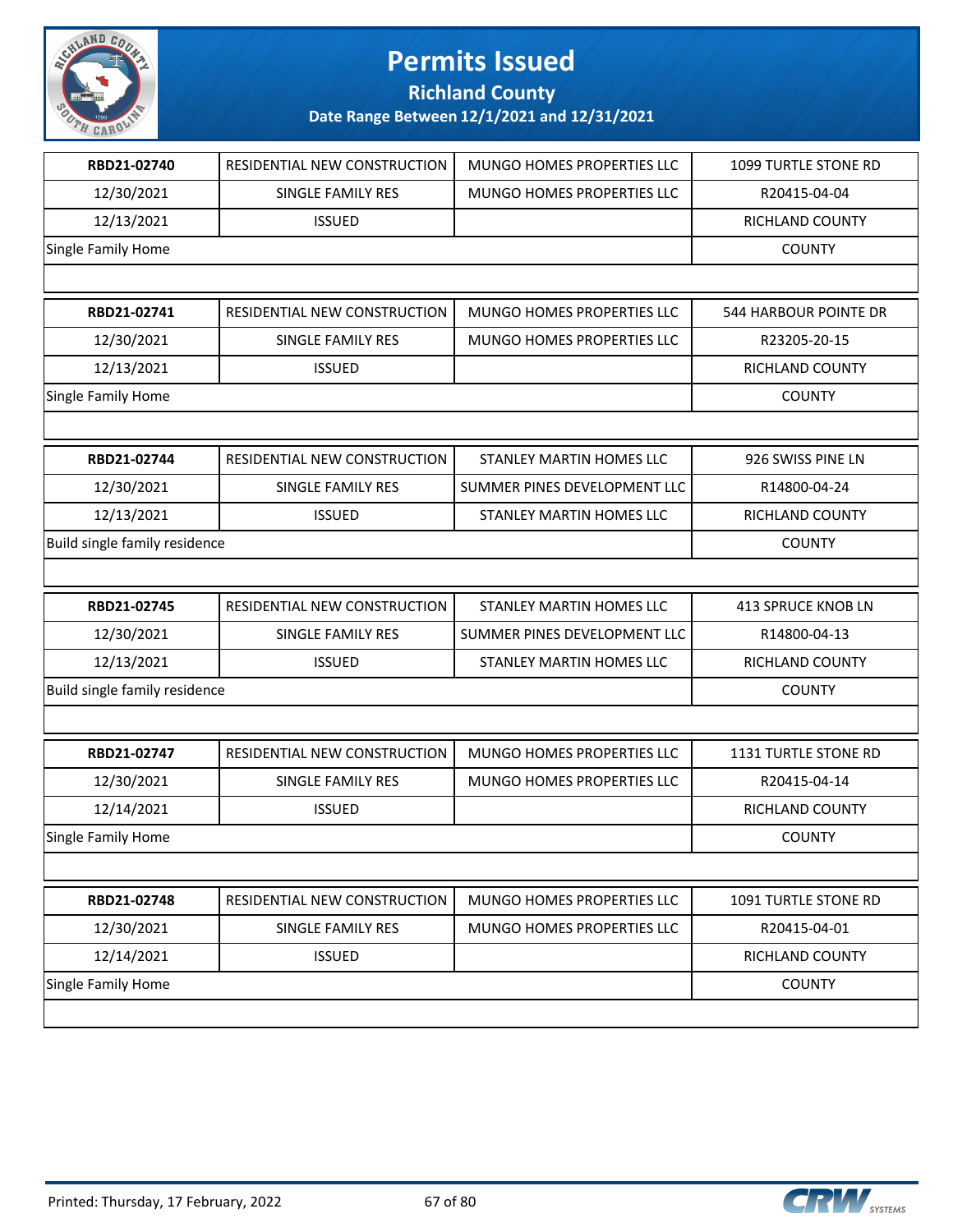# Permits Issued

## Richland County

### Date Range Between 12/1/2021 and 12/31/2021

| | | | |
|---|---|---|---|
| **RBD21-02740** | RESIDENTIAL NEW CONSTRUCTION | MUNGO HOMES PROPERTIES LLC | 1099 TURTLE STONE RD |
| 12/30/2021 | SINGLE FAMILY RES | MUNGO HOMES PROPERTIES LLC | R20415-04-04 |
| 12/13/2021 | ISSUED | | RICHLAND COUNTY |
| Single Family Home | | | COUNTY |

| | | | |
|---|---|---|---|
| **RBD21-02741** | RESIDENTIAL NEW CONSTRUCTION | MUNGO HOMES PROPERTIES LLC | 544 HARBOUR POINTE DR |
| 12/30/2021 | SINGLE FAMILY RES | MUNGO HOMES PROPERTIES LLC | R23205-20-15 |
| 12/13/2021 | ISSUED | | RICHLAND COUNTY |
| Single Family Home | | | COUNTY |

| | | | |
|---|---|---|---|
| **RBD21-02744** | RESIDENTIAL NEW CONSTRUCTION | STANLEY MARTIN HOMES LLC | 926 SWISS PINE LN |
| 12/30/2021 | SINGLE FAMILY RES | SUMMER PINES DEVELOPMENT LLC | R14800-04-24 |
| 12/13/2021 | ISSUED | STANLEY MARTIN HOMES LLC | RICHLAND COUNTY |
| Build single family residence | | | COUNTY |

| | | | |
|---|---|---|---|
| **RBD21-02745** | RESIDENTIAL NEW CONSTRUCTION | STANLEY MARTIN HOMES LLC | 413 SPRUCE KNOB LN |
| 12/30/2021 | SINGLE FAMILY RES | SUMMER PINES DEVELOPMENT LLC | R14800-04-13 |
| 12/13/2021 | ISSUED | STANLEY MARTIN HOMES LLC | RICHLAND COUNTY |
| Build single family residence | | | COUNTY |

| | | | |
|---|---|---|---|
| **RBD21-02747** | RESIDENTIAL NEW CONSTRUCTION | MUNGO HOMES PROPERTIES LLC | 1131 TURTLE STONE RD |
| 12/30/2021 | SINGLE FAMILY RES | MUNGO HOMES PROPERTIES LLC | R20415-04-14 |
| 12/14/2021 | ISSUED | | RICHLAND COUNTY |
| Single Family Home | | | COUNTY |

| | | | |
|---|---|---|---|
| **RBD21-02748** | RESIDENTIAL NEW CONSTRUCTION | MUNGO HOMES PROPERTIES LLC | 1091 TURTLE STONE RD |
| 12/30/2021 | SINGLE FAMILY RES | MUNGO HOMES PROPERTIES LLC | R20415-04-01 |
| 12/14/2021 | ISSUED | | RICHLAND COUNTY |
| Single Family Home | | | COUNTY |

Printed: Thursday, 17 February, 2022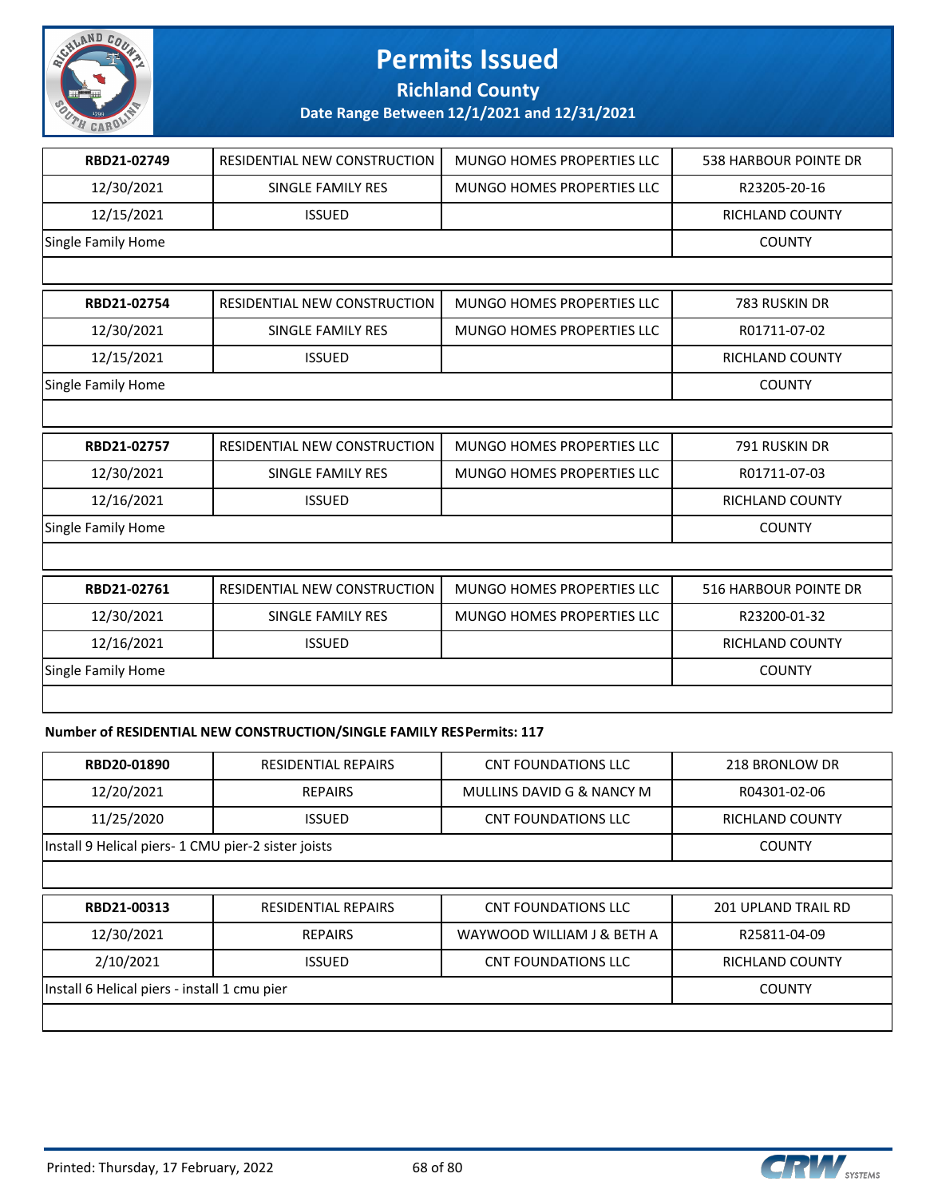# Permits Issued

**Richland County**

**Date Range Between 12/1/2021 and 12/31/2021**

| RBD21-02749 | RESIDENTIAL NEW CONSTRUCTION | MUNGO HOMES PROPERTIES LLC | 538 HARBOUR POINTE DR |
|---|---|---|---|
| 12/30/2021 | SINGLE FAMILY RES | MUNGO HOMES PROPERTIES LLC | R23205-20-16 |
| 12/15/2021 | ISSUED | | RICHLAND COUNTY |
| Single Family Home | | | COUNTY |

| RBD21-02754 | RESIDENTIAL NEW CONSTRUCTION | MUNGO HOMES PROPERTIES LLC | 783 RUSKIN DR |
|---|---|---|---|
| 12/30/2021 | SINGLE FAMILY RES | MUNGO HOMES PROPERTIES LLC | R01711-07-02 |
| 12/15/2021 | ISSUED | | RICHLAND COUNTY |
| Single Family Home | | | COUNTY |

| RBD21-02757 | RESIDENTIAL NEW CONSTRUCTION | MUNGO HOMES PROPERTIES LLC | 791 RUSKIN DR |
|---|---|---|---|
| 12/30/2021 | SINGLE FAMILY RES | MUNGO HOMES PROPERTIES LLC | R01711-07-03 |
| 12/16/2021 | ISSUED | | RICHLAND COUNTY |
| Single Family Home | | | COUNTY |

| RBD21-02761 | RESIDENTIAL NEW CONSTRUCTION | MUNGO HOMES PROPERTIES LLC | 516 HARBOUR POINTE DR |
|---|---|---|---|
| 12/30/2021 | SINGLE FAMILY RES | MUNGO HOMES PROPERTIES LLC | R23200-01-32 |
| 12/16/2021 | ISSUED | | RICHLAND COUNTY |
| Single Family Home | | | COUNTY |

**Number of RESIDENTIAL NEW CONSTRUCTION/SINGLE FAMILY RES Permits: 117**

| RBD20-01890 | RESIDENTIAL REPAIRS | CNT FOUNDATIONS LLC | 218 BRONLOW DR |
|---|---|---|---|
| 12/20/2021 | REPAIRS | MULLINS DAVID G & NANCY M | R04301-02-06 |
| 11/25/2020 | ISSUED | CNT FOUNDATIONS LLC | RICHLAND COUNTY |
| Install 9 Helical piers- 1 CMU pier-2 sister joists | | | COUNTY |

| RBD21-00313 | RESIDENTIAL REPAIRS | CNT FOUNDATIONS LLC | 201 UPLAND TRAIL RD |
|---|---|---|---|
| 12/30/2021 | REPAIRS | WAYWOOD WILLIAM J & BETH A | R25811-04-09 |
| 2/10/2021 | ISSUED | CNT FOUNDATIONS LLC | RICHLAND COUNTY |
| Install 6 Helical piers - install 1 cmu pier | | | COUNTY |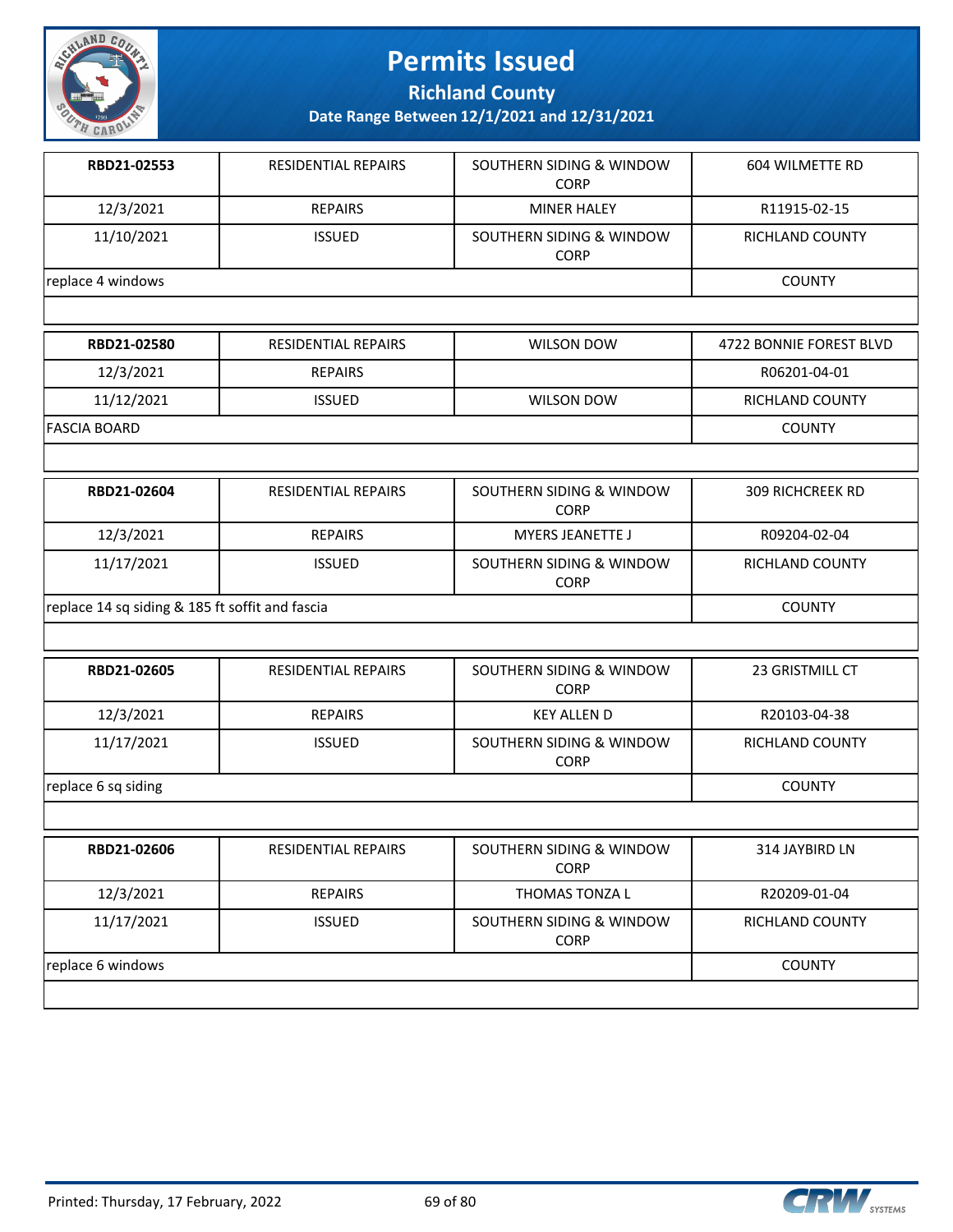# Permits Issued

## Richland County

### Date Range Between 12/1/2021 and 12/31/2021

| | | | |
|---|---|---|---|
| **RBD21-02553** | RESIDENTIAL REPAIRS | SOUTHERN SIDING & WINDOW CORP | 604 WILMETTE RD |
| 12/3/2021 | REPAIRS | MINER HALEY | R11915-02-15 |
| 11/10/2021 | ISSUED | SOUTHERN SIDING & WINDOW CORP | RICHLAND COUNTY |
| replace 4 windows | | | COUNTY |

| | | | |
|---|---|---|---|
| **RBD21-02580** | RESIDENTIAL REPAIRS | WILSON DOW | 4722 BONNIE FOREST BLVD |
| 12/3/2021 | REPAIRS | | R06201-04-01 |
| 11/12/2021 | ISSUED | WILSON DOW | RICHLAND COUNTY |
| FASCIA BOARD | | | COUNTY |

| | | | |
|---|---|---|---|
| **RBD21-02604** | RESIDENTIAL REPAIRS | SOUTHERN SIDING & WINDOW CORP | 309 RICHCREEK RD |
| 12/3/2021 | REPAIRS | MYERS JEANETTE J | R09204-02-04 |
| 11/17/2021 | ISSUED | SOUTHERN SIDING & WINDOW CORP | RICHLAND COUNTY |
| replace 14 sq siding & 185 ft soffit and fascia | | | COUNTY |

| | | | |
|---|---|---|---|
| **RBD21-02605** | RESIDENTIAL REPAIRS | SOUTHERN SIDING & WINDOW CORP | 23 GRISTMILL CT |
| 12/3/2021 | REPAIRS | KEY ALLEN D | R20103-04-38 |
| 11/17/2021 | ISSUED | SOUTHERN SIDING & WINDOW CORP | RICHLAND COUNTY |
| replace 6 sq siding | | | COUNTY |

| | | | |
|---|---|---|---|
| **RBD21-02606** | RESIDENTIAL REPAIRS | SOUTHERN SIDING & WINDOW CORP | 314 JAYBIRD LN |
| 12/3/2021 | REPAIRS | THOMAS TONZA L | R20209-01-04 |
| 11/17/2021 | ISSUED | SOUTHERN SIDING & WINDOW CORP | RICHLAND COUNTY |
| replace 6 windows | | | COUNTY |

Printed: Thursday, 17 February, 2022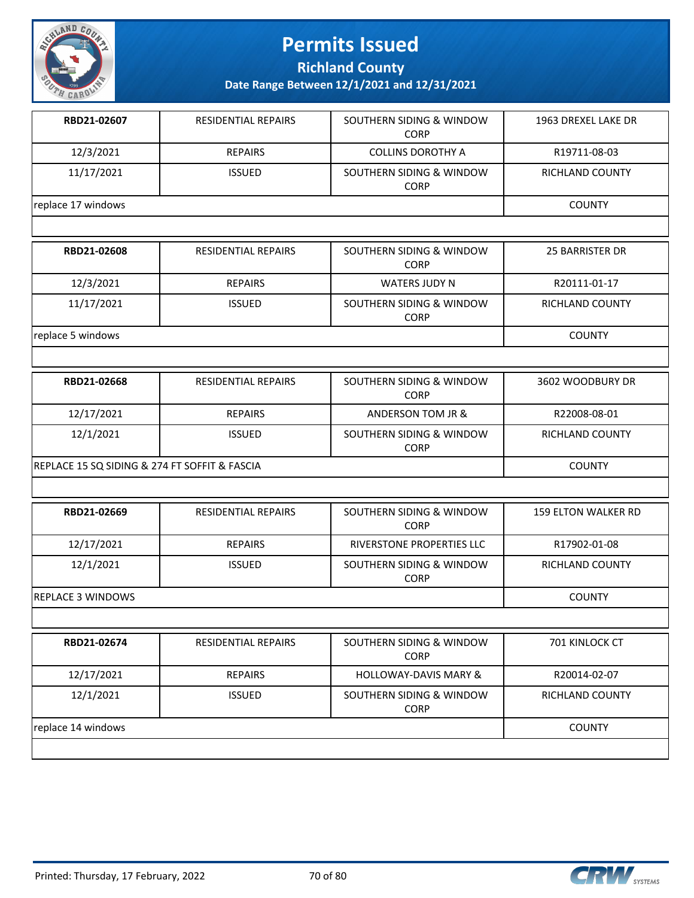# Permits Issued

## Richland County

### Date Range Between 12/1/2021 and 12/31/2021

| RBD21-02607 | RESIDENTIAL REPAIRS | SOUTHERN SIDING & WINDOW CORP | 1963 DREXEL LAKE DR |
|---|---|---|---|
| 12/3/2021 | REPAIRS | COLLINS DOROTHY A | R19711-08-03 |
| 11/17/2021 | ISSUED | SOUTHERN SIDING & WINDOW CORP | RICHLAND COUNTY |
| replace 17 windows | | | COUNTY |

| RBD21-02608 | RESIDENTIAL REPAIRS | SOUTHERN SIDING & WINDOW CORP | 25 BARRISTER DR |
|---|---|---|---|
| 12/3/2021 | REPAIRS | WATERS JUDY N | R20111-01-17 |
| 11/17/2021 | ISSUED | SOUTHERN SIDING & WINDOW CORP | RICHLAND COUNTY |
| replace 5 windows | | | COUNTY |

| RBD21-02668 | RESIDENTIAL REPAIRS | SOUTHERN SIDING & WINDOW CORP | 3602 WOODBURY DR |
|---|---|---|---|
| 12/17/2021 | REPAIRS | ANDERSON TOM JR & | R22008-08-01 |
| 12/1/2021 | ISSUED | SOUTHERN SIDING & WINDOW CORP | RICHLAND COUNTY |
| REPLACE 15 SQ SIDING & 274 FT SOFFIT & FASCIA | | | COUNTY |

| RBD21-02669 | RESIDENTIAL REPAIRS | SOUTHERN SIDING & WINDOW CORP | 159 ELTON WALKER RD |
|---|---|---|---|
| 12/17/2021 | REPAIRS | RIVERSTONE PROPERTIES LLC | R17902-01-08 |
| 12/1/2021 | ISSUED | SOUTHERN SIDING & WINDOW CORP | RICHLAND COUNTY |
| REPLACE 3 WINDOWS | | | COUNTY |

| RBD21-02674 | RESIDENTIAL REPAIRS | SOUTHERN SIDING & WINDOW CORP | 701 KINLOCK CT |
|---|---|---|---|
| 12/17/2021 | REPAIRS | HOLLOWAY-DAVIS MARY & | R20014-02-07 |
| 12/1/2021 | ISSUED | SOUTHERN SIDING & WINDOW CORP | RICHLAND COUNTY |
| replace 14 windows | | | COUNTY |

Printed: Thursday, 17 February, 2022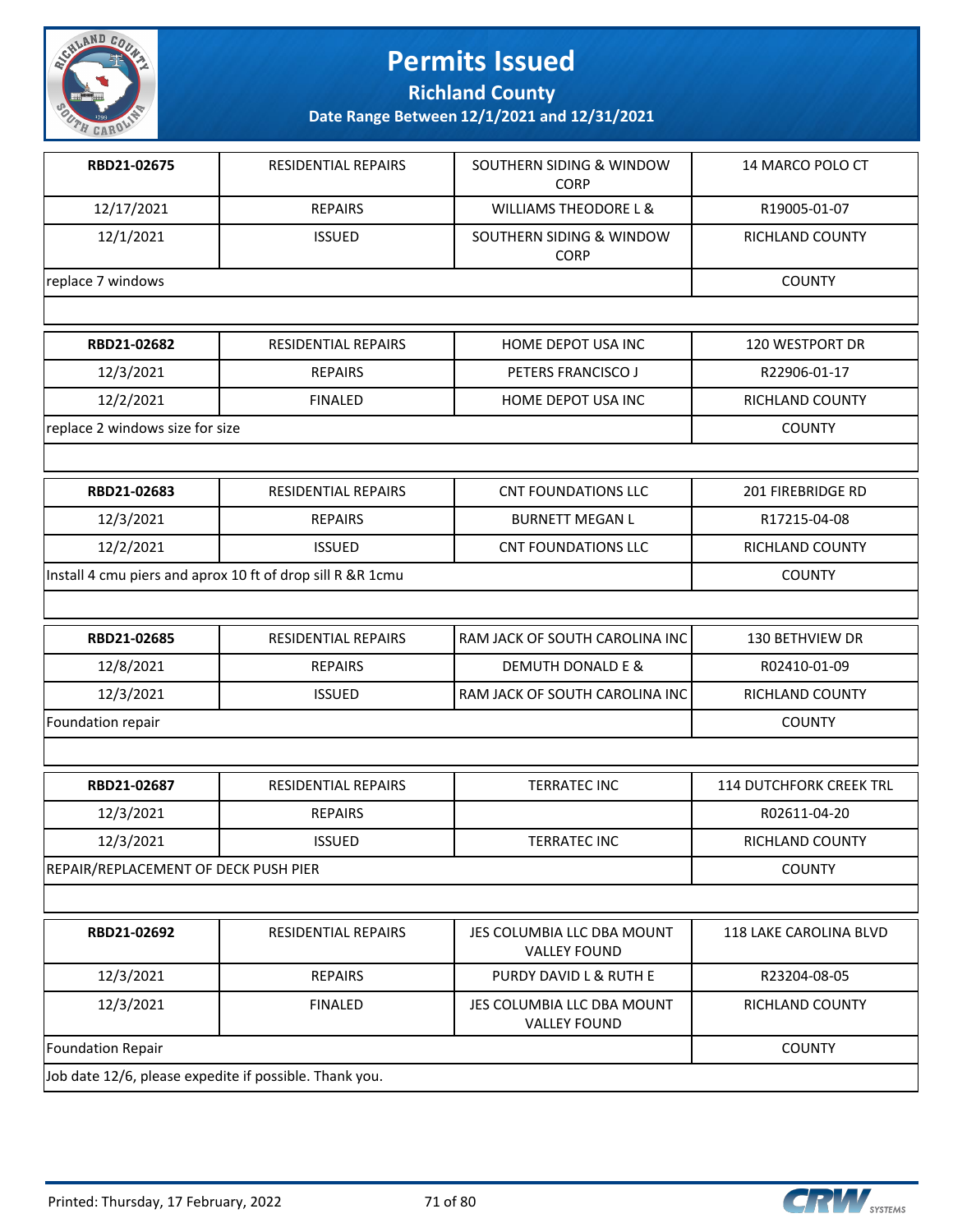# Permits Issued

## Richland County

### Date Range Between 12/1/2021 and 12/31/2021

| RBD21-02675 | RESIDENTIAL REPAIRS | SOUTHERN SIDING & WINDOW CORP | 14 MARCO POLO CT |
|---|---|---|---|
| 12/17/2021 | REPAIRS | WILLIAMS THEODORE L & | R19005-01-07 |
| 12/1/2021 | ISSUED | SOUTHERN SIDING & WINDOW CORP | RICHLAND COUNTY |
| replace 7 windows | | | COUNTY |

| RBD21-02682 | RESIDENTIAL REPAIRS | HOME DEPOT USA INC | 120 WESTPORT DR |
|---|---|---|---|
| 12/3/2021 | REPAIRS | PETERS FRANCISCO J | R22906-01-17 |
| 12/2/2021 | FINALED | HOME DEPOT USA INC | RICHLAND COUNTY |
| replace 2 windows size for size | | | COUNTY |

| RBD21-02683 | RESIDENTIAL REPAIRS | CNT FOUNDATIONS LLC | 201 FIREBRIDGE RD |
|---|---|---|---|
| 12/3/2021 | REPAIRS | BURNETT MEGAN L | R17215-04-08 |
| 12/2/2021 | ISSUED | CNT FOUNDATIONS LLC | RICHLAND COUNTY |
| Install 4 cmu piers and aprox 10 ft of drop sill R &R 1cmu | | | COUNTY |

| RBD21-02685 | RESIDENTIAL REPAIRS | RAM JACK OF SOUTH CAROLINA INC | 130 BETHVIEW DR |
|---|---|---|---|
| 12/8/2021 | REPAIRS | DEMUTH DONALD E & | R02410-01-09 |
| 12/3/2021 | ISSUED | RAM JACK OF SOUTH CAROLINA INC | RICHLAND COUNTY |
| Foundation repair | | | COUNTY |

| RBD21-02687 | RESIDENTIAL REPAIRS | TERRATEC INC | 114 DUTCHFORK CREEK TRL |
|---|---|---|---|
| 12/3/2021 | REPAIRS | | R02611-04-20 |
| 12/3/2021 | ISSUED | TERRATEC INC | RICHLAND COUNTY |
| REPAIR/REPLACEMENT OF DECK PUSH PIER | | | COUNTY |

| RBD21-02692 | RESIDENTIAL REPAIRS | JES COLUMBIA LLC DBA MOUNT VALLEY FOUND | 118 LAKE CAROLINA BLVD |
|---|---|---|---|
| 12/3/2021 | REPAIRS | PURDY DAVID L & RUTH E | R23204-08-05 |
| 12/3/2021 | FINALED | JES COLUMBIA LLC DBA MOUNT VALLEY FOUND | RICHLAND COUNTY |
| Foundation Repair | | | COUNTY |
| Job date 12/6, please expedite if possible. Thank you. | | | |

Printed: Thursday, 17 February, 2022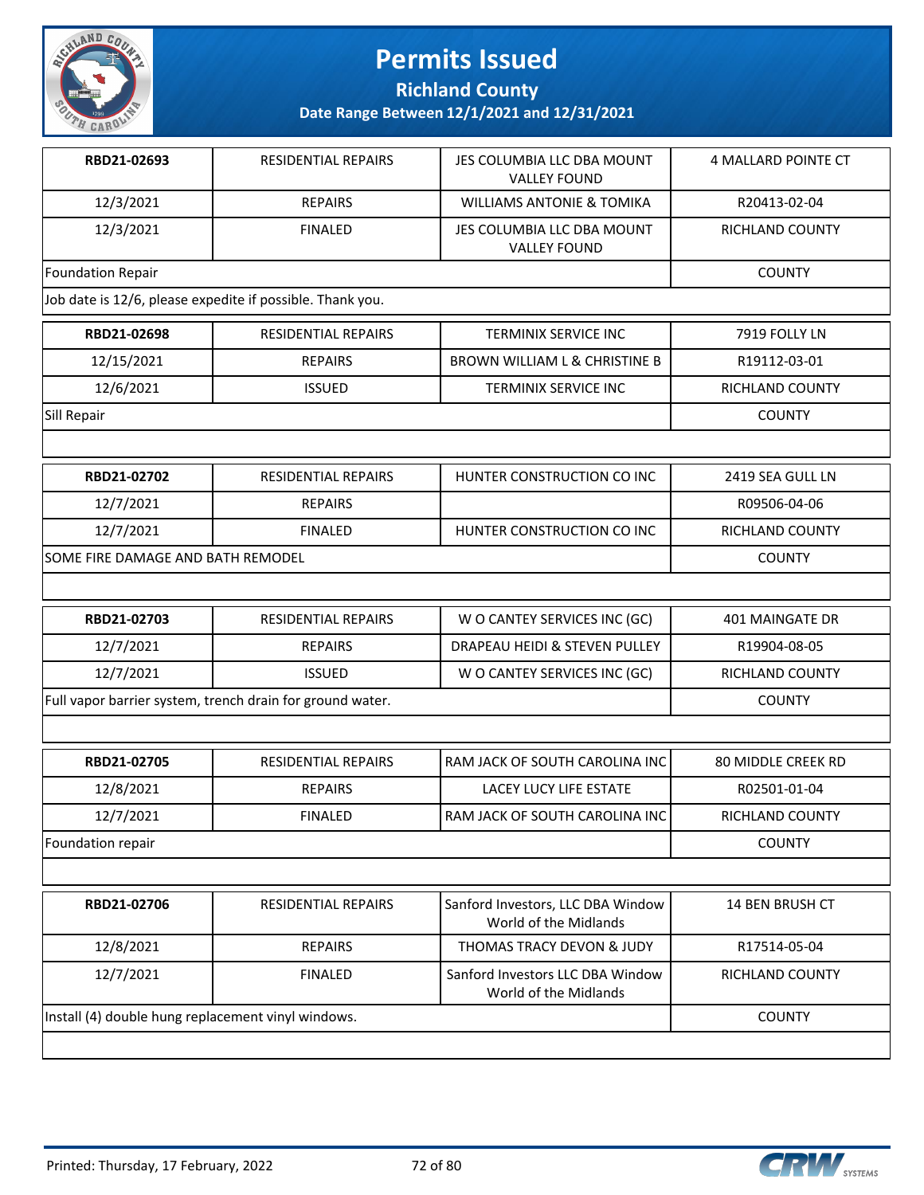# Permits Issued

## Richland County

### Date Range Between 12/1/2021 and 12/31/2021

| RBD21-02693 | RESIDENTIAL REPAIRS | JES COLUMBIA LLC DBA MOUNT VALLEY FOUND | 4 MALLARD POINTE CT |
|---|---|---|---|
| 12/3/2021 | REPAIRS | WILLIAMS ANTONIE & TOMIKA | R20413-02-04 |
| 12/3/2021 | FINALED | JES COLUMBIA LLC DBA MOUNT VALLEY FOUND | RICHLAND COUNTY |
| Foundation Repair | | | COUNTY |
| Job date is 12/6, please expedite if possible. Thank you. | | | |

| RBD21-02698 | RESIDENTIAL REPAIRS | TERMINIX SERVICE INC | 7919 FOLLY LN |
|---|---|---|---|
| 12/15/2021 | REPAIRS | BROWN WILLIAM L & CHRISTINE B | R19112-03-01 |
| 12/6/2021 | ISSUED | TERMINIX SERVICE INC | RICHLAND COUNTY |
| Sill Repair | | | COUNTY |

| RBD21-02702 | RESIDENTIAL REPAIRS | HUNTER CONSTRUCTION CO INC | 2419 SEA GULL LN |
|---|---|---|---|
| 12/7/2021 | REPAIRS | | R09506-04-06 |
| 12/7/2021 | FINALED | HUNTER CONSTRUCTION CO INC | RICHLAND COUNTY |
| SOME FIRE DAMAGE AND BATH REMODEL | | | COUNTY |

| RBD21-02703 | RESIDENTIAL REPAIRS | W O CANTEY SERVICES INC (GC) | 401 MAINGATE DR |
|---|---|---|---|
| 12/7/2021 | REPAIRS | DRAPEAU HEIDI & STEVEN PULLEY | R19904-08-05 |
| 12/7/2021 | ISSUED | W O CANTEY SERVICES INC (GC) | RICHLAND COUNTY |
| Full vapor barrier system, trench drain for ground water. | | | COUNTY |

| RBD21-02705 | RESIDENTIAL REPAIRS | RAM JACK OF SOUTH CAROLINA INC | 80 MIDDLE CREEK RD |
|---|---|---|---|
| 12/8/2021 | REPAIRS | LACEY LUCY LIFE ESTATE | R02501-01-04 |
| 12/7/2021 | FINALED | RAM JACK OF SOUTH CAROLINA INC | RICHLAND COUNTY |
| Foundation repair | | | COUNTY |

| RBD21-02706 | RESIDENTIAL REPAIRS | Sanford Investors, LLC DBA Window World of the Midlands | 14 BEN BRUSH CT |
|---|---|---|---|
| 12/8/2021 | REPAIRS | THOMAS TRACY DEVON & JUDY | R17514-05-04 |
| 12/7/2021 | FINALED | Sanford Investors LLC DBA Window World of the Midlands | RICHLAND COUNTY |
| Install (4) double hung replacement vinyl windows. | | | COUNTY |

Printed: Thursday, 17 February, 2022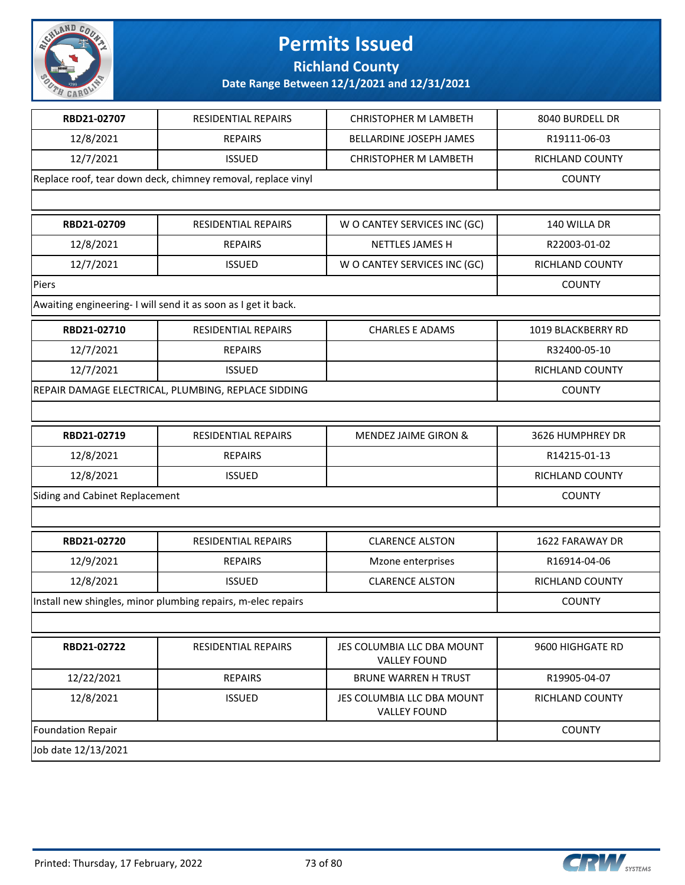# Permits Issued

## Richland County

### Date Range Between 12/1/2021 and 12/31/2021

| | | | |
|---|---|---|---|
| **RBD21-02707** | RESIDENTIAL REPAIRS | CHRISTOPHER M LAMBETH | 8040 BURDELL DR |
| 12/8/2021 | REPAIRS | BELLARDINE JOSEPH JAMES | R19111-06-03 |
| 12/7/2021 | ISSUED | CHRISTOPHER M LAMBETH | RICHLAND COUNTY |
| Replace roof, tear down deck, chimney removal, replace vinyl | | | COUNTY |
| | | | |

| | | | |
|---|---|---|---|
| **RBD21-02709** | RESIDENTIAL REPAIRS | W O CANTEY SERVICES INC (GC) | 140 WILLA DR |
| 12/8/2021 | REPAIRS | NETTLES JAMES H | R22003-01-02 |
| 12/7/2021 | ISSUED | W O CANTEY SERVICES INC (GC) | RICHLAND COUNTY |
| Piers | | | COUNTY |
| Awaiting engineering- I will send it as soon as I get it back. | | | |

| | | | |
|---|---|---|---|
| **RBD21-02710** | RESIDENTIAL REPAIRS | CHARLES E ADAMS | 1019 BLACKBERRY RD |
| 12/7/2021 | REPAIRS | | R32400-05-10 |
| 12/7/2021 | ISSUED | | RICHLAND COUNTY |
| REPAIR DAMAGE ELECTRICAL, PLUMBING, REPLACE SIDDING | | | COUNTY |
| | | | |

| | | | |
|---|---|---|---|
| **RBD21-02719** | RESIDENTIAL REPAIRS | MENDEZ JAIME GIRON & | 3626 HUMPHREY DR |
| 12/8/2021 | REPAIRS | | R14215-01-13 |
| 12/8/2021 | ISSUED | | RICHLAND COUNTY |
| Siding and Cabinet Replacement | | | COUNTY |
| | | | |

| | | | |
|---|---|---|---|
| **RBD21-02720** | RESIDENTIAL REPAIRS | CLARENCE ALSTON | 1622 FARAWAY DR |
| 12/9/2021 | REPAIRS | Mzone enterprises | R16914-04-06 |
| 12/8/2021 | ISSUED | CLARENCE ALSTON | RICHLAND COUNTY |
| Install new shingles, minor plumbing repairs, m-elec repairs | | | COUNTY |
| | | | |

| | | | |
|---|---|---|---|
| **RBD21-02722** | RESIDENTIAL REPAIRS | JES COLUMBIA LLC DBA MOUNT VALLEY FOUND | 9600 HIGHGATE RD |
| 12/22/2021 | REPAIRS | BRUNE WARREN H TRUST | R19905-04-07 |
| 12/8/2021 | ISSUED | JES COLUMBIA LLC DBA MOUNT VALLEY FOUND | RICHLAND COUNTY |
| Foundation Repair | | | COUNTY |
| Job date 12/13/2021 | | | |

Printed: Thursday, 17 February, 2022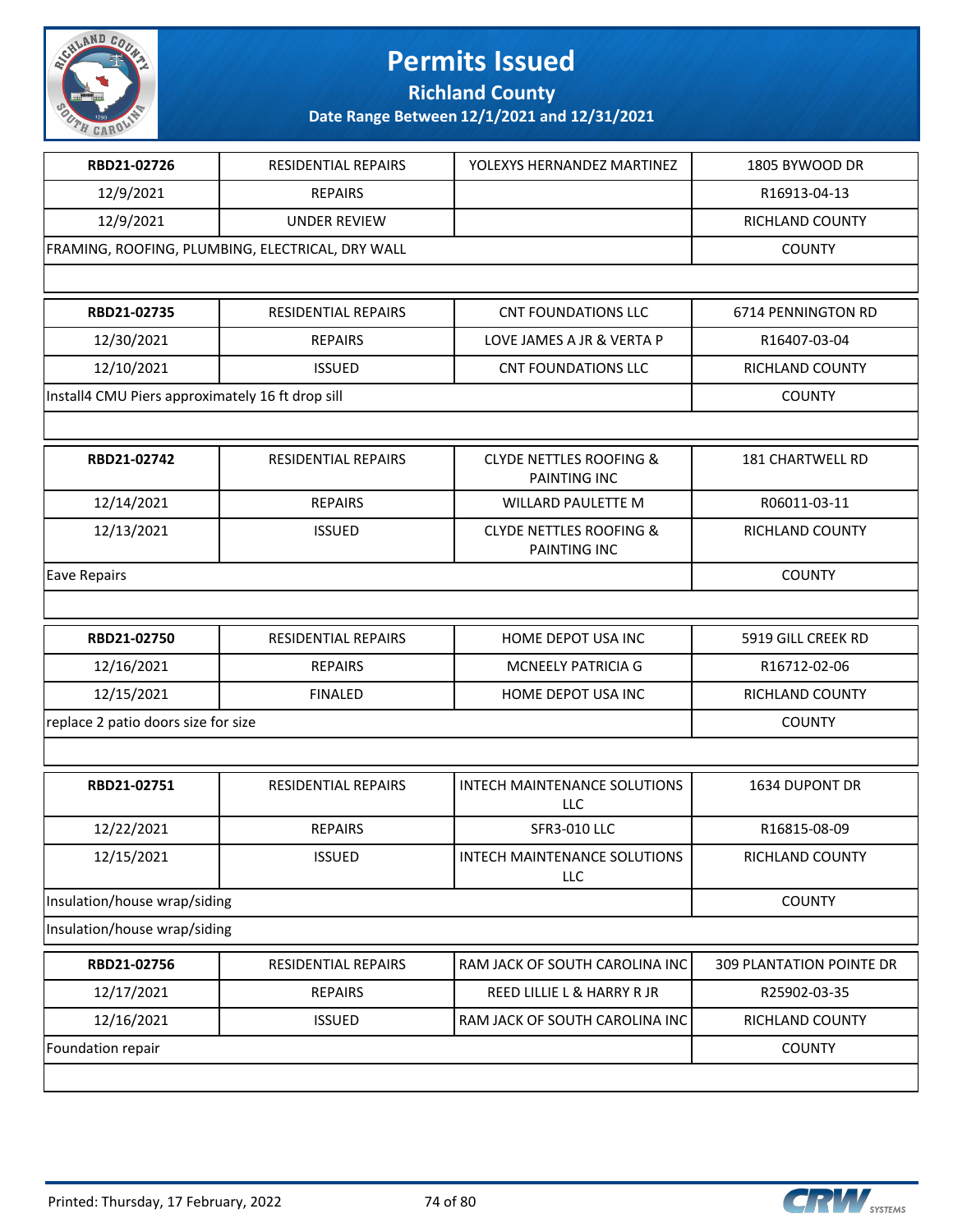# Permits Issued

## Richland County

### Date Range Between 12/1/2021 and 12/31/2021

| | | | |
|---|---|---|---|
| **RBD21-02726** | RESIDENTIAL REPAIRS | YOLEXYS HERNANDEZ MARTINEZ | 1805 BYWOOD DR |
| 12/9/2021 | REPAIRS | | R16913-04-13 |
| 12/9/2021 | UNDER REVIEW | | RICHLAND COUNTY |
| FRAMING, ROOFING, PLUMBING, ELECTRICAL, DRY WALL | | | COUNTY |

| | | | |
|---|---|---|---|
| **RBD21-02735** | RESIDENTIAL REPAIRS | CNT FOUNDATIONS LLC | 6714 PENNINGTON RD |
| 12/30/2021 | REPAIRS | LOVE JAMES A JR & VERTA P | R16407-03-04 |
| 12/10/2021 | ISSUED | CNT FOUNDATIONS LLC | RICHLAND COUNTY |
| Install4 CMU Piers approximately 16 ft drop sill | | | COUNTY |

| | | | |
|---|---|---|---|
| **RBD21-02742** | RESIDENTIAL REPAIRS | CLYDE NETTLES ROOFING & PAINTING INC | 181 CHARTWELL RD |
| 12/14/2021 | REPAIRS | WILLARD PAULETTE M | R06011-03-11 |
| 12/13/2021 | ISSUED | CLYDE NETTLES ROOFING & PAINTING INC | RICHLAND COUNTY |
| Eave Repairs | | | COUNTY |

| | | | |
|---|---|---|---|
| **RBD21-02750** | RESIDENTIAL REPAIRS | HOME DEPOT USA INC | 5919 GILL CREEK RD |
| 12/16/2021 | REPAIRS | MCNEELY PATRICIA G | R16712-02-06 |
| 12/15/2021 | FINALED | HOME DEPOT USA INC | RICHLAND COUNTY |
| replace 2 patio doors size for size | | | COUNTY |

| | | | |
|---|---|---|---|
| **RBD21-02751** | RESIDENTIAL REPAIRS | INTECH MAINTENANCE SOLUTIONS LLC | 1634 DUPONT DR |
| 12/22/2021 | REPAIRS | SFR3-010 LLC | R16815-08-09 |
| 12/15/2021 | ISSUED | INTECH MAINTENANCE SOLUTIONS LLC | RICHLAND COUNTY |
| Insulation/house wrap/siding | | | COUNTY |
| Insulation/house wrap/siding | | | |

| | | | |
|---|---|---|---|
| **RBD21-02756** | RESIDENTIAL REPAIRS | RAM JACK OF SOUTH CAROLINA INC | 309 PLANTATION POINTE DR |
| 12/17/2021 | REPAIRS | REED LILLIE L & HARRY R JR | R25902-03-35 |
| 12/16/2021 | ISSUED | RAM JACK OF SOUTH CAROLINA INC | RICHLAND COUNTY |
| Foundation repair | | | COUNTY |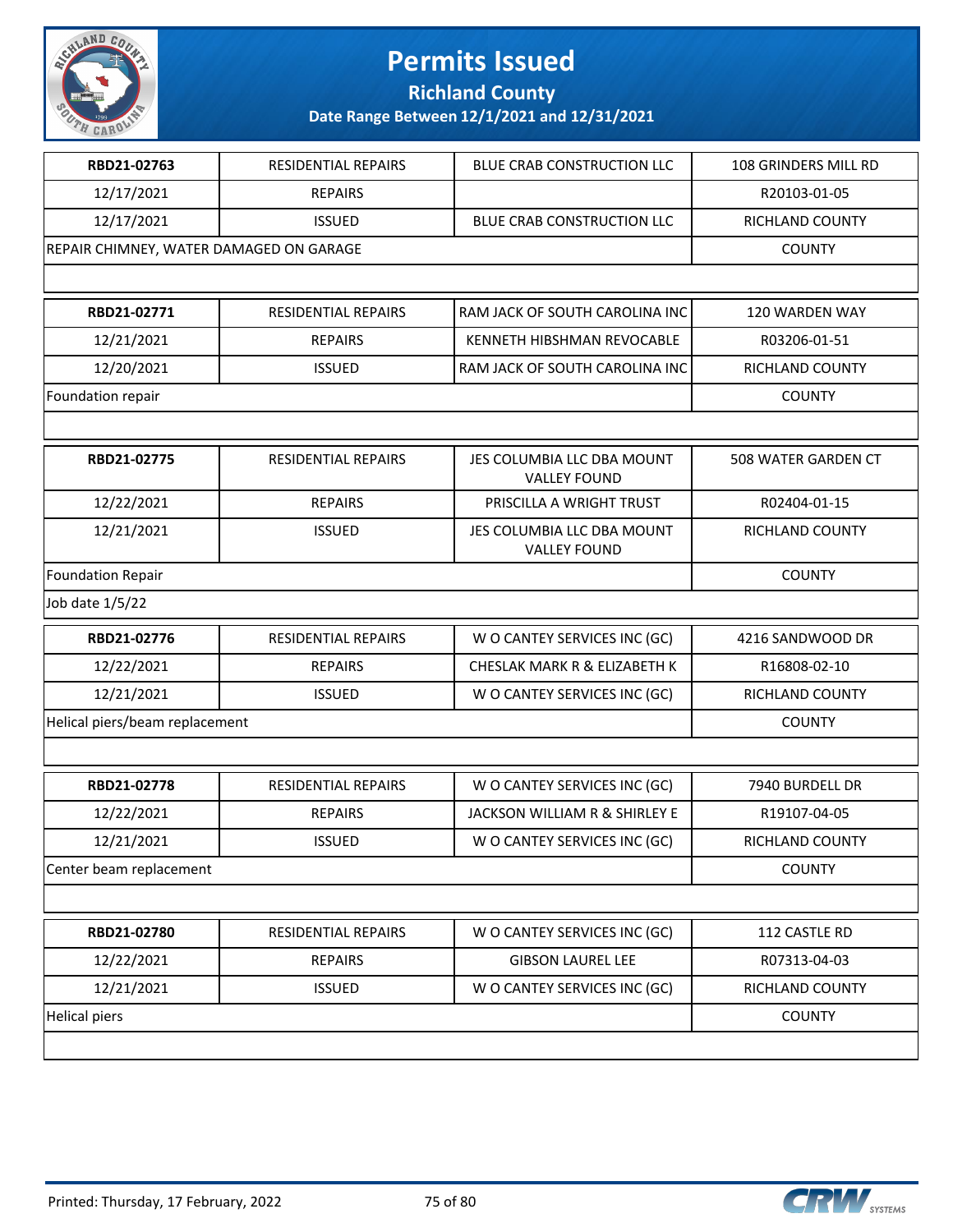# Permits Issued

## Richland County

### Date Range Between 12/1/2021 and 12/31/2021

| | | | |
|---|---|---|---|
| **RBD21-02763** | RESIDENTIAL REPAIRS | BLUE CRAB CONSTRUCTION LLC | 108 GRINDERS MILL RD |
| 12/17/2021 | REPAIRS | | R20103-01-05 |
| 12/17/2021 | ISSUED | BLUE CRAB CONSTRUCTION LLC | RICHLAND COUNTY |
| REPAIR CHIMNEY, WATER DAMAGED ON GARAGE | | | COUNTY |

| | | | |
|---|---|---|---|
| **RBD21-02771** | RESIDENTIAL REPAIRS | RAM JACK OF SOUTH CAROLINA INC | 120 WARDEN WAY |
| 12/21/2021 | REPAIRS | KENNETH HIBSHMAN REVOCABLE | R03206-01-51 |
| 12/20/2021 | ISSUED | RAM JACK OF SOUTH CAROLINA INC | RICHLAND COUNTY |
| Foundation repair | | | COUNTY |

| | | | |
|---|---|---|---|
| **RBD21-02775** | RESIDENTIAL REPAIRS | JES COLUMBIA LLC DBA MOUNT VALLEY FOUND | 508 WATER GARDEN CT |
| 12/22/2021 | REPAIRS | PRISCILLA A WRIGHT TRUST | R02404-01-15 |
| 12/21/2021 | ISSUED | JES COLUMBIA LLC DBA MOUNT VALLEY FOUND | RICHLAND COUNTY |
| Foundation Repair | | | COUNTY |
| Job date 1/5/22 | | | |

| | | | |
|---|---|---|---|
| **RBD21-02776** | RESIDENTIAL REPAIRS | W O CANTEY SERVICES INC (GC) | 4216 SANDWOOD DR |
| 12/22/2021 | REPAIRS | CHESLAK MARK R & ELIZABETH K | R16808-02-10 |
| 12/21/2021 | ISSUED | W O CANTEY SERVICES INC (GC) | RICHLAND COUNTY |
| Helical piers/beam replacement | | | COUNTY |

| | | | |
|---|---|---|---|
| **RBD21-02778** | RESIDENTIAL REPAIRS | W O CANTEY SERVICES INC (GC) | 7940 BURDELL DR |
| 12/22/2021 | REPAIRS | JACKSON WILLIAM R & SHIRLEY E | R19107-04-05 |
| 12/21/2021 | ISSUED | W O CANTEY SERVICES INC (GC) | RICHLAND COUNTY |
| Center beam replacement | | | COUNTY |

| | | | |
|---|---|---|---|
| **RBD21-02780** | RESIDENTIAL REPAIRS | W O CANTEY SERVICES INC (GC) | 112 CASTLE RD |
| 12/22/2021 | REPAIRS | GIBSON LAUREL LEE | R07313-04-03 |
| 12/21/2021 | ISSUED | W O CANTEY SERVICES INC (GC) | RICHLAND COUNTY |
| Helical piers | | | COUNTY |

Printed: Thursday, 17 February, 2022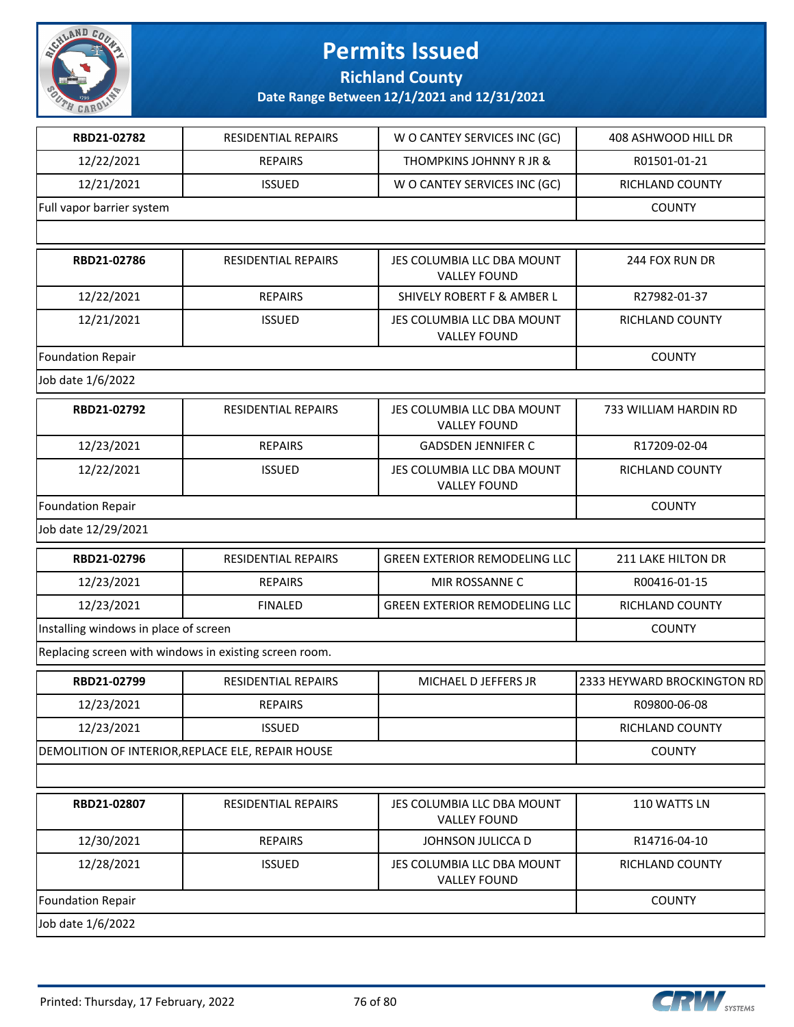# Permits Issued

## Richland County

**Date Range Between 12/1/2021 and 12/31/2021**

| RBD21-02782 | RESIDENTIAL REPAIRS | W O CANTEY SERVICES INC (GC) | 408 ASHWOOD HILL DR |
|---|---|---|---|
| 12/22/2021 | REPAIRS | THOMPKINS JOHNNY R JR & | R01501-01-21 |
| 12/21/2021 | ISSUED | W O CANTEY SERVICES INC (GC) | RICHLAND COUNTY |
| Full vapor barrier system | | | COUNTY |

| RBD21-02786 | RESIDENTIAL REPAIRS | JES COLUMBIA LLC DBA MOUNT VALLEY FOUND | 244 FOX RUN DR |
|---|---|---|---|
| 12/22/2021 | REPAIRS | SHIVELY ROBERT F & AMBER L | R27982-01-37 |
| 12/21/2021 | ISSUED | JES COLUMBIA LLC DBA MOUNT VALLEY FOUND | RICHLAND COUNTY |
| Foundation Repair | | | COUNTY |
| Job date 1/6/2022 | | | |

| RBD21-02792 | RESIDENTIAL REPAIRS | JES COLUMBIA LLC DBA MOUNT VALLEY FOUND | 733 WILLIAM HARDIN RD |
|---|---|---|---|
| 12/23/2021 | REPAIRS | GADSDEN JENNIFER C | R17209-02-04 |
| 12/22/2021 | ISSUED | JES COLUMBIA LLC DBA MOUNT VALLEY FOUND | RICHLAND COUNTY |
| Foundation Repair | | | COUNTY |
| Job date 12/29/2021 | | | |

| RBD21-02796 | RESIDENTIAL REPAIRS | GREEN EXTERIOR REMODELING LLC | 211 LAKE HILTON DR |
|---|---|---|---|
| 12/23/2021 | REPAIRS | MIR ROSSANNE C | R00416-01-15 |
| 12/23/2021 | FINALED | GREEN EXTERIOR REMODELING LLC | RICHLAND COUNTY |
| Installing windows in place of screen | | | COUNTY |
| Replacing screen with windows in existing screen room. | | | |

| RBD21-02799 | RESIDENTIAL REPAIRS | MICHAEL D JEFFERS JR | 2333 HEYWARD BROCKINGTON RD |
|---|---|---|---|
| 12/23/2021 | REPAIRS | | R09800-06-08 |
| 12/23/2021 | ISSUED | | RICHLAND COUNTY |
| DEMOLITION OF INTERIOR,REPLACE ELE, REPAIR HOUSE | | | COUNTY |

| RBD21-02807 | RESIDENTIAL REPAIRS | JES COLUMBIA LLC DBA MOUNT VALLEY FOUND | 110 WATTS LN |
|---|---|---|---|
| 12/30/2021 | REPAIRS | JOHNSON JULICCA D | R14716-04-10 |
| 12/28/2021 | ISSUED | JES COLUMBIA LLC DBA MOUNT VALLEY FOUND | RICHLAND COUNTY |
| Foundation Repair | | | COUNTY |
| Job date 1/6/2022 | | | |

Printed: Thursday, 17 February, 2022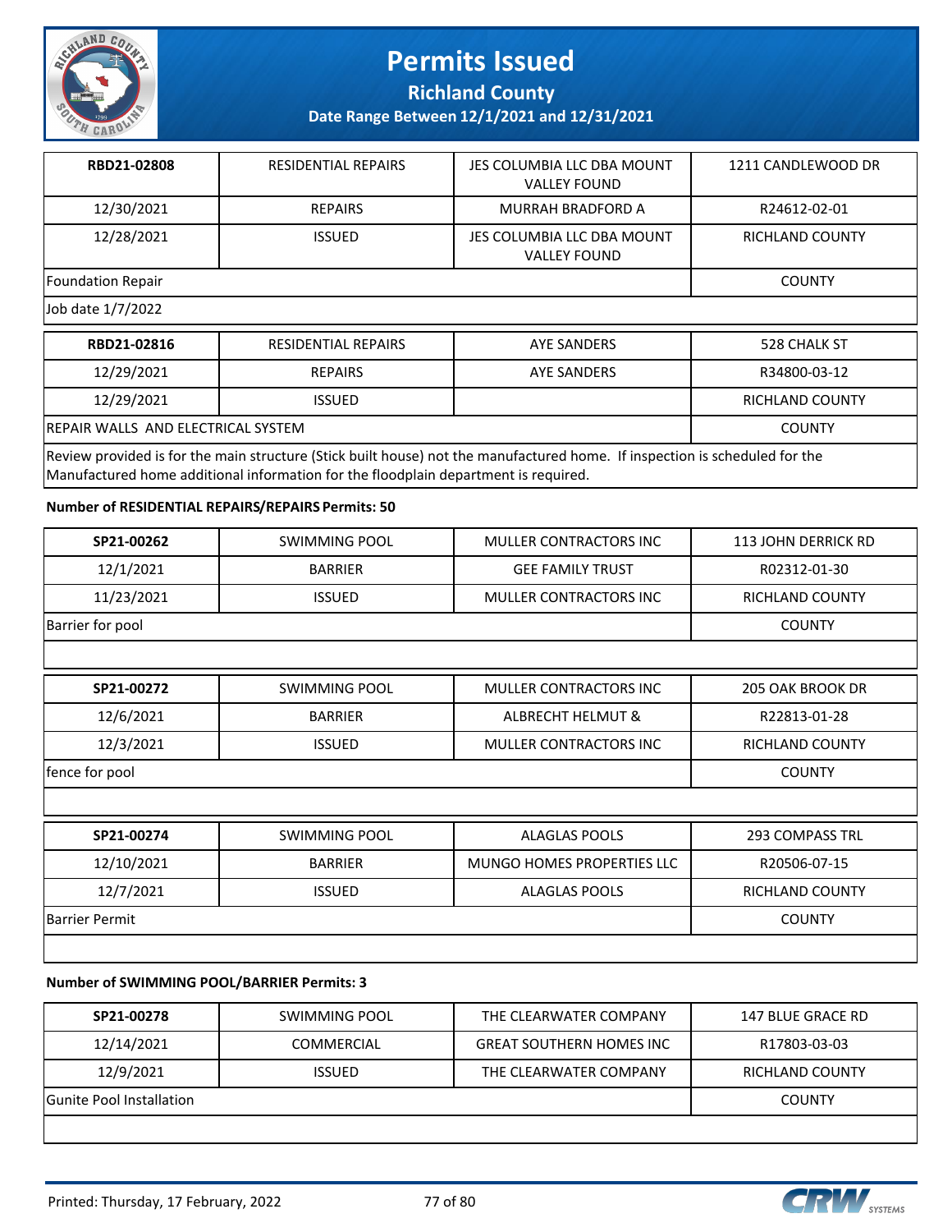| RBD21-02808 | RESIDENTIAL REPAIRS | JES COLUMBIA LLC DBA MOUNT VALLEY FOUND | 1211 CANDLEWOOD DR |
|---|---|---|---|
| 12/30/2021 | REPAIRS | MURRAH BRADFORD A | R24612-02-01 |
| 12/28/2021 | ISSUED | JES COLUMBIA LLC DBA MOUNT VALLEY FOUND | RICHLAND COUNTY |
| Foundation Repair | | | COUNTY |
| Job date 1/7/2022 | | | |

| RBD21-02816 | RESIDENTIAL REPAIRS | AYE SANDERS | 528 CHALK ST |
|---|---|---|---|
| 12/29/2021 | REPAIRS | AYE SANDERS | R34800-03-12 |
| 12/29/2021 | ISSUED | | RICHLAND COUNTY |
| REPAIR WALLS AND ELECTRICAL SYSTEM | | | COUNTY |
| Review provided is for the main structure (Stick built house) not the manufactured home. If inspection is scheduled for the Manufactured home additional information for the floodplain department is required. | | | |

**Number of RESIDENTIAL REPAIRS/REPAIRS Permits: 50**

| SP21-00262 | SWIMMING POOL | MULLER CONTRACTORS INC | 113 JOHN DERRICK RD |
|---|---|---|---|
| 12/1/2021 | BARRIER | GEE FAMILY TRUST | R02312-01-30 |
| 11/23/2021 | ISSUED | MULLER CONTRACTORS INC | RICHLAND COUNTY |
| Barrier for pool | | | COUNTY |

| SP21-00272 | SWIMMING POOL | MULLER CONTRACTORS INC | 205 OAK BROOK DR |
|---|---|---|---|
| 12/6/2021 | BARRIER | ALBRECHT HELMUT & | R22813-01-28 |
| 12/3/2021 | ISSUED | MULLER CONTRACTORS INC | RICHLAND COUNTY |
| fence for pool | | | COUNTY |

| SP21-00274 | SWIMMING POOL | ALAGLAS POOLS | 293 COMPASS TRL |
|---|---|---|---|
| 12/10/2021 | BARRIER | MUNGO HOMES PROPERTIES LLC | R20506-07-15 |
| 12/7/2021 | ISSUED | ALAGLAS POOLS | RICHLAND COUNTY |
| Barrier Permit | | | COUNTY |

**Number of SWIMMING POOL/BARRIER Permits: 3**

| SP21-00278 | SWIMMING POOL | THE CLEARWATER COMPANY | 147 BLUE GRACE RD |
|---|---|---|---|
| 12/14/2021 | COMMERCIAL | GREAT SOUTHERN HOMES INC | R17803-03-03 |
| 12/9/2021 | ISSUED | THE CLEARWATER COMPANY | RICHLAND COUNTY |
| Gunite Pool Installation | | | COUNTY |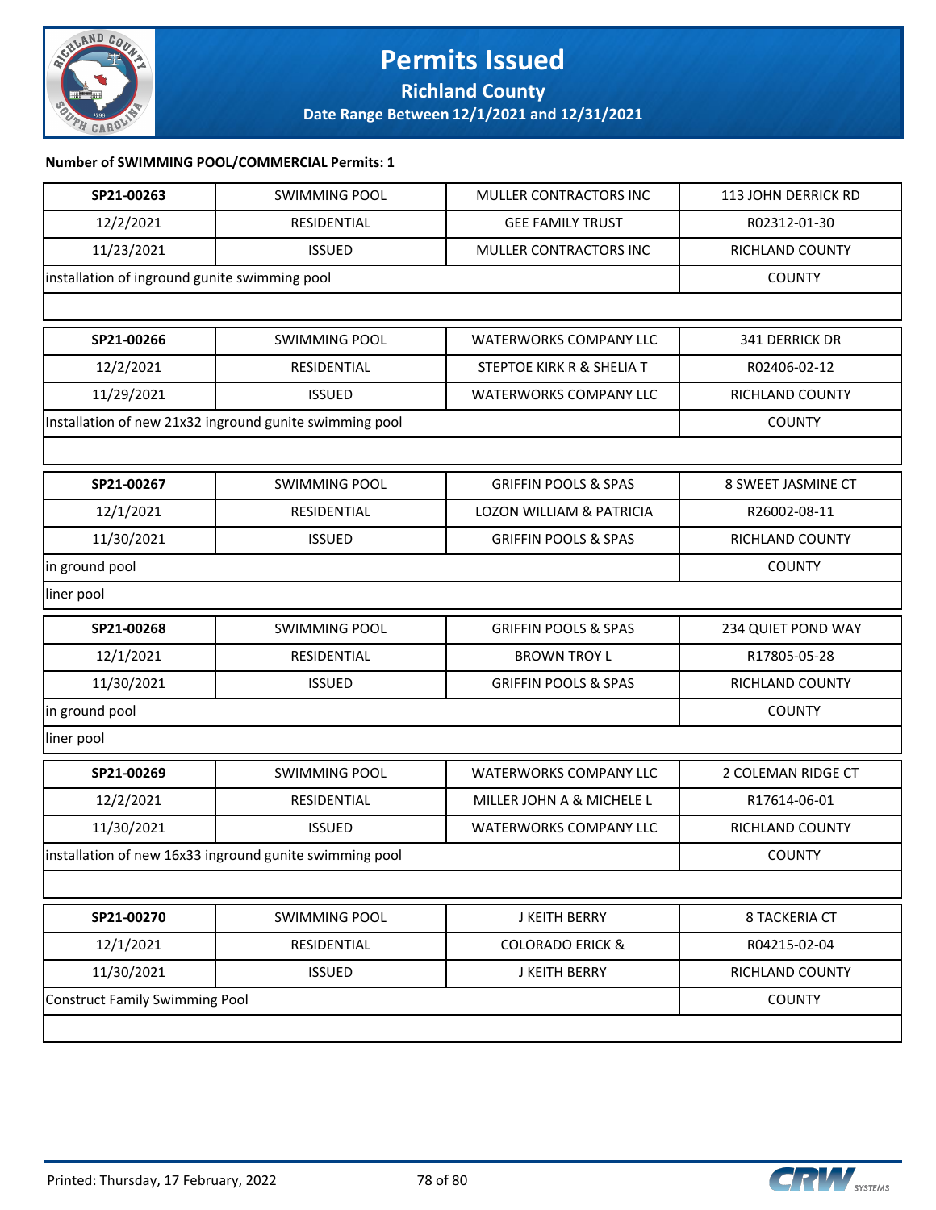# Permits Issued

**Richland County**

**Date Range Between 12/1/2021 and 12/31/2021**

**Number of SWIMMING POOL/COMMERCIAL Permits: 1**

| | | | |
|---|---|---|---|
| **SP21-00263** | SWIMMING POOL | MULLER CONTRACTORS INC | 113 JOHN DERRICK RD |
| 12/2/2021 | RESIDENTIAL | GEE FAMILY TRUST | R02312-01-30 |
| 11/23/2021 | ISSUED | MULLER CONTRACTORS INC | RICHLAND COUNTY |
| installation of inground gunite swimming pool | | | COUNTY |

| | | | |
|---|---|---|---|
| **SP21-00266** | SWIMMING POOL | WATERWORKS COMPANY LLC | 341 DERRICK DR |
| 12/2/2021 | RESIDENTIAL | STEPTOE KIRK R & SHELIA T | R02406-02-12 |
| 11/29/2021 | ISSUED | WATERWORKS COMPANY LLC | RICHLAND COUNTY |
| Installation of new 21x32 inground gunite swimming pool | | | COUNTY |

| | | | |
|---|---|---|---|
| **SP21-00267** | SWIMMING POOL | GRIFFIN POOLS & SPAS | 8 SWEET JASMINE CT |
| 12/1/2021 | RESIDENTIAL | LOZON WILLIAM & PATRICIA | R26002-08-11 |
| 11/30/2021 | ISSUED | GRIFFIN POOLS & SPAS | RICHLAND COUNTY |
| in ground pool | | | COUNTY |
| liner pool | | | |

| | | | |
|---|---|---|---|
| **SP21-00268** | SWIMMING POOL | GRIFFIN POOLS & SPAS | 234 QUIET POND WAY |
| 12/1/2021 | RESIDENTIAL | BROWN TROY L | R17805-05-28 |
| 11/30/2021 | ISSUED | GRIFFIN POOLS & SPAS | RICHLAND COUNTY |
| in ground pool | | | COUNTY |
| liner pool | | | |

| | | | |
|---|---|---|---|
| **SP21-00269** | SWIMMING POOL | WATERWORKS COMPANY LLC | 2 COLEMAN RIDGE CT |
| 12/2/2021 | RESIDENTIAL | MILLER JOHN A & MICHELE L | R17614-06-01 |
| 11/30/2021 | ISSUED | WATERWORKS COMPANY LLC | RICHLAND COUNTY |
| installation of new 16x33 inground gunite swimming pool | | | COUNTY |

| | | | |
|---|---|---|---|
| **SP21-00270** | SWIMMING POOL | J KEITH BERRY | 8 TACKERIA CT |
| 12/1/2021 | RESIDENTIAL | COLORADO ERICK & | R04215-02-04 |
| 11/30/2021 | ISSUED | J KEITH BERRY | RICHLAND COUNTY |
| Construct Family Swimming Pool | | | COUNTY |

Printed: Thursday, 17 February, 2022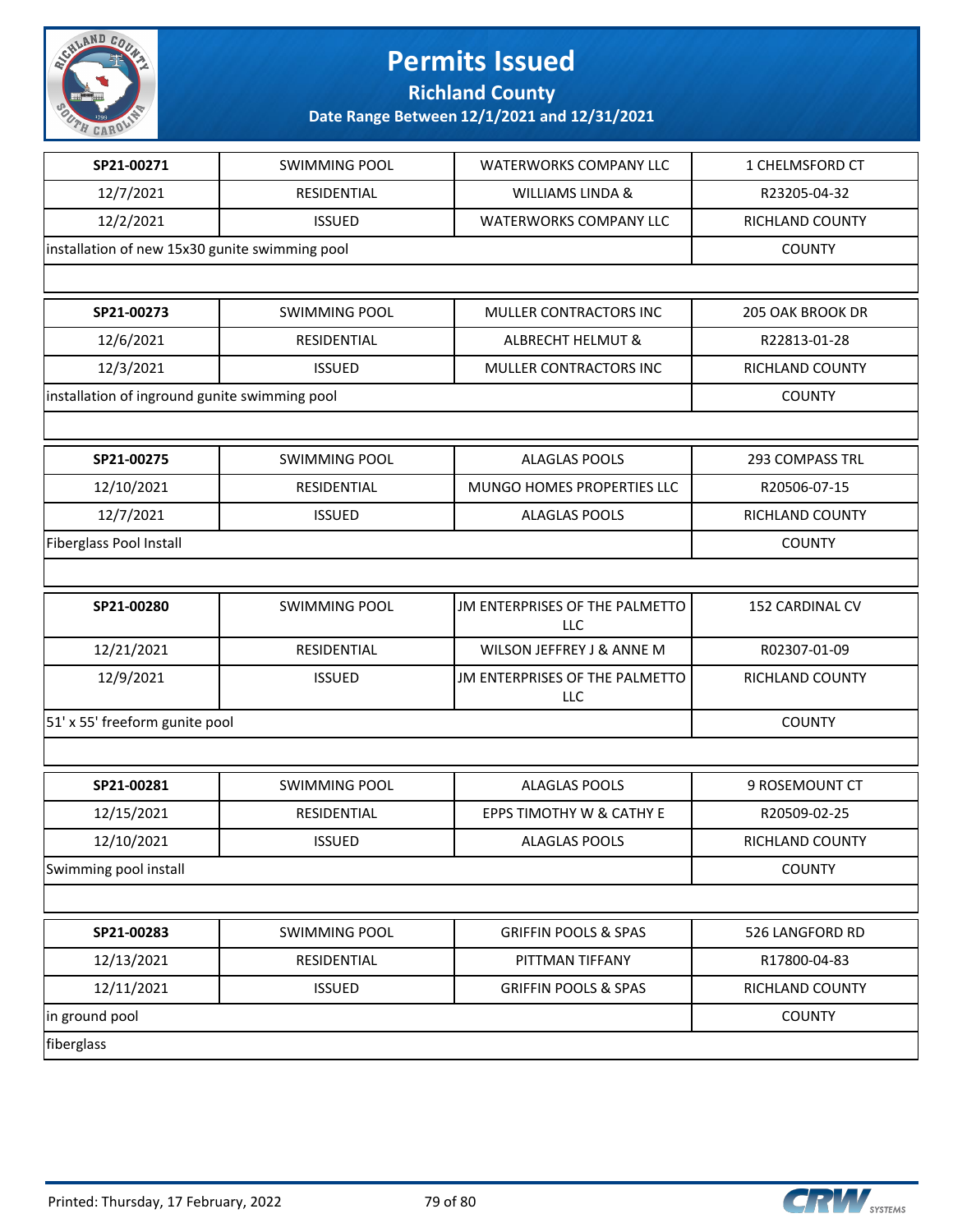# Permits Issued

## Richland County

### Date Range Between 12/1/2021 and 12/31/2021

| | | | |
|---|---|---|---|
| **SP21-00271** | SWIMMING POOL | WATERWORKS COMPANY LLC | 1 CHELMSFORD CT |
| 12/7/2021 | RESIDENTIAL | WILLIAMS LINDA & | R23205-04-32 |
| 12/2/2021 | ISSUED | WATERWORKS COMPANY LLC | RICHLAND COUNTY |
| installation of new 15x30 gunite swimming pool | | | COUNTY |

| | | | |
|---|---|---|---|
| **SP21-00273** | SWIMMING POOL | MULLER CONTRACTORS INC | 205 OAK BROOK DR |
| 12/6/2021 | RESIDENTIAL | ALBRECHT HELMUT & | R22813-01-28 |
| 12/3/2021 | ISSUED | MULLER CONTRACTORS INC | RICHLAND COUNTY |
| installation of inground gunite swimming pool | | | COUNTY |

| | | | |
|---|---|---|---|
| **SP21-00275** | SWIMMING POOL | ALAGLAS POOLS | 293 COMPASS TRL |
| 12/10/2021 | RESIDENTIAL | MUNGO HOMES PROPERTIES LLC | R20506-07-15 |
| 12/7/2021 | ISSUED | ALAGLAS POOLS | RICHLAND COUNTY |
| Fiberglass Pool Install | | | COUNTY |

| | | | |
|---|---|---|---|
| **SP21-00280** | SWIMMING POOL | JM ENTERPRISES OF THE PALMETTO LLC | 152 CARDINAL CV |
| 12/21/2021 | RESIDENTIAL | WILSON JEFFREY J & ANNE M | R02307-01-09 |
| 12/9/2021 | ISSUED | JM ENTERPRISES OF THE PALMETTO LLC | RICHLAND COUNTY |
| 51' x 55' freeform gunite pool | | | COUNTY |

| | | | |
|---|---|---|---|
| **SP21-00281** | SWIMMING POOL | ALAGLAS POOLS | 9 ROSEMOUNT CT |
| 12/15/2021 | RESIDENTIAL | EPPS TIMOTHY W & CATHY E | R20509-02-25 |
| 12/10/2021 | ISSUED | ALAGLAS POOLS | RICHLAND COUNTY |
| Swimming pool install | | | COUNTY |

| | | | |
|---|---|---|---|
| **SP21-00283** | SWIMMING POOL | GRIFFIN POOLS & SPAS | 526 LANGFORD RD |
| 12/13/2021 | RESIDENTIAL | PITTMAN TIFFANY | R17800-04-83 |
| 12/11/2021 | ISSUED | GRIFFIN POOLS & SPAS | RICHLAND COUNTY |
| in ground pool | | | COUNTY |
| fiberglass | | | |

Printed: Thursday, 17 February, 2022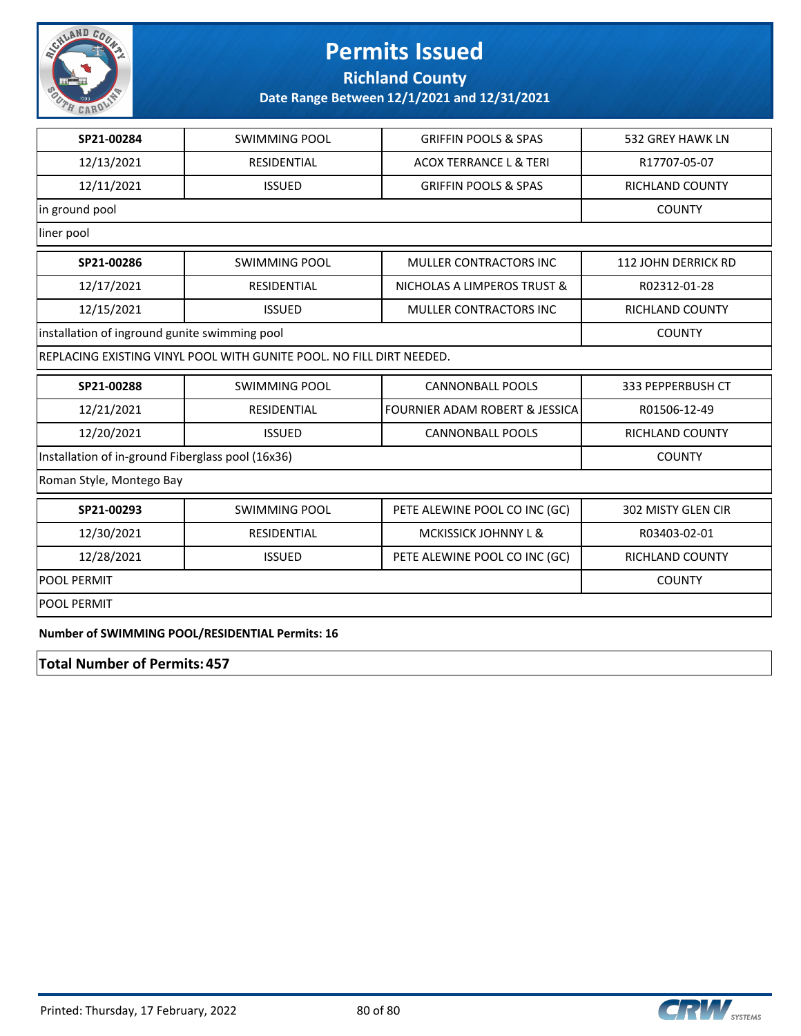# Permits Issued

**Richland County**

**Date Range Between 12/1/2021 and 12/31/2021**

| | | | |
|---|---|---|---|
| **SP21-00284** | SWIMMING POOL | GRIFFIN POOLS & SPAS | 532 GREY HAWK LN |
| 12/13/2021 | RESIDENTIAL | ACOX TERRANCE L & TERI | R17707-05-07 |
| 12/11/2021 | ISSUED | GRIFFIN POOLS & SPAS | RICHLAND COUNTY |
| in ground pool | | | COUNTY |
| liner pool | | | |

| | | | |
|---|---|---|---|
| **SP21-00286** | SWIMMING POOL | MULLER CONTRACTORS INC | 112 JOHN DERRICK RD |
| 12/17/2021 | RESIDENTIAL | NICHOLAS A LIMPEROS TRUST & | R02312-01-28 |
| 12/15/2021 | ISSUED | MULLER CONTRACTORS INC | RICHLAND COUNTY |
| installation of inground gunite swimming pool | | | COUNTY |
| REPLACING EXISTING VINYL POOL WITH GUNITE POOL. NO FILL DIRT NEEDED. | | | |

| | | | |
|---|---|---|---|
| **SP21-00288** | SWIMMING POOL | CANNONBALL POOLS | 333 PEPPERBUSH CT |
| 12/21/2021 | RESIDENTIAL | FOURNIER ADAM ROBERT & JESSICA | R01506-12-49 |
| 12/20/2021 | ISSUED | CANNONBALL POOLS | RICHLAND COUNTY |
| Installation of in-ground Fiberglass pool (16x36) | | | COUNTY |
| Roman Style, Montego Bay | | | |

| | | | |
|---|---|---|---|
| **SP21-00293** | SWIMMING POOL | PETE ALEWINE POOL CO INC (GC) | 302 MISTY GLEN CIR |
| 12/30/2021 | RESIDENTIAL | MCKISSICK JOHNNY L & | R03403-02-01 |
| 12/28/2021 | ISSUED | PETE ALEWINE POOL CO INC (GC) | RICHLAND COUNTY |
| POOL PERMIT | | | COUNTY |
| POOL PERMIT | | | |

**Number of SWIMMING POOL/RESIDENTIAL Permits: 16**

**Total Number of Permits: 457**

Printed: Thursday, 17 February, 2022